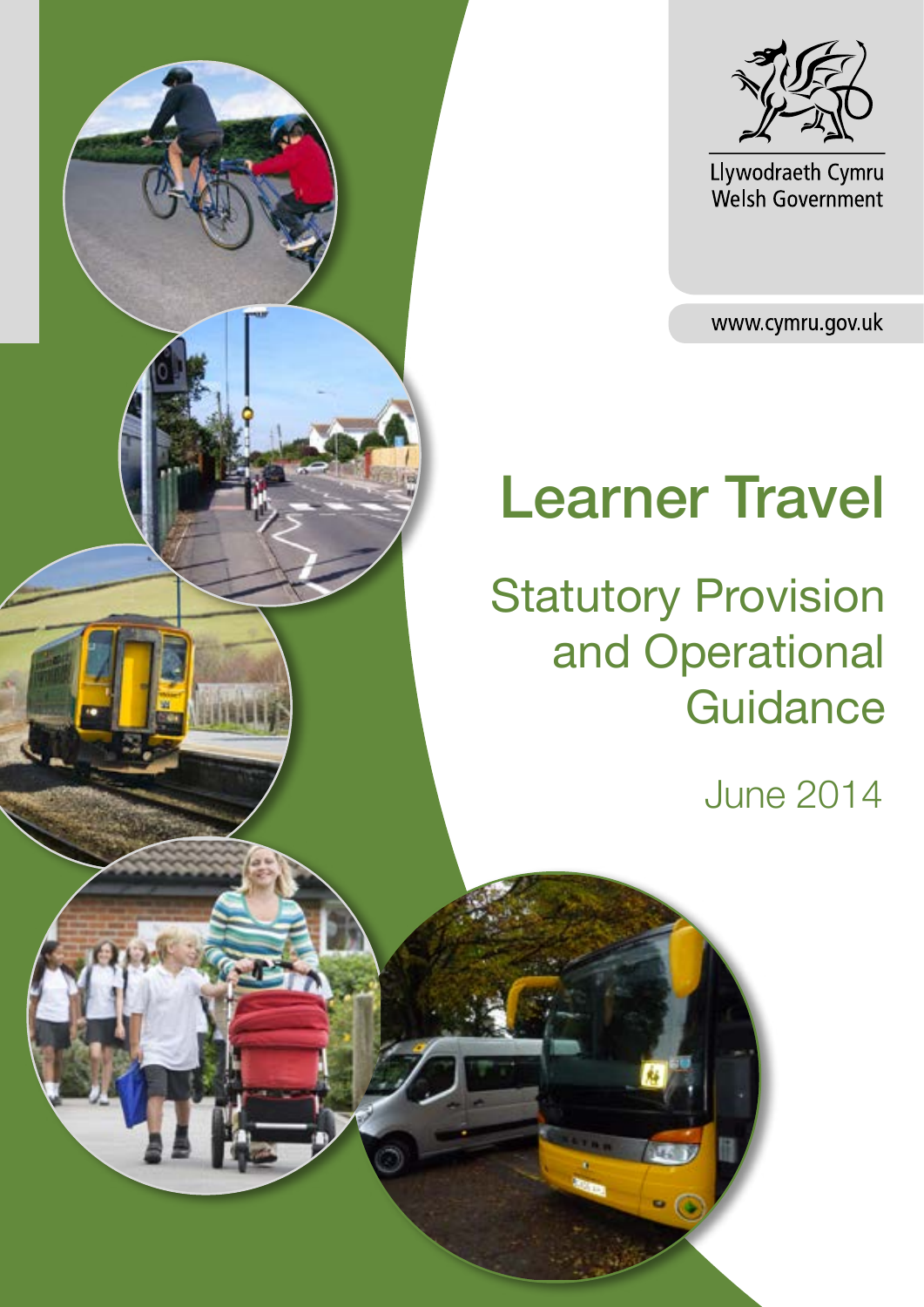Llywodraeth Cymru
Welsh Government

www.cymru.gov.uk

# Learner Travel

## Statutory Provision and Operational Guidance

June 2014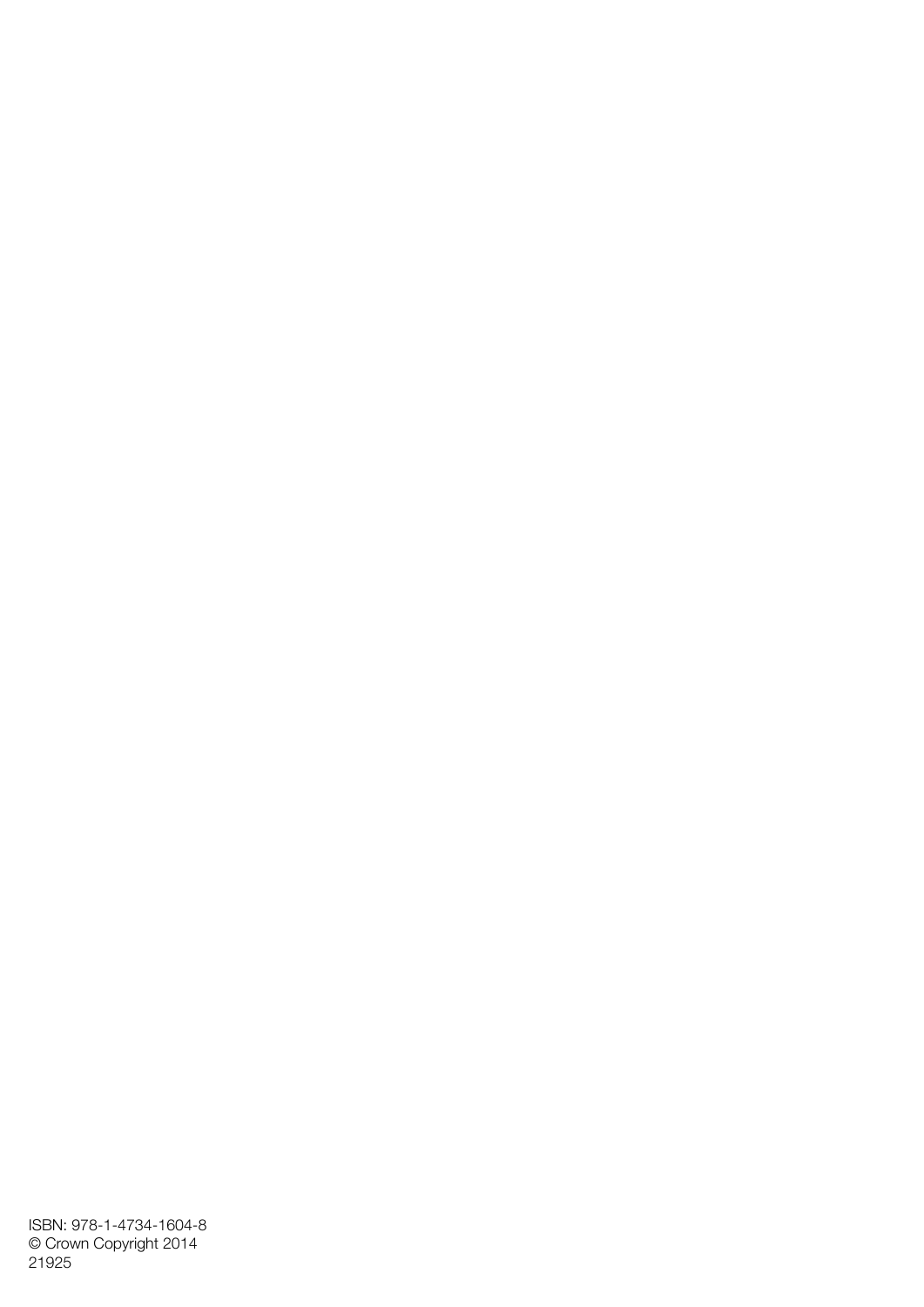ISBN: 978-1-4734-1604-8
© Crown Copyright 2014
21925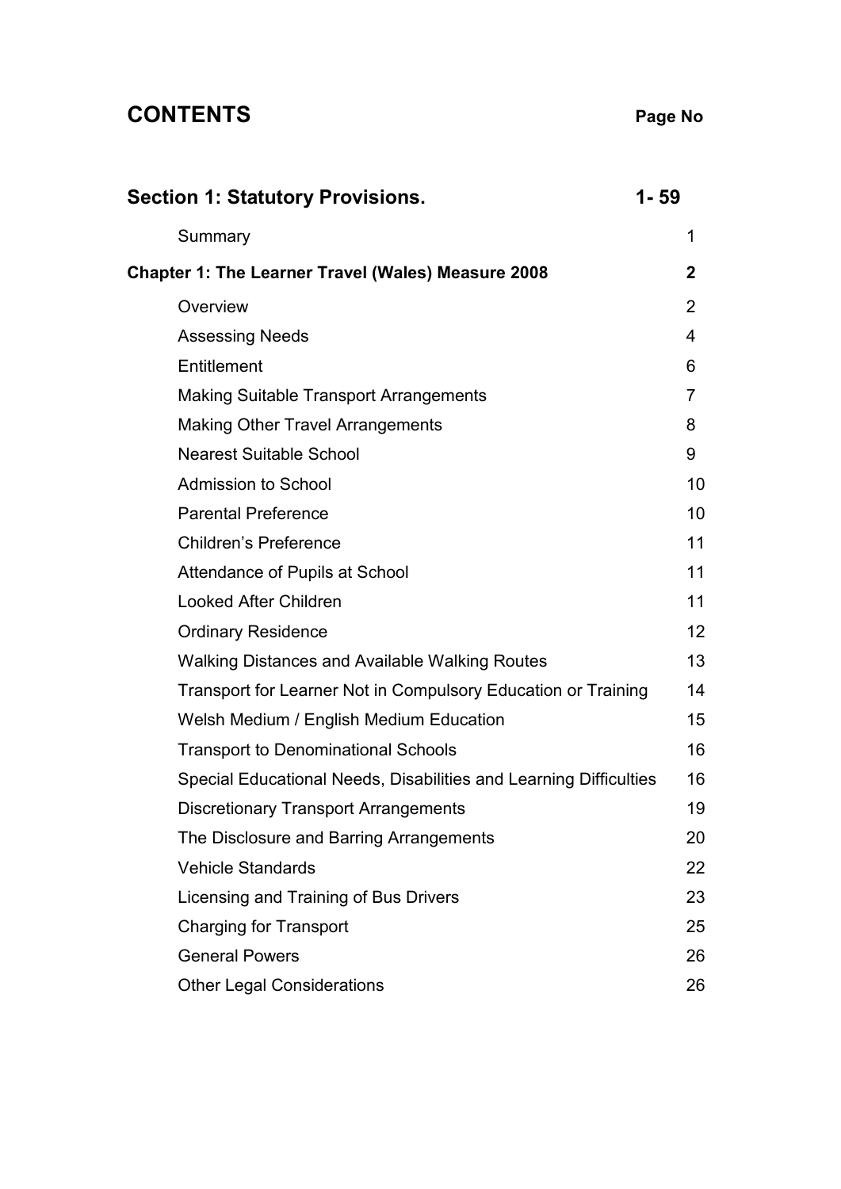# CONTENTS

**Page No**

| | |
|---|---|
| **Section 1: Statutory Provisions.** | **1- 59** |
| Summary | 1 |
| **Chapter 1: The Learner Travel (Wales) Measure 2008** | **2** |
| Overview | 2 |
| Assessing Needs | 4 |
| Entitlement | 6 |
| Making Suitable Transport Arrangements | 7 |
| Making Other Travel Arrangements | 8 |
| Nearest Suitable School | 9 |
| Admission to School | 10 |
| Parental Preference | 10 |
| Children's Preference | 11 |
| Attendance of Pupils at School | 11 |
| Looked After Children | 11 |
| Ordinary Residence | 12 |
| Walking Distances and Available Walking Routes | 13 |
| Transport for Learner Not in Compulsory Education or Training | 14 |
| Welsh Medium / English Medium Education | 15 |
| Transport to Denominational Schools | 16 |
| Special Educational Needs, Disabilities and Learning Difficulties | 16 |
| Discretionary Transport Arrangements | 19 |
| The Disclosure and Barring Arrangements | 20 |
| Vehicle Standards | 22 |
| Licensing and Training of Bus Drivers | 23 |
| Charging for Transport | 25 |
| General Powers | 26 |
| Other Legal Considerations | 26 |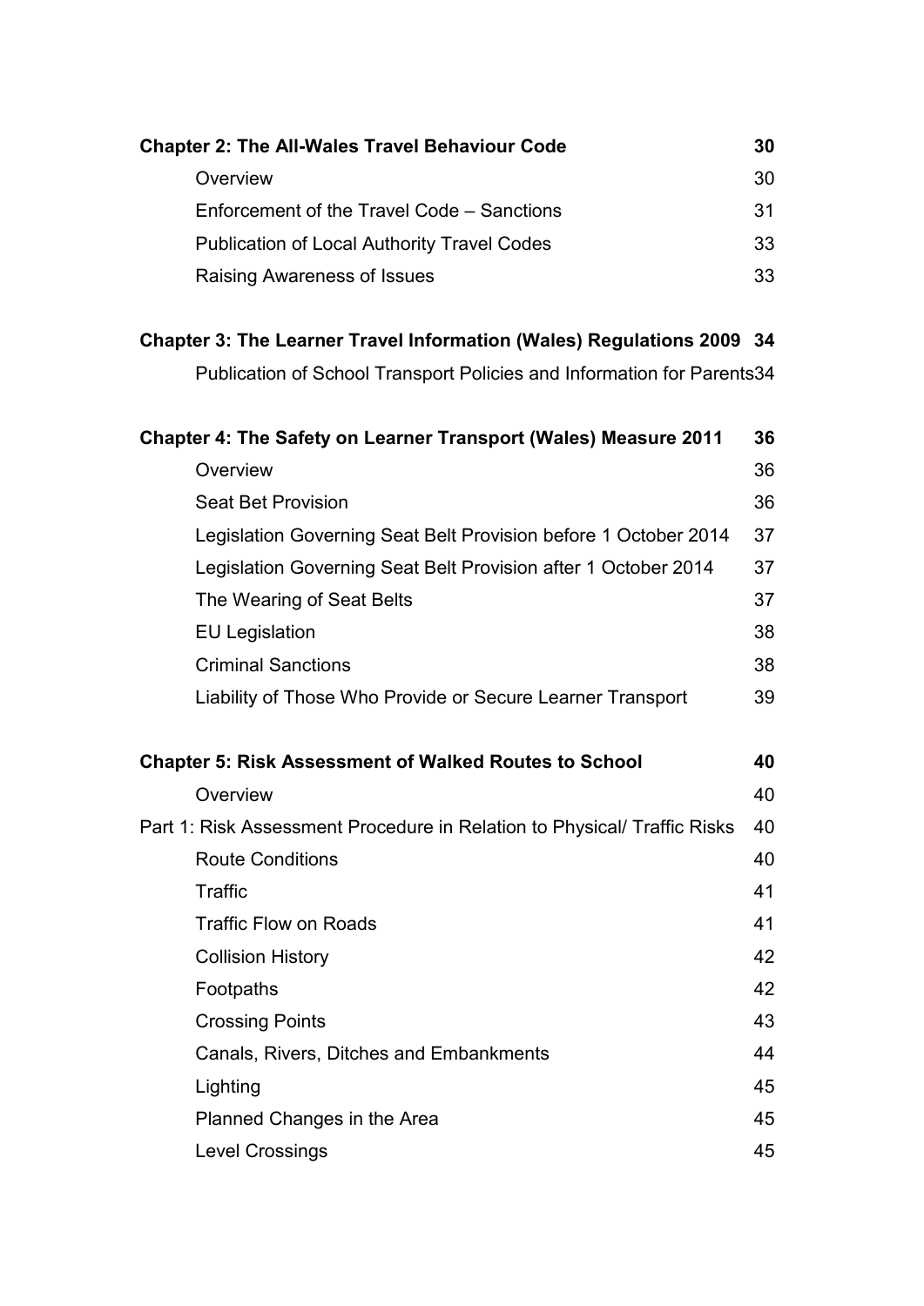| | |
|---|---|
| **Chapter 2: The All-Wales Travel Behaviour Code** | **30** |
| Overview | 30 |
| Enforcement of the Travel Code – Sanctions | 31 |
| Publication of Local Authority Travel Codes | 33 |
| Raising Awareness of Issues | 33 |
| **Chapter 3: The Learner Travel Information (Wales) Regulations 2009** | **34** |
| Publication of School Transport Policies and Information for Parents | 34 |
| **Chapter 4: The Safety on Learner Transport (Wales) Measure 2011** | **36** |
| Overview | 36 |
| Seat Bet Provision | 36 |
| Legislation Governing Seat Belt Provision before 1 October 2014 | 37 |
| Legislation Governing Seat Belt Provision after 1 October 2014 | 37 |
| The Wearing of Seat Belts | 37 |
| EU Legislation | 38 |
| Criminal Sanctions | 38 |
| Liability of Those Who Provide or Secure Learner Transport | 39 |
| **Chapter 5: Risk Assessment of Walked Routes to School** | **40** |
| Overview | 40 |
| Part 1: Risk Assessment Procedure in Relation to Physical/ Traffic Risks | 40 |
| Route Conditions | 40 |
| Traffic | 41 |
| Traffic Flow on Roads | 41 |
| Collision History | 42 |
| Footpaths | 42 |
| Crossing Points | 43 |
| Canals, Rivers, Ditches and Embankments | 44 |
| Lighting | 45 |
| Planned Changes in the Area | 45 |
| Level Crossings | 45 |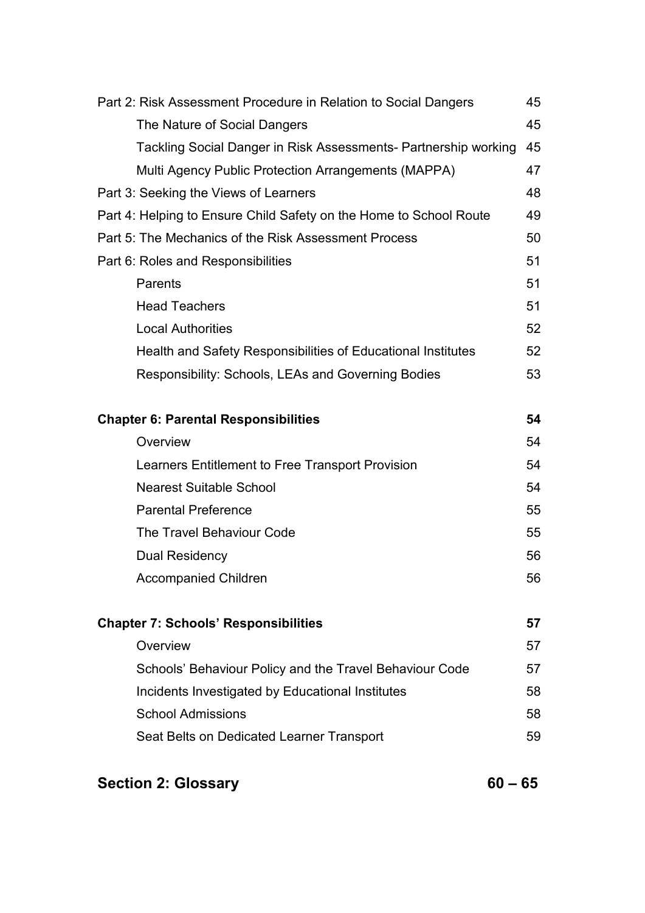| | |
|---|---|
| Part 2: Risk Assessment Procedure in Relation to Social Dangers | 45 |
| The Nature of Social Dangers | 45 |
| Tackling Social Danger in Risk Assessments- Partnership working | 45 |
| Multi Agency Public Protection Arrangements (MAPPA) | 47 |
| Part 3: Seeking the Views of Learners | 48 |
| Part 4: Helping to Ensure Child Safety on the Home to School Route | 49 |
| Part 5: The Mechanics of the Risk Assessment Process | 50 |
| Part 6: Roles and Responsibilities | 51 |
| Parents | 51 |
| Head Teachers | 51 |
| Local Authorities | 52 |
| Health and Safety Responsibilities of Educational Institutes | 52 |
| Responsibility: Schools, LEAs and Governing Bodies | 53 |
| **Chapter 6: Parental Responsibilities** | **54** |
| Overview | 54 |
| Learners Entitlement to Free Transport Provision | 54 |
| Nearest Suitable School | 54 |
| Parental Preference | 55 |
| The Travel Behaviour Code | 55 |
| Dual Residency | 56 |
| Accompanied Children | 56 |
| **Chapter 7: Schools' Responsibilities** | **57** |
| Overview | 57 |
| Schools' Behaviour Policy and the Travel Behaviour Code | 57 |
| Incidents Investigated by Educational Institutes | 58 |
| School Admissions | 58 |
| Seat Belts on Dedicated Learner Transport | 59 |
| **Section 2: Glossary** | **60 – 65** |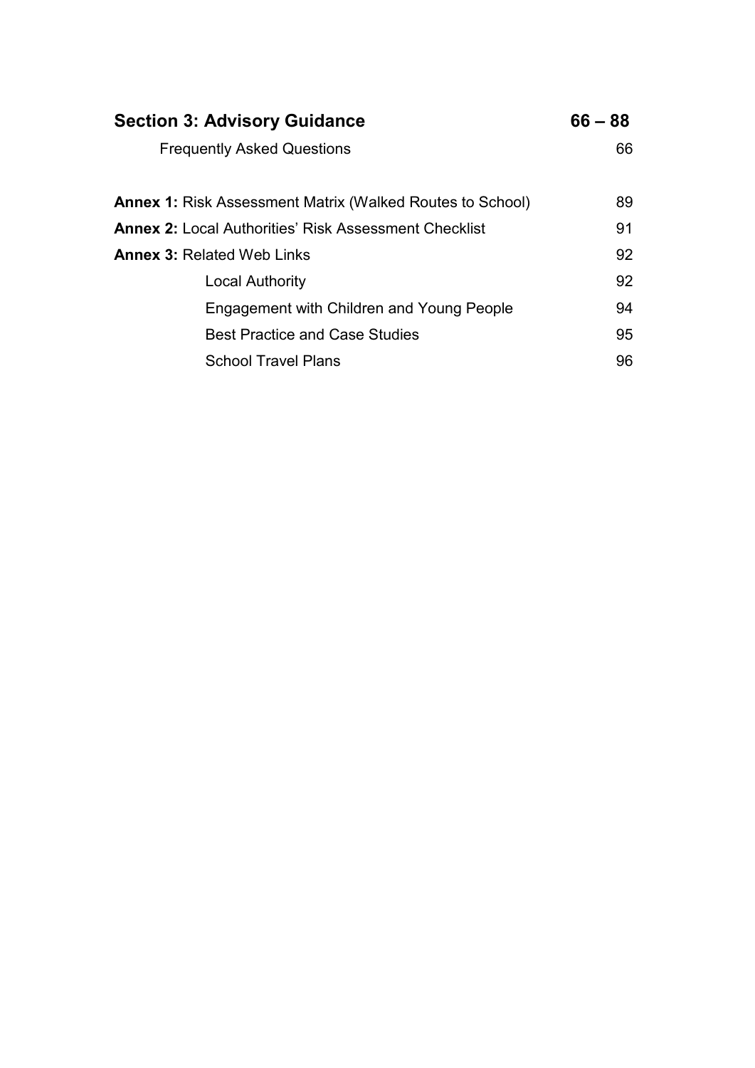| | |
|---|---|
| **Section 3: Advisory Guidance** | **66 – 88** |
| Frequently Asked Questions | 66 |
| **Annex 1:** Risk Assessment Matrix (Walked Routes to School) | 89 |
| **Annex 2:** Local Authorities' Risk Assessment Checklist | 91 |
| **Annex 3:** Related Web Links | 92 |
| Local Authority | 92 |
| Engagement with Children and Young People | 94 |
| Best Practice and Case Studies | 95 |
| School Travel Plans | 96 |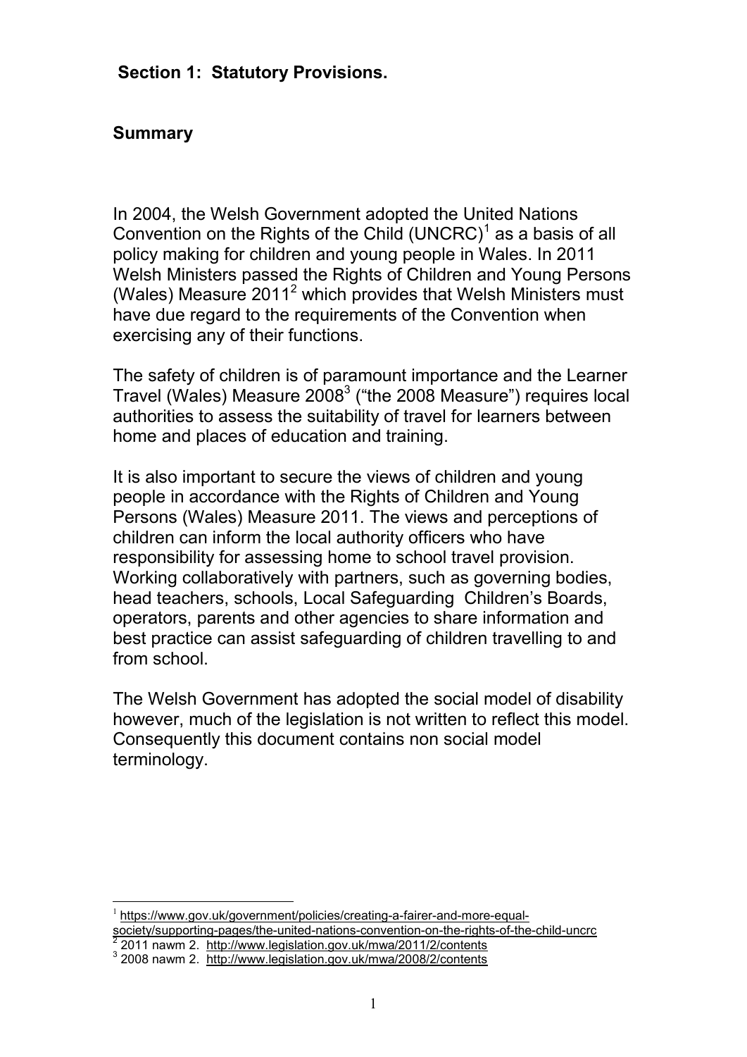## Section 1: Statutory Provisions.

### Summary

In 2004, the Welsh Government adopted the United Nations Convention on the Rights of the Child (UNCRC)[1] as a basis of all policy making for children and young people in Wales. In 2011 Welsh Ministers passed the Rights of Children and Young Persons (Wales) Measure 2011[2] which provides that Welsh Ministers must have due regard to the requirements of the Convention when exercising any of their functions.

The safety of children is of paramount importance and the Learner Travel (Wales) Measure 2008[3] ("the 2008 Measure") requires local authorities to assess the suitability of travel for learners between home and places of education and training.

It is also important to secure the views of children and young people in accordance with the Rights of Children and Young Persons (Wales) Measure 2011. The views and perceptions of children can inform the local authority officers who have responsibility for assessing home to school travel provision. Working collaboratively with partners, such as governing bodies, head teachers, schools, Local Safeguarding Children's Boards, operators, parents and other agencies to share information and best practice can assist safeguarding of children travelling to and from school.

The Welsh Government has adopted the social model of disability however, much of the legislation is not written to reflect this model. Consequently this document contains non social model terminology.

---

[1] https://www.gov.uk/government/policies/creating-a-fairer-and-more-equal-society/supporting-pages/the-united-nations-convention-on-the-rights-of-the-child-uncrc

[2] 2011 nawm 2. http://www.legislation.gov.uk/mwa/2011/2/contents

[3] 2008 nawm 2. http://www.legislation.gov.uk/mwa/2008/2/contents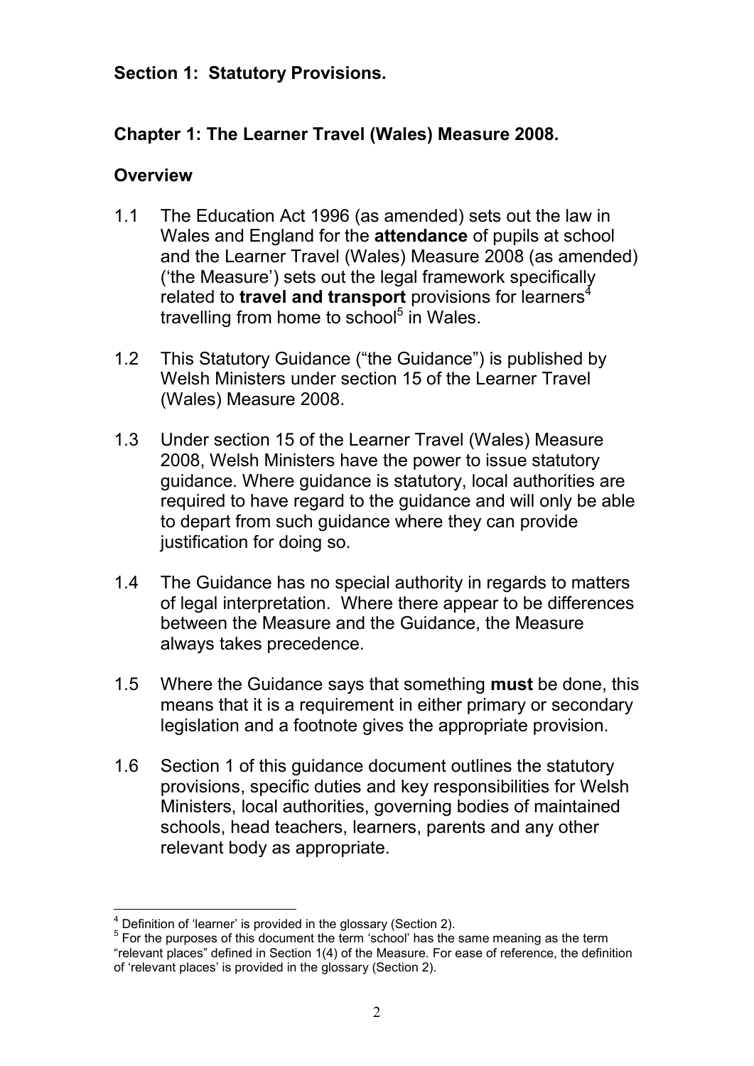## Section 1: Statutory Provisions.

### Chapter 1: The Learner Travel (Wales) Measure 2008.

### Overview

1.1 The Education Act 1996 (as amended) sets out the law in Wales and England for the **attendance** of pupils at school and the Learner Travel (Wales) Measure 2008 (as amended) ('the Measure') sets out the legal framework specifically related to **travel and transport** provisions for learners[4] travelling from home to school[5] in Wales.

1.2 This Statutory Guidance ("the Guidance") is published by Welsh Ministers under section 15 of the Learner Travel (Wales) Measure 2008.

1.3 Under section 15 of the Learner Travel (Wales) Measure 2008, Welsh Ministers have the power to issue statutory guidance. Where guidance is statutory, local authorities are required to have regard to the guidance and will only be able to depart from such guidance where they can provide justification for doing so.

1.4 The Guidance has no special authority in regards to matters of legal interpretation. Where there appear to be differences between the Measure and the Guidance, the Measure always takes precedence.

1.5 Where the Guidance says that something **must** be done, this means that it is a requirement in either primary or secondary legislation and a footnote gives the appropriate provision.

1.6 Section 1 of this guidance document outlines the statutory provisions, specific duties and key responsibilities for Welsh Ministers, local authorities, governing bodies of maintained schools, head teachers, learners, parents and any other relevant body as appropriate.

---

[4] Definition of 'learner' is provided in the glossary (Section 2).

[5] For the purposes of this document the term 'school' has the same meaning as the term "relevant places" defined in Section 1(4) of the Measure. For ease of reference, the definition of 'relevant places' is provided in the glossary (Section 2).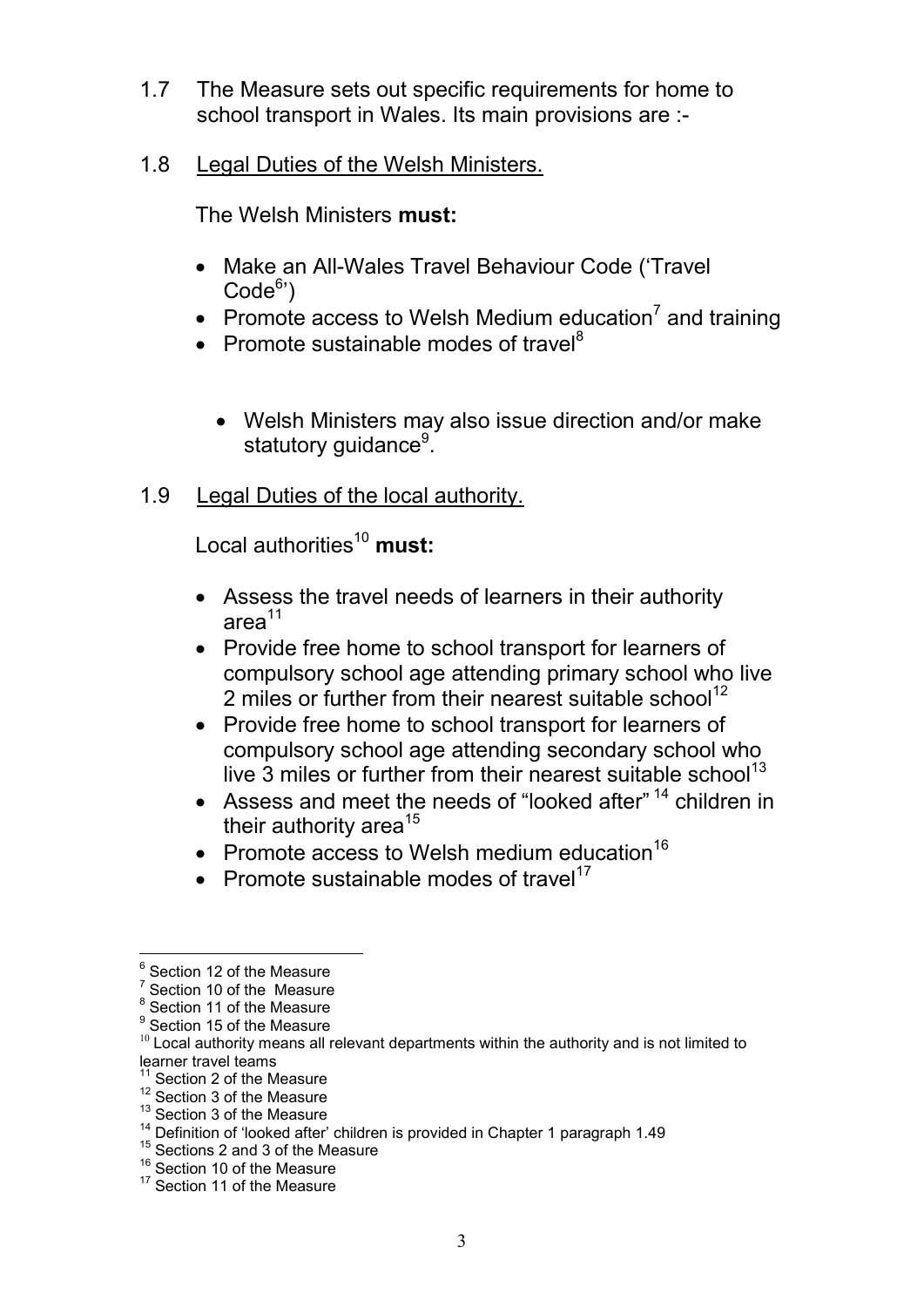1.7 The Measure sets out specific requirements for home to school transport in Wales. Its main provisions are :-

1.8 Legal Duties of the Welsh Ministers.

The Welsh Ministers **must:**

- Make an All-Wales Travel Behaviour Code ('Travel Code[6]')
- Promote access to Welsh Medium education[7] and training
- Promote sustainable modes of travel[8]

  - Welsh Ministers may also issue direction and/or make statutory guidance[9].

1.9 Legal Duties of the local authority.

Local authorities[10] **must:**

- Assess the travel needs of learners in their authority area[11]
- Provide free home to school transport for learners of compulsory school age attending primary school who live 2 miles or further from their nearest suitable school[12]
- Provide free home to school transport for learners of compulsory school age attending secondary school who live 3 miles or further from their nearest suitable school[13]
- Assess and meet the needs of "looked after" [14] children in their authority area[15]
- Promote access to Welsh medium education[16]
- Promote sustainable modes of travel[17]

---

[6] Section 12 of the Measure
[7] Section 10 of the Measure
[8] Section 11 of the Measure
[9] Section 15 of the Measure
[10] Local authority means all relevant departments within the authority and is not limited to learner travel teams
[11] Section 2 of the Measure
[12] Section 3 of the Measure
[13] Section 3 of the Measure
[14] Definition of 'looked after' children is provided in Chapter 1 paragraph 1.49
[15] Sections 2 and 3 of the Measure
[16] Section 10 of the Measure
[17] Section 11 of the Measure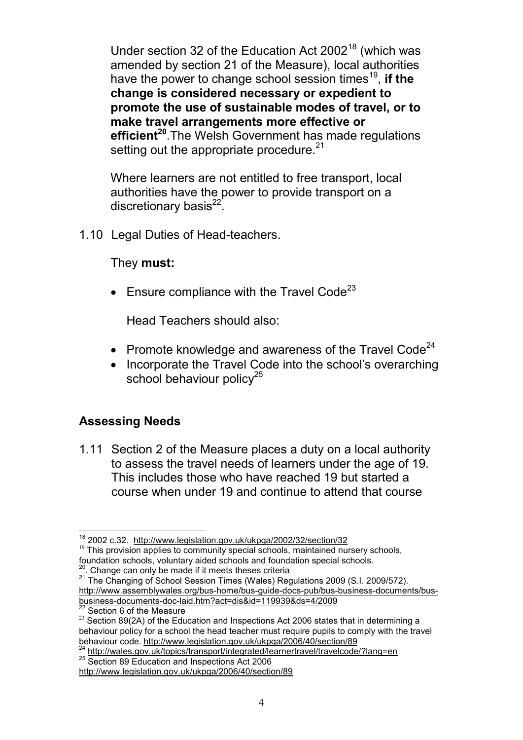Under section 32 of the Education Act 2002[18] (which was amended by section 21 of the Measure), local authorities have the power to change school session times[19], **if the change is considered necessary or expedient to promote the use of sustainable modes of travel, or to make travel arrangements more effective or efficient[20]**.The Welsh Government has made regulations setting out the appropriate procedure.[21]

Where learners are not entitled to free transport, local authorities have the power to provide transport on a discretionary basis[22].

1.10 Legal Duties of Head-teachers.

They **must:**

- Ensure compliance with the Travel Code[23]

  Head Teachers should also:

- Promote knowledge and awareness of the Travel Code[24]
- Incorporate the Travel Code into the school's overarching school behaviour policy[25]

## Assessing Needs

1.11 Section 2 of the Measure places a duty on a local authority to assess the travel needs of learners under the age of 19. This includes those who have reached 19 but started a course when under 19 and continue to attend that course

---

[18] 2002 c.32. http://www.legislation.gov.uk/ukpga/2002/32/section/32

[19] This provision applies to community special schools, maintained nursery schools, foundation schools, voluntary aided schools and foundation special schools.

[20]. Change can only be made if it meets theses criteria

[21] The Changing of School Session Times (Wales) Regulations 2009 (S.I. 2009/572). http://www.assemblywales.org/bus-home/bus-guide-docs-pub/bus-business-documents/bus-business-documents-doc-laid.htm?act=dis&id=119939&ds=4/2009

[22] Section 6 of the Measure

[23] Section 89(2A) of the Education and Inspections Act 2006 states that in determining a behaviour policy for a school the head teacher must require pupils to comply with the travel behaviour code. http://www.legislation.gov.uk/ukpga/2006/40/section/89

[24] http://wales.gov.uk/topics/transport/integrated/learnertravel/travelcode/?lang=en

[25] Section 89 Education and Inspections Act 2006 http://www.legislation.gov.uk/ukpga/2006/40/section/89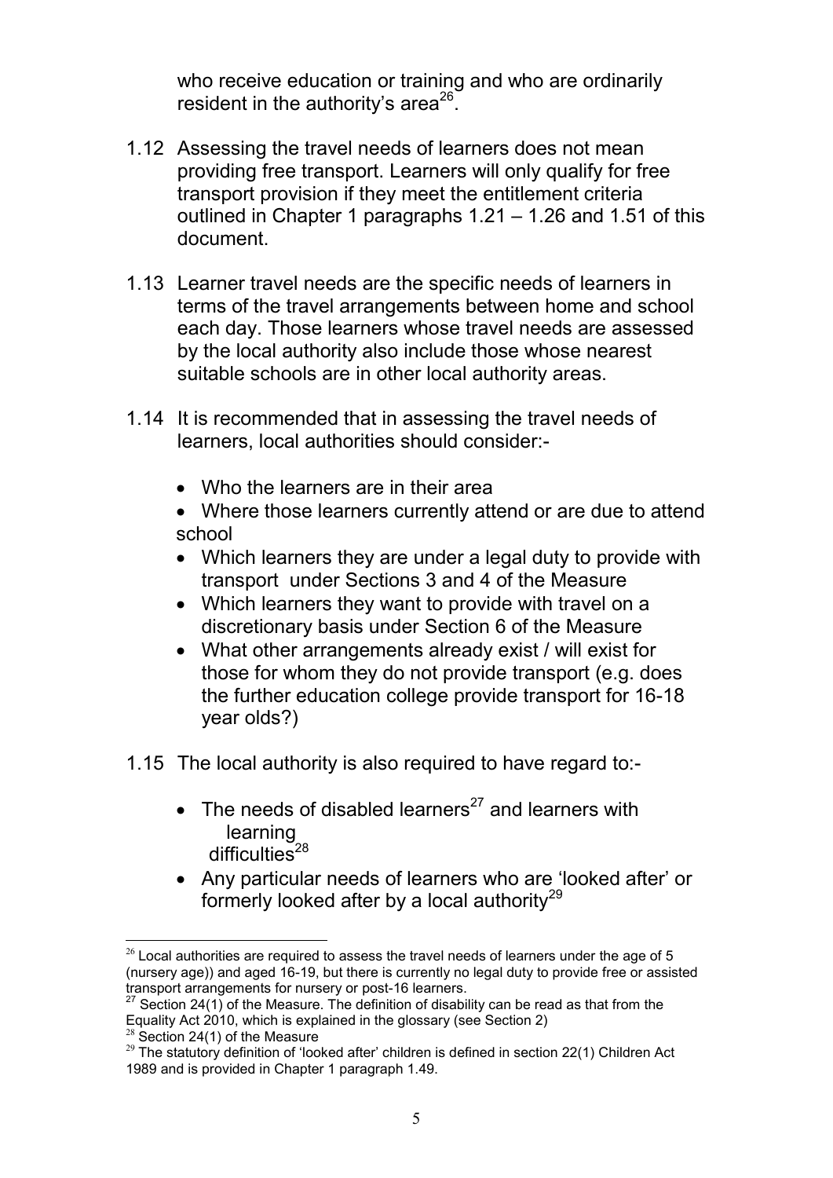who receive education or training and who are ordinarily resident in the authority's area[26].

1.12 Assessing the travel needs of learners does not mean providing free transport. Learners will only qualify for free transport provision if they meet the entitlement criteria outlined in Chapter 1 paragraphs 1.21 – 1.26 and 1.51 of this document.

1.13 Learner travel needs are the specific needs of learners in terms of the travel arrangements between home and school each day. Those learners whose travel needs are assessed by the local authority also include those whose nearest suitable schools are in other local authority areas.

1.14 It is recommended that in assessing the travel needs of learners, local authorities should consider:-

- Who the learners are in their area
- Where those learners currently attend or are due to attend school
- Which learners they are under a legal duty to provide with transport under Sections 3 and 4 of the Measure
- Which learners they want to provide with travel on a discretionary basis under Section 6 of the Measure
- What other arrangements already exist / will exist for those for whom they do not provide transport (e.g. does the further education college provide transport for 16-18 year olds?)

1.15 The local authority is also required to have regard to:-

- The needs of disabled learners[27] and learners with learning difficulties[28]
- Any particular needs of learners who are 'looked after' or formerly looked after by a local authority[29]

---

[26] Local authorities are required to assess the travel needs of learners under the age of 5 (nursery age)) and aged 16-19, but there is currently no legal duty to provide free or assisted transport arrangements for nursery or post-16 learners.

[27] Section 24(1) of the Measure. The definition of disability can be read as that from the Equality Act 2010, which is explained in the glossary (see Section 2)

[28] Section 24(1) of the Measure

[29] The statutory definition of 'looked after' children is defined in section 22(1) Children Act 1989 and is provided in Chapter 1 paragraph 1.49.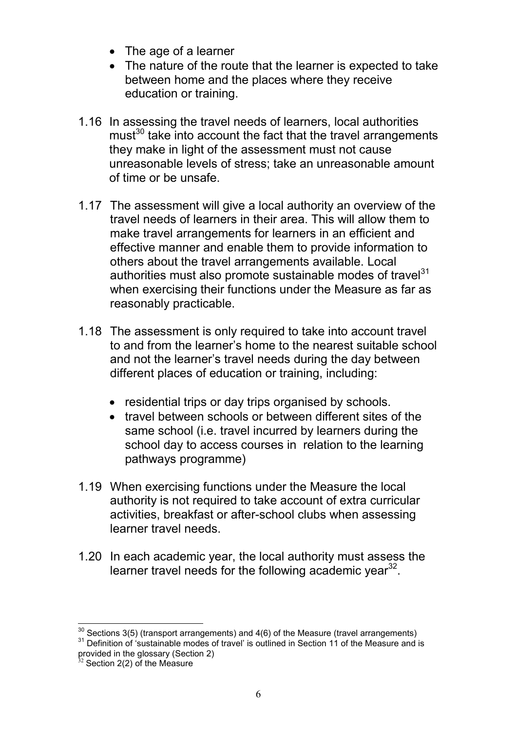- The age of a learner
- The nature of the route that the learner is expected to take between home and the places where they receive education or training.

1.16 In assessing the travel needs of learners, local authorities must[30] take into account the fact that the travel arrangements they make in light of the assessment must not cause unreasonable levels of stress; take an unreasonable amount of time or be unsafe.

1.17 The assessment will give a local authority an overview of the travel needs of learners in their area. This will allow them to make travel arrangements for learners in an efficient and effective manner and enable them to provide information to others about the travel arrangements available. Local authorities must also promote sustainable modes of travel[31] when exercising their functions under the Measure as far as reasonably practicable.

1.18 The assessment is only required to take into account travel to and from the learner's home to the nearest suitable school and not the learner's travel needs during the day between different places of education or training, including:

- residential trips or day trips organised by schools.
- travel between schools or between different sites of the same school (i.e. travel incurred by learners during the school day to access courses in relation to the learning pathways programme)

1.19 When exercising functions under the Measure the local authority is not required to take account of extra curricular activities, breakfast or after-school clubs when assessing learner travel needs.

1.20 In each academic year, the local authority must assess the learner travel needs for the following academic year[32].

---

[30] Sections 3(5) (transport arrangements) and 4(6) of the Measure (travel arrangements)

[31] Definition of 'sustainable modes of travel' is outlined in Section 11 of the Measure and is provided in the glossary (Section 2)

[32] Section 2(2) of the Measure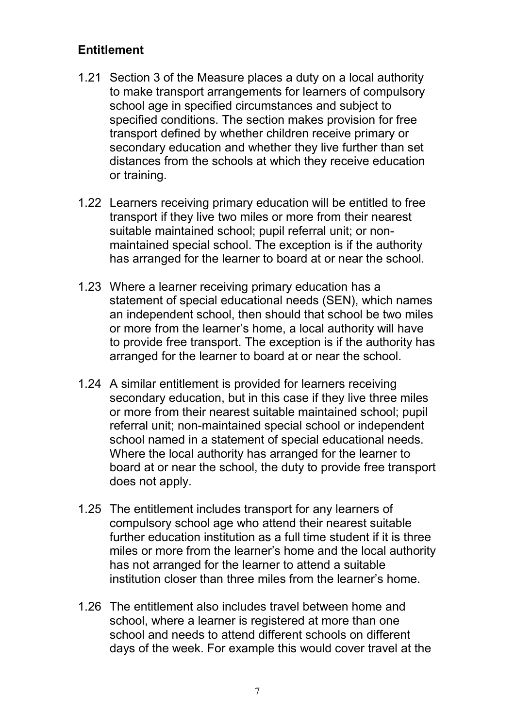## Entitlement

1.21 Section 3 of the Measure places a duty on a local authority to make transport arrangements for learners of compulsory school age in specified circumstances and subject to specified conditions. The section makes provision for free transport defined by whether children receive primary or secondary education and whether they live further than set distances from the schools at which they receive education or training.

1.22 Learners receiving primary education will be entitled to free transport if they live two miles or more from their nearest suitable maintained school; pupil referral unit; or non-maintained special school. The exception is if the authority has arranged for the learner to board at or near the school.

1.23 Where a learner receiving primary education has a statement of special educational needs (SEN), which names an independent school, then should that school be two miles or more from the learner's home, a local authority will have to provide free transport. The exception is if the authority has arranged for the learner to board at or near the school.

1.24 A similar entitlement is provided for learners receiving secondary education, but in this case if they live three miles or more from their nearest suitable maintained school; pupil referral unit; non-maintained special school or independent school named in a statement of special educational needs. Where the local authority has arranged for the learner to board at or near the school, the duty to provide free transport does not apply.

1.25 The entitlement includes transport for any learners of compulsory school age who attend their nearest suitable further education institution as a full time student if it is three miles or more from the learner's home and the local authority has not arranged for the learner to attend a suitable institution closer than three miles from the learner's home.

1.26 The entitlement also includes travel between home and school, where a learner is registered at more than one school and needs to attend different schools on different days of the week. For example this would cover travel at the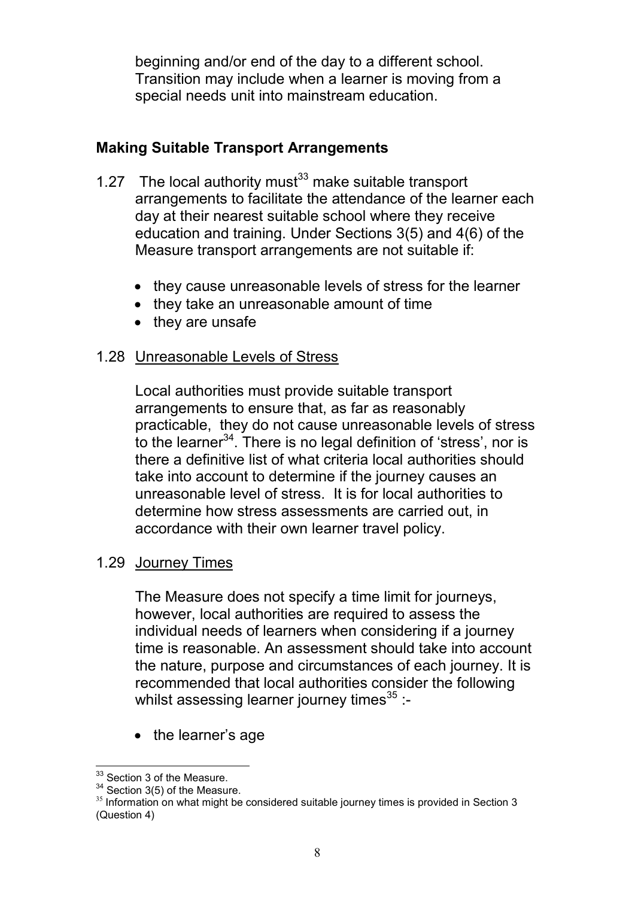beginning and/or end of the day to a different school. Transition may include when a learner is moving from a special needs unit into mainstream education.

### Making Suitable Transport Arrangements

1.27 The local authority must[33] make suitable transport arrangements to facilitate the attendance of the learner each day at their nearest suitable school where they receive education and training. Under Sections 3(5) and 4(6) of the Measure transport arrangements are not suitable if:

- they cause unreasonable levels of stress for the learner
- they take an unreasonable amount of time
- they are unsafe

1.28 Unreasonable Levels of Stress

Local authorities must provide suitable transport arrangements to ensure that, as far as reasonably practicable, they do not cause unreasonable levels of stress to the learner[34]. There is no legal definition of 'stress', nor is there a definitive list of what criteria local authorities should take into account to determine if the journey causes an unreasonable level of stress. It is for local authorities to determine how stress assessments are carried out, in accordance with their own learner travel policy.

1.29 Journey Times

The Measure does not specify a time limit for journeys, however, local authorities are required to assess the individual needs of learners when considering if a journey time is reasonable. An assessment should take into account the nature, purpose and circumstances of each journey. It is recommended that local authorities consider the following whilst assessing learner journey times[35] :-

- the learner's age

---

[33] Section 3 of the Measure.
[34] Section 3(5) of the Measure.
[35] Information on what might be considered suitable journey times is provided in Section 3 (Question 4)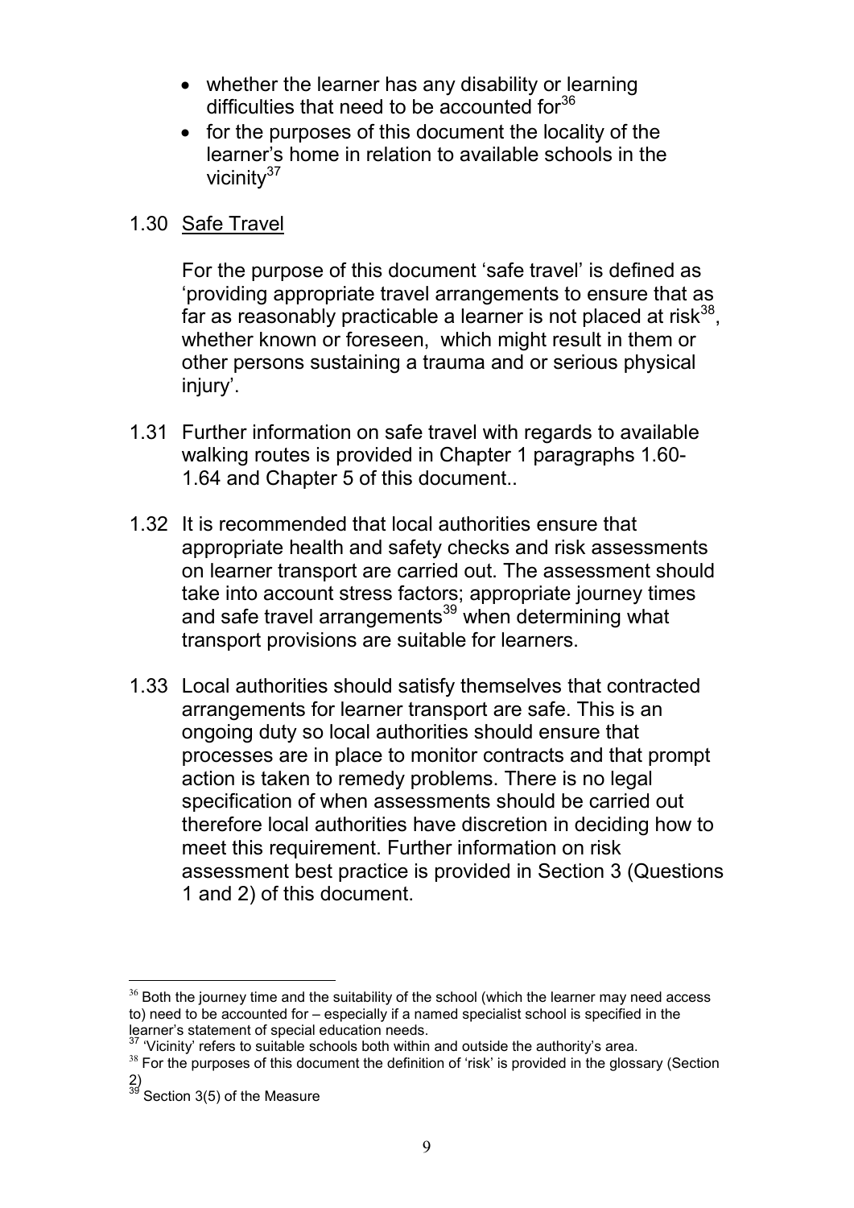- whether the learner has any disability or learning difficulties that need to be accounted for[36]
- for the purposes of this document the locality of the learner's home in relation to available schools in the vicinity[37]

1.30 Safe Travel

For the purpose of this document 'safe travel' is defined as 'providing appropriate travel arrangements to ensure that as far as reasonably practicable a learner is not placed at risk[38], whether known or foreseen, which might result in them or other persons sustaining a trauma and or serious physical injury'.

1.31 Further information on safe travel with regards to available walking routes is provided in Chapter 1 paragraphs 1.60-1.64 and Chapter 5 of this document..

1.32 It is recommended that local authorities ensure that appropriate health and safety checks and risk assessments on learner transport are carried out. The assessment should take into account stress factors; appropriate journey times and safe travel arrangements[39] when determining what transport provisions are suitable for learners.

1.33 Local authorities should satisfy themselves that contracted arrangements for learner transport are safe. This is an ongoing duty so local authorities should ensure that processes are in place to monitor contracts and that prompt action is taken to remedy problems. There is no legal specification of when assessments should be carried out therefore local authorities have discretion in deciding how to meet this requirement. Further information on risk assessment best practice is provided in Section 3 (Questions 1 and 2) of this document.

---

[36] Both the journey time and the suitability of the school (which the learner may need access to) need to be accounted for – especially if a named specialist school is specified in the learner's statement of special education needs.

[37] 'Vicinity' refers to suitable schools both within and outside the authority's area.

[38] For the purposes of this document the definition of 'risk' is provided in the glossary (Section 2)

[39] Section 3(5) of the Measure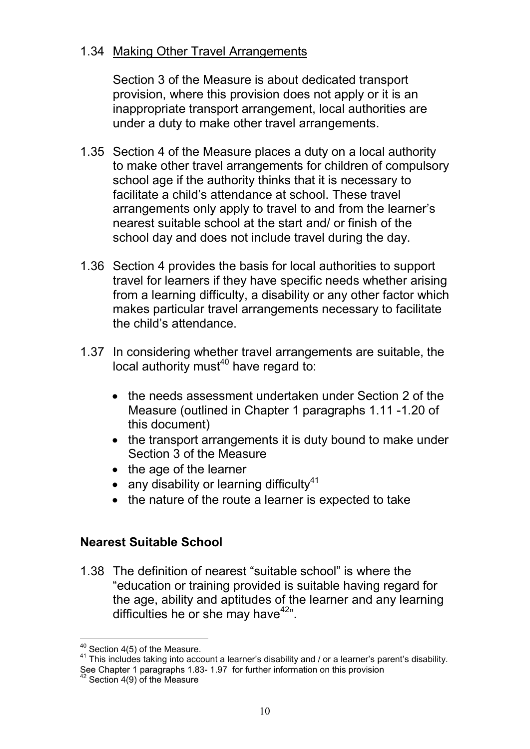1.34 Making Other Travel Arrangements

Section 3 of the Measure is about dedicated transport provision, where this provision does not apply or it is an inappropriate transport arrangement, local authorities are under a duty to make other travel arrangements.

1.35 Section 4 of the Measure places a duty on a local authority to make other travel arrangements for children of compulsory school age if the authority thinks that it is necessary to facilitate a child's attendance at school. These travel arrangements only apply to travel to and from the learner's nearest suitable school at the start and/ or finish of the school day and does not include travel during the day.

1.36 Section 4 provides the basis for local authorities to support travel for learners if they have specific needs whether arising from a learning difficulty, a disability or any other factor which makes particular travel arrangements necessary to facilitate the child's attendance.

1.37 In considering whether travel arrangements are suitable, the local authority must[40] have regard to:

- the needs assessment undertaken under Section 2 of the Measure (outlined in Chapter 1 paragraphs 1.11 -1.20 of this document)
- the transport arrangements it is duty bound to make under Section 3 of the Measure
- the age of the learner
- any disability or learning difficulty[41]
- the nature of the route a learner is expected to take

## Nearest Suitable School

1.38 The definition of nearest "suitable school" is where the "education or training provided is suitable having regard for the age, ability and aptitudes of the learner and any learning difficulties he or she may have[42]".

---

[40] Section 4(5) of the Measure.

[41] This includes taking into account a learner's disability and / or a learner's parent's disability. See Chapter 1 paragraphs 1.83- 1.97 for further information on this provision

[42] Section 4(9) of the Measure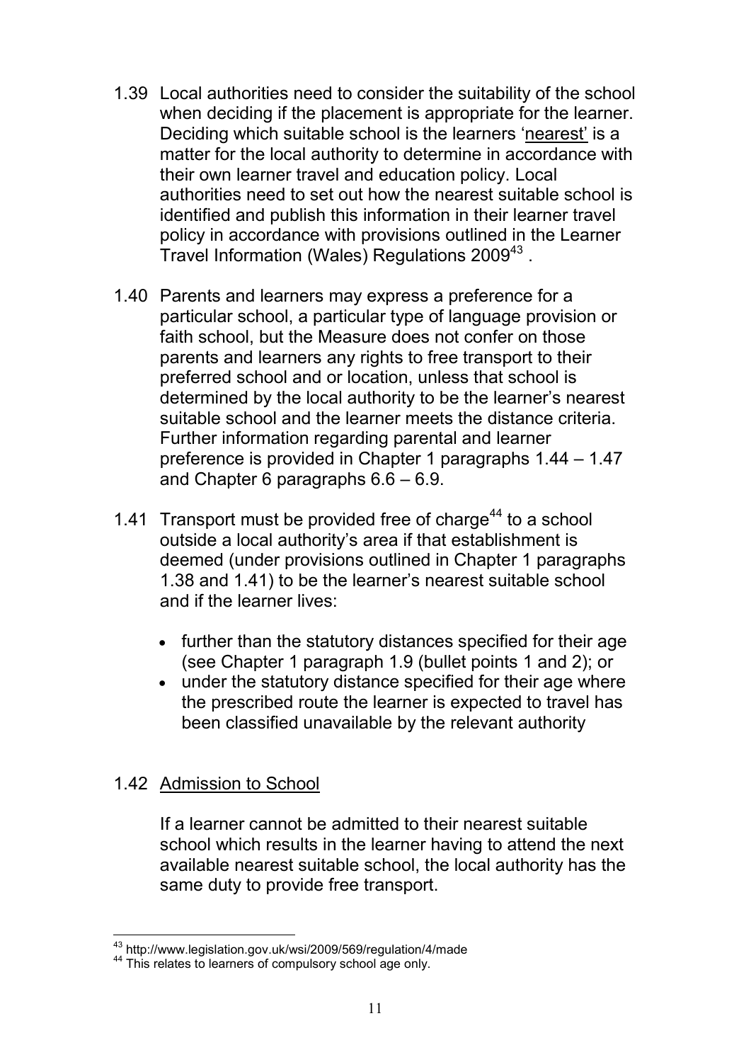1.39 Local authorities need to consider the suitability of the school when deciding if the placement is appropriate for the learner. Deciding which suitable school is the learners '<u>nearest</u>' is a matter for the local authority to determine in accordance with their own learner travel and education policy. Local authorities need to set out how the nearest suitable school is identified and publish this information in their learner travel policy in accordance with provisions outlined in the Learner Travel Information (Wales) Regulations 2009[43] .

1.40 Parents and learners may express a preference for a particular school, a particular type of language provision or faith school, but the Measure does not confer on those parents and learners any rights to free transport to their preferred school and or location, unless that school is determined by the local authority to be the learner's nearest suitable school and the learner meets the distance criteria. Further information regarding parental and learner preference is provided in Chapter 1 paragraphs 1.44 – 1.47 and Chapter 6 paragraphs 6.6 – 6.9.

1.41 Transport must be provided free of charge[44] to a school outside a local authority's area if that establishment is deemed (under provisions outlined in Chapter 1 paragraphs 1.38 and 1.41) to be the learner's nearest suitable school and if the learner lives:

- further than the statutory distances specified for their age (see Chapter 1 paragraph 1.9 (bullet points 1 and 2); or
- under the statutory distance specified for their age where the prescribed route the learner is expected to travel has been classified unavailable by the relevant authority

1.42 <u>Admission to School</u>

If a learner cannot be admitted to their nearest suitable school which results in the learner having to attend the next available nearest suitable school, the local authority has the same duty to provide free transport.

---

[43] http://www.legislation.gov.uk/wsi/2009/569/regulation/4/made

[44] This relates to learners of compulsory school age only.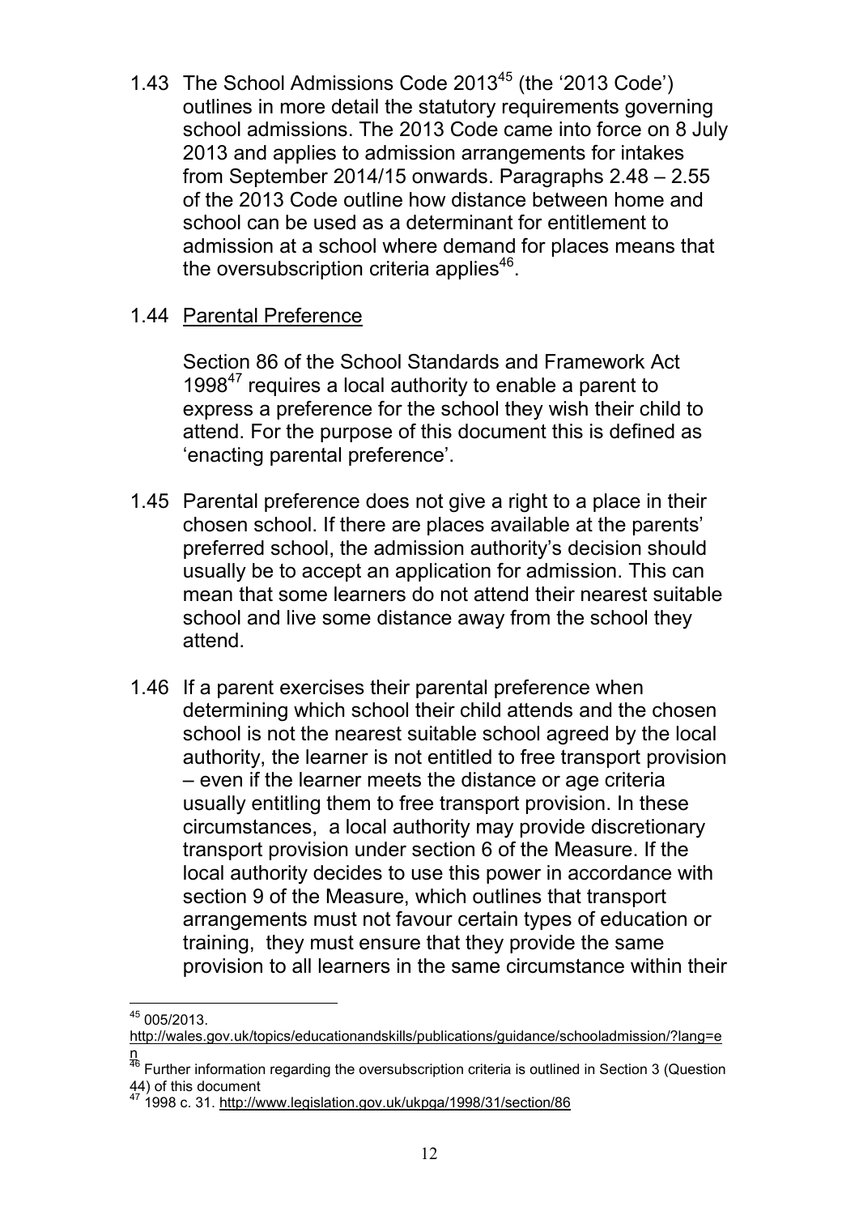1.43 The School Admissions Code 2013[45] (the '2013 Code') outlines in more detail the statutory requirements governing school admissions. The 2013 Code came into force on 8 July 2013 and applies to admission arrangements for intakes from September 2014/15 onwards. Paragraphs 2.48 – 2.55 of the 2013 Code outline how distance between home and school can be used as a determinant for entitlement to admission at a school where demand for places means that the oversubscription criteria applies[46].

1.44 <u>Parental Preference</u>

Section 86 of the School Standards and Framework Act 1998[47] requires a local authority to enable a parent to express a preference for the school they wish their child to attend. For the purpose of this document this is defined as 'enacting parental preference'.

1.45 Parental preference does not give a right to a place in their chosen school. If there are places available at the parents' preferred school, the admission authority's decision should usually be to accept an application for admission. This can mean that some learners do not attend their nearest suitable school and live some distance away from the school they attend.

1.46 If a parent exercises their parental preference when determining which school their child attends and the chosen school is not the nearest suitable school agreed by the local authority, the learner is not entitled to free transport provision – even if the learner meets the distance or age criteria usually entitling them to free transport provision. In these circumstances, a local authority may provide discretionary transport provision under section 6 of the Measure. If the local authority decides to use this power in accordance with section 9 of the Measure, which outlines that transport arrangements must not favour certain types of education or training, they must ensure that they provide the same provision to all learners in the same circumstance within their

---

[45] 005/2013. http://wales.gov.uk/topics/educationandskills/publications/guidance/schooladmission/?lang=en

[46] Further information regarding the oversubscription criteria is outlined in Section 3 (Question 44) of this document

[47] 1998 c. 31. http://www.legislation.gov.uk/ukpga/1998/31/section/86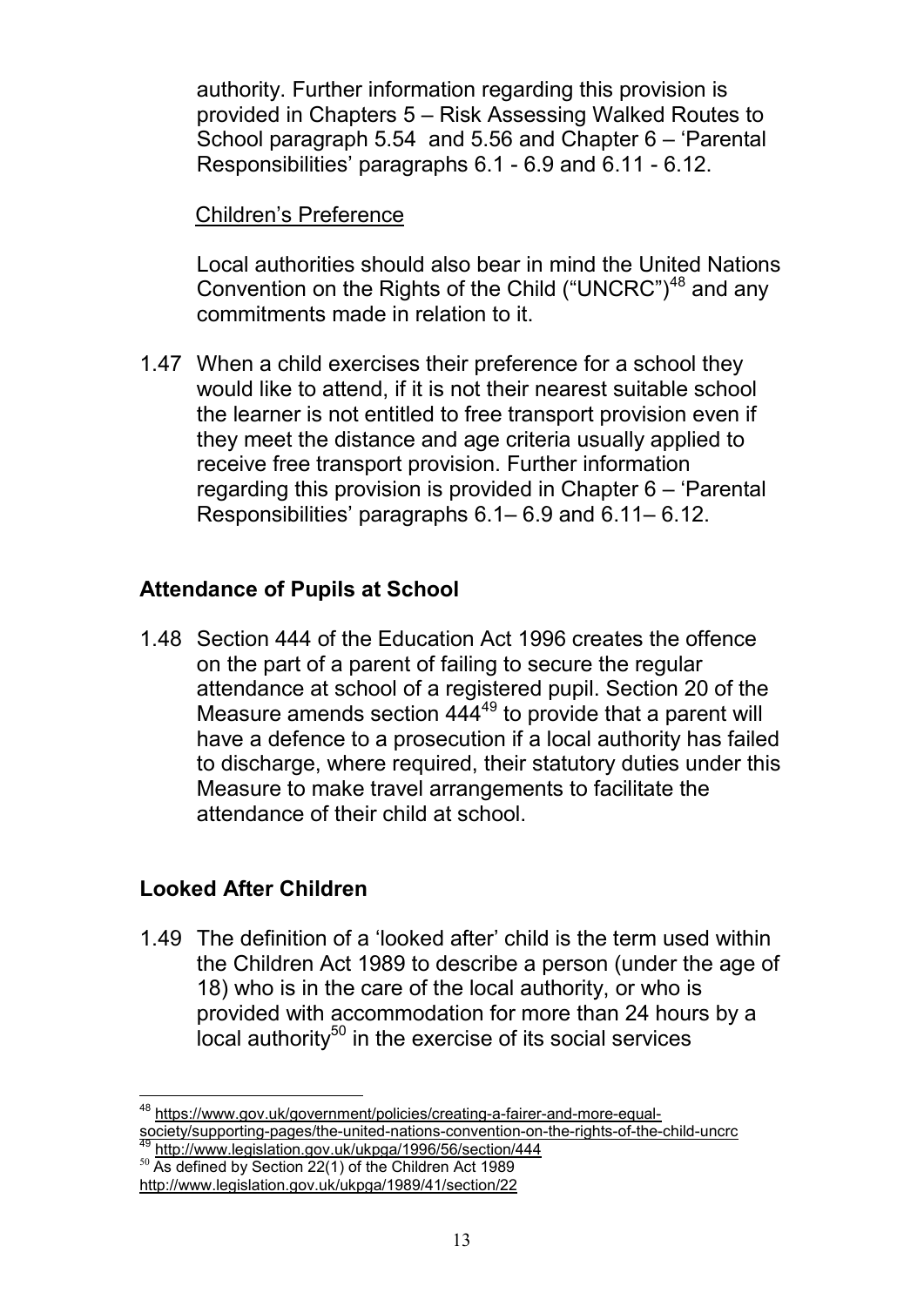authority. Further information regarding this provision is provided in Chapters 5 – Risk Assessing Walked Routes to School paragraph 5.54 and 5.56 and Chapter 6 – 'Parental Responsibilities' paragraphs 6.1 - 6.9 and 6.11 - 6.12.

Children's Preference

Local authorities should also bear in mind the United Nations Convention on the Rights of the Child ("UNCRC")[48] and any commitments made in relation to it.

1.47 When a child exercises their preference for a school they would like to attend, if it is not their nearest suitable school the learner is not entitled to free transport provision even if they meet the distance and age criteria usually applied to receive free transport provision. Further information regarding this provision is provided in Chapter 6 – 'Parental Responsibilities' paragraphs 6.1– 6.9 and 6.11– 6.12.

## Attendance of Pupils at School

1.48 Section 444 of the Education Act 1996 creates the offence on the part of a parent of failing to secure the regular attendance at school of a registered pupil. Section 20 of the Measure amends section 444[49] to provide that a parent will have a defence to a prosecution if a local authority has failed to discharge, where required, their statutory duties under this Measure to make travel arrangements to facilitate the attendance of their child at school.

## Looked After Children

1.49 The definition of a 'looked after' child is the term used within the Children Act 1989 to describe a person (under the age of 18) who is in the care of the local authority, or who is provided with accommodation for more than 24 hours by a local authority[50] in the exercise of its social services

---

[48] https://www.gov.uk/government/policies/creating-a-fairer-and-more-equal-society/supporting-pages/the-united-nations-convention-on-the-rights-of-the-child-uncrc

[49] http://www.legislation.gov.uk/ukpga/1996/56/section/444

[50] As defined by Section 22(1) of the Children Act 1989 http://www.legislation.gov.uk/ukpga/1989/41/section/22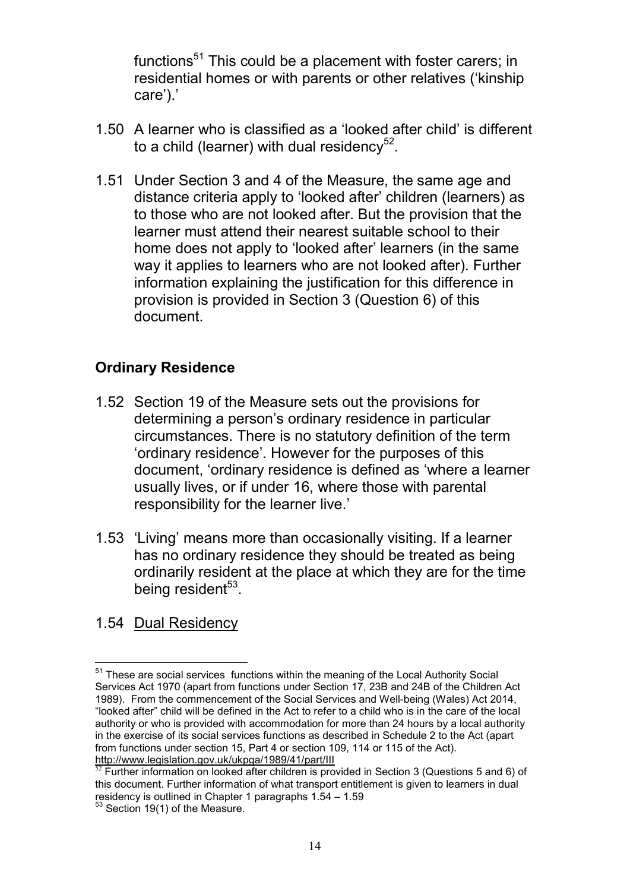functions[51] This could be a placement with foster carers; in residential homes or with parents or other relatives ('kinship care').'

1.50 A learner who is classified as a 'looked after child' is different to a child (learner) with dual residency[52].

1.51 Under Section 3 and 4 of the Measure, the same age and distance criteria apply to 'looked after' children (learners) as to those who are not looked after. But the provision that the learner must attend their nearest suitable school to their home does not apply to 'looked after' learners (in the same way it applies to learners who are not looked after). Further information explaining the justification for this difference in provision is provided in Section 3 (Question 6) of this document.

## Ordinary Residence

1.52 Section 19 of the Measure sets out the provisions for determining a person's ordinary residence in particular circumstances. There is no statutory definition of the term 'ordinary residence'. However for the purposes of this document, 'ordinary residence is defined as 'where a learner usually lives, or if under 16, where those with parental responsibility for the learner live.'

1.53 'Living' means more than occasionally visiting. If a learner has no ordinary residence they should be treated as being ordinarily resident at the place at which they are for the time being resident[53].

1.54 <u>Dual Residency</u>

---

[51] These are social services functions within the meaning of the Local Authority Social Services Act 1970 (apart from functions under Section 17, 23B and 24B of the Children Act 1989). From the commencement of the Social Services and Well-being (Wales) Act 2014, "looked after" child will be defined in the Act to refer to a child who is in the care of the local authority or who is provided with accommodation for more than 24 hours by a local authority in the exercise of its social services functions as described in Schedule 2 to the Act (apart from functions under section 15, Part 4 or section 109, 114 or 115 of the Act). http://www.legislation.gov.uk/ukpga/1989/41/part/III

[52] Further information on looked after children is provided in Section 3 (Questions 5 and 6) of this document. Further information of what transport entitlement is given to learners in dual residency is outlined in Chapter 1 paragraphs 1.54 – 1.59

[53] Section 19(1) of the Measure.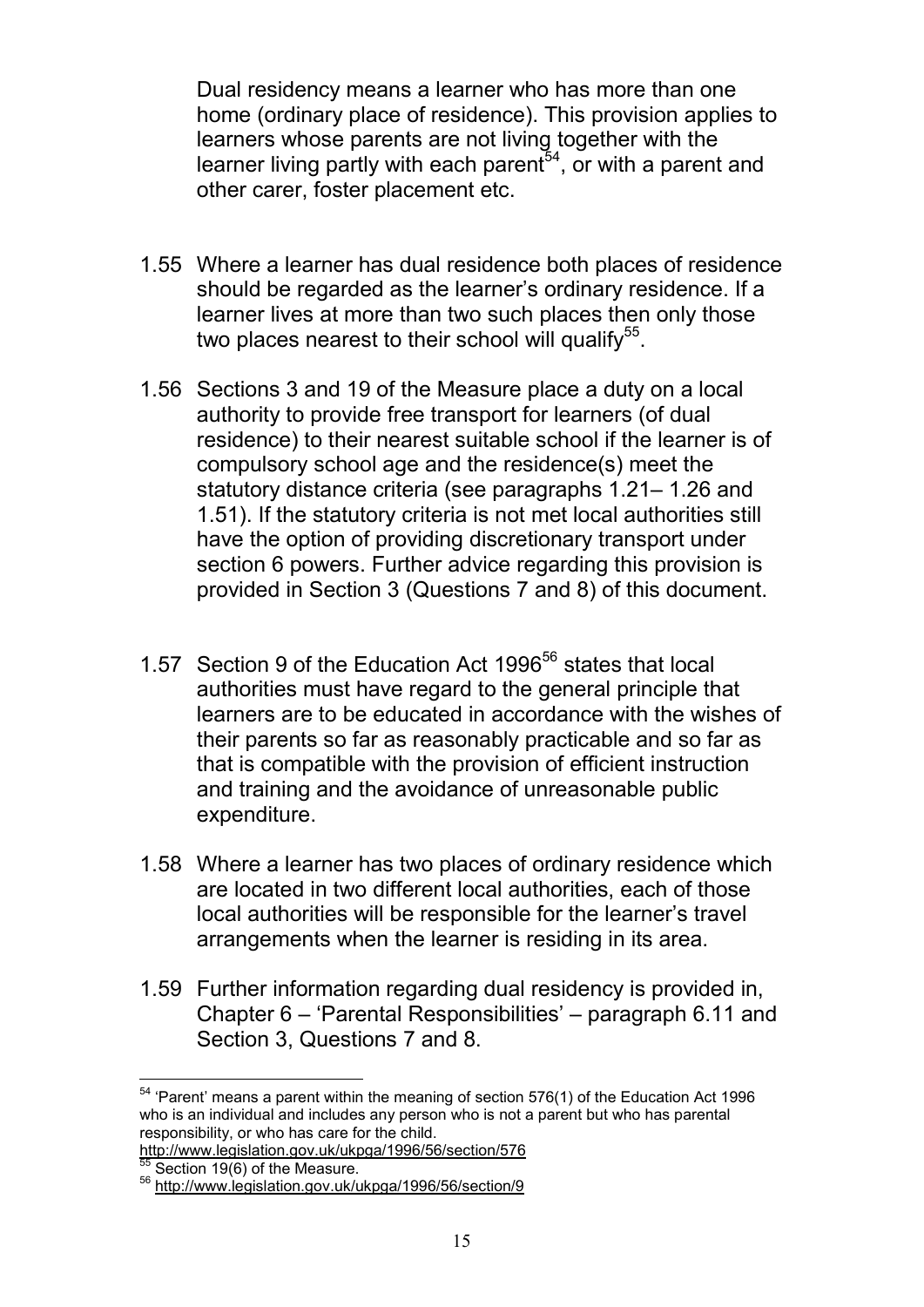Dual residency means a learner who has more than one home (ordinary place of residence). This provision applies to learners whose parents are not living together with the learner living partly with each parent[54], or with a parent and other carer, foster placement etc.

1.55 Where a learner has dual residence both places of residence should be regarded as the learner's ordinary residence. If a learner lives at more than two such places then only those two places nearest to their school will qualify[55].

1.56 Sections 3 and 19 of the Measure place a duty on a local authority to provide free transport for learners (of dual residence) to their nearest suitable school if the learner is of compulsory school age and the residence(s) meet the statutory distance criteria (see paragraphs 1.21– 1.26 and 1.51). If the statutory criteria is not met local authorities still have the option of providing discretionary transport under section 6 powers. Further advice regarding this provision is provided in Section 3 (Questions 7 and 8) of this document.

1.57 Section 9 of the Education Act 1996[56] states that local authorities must have regard to the general principle that learners are to be educated in accordance with the wishes of their parents so far as reasonably practicable and so far as that is compatible with the provision of efficient instruction and training and the avoidance of unreasonable public expenditure.

1.58 Where a learner has two places of ordinary residence which are located in two different local authorities, each of those local authorities will be responsible for the learner's travel arrangements when the learner is residing in its area.

1.59 Further information regarding dual residency is provided in, Chapter 6 – 'Parental Responsibilities' – paragraph 6.11 and Section 3, Questions 7 and 8.

---

[54] 'Parent' means a parent within the meaning of section 576(1) of the Education Act 1996 who is an individual and includes any person who is not a parent but who has parental responsibility, or who has care for the child. http://www.legislation.gov.uk/ukpga/1996/56/section/576

[55] Section 19(6) of the Measure.

[56] http://www.legislation.gov.uk/ukpga/1996/56/section/9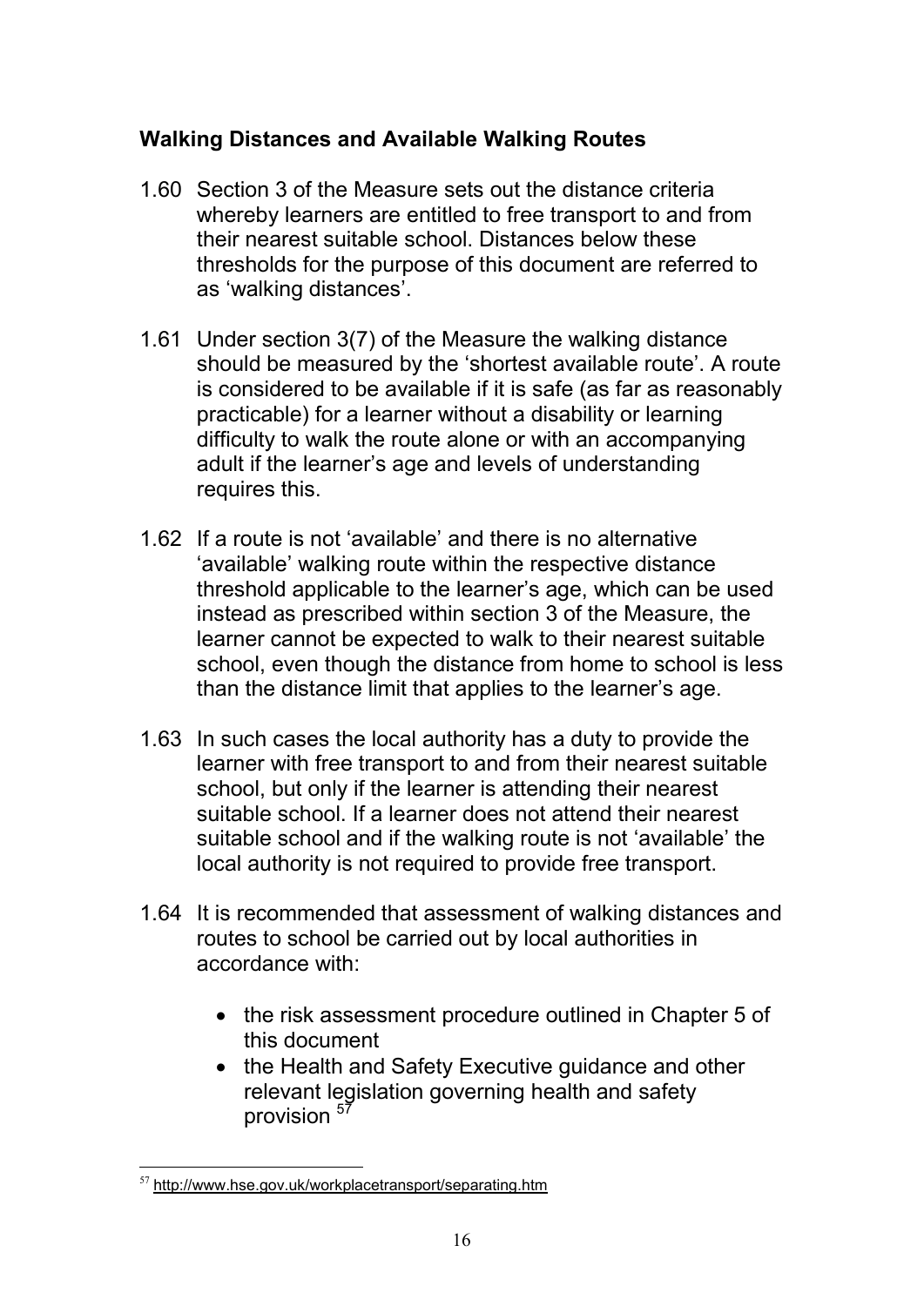## Walking Distances and Available Walking Routes

1.60 Section 3 of the Measure sets out the distance criteria whereby learners are entitled to free transport to and from their nearest suitable school. Distances below these thresholds for the purpose of this document are referred to as 'walking distances'.

1.61 Under section 3(7) of the Measure the walking distance should be measured by the 'shortest available route'. A route is considered to be available if it is safe (as far as reasonably practicable) for a learner without a disability or learning difficulty to walk the route alone or with an accompanying adult if the learner's age and levels of understanding requires this.

1.62 If a route is not 'available' and there is no alternative 'available' walking route within the respective distance threshold applicable to the learner's age, which can be used instead as prescribed within section 3 of the Measure, the learner cannot be expected to walk to their nearest suitable school, even though the distance from home to school is less than the distance limit that applies to the learner's age.

1.63 In such cases the local authority has a duty to provide the learner with free transport to and from their nearest suitable school, but only if the learner is attending their nearest suitable school. If a learner does not attend their nearest suitable school and if the walking route is not 'available' the local authority is not required to provide free transport.

1.64 It is recommended that assessment of walking distances and routes to school be carried out by local authorities in accordance with:

- the risk assessment procedure outlined in Chapter 5 of this document
- the Health and Safety Executive guidance and other relevant legislation governing health and safety provision [57]

[57] http://www.hse.gov.uk/workplacetransport/separating.htm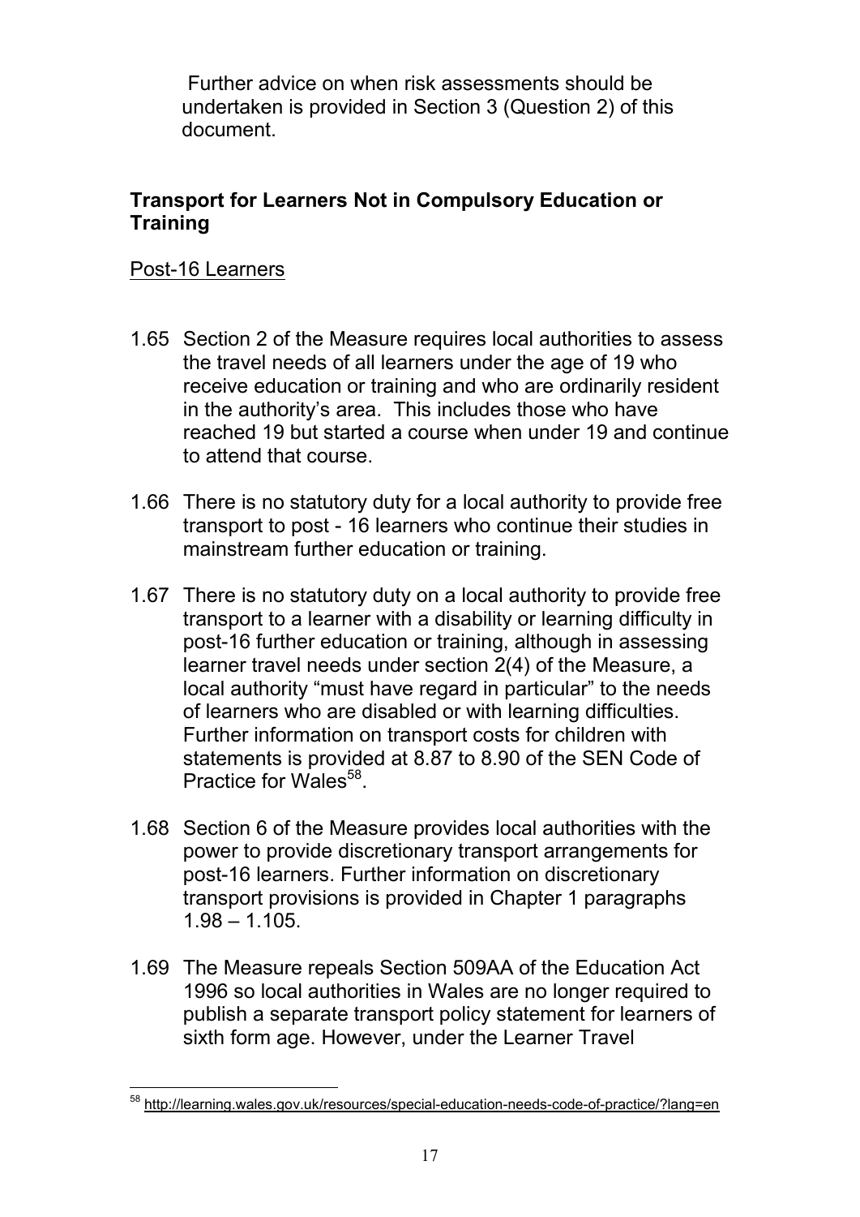Further advice on when risk assessments should be undertaken is provided in Section 3 (Question 2) of this document.

## Transport for Learners Not in Compulsory Education or Training

Post-16 Learners

1.65 Section 2 of the Measure requires local authorities to assess the travel needs of all learners under the age of 19 who receive education or training and who are ordinarily resident in the authority's area. This includes those who have reached 19 but started a course when under 19 and continue to attend that course.

1.66 There is no statutory duty for a local authority to provide free transport to post - 16 learners who continue their studies in mainstream further education or training.

1.67 There is no statutory duty on a local authority to provide free transport to a learner with a disability or learning difficulty in post-16 further education or training, although in assessing learner travel needs under section 2(4) of the Measure, a local authority "must have regard in particular" to the needs of learners who are disabled or with learning difficulties. Further information on transport costs for children with statements is provided at 8.87 to 8.90 of the SEN Code of Practice for Wales[58].

1.68 Section 6 of the Measure provides local authorities with the power to provide discretionary transport arrangements for post-16 learners. Further information on discretionary transport provisions is provided in Chapter 1 paragraphs 1.98 – 1.105.

1.69 The Measure repeals Section 509AA of the Education Act 1996 so local authorities in Wales are no longer required to publish a separate transport policy statement for learners of sixth form age. However, under the Learner Travel

[58] http://learning.wales.gov.uk/resources/special-education-needs-code-of-practice/?lang=en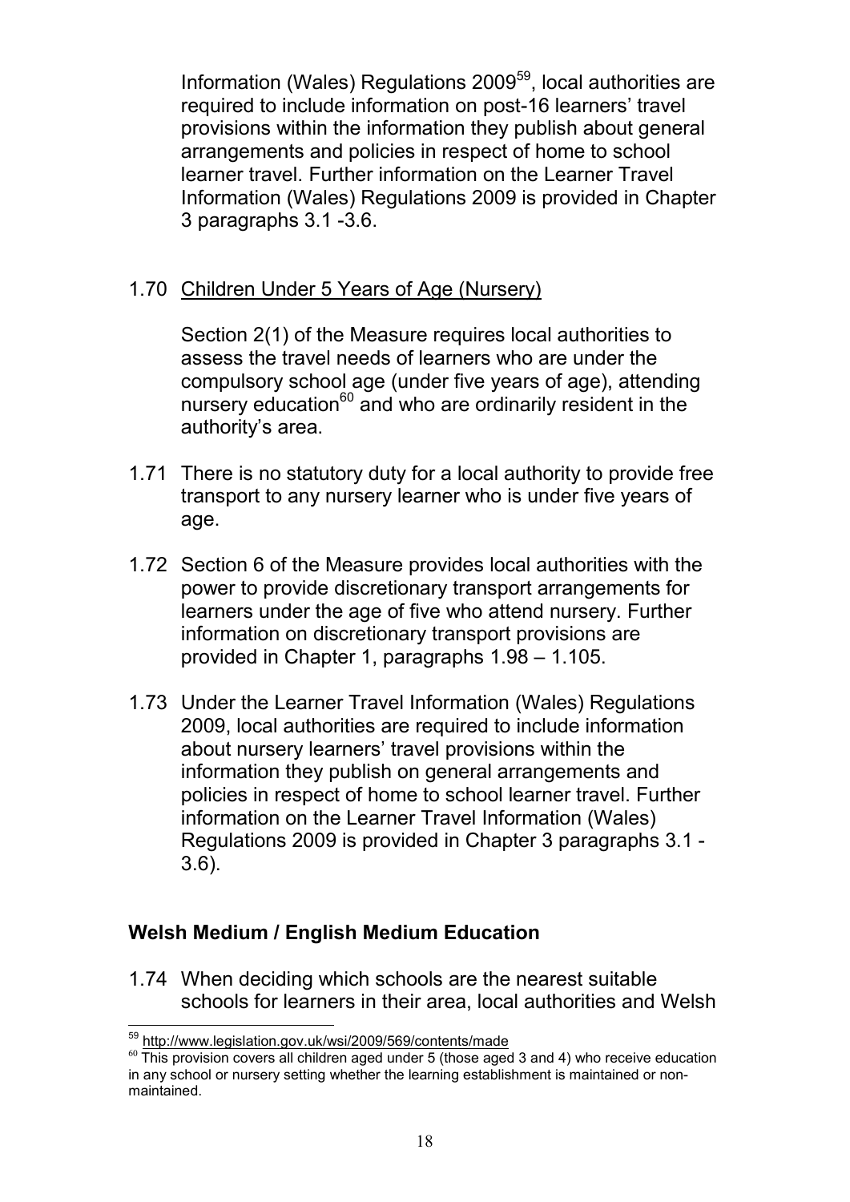Information (Wales) Regulations 2009[59], local authorities are required to include information on post-16 learners' travel provisions within the information they publish about general arrangements and policies in respect of home to school learner travel. Further information on the Learner Travel Information (Wales) Regulations 2009 is provided in Chapter 3 paragraphs 3.1 -3.6.

1.70 Children Under 5 Years of Age (Nursery)

Section 2(1) of the Measure requires local authorities to assess the travel needs of learners who are under the compulsory school age (under five years of age), attending nursery education[60] and who are ordinarily resident in the authority's area.

1.71 There is no statutory duty for a local authority to provide free transport to any nursery learner who is under five years of age.

1.72 Section 6 of the Measure provides local authorities with the power to provide discretionary transport arrangements for learners under the age of five who attend nursery. Further information on discretionary transport provisions are provided in Chapter 1, paragraphs 1.98 – 1.105.

1.73 Under the Learner Travel Information (Wales) Regulations 2009, local authorities are required to include information about nursery learners' travel provisions within the information they publish on general arrangements and policies in respect of home to school learner travel. Further information on the Learner Travel Information (Wales) Regulations 2009 is provided in Chapter 3 paragraphs 3.1 - 3.6).

## Welsh Medium / English Medium Education

1.74 When deciding which schools are the nearest suitable schools for learners in their area, local authorities and Welsh

[59] http://www.legislation.gov.uk/wsi/2009/569/contents/made

[60] This provision covers all children aged under 5 (those aged 3 and 4) who receive education in any school or nursery setting whether the learning establishment is maintained or non-maintained.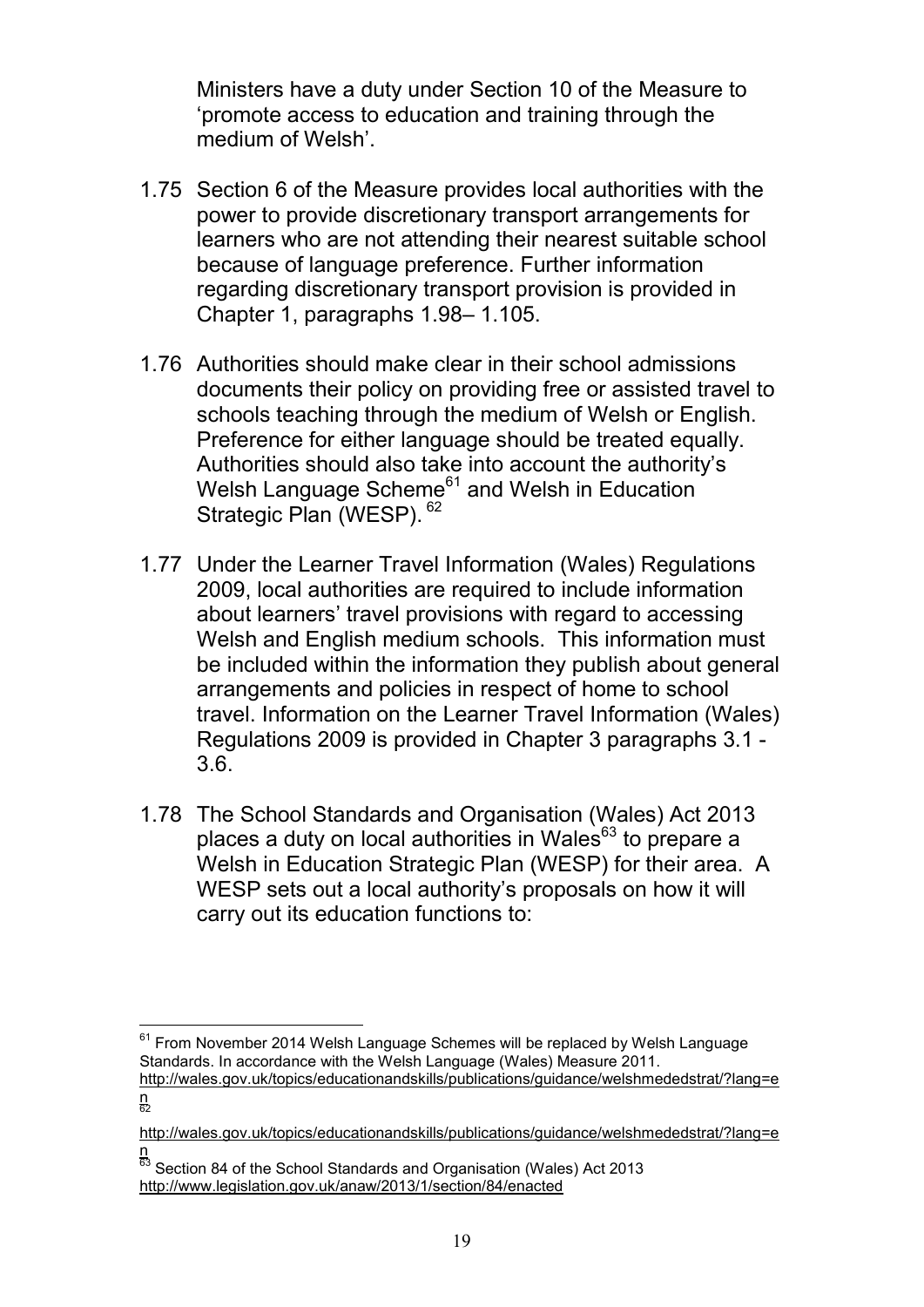Ministers have a duty under Section 10 of the Measure to 'promote access to education and training through the medium of Welsh'.

1.75 Section 6 of the Measure provides local authorities with the power to provide discretionary transport arrangements for learners who are not attending their nearest suitable school because of language preference. Further information regarding discretionary transport provision is provided in Chapter 1, paragraphs 1.98– 1.105.

1.76 Authorities should make clear in their school admissions documents their policy on providing free or assisted travel to schools teaching through the medium of Welsh or English. Preference for either language should be treated equally. Authorities should also take into account the authority's Welsh Language Scheme[61] and Welsh in Education Strategic Plan (WESP).[62]

1.77 Under the Learner Travel Information (Wales) Regulations 2009, local authorities are required to include information about learners' travel provisions with regard to accessing Welsh and English medium schools. This information must be included within the information they publish about general arrangements and policies in respect of home to school travel. Information on the Learner Travel Information (Wales) Regulations 2009 is provided in Chapter 3 paragraphs 3.1 - 3.6.

1.78 The School Standards and Organisation (Wales) Act 2013 places a duty on local authorities in Wales[63] to prepare a Welsh in Education Strategic Plan (WESP) for their area. A WESP sets out a local authority's proposals on how it will carry out its education functions to:

---

[61] From November 2014 Welsh Language Schemes will be replaced by Welsh Language Standards. In accordance with the Welsh Language (Wales) Measure 2011. http://wales.gov.uk/topics/educationandskills/publications/guidance/welshmededstrat/?lang=en

[62] http://wales.gov.uk/topics/educationandskills/publications/guidance/welshmededstrat/?lang=en

[63] Section 84 of the School Standards and Organisation (Wales) Act 2013 http://www.legislation.gov.uk/anaw/2013/1/section/84/enacted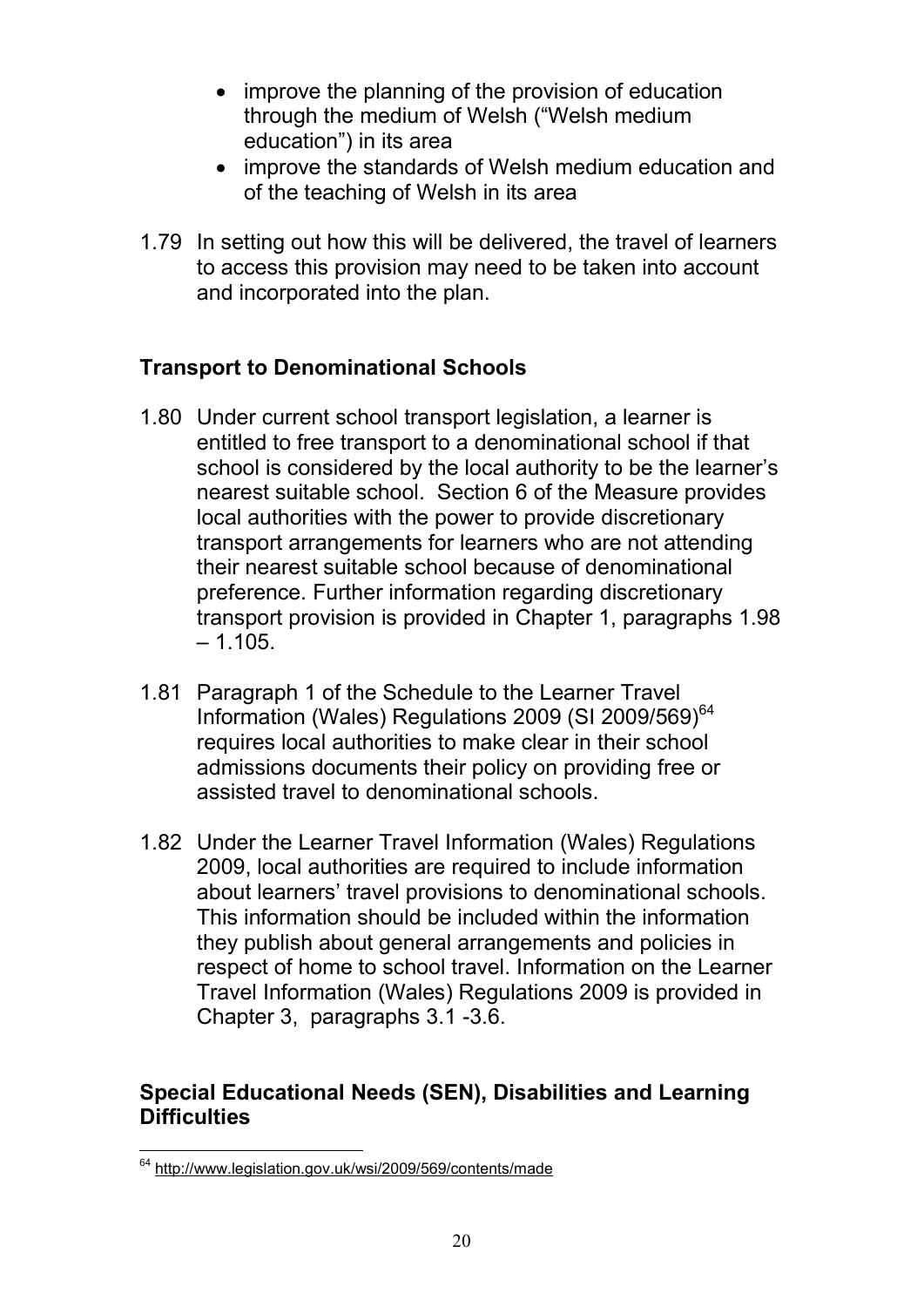- improve the planning of the provision of education through the medium of Welsh ("Welsh medium education") in its area
- improve the standards of Welsh medium education and of the teaching of Welsh in its area

1.79 In setting out how this will be delivered, the travel of learners to access this provision may need to be taken into account and incorporated into the plan.

## Transport to Denominational Schools

1.80 Under current school transport legislation, a learner is entitled to free transport to a denominational school if that school is considered by the local authority to be the learner's nearest suitable school. Section 6 of the Measure provides local authorities with the power to provide discretionary transport arrangements for learners who are not attending their nearest suitable school because of denominational preference. Further information regarding discretionary transport provision is provided in Chapter 1, paragraphs 1.98 – 1.105.

1.81 Paragraph 1 of the Schedule to the Learner Travel Information (Wales) Regulations 2009 (SI 2009/569)[64] requires local authorities to make clear in their school admissions documents their policy on providing free or assisted travel to denominational schools.

1.82 Under the Learner Travel Information (Wales) Regulations 2009, local authorities are required to include information about learners' travel provisions to denominational schools. This information should be included within the information they publish about general arrangements and policies in respect of home to school travel. Information on the Learner Travel Information (Wales) Regulations 2009 is provided in Chapter 3, paragraphs 3.1 -3.6.

## Special Educational Needs (SEN), Disabilities and Learning Difficulties

[64] http://www.legislation.gov.uk/wsi/2009/569/contents/made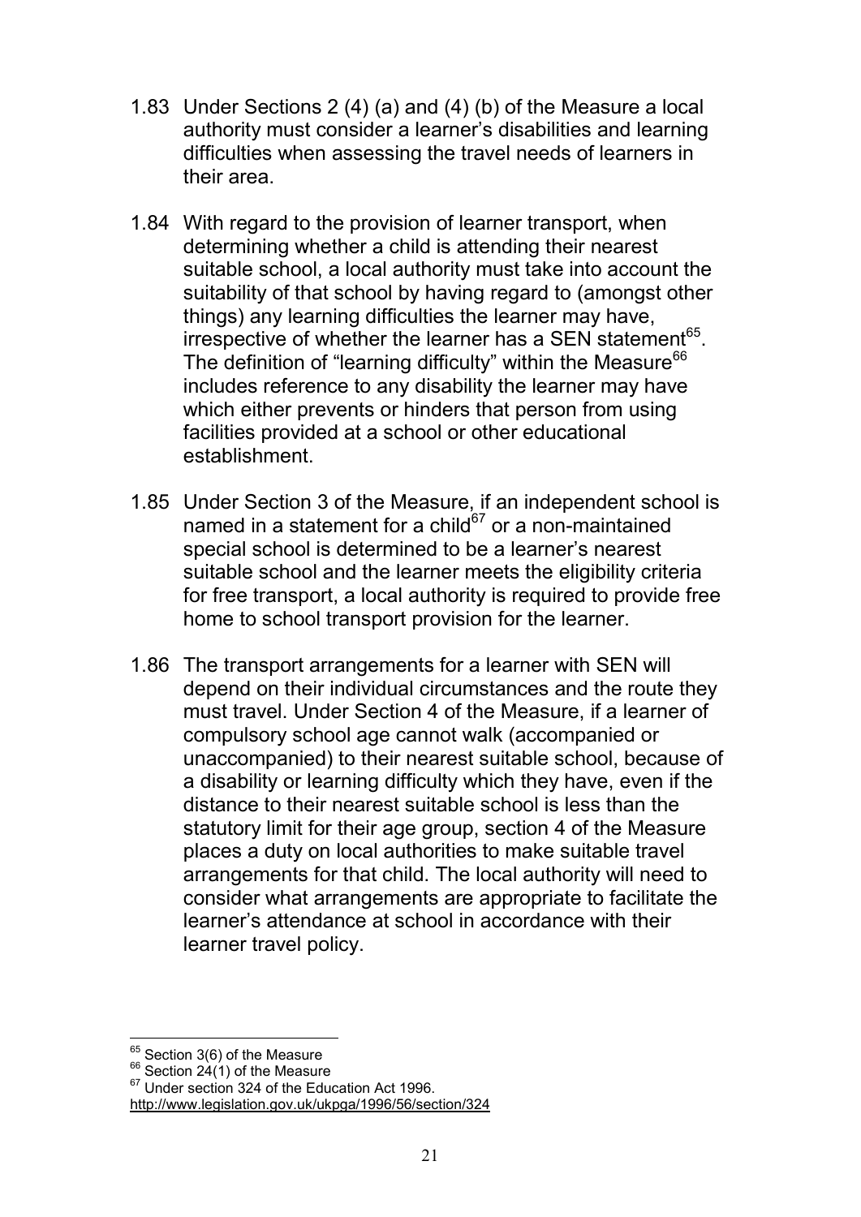1.83 Under Sections 2 (4) (a) and (4) (b) of the Measure a local authority must consider a learner's disabilities and learning difficulties when assessing the travel needs of learners in their area.

1.84 With regard to the provision of learner transport, when determining whether a child is attending their nearest suitable school, a local authority must take into account the suitability of that school by having regard to (amongst other things) any learning difficulties the learner may have, irrespective of whether the learner has a SEN statement[65]. The definition of "learning difficulty" within the Measure[66] includes reference to any disability the learner may have which either prevents or hinders that person from using facilities provided at a school or other educational establishment.

1.85 Under Section 3 of the Measure, if an independent school is named in a statement for a child[67] or a non-maintained special school is determined to be a learner's nearest suitable school and the learner meets the eligibility criteria for free transport, a local authority is required to provide free home to school transport provision for the learner.

1.86 The transport arrangements for a learner with SEN will depend on their individual circumstances and the route they must travel. Under Section 4 of the Measure, if a learner of compulsory school age cannot walk (accompanied or unaccompanied) to their nearest suitable school, because of a disability or learning difficulty which they have, even if the distance to their nearest suitable school is less than the statutory limit for their age group, section 4 of the Measure places a duty on local authorities to make suitable travel arrangements for that child. The local authority will need to consider what arrangements are appropriate to facilitate the learner's attendance at school in accordance with their learner travel policy.

---

[65] Section 3(6) of the Measure

[66] Section 24(1) of the Measure

[67] Under section 324 of the Education Act 1996. http://www.legislation.gov.uk/ukpga/1996/56/section/324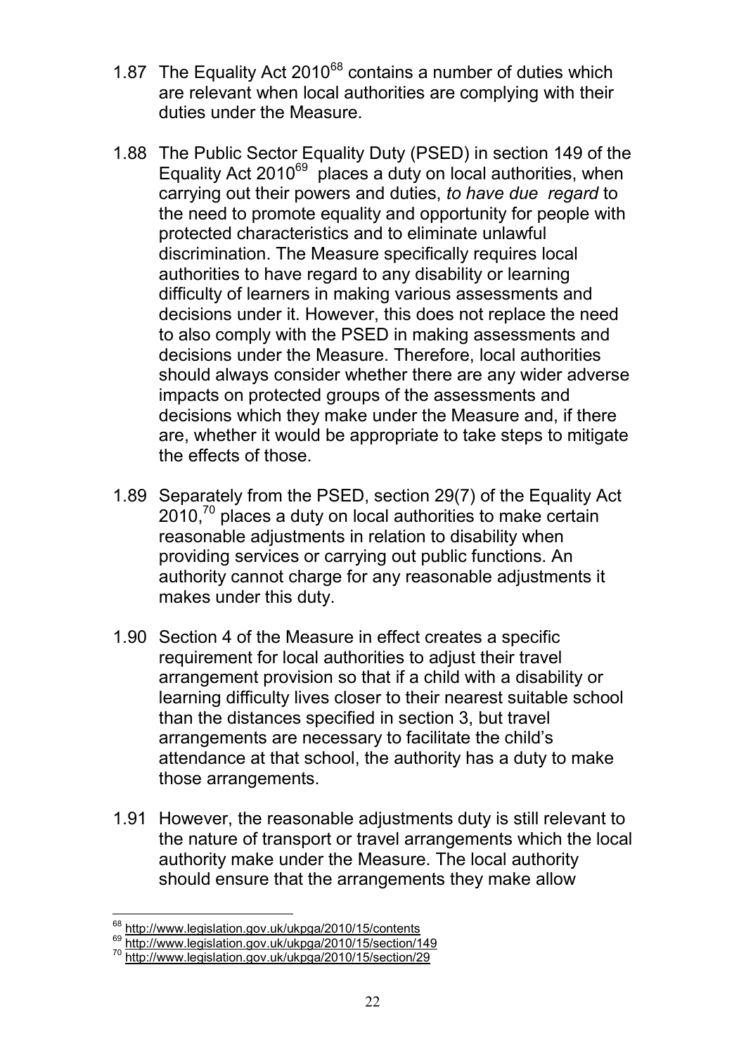1.87 The Equality Act 2010[68] contains a number of duties which are relevant when local authorities are complying with their duties under the Measure.

1.88 The Public Sector Equality Duty (PSED) in section 149 of the Equality Act 2010[69] places a duty on local authorities, when carrying out their powers and duties, *to have due regard* to the need to promote equality and opportunity for people with protected characteristics and to eliminate unlawful discrimination. The Measure specifically requires local authorities to have regard to any disability or learning difficulty of learners in making various assessments and decisions under it. However, this does not replace the need to also comply with the PSED in making assessments and decisions under the Measure. Therefore, local authorities should always consider whether there are any wider adverse impacts on protected groups of the assessments and decisions which they make under the Measure and, if there are, whether it would be appropriate to take steps to mitigate the effects of those.

1.89 Separately from the PSED, section 29(7) of the Equality Act 2010,[70] places a duty on local authorities to make certain reasonable adjustments in relation to disability when providing services or carrying out public functions. An authority cannot charge for any reasonable adjustments it makes under this duty.

1.90 Section 4 of the Measure in effect creates a specific requirement for local authorities to adjust their travel arrangement provision so that if a child with a disability or learning difficulty lives closer to their nearest suitable school than the distances specified in section 3, but travel arrangements are necessary to facilitate the child's attendance at that school, the authority has a duty to make those arrangements.

1.91 However, the reasonable adjustments duty is still relevant to the nature of transport or travel arrangements which the local authority make under the Measure. The local authority should ensure that the arrangements they make allow

---

[68] http://www.legislation.gov.uk/ukpga/2010/15/contents

[69] http://www.legislation.gov.uk/ukpga/2010/15/section/149

[70] http://www.legislation.gov.uk/ukpga/2010/15/section/29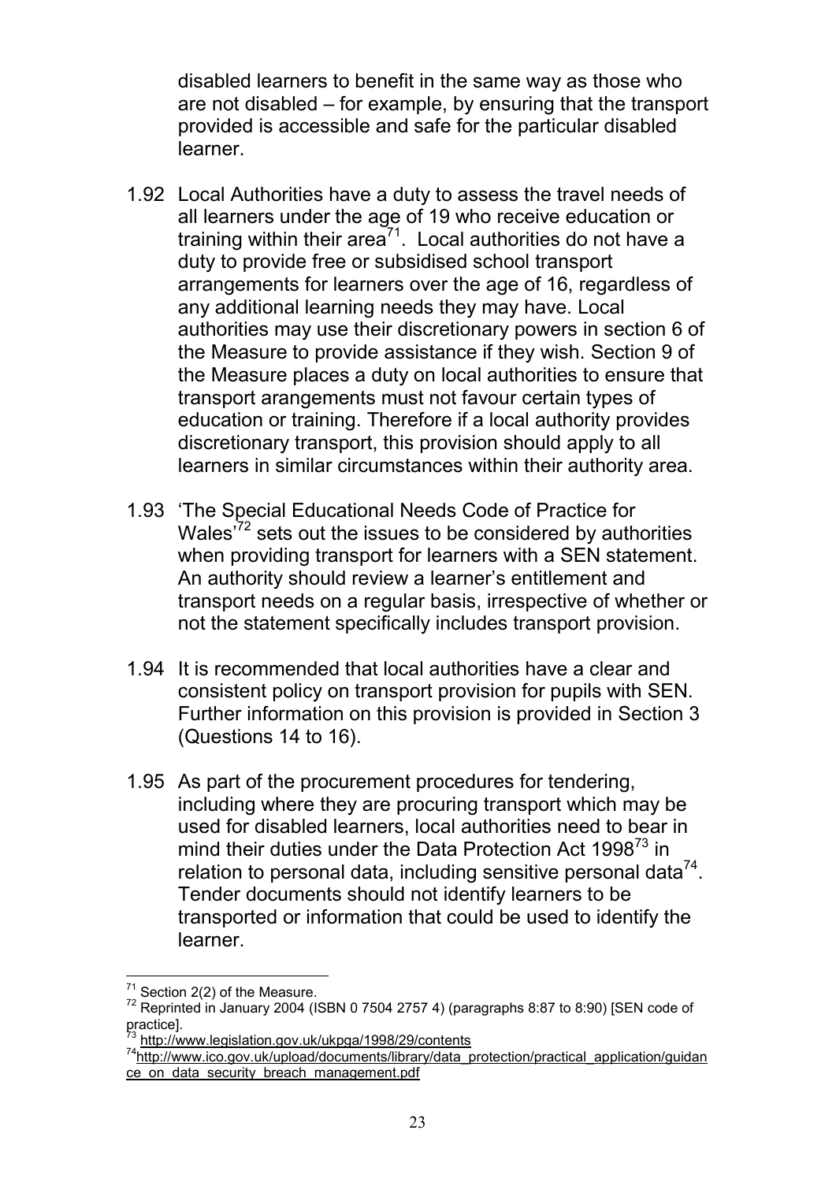disabled learners to benefit in the same way as those who are not disabled – for example, by ensuring that the transport provided is accessible and safe for the particular disabled learner.

1.92 Local Authorities have a duty to assess the travel needs of all learners under the age of 19 who receive education or training within their area[71]. Local authorities do not have a duty to provide free or subsidised school transport arrangements for learners over the age of 16, regardless of any additional learning needs they may have. Local authorities may use their discretionary powers in section 6 of the Measure to provide assistance if they wish. Section 9 of the Measure places a duty on local authorities to ensure that transport arangements must not favour certain types of education or training. Therefore if a local authority provides discretionary transport, this provision should apply to all learners in similar circumstances within their authority area.

1.93 'The Special Educational Needs Code of Practice for Wales'[72] sets out the issues to be considered by authorities when providing transport for learners with a SEN statement. An authority should review a learner's entitlement and transport needs on a regular basis, irrespective of whether or not the statement specifically includes transport provision.

1.94 It is recommended that local authorities have a clear and consistent policy on transport provision for pupils with SEN. Further information on this provision is provided in Section 3 (Questions 14 to 16).

1.95 As part of the procurement procedures for tendering, including where they are procuring transport which may be used for disabled learners, local authorities need to bear in mind their duties under the Data Protection Act 1998[73] in relation to personal data, including sensitive personal data[74]. Tender documents should not identify learners to be transported or information that could be used to identify the learner.

---

[71] Section 2(2) of the Measure.

[72] Reprinted in January 2004 (ISBN 0 7504 2757 4) (paragraphs 8:87 to 8:90) [SEN code of practice].

[73] http://www.legislation.gov.uk/ukpga/1998/29/contents

[74] http://www.ico.gov.uk/upload/documents/library/data_protection/practical_application/guidance_on_data_security_breach_management.pdf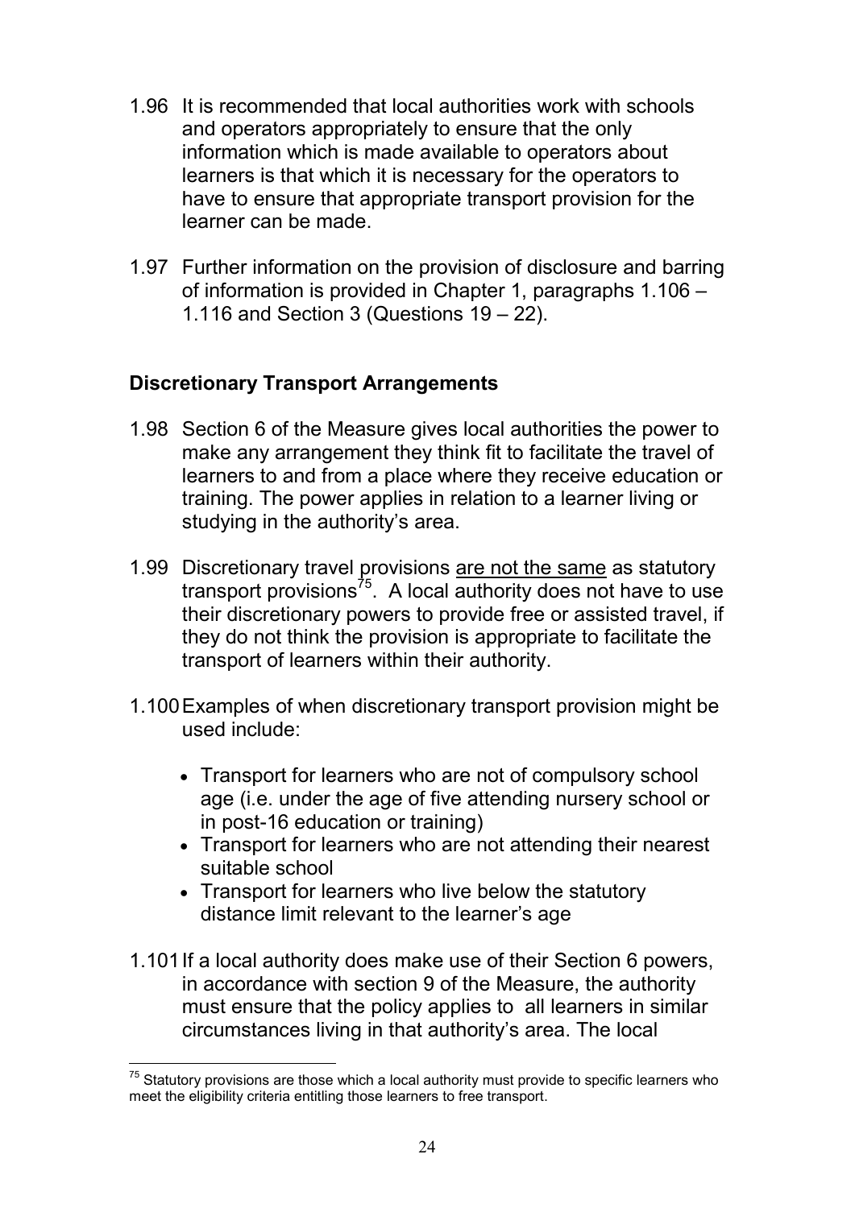1.96 It is recommended that local authorities work with schools and operators appropriately to ensure that the only information which is made available to operators about learners is that which it is necessary for the operators to have to ensure that appropriate transport provision for the learner can be made.

1.97 Further information on the provision of disclosure and barring of information is provided in Chapter 1, paragraphs 1.106 – 1.116 and Section 3 (Questions 19 – 22).

### Discretionary Transport Arrangements

1.98 Section 6 of the Measure gives local authorities the power to make any arrangement they think fit to facilitate the travel of learners to and from a place where they receive education or training. The power applies in relation to a learner living or studying in the authority's area.

1.99 Discretionary travel provisions <u>are not the same</u> as statutory transport provisions[75]. A local authority does not have to use their discretionary powers to provide free or assisted travel, if they do not think the provision is appropriate to facilitate the transport of learners within their authority.

1.100 Examples of when discretionary transport provision might be used include:

- Transport for learners who are not of compulsory school age (i.e. under the age of five attending nursery school or in post-16 education or training)
- Transport for learners who are not attending their nearest suitable school
- Transport for learners who live below the statutory distance limit relevant to the learner's age

1.101 If a local authority does make use of their Section 6 powers, in accordance with section 9 of the Measure, the authority must ensure that the policy applies to all learners in similar circumstances living in that authority's area. The local

[75] Statutory provisions are those which a local authority must provide to specific learners who meet the eligibility criteria entitling those learners to free transport.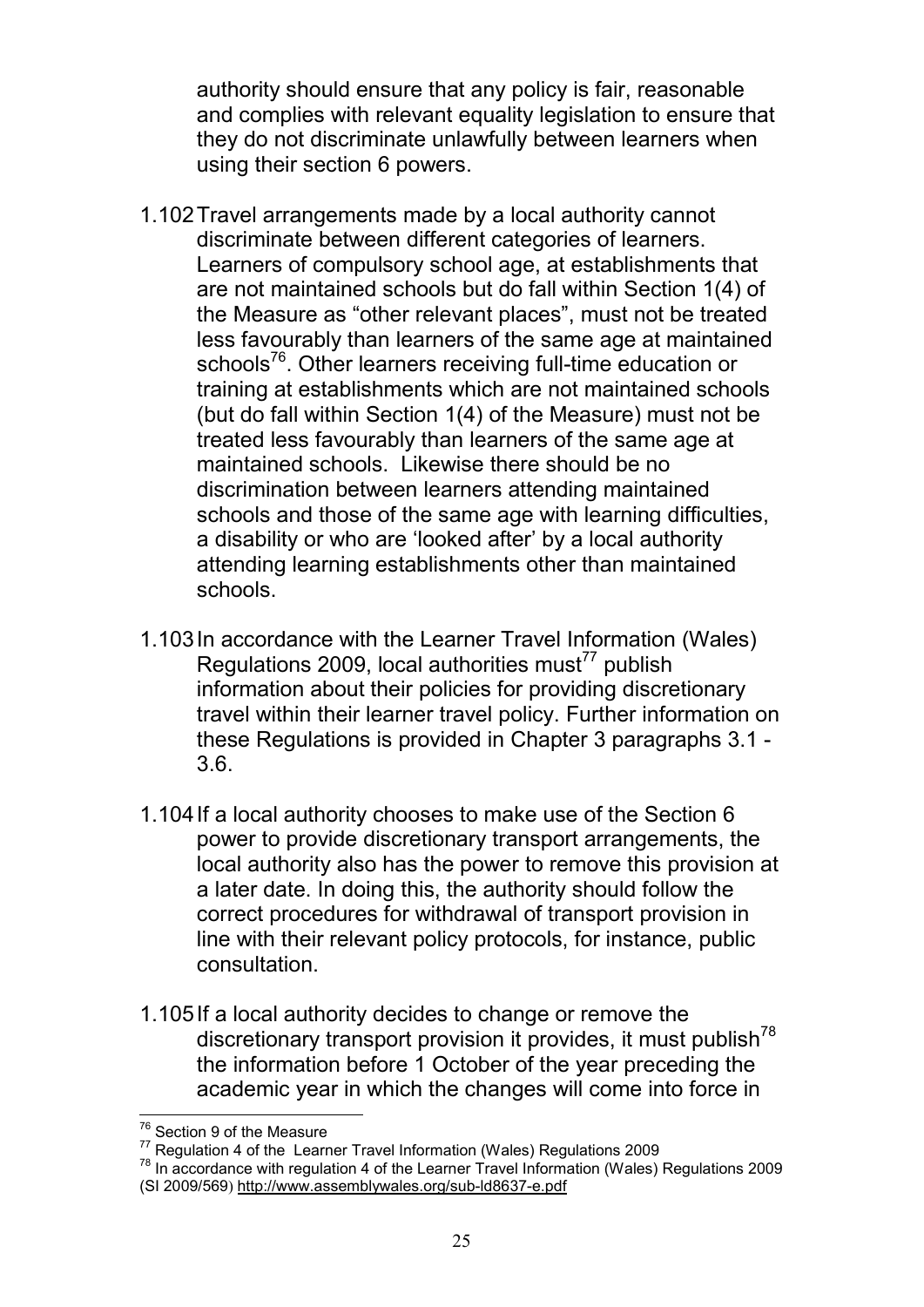authority should ensure that any policy is fair, reasonable and complies with relevant equality legislation to ensure that they do not discriminate unlawfully between learners when using their section 6 powers.

1.102 Travel arrangements made by a local authority cannot discriminate between different categories of learners. Learners of compulsory school age, at establishments that are not maintained schools but do fall within Section 1(4) of the Measure as "other relevant places", must not be treated less favourably than learners of the same age at maintained schools[76]. Other learners receiving full-time education or training at establishments which are not maintained schools (but do fall within Section 1(4) of the Measure) must not be treated less favourably than learners of the same age at maintained schools. Likewise there should be no discrimination between learners attending maintained schools and those of the same age with learning difficulties, a disability or who are 'looked after' by a local authority attending learning establishments other than maintained schools.

1.103 In accordance with the Learner Travel Information (Wales) Regulations 2009, local authorities must[77] publish information about their policies for providing discretionary travel within their learner travel policy. Further information on these Regulations is provided in Chapter 3 paragraphs 3.1 - 3.6.

1.104 If a local authority chooses to make use of the Section 6 power to provide discretionary transport arrangements, the local authority also has the power to remove this provision at a later date. In doing this, the authority should follow the correct procedures for withdrawal of transport provision in line with their relevant policy protocols, for instance, public consultation.

1.105 If a local authority decides to change or remove the discretionary transport provision it provides, it must publish[78] the information before 1 October of the year preceding the academic year in which the changes will come into force in

---

[76] Section 9 of the Measure

[77] Regulation 4 of the Learner Travel Information (Wales) Regulations 2009

[78] In accordance with regulation 4 of the Learner Travel Information (Wales) Regulations 2009 (SI 2009/569) http://www.assemblywales.org/sub-ld8637-e.pdf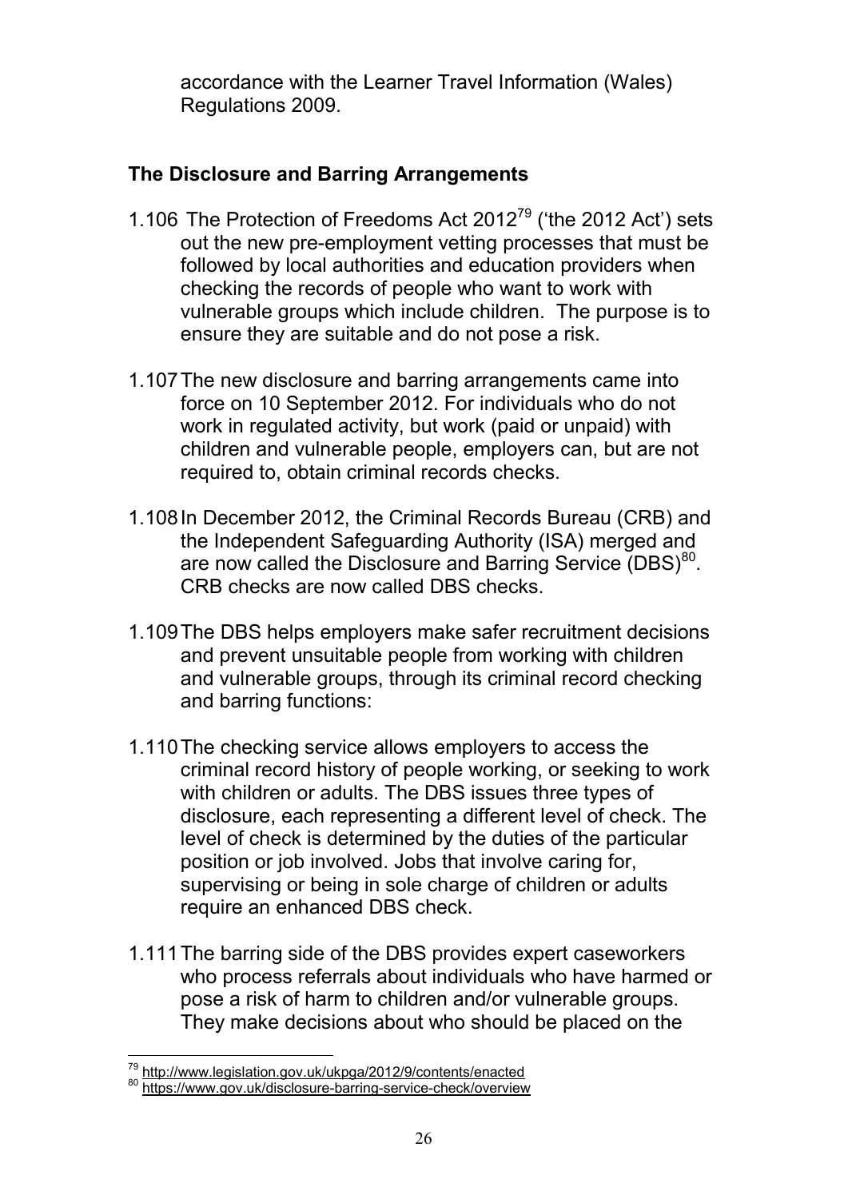accordance with the Learner Travel Information (Wales) Regulations 2009.

## The Disclosure and Barring Arrangements

1.106 The Protection of Freedoms Act 2012[79] ('the 2012 Act') sets out the new pre-employment vetting processes that must be followed by local authorities and education providers when checking the records of people who want to work with vulnerable groups which include children. The purpose is to ensure they are suitable and do not pose a risk.

1.107 The new disclosure and barring arrangements came into force on 10 September 2012. For individuals who do not work in regulated activity, but work (paid or unpaid) with children and vulnerable people, employers can, but are not required to, obtain criminal records checks.

1.108 In December 2012, the Criminal Records Bureau (CRB) and the Independent Safeguarding Authority (ISA) merged and are now called the Disclosure and Barring Service (DBS)[80]. CRB checks are now called DBS checks.

1.109 The DBS helps employers make safer recruitment decisions and prevent unsuitable people from working with children and vulnerable groups, through its criminal record checking and barring functions:

1.110 The checking service allows employers to access the criminal record history of people working, or seeking to work with children or adults. The DBS issues three types of disclosure, each representing a different level of check. The level of check is determined by the duties of the particular position or job involved. Jobs that involve caring for, supervising or being in sole charge of children or adults require an enhanced DBS check.

1.111 The barring side of the DBS provides expert caseworkers who process referrals about individuals who have harmed or pose a risk of harm to children and/or vulnerable groups. They make decisions about who should be placed on the

---

[79] http://www.legislation.gov.uk/ukpga/2012/9/contents/enacted

[80] https://www.gov.uk/disclosure-barring-service-check/overview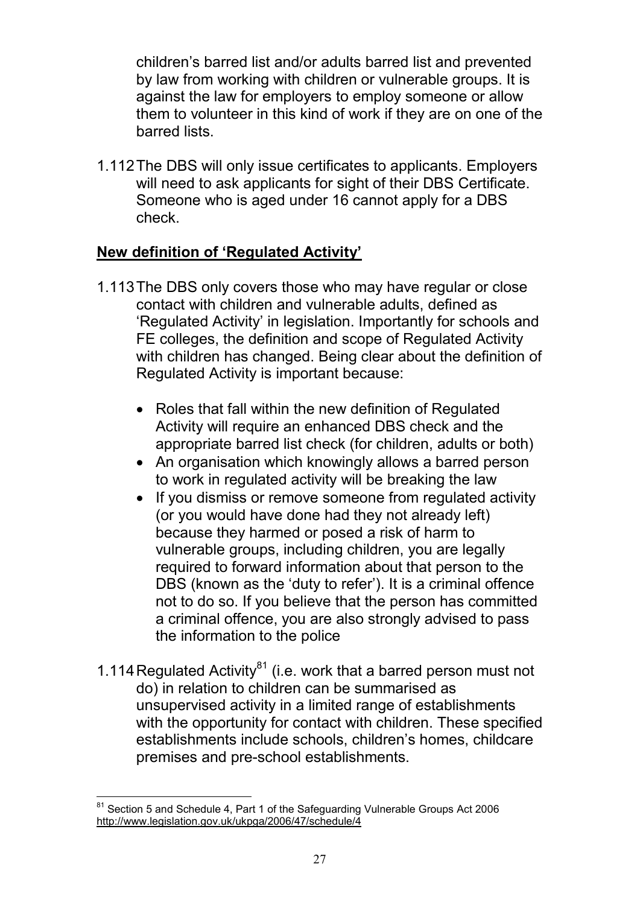children's barred list and/or adults barred list and prevented by law from working with children or vulnerable groups. It is against the law for employers to employ someone or allow them to volunteer in this kind of work if they are on one of the barred lists.

1.112 The DBS will only issue certificates to applicants. Employers will need to ask applicants for sight of their DBS Certificate. Someone who is aged under 16 cannot apply for a DBS check.

## New definition of 'Regulated Activity'

1.113 The DBS only covers those who may have regular or close contact with children and vulnerable adults, defined as 'Regulated Activity' in legislation. Importantly for schools and FE colleges, the definition and scope of Regulated Activity with children has changed. Being clear about the definition of Regulated Activity is important because:

- Roles that fall within the new definition of Regulated Activity will require an enhanced DBS check and the appropriate barred list check (for children, adults or both)
- An organisation which knowingly allows a barred person to work in regulated activity will be breaking the law
- If you dismiss or remove someone from regulated activity (or you would have done had they not already left) because they harmed or posed a risk of harm to vulnerable groups, including children, you are legally required to forward information about that person to the DBS (known as the 'duty to refer'). It is a criminal offence not to do so. If you believe that the person has committed a criminal offence, you are also strongly advised to pass the information to the police

1.114 Regulated Activity[81] (i.e. work that a barred person must not do) in relation to children can be summarised as unsupervised activity in a limited range of establishments with the opportunity for contact with children. These specified establishments include schools, children's homes, childcare premises and pre-school establishments.

---

[81] Section 5 and Schedule 4, Part 1 of the Safeguarding Vulnerable Groups Act 2006 http://www.legislation.gov.uk/ukpga/2006/47/schedule/4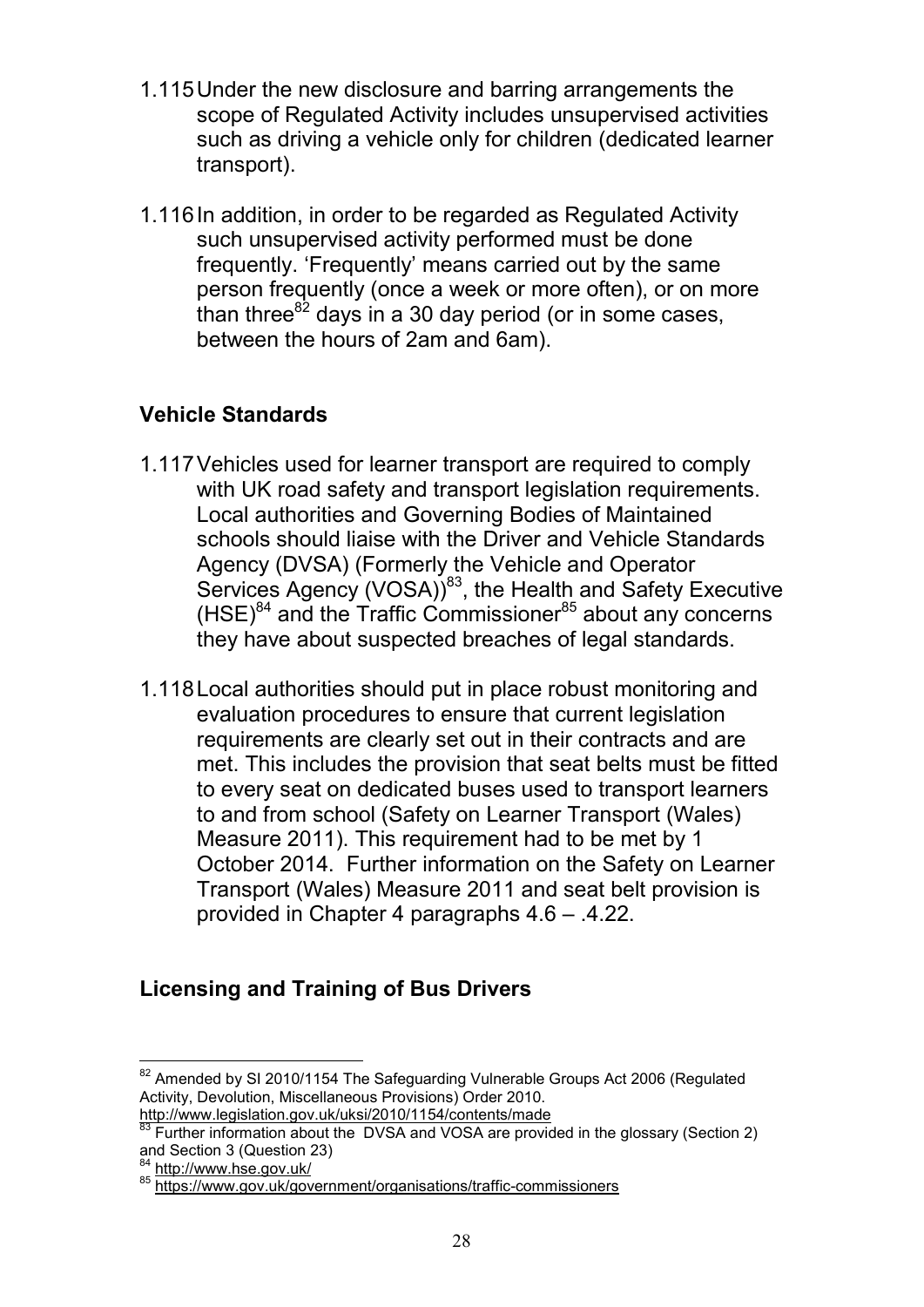1.115 Under the new disclosure and barring arrangements the scope of Regulated Activity includes unsupervised activities such as driving a vehicle only for children (dedicated learner transport).

1.116 In addition, in order to be regarded as Regulated Activity such unsupervised activity performed must be done frequently. 'Frequently' means carried out by the same person frequently (once a week or more often), or on more than three[82] days in a 30 day period (or in some cases, between the hours of 2am and 6am).

## Vehicle Standards

1.117 Vehicles used for learner transport are required to comply with UK road safety and transport legislation requirements. Local authorities and Governing Bodies of Maintained schools should liaise with the Driver and Vehicle Standards Agency (DVSA) (Formerly the Vehicle and Operator Services Agency (VOSA))[83], the Health and Safety Executive (HSE)[84] and the Traffic Commissioner[85] about any concerns they have about suspected breaches of legal standards.

1.118 Local authorities should put in place robust monitoring and evaluation procedures to ensure that current legislation requirements are clearly set out in their contracts and are met. This includes the provision that seat belts must be fitted to every seat on dedicated buses used to transport learners to and from school (Safety on Learner Transport (Wales) Measure 2011). This requirement had to be met by 1 October 2014. Further information on the Safety on Learner Transport (Wales) Measure 2011 and seat belt provision is provided in Chapter 4 paragraphs 4.6 – .4.22.

## Licensing and Training of Bus Drivers

---

[82] Amended by SI 2010/1154 The Safeguarding Vulnerable Groups Act 2006 (Regulated Activity, Devolution, Miscellaneous Provisions) Order 2010. http://www.legislation.gov.uk/uksi/2010/1154/contents/made

[83] Further information about the DVSA and VOSA are provided in the glossary (Section 2) and Section 3 (Question 23)

[84] http://www.hse.gov.uk/

[85] https://www.gov.uk/government/organisations/traffic-commissioners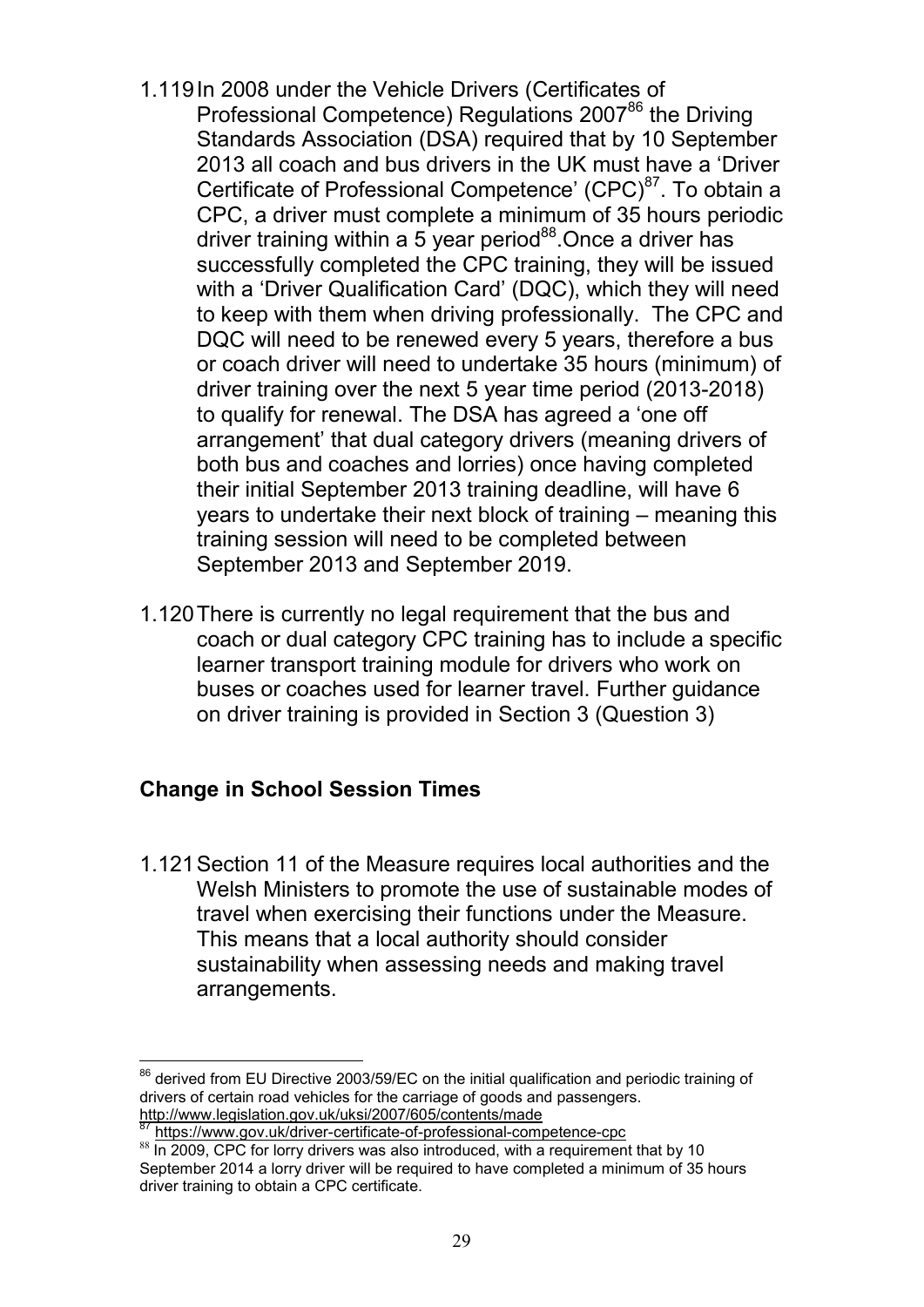1.119 In 2008 under the Vehicle Drivers (Certificates of Professional Competence) Regulations 2007[86] the Driving Standards Association (DSA) required that by 10 September 2013 all coach and bus drivers in the UK must have a 'Driver Certificate of Professional Competence' (CPC)[87]. To obtain a CPC, a driver must complete a minimum of 35 hours periodic driver training within a 5 year period[88].Once a driver has successfully completed the CPC training, they will be issued with a 'Driver Qualification Card' (DQC), which they will need to keep with them when driving professionally. The CPC and DQC will need to be renewed every 5 years, therefore a bus or coach driver will need to undertake 35 hours (minimum) of driver training over the next 5 year time period (2013-2018) to qualify for renewal. The DSA has agreed a 'one off arrangement' that dual category drivers (meaning drivers of both bus and coaches and lorries) once having completed their initial September 2013 training deadline, will have 6 years to undertake their next block of training – meaning this training session will need to be completed between September 2013 and September 2019.

1.120 There is currently no legal requirement that the bus and coach or dual category CPC training has to include a specific learner transport training module for drivers who work on buses or coaches used for learner travel. Further guidance on driver training is provided in Section 3 (Question 3)

## Change in School Session Times

1.121 Section 11 of the Measure requires local authorities and the Welsh Ministers to promote the use of sustainable modes of travel when exercising their functions under the Measure. This means that a local authority should consider sustainability when assessing needs and making travel arrangements.

---

[86] derived from EU Directive 2003/59/EC on the initial qualification and periodic training of drivers of certain road vehicles for the carriage of goods and passengers. http://www.legislation.gov.uk/uksi/2007/605/contents/made

[87] https://www.gov.uk/driver-certificate-of-professional-competence-cpc

[88] In 2009, CPC for lorry drivers was also introduced, with a requirement that by 10 September 2014 a lorry driver will be required to have completed a minimum of 35 hours driver training to obtain a CPC certificate.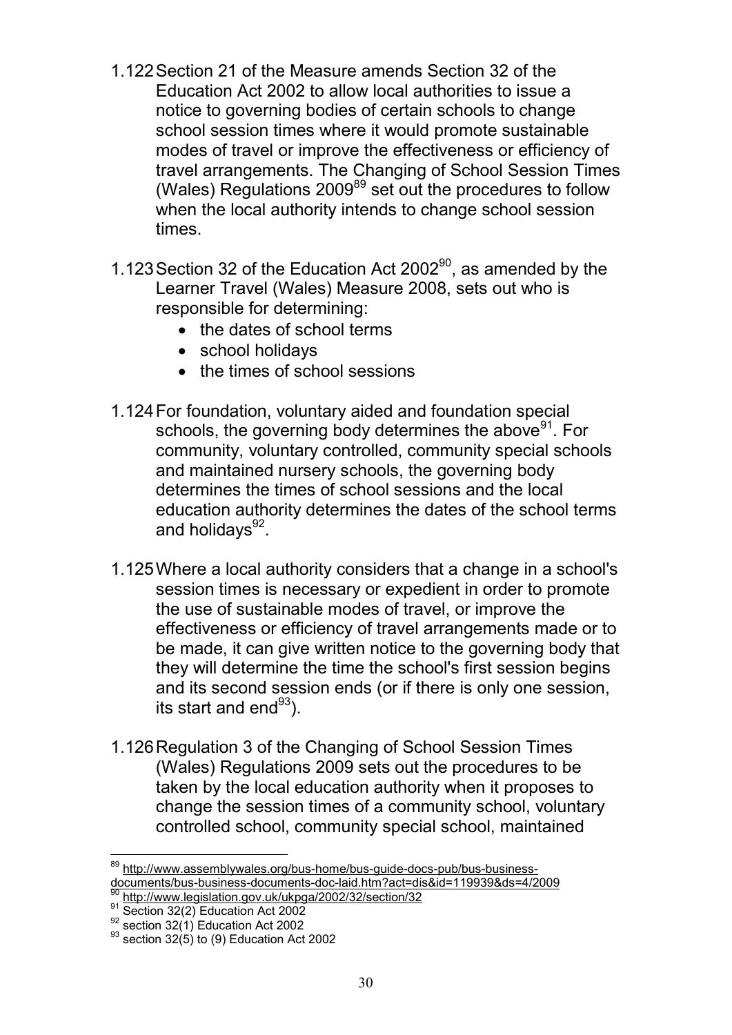1.122 Section 21 of the Measure amends Section 32 of the Education Act 2002 to allow local authorities to issue a notice to governing bodies of certain schools to change school session times where it would promote sustainable modes of travel or improve the effectiveness or efficiency of travel arrangements. The Changing of School Session Times (Wales) Regulations 2009[89] set out the procedures to follow when the local authority intends to change school session times.

1.123 Section 32 of the Education Act 2002[90], as amended by the Learner Travel (Wales) Measure 2008, sets out who is responsible for determining:

- the dates of school terms
- school holidays
- the times of school sessions

1.124 For foundation, voluntary aided and foundation special schools, the governing body determines the above[91]. For community, voluntary controlled, community special schools and maintained nursery schools, the governing body determines the times of school sessions and the local education authority determines the dates of the school terms and holidays[92].

1.125 Where a local authority considers that a change in a school's session times is necessary or expedient in order to promote the use of sustainable modes of travel, or improve the effectiveness or efficiency of travel arrangements made or to be made, it can give written notice to the governing body that they will determine the time the school's first session begins and its second session ends (or if there is only one session, its start and end[93]).

1.126 Regulation 3 of the Changing of School Session Times (Wales) Regulations 2009 sets out the procedures to be taken by the local education authority when it proposes to change the session times of a community school, voluntary controlled school, community special school, maintained

---

[89] http://www.assemblywales.org/bus-home/bus-guide-docs-pub/bus-business-documents/bus-business-documents-doc-laid.htm?act=dis&id=119939&ds=4/2009

[90] http://www.legislation.gov.uk/ukpga/2002/32/section/32

[91] Section 32(2) Education Act 2002

[92] section 32(1) Education Act 2002

[93] section 32(5) to (9) Education Act 2002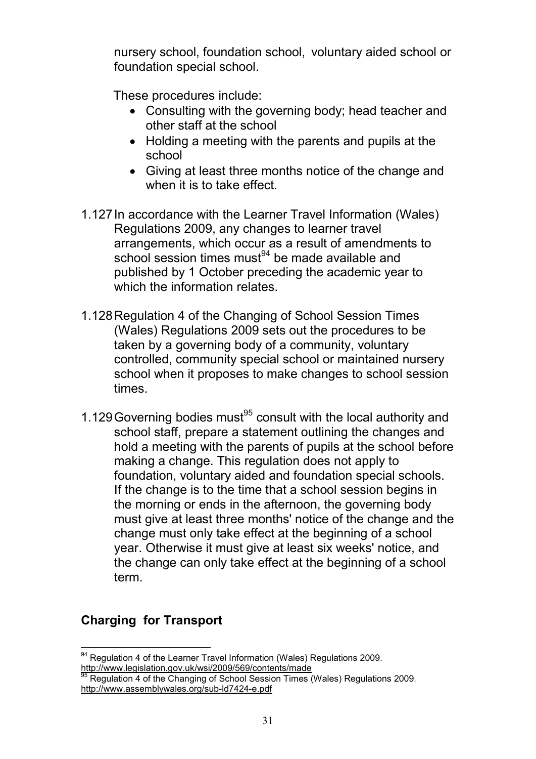nursery school, foundation school, voluntary aided school or foundation special school.

These procedures include:

- Consulting with the governing body; head teacher and other staff at the school
- Holding a meeting with the parents and pupils at the school
- Giving at least three months notice of the change and when it is to take effect.

1.127 In accordance with the Learner Travel Information (Wales) Regulations 2009, any changes to learner travel arrangements, which occur as a result of amendments to school session times must[94] be made available and published by 1 October preceding the academic year to which the information relates.

1.128 Regulation 4 of the Changing of School Session Times (Wales) Regulations 2009 sets out the procedures to be taken by a governing body of a community, voluntary controlled, community special school or maintained nursery school when it proposes to make changes to school session times.

1.129 Governing bodies must[95] consult with the local authority and school staff, prepare a statement outlining the changes and hold a meeting with the parents of pupils at the school before making a change. This regulation does not apply to foundation, voluntary aided and foundation special schools. If the change is to the time that a school session begins in the morning or ends in the afternoon, the governing body must give at least three months' notice of the change and the change must only take effect at the beginning of a school year. Otherwise it must give at least six weeks' notice, and the change can only take effect at the beginning of a school term.

## Charging for Transport

[94] Regulation 4 of the Learner Travel Information (Wales) Regulations 2009. http://www.legislation.gov.uk/wsi/2009/569/contents/made

[95] Regulation 4 of the Changing of School Session Times (Wales) Regulations 2009. http://www.assemblywales.org/sub-ld7424-e.pdf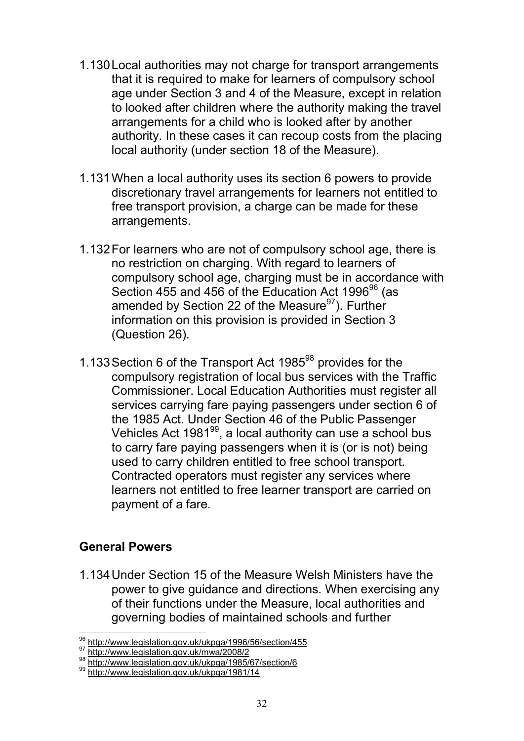1.130 Local authorities may not charge for transport arrangements that it is required to make for learners of compulsory school age under Section 3 and 4 of the Measure, except in relation to looked after children where the authority making the travel arrangements for a child who is looked after by another authority. In these cases it can recoup costs from the placing local authority (under section 18 of the Measure).

1.131 When a local authority uses its section 6 powers to provide discretionary travel arrangements for learners not entitled to free transport provision, a charge can be made for these arrangements.

1.132 For learners who are not of compulsory school age, there is no restriction on charging. With regard to learners of compulsory school age, charging must be in accordance with Section 455 and 456 of the Education Act 1996[96] (as amended by Section 22 of the Measure[97]). Further information on this provision is provided in Section 3 (Question 26).

1.133 Section 6 of the Transport Act 1985[98] provides for the compulsory registration of local bus services with the Traffic Commissioner. Local Education Authorities must register all services carrying fare paying passengers under section 6 of the 1985 Act. Under Section 46 of the Public Passenger Vehicles Act 1981[99], a local authority can use a school bus to carry fare paying passengers when it is (or is not) being used to carry children entitled to free school transport. Contracted operators must register any services where learners not entitled to free learner transport are carried on payment of a fare.

## General Powers

1.134 Under Section 15 of the Measure Welsh Ministers have the power to give guidance and directions. When exercising any of their functions under the Measure, local authorities and governing bodies of maintained schools and further

---

[96] http://www.legislation.gov.uk/ukpga/1996/56/section/455
[97] http://www.legislation.gov.uk/mwa/2008/2
[98] http://www.legislation.gov.uk/ukpga/1985/67/section/6
[99] http://www.legislation.gov.uk/ukpga/1981/14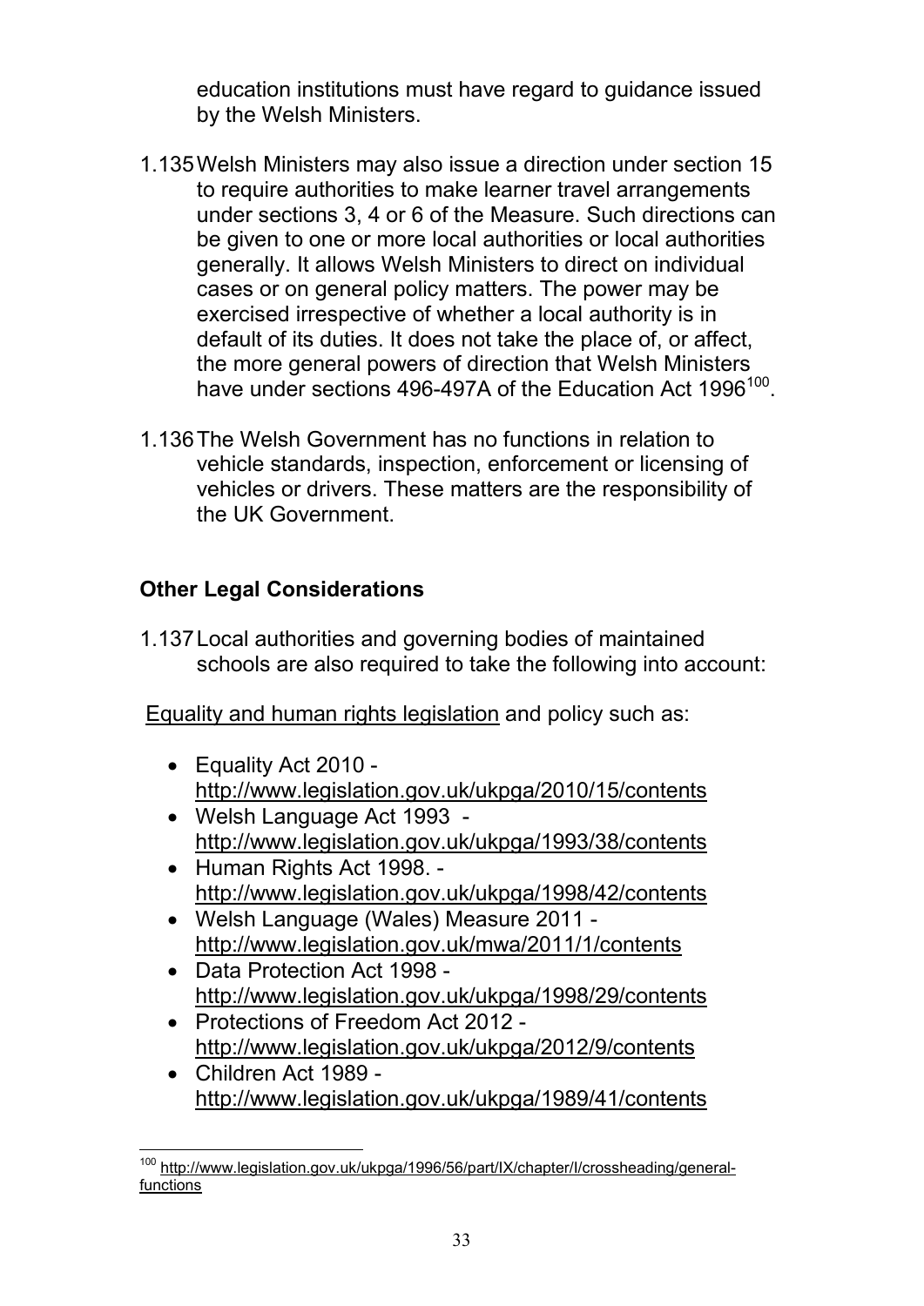education institutions must have regard to guidance issued by the Welsh Ministers.

1.135 Welsh Ministers may also issue a direction under section 15 to require authorities to make learner travel arrangements under sections 3, 4 or 6 of the Measure. Such directions can be given to one or more local authorities or local authorities generally. It allows Welsh Ministers to direct on individual cases or on general policy matters. The power may be exercised irrespective of whether a local authority is in default of its duties. It does not take the place of, or affect, the more general powers of direction that Welsh Ministers have under sections 496-497A of the Education Act 1996[100].

1.136 The Welsh Government has no functions in relation to vehicle standards, inspection, enforcement or licensing of vehicles or drivers. These matters are the responsibility of the UK Government.

## Other Legal Considerations

1.137 Local authorities and governing bodies of maintained schools are also required to take the following into account:

Equality and human rights legislation and policy such as:

- Equality Act 2010 - http://www.legislation.gov.uk/ukpga/2010/15/contents
- Welsh Language Act 1993 - http://www.legislation.gov.uk/ukpga/1993/38/contents
- Human Rights Act 1998. - http://www.legislation.gov.uk/ukpga/1998/42/contents
- Welsh Language (Wales) Measure 2011 - http://www.legislation.gov.uk/mwa/2011/1/contents
- Data Protection Act 1998 - http://www.legislation.gov.uk/ukpga/1998/29/contents
- Protections of Freedom Act 2012 - http://www.legislation.gov.uk/ukpga/2012/9/contents
- Children Act 1989 - http://www.legislation.gov.uk/ukpga/1989/41/contents

[100] http://www.legislation.gov.uk/ukpga/1996/56/part/IX/chapter/I/crossheading/general-functions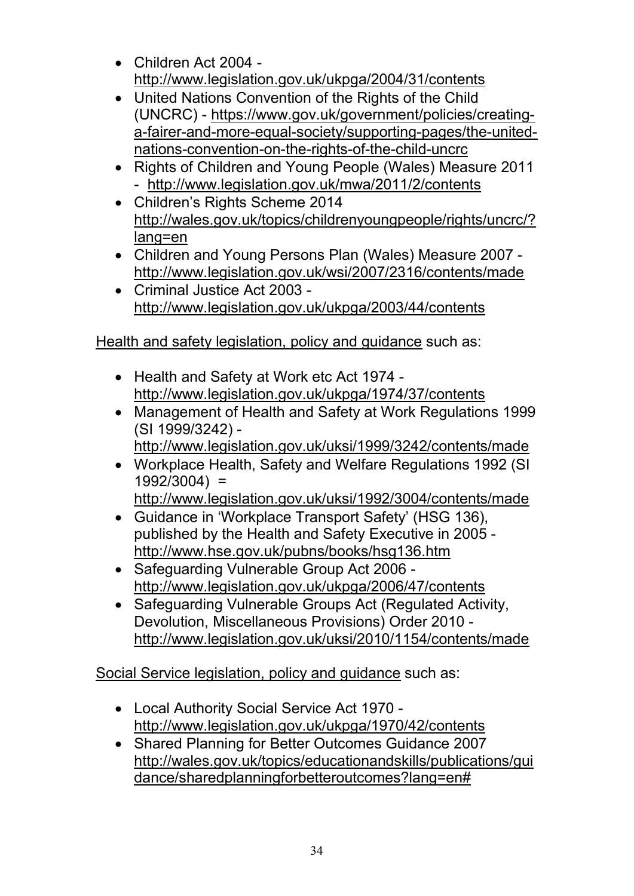- Children Act 2004 - http://www.legislation.gov.uk/ukpga/2004/31/contents
- United Nations Convention of the Rights of the Child (UNCRC) - https://www.gov.uk/government/policies/creating-a-fairer-and-more-equal-society/supporting-pages/the-united-nations-convention-on-the-rights-of-the-child-uncrc
- Rights of Children and Young People (Wales) Measure 2011 - http://www.legislation.gov.uk/mwa/2011/2/contents
- Children's Rights Scheme 2014 http://wales.gov.uk/topics/childrenyoungpeople/rights/uncrc/?lang=en
- Children and Young Persons Plan (Wales) Measure 2007 - http://www.legislation.gov.uk/wsi/2007/2316/contents/made
- Criminal Justice Act 2003 - http://www.legislation.gov.uk/ukpga/2003/44/contents

Health and safety legislation, policy and guidance such as:

- Health and Safety at Work etc Act 1974 - http://www.legislation.gov.uk/ukpga/1974/37/contents
- Management of Health and Safety at Work Regulations 1999 (SI 1999/3242) - http://www.legislation.gov.uk/uksi/1999/3242/contents/made
- Workplace Health, Safety and Welfare Regulations 1992 (SI 1992/3004) = http://www.legislation.gov.uk/uksi/1992/3004/contents/made
- Guidance in 'Workplace Transport Safety' (HSG 136), published by the Health and Safety Executive in 2005 - http://www.hse.gov.uk/pubns/books/hsg136.htm
- Safeguarding Vulnerable Group Act 2006 - http://www.legislation.gov.uk/ukpga/2006/47/contents
- Safeguarding Vulnerable Groups Act (Regulated Activity, Devolution, Miscellaneous Provisions) Order 2010 - http://www.legislation.gov.uk/uksi/2010/1154/contents/made

Social Service legislation, policy and guidance such as:

- Local Authority Social Service Act 1970 - http://www.legislation.gov.uk/ukpga/1970/42/contents
- Shared Planning for Better Outcomes Guidance 2007 http://wales.gov.uk/topics/educationandskills/publications/guidance/sharedplanningforbetteroutcomes?lang=en#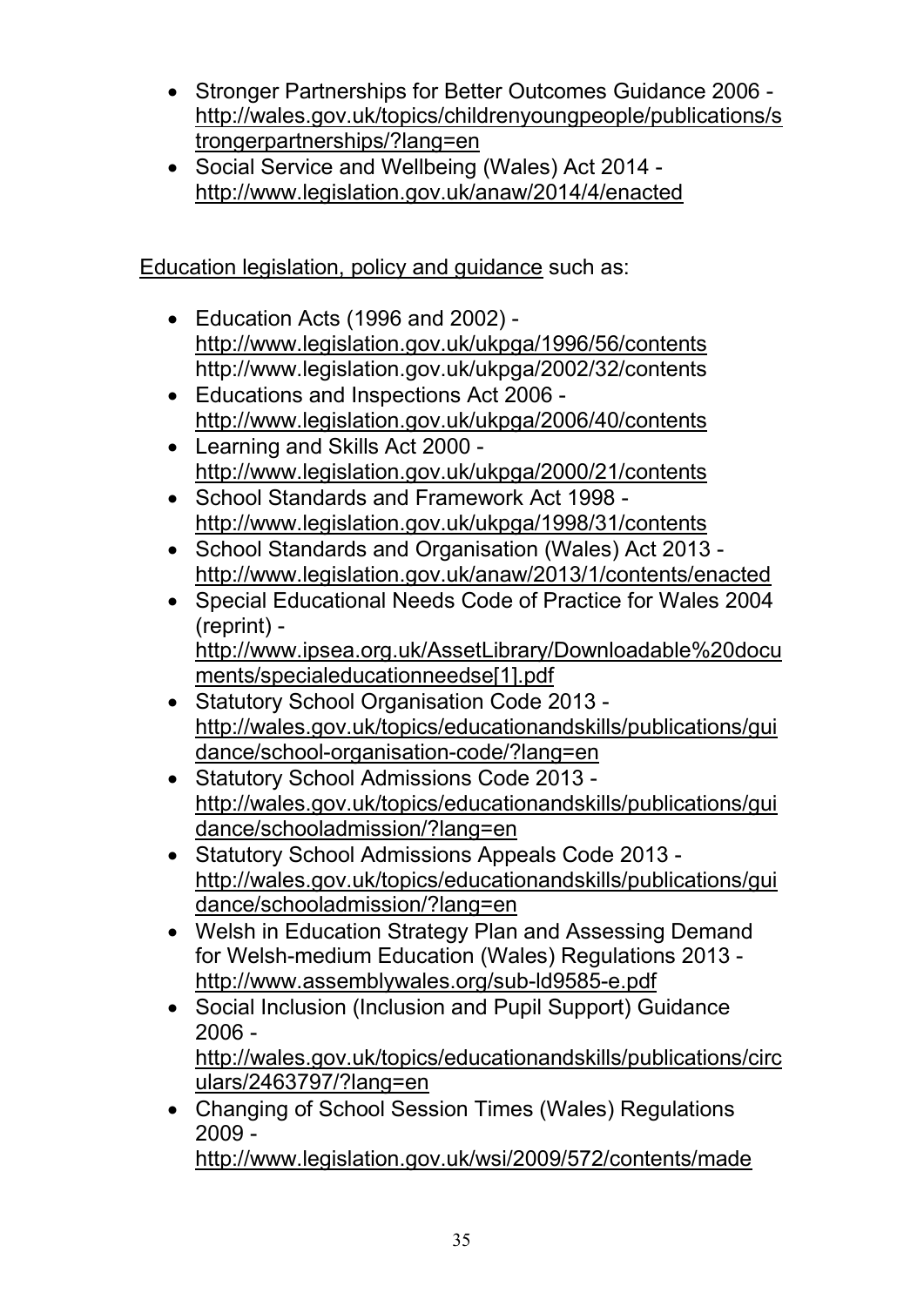- Stronger Partnerships for Better Outcomes Guidance 2006 - http://wales.gov.uk/topics/childrenyoungpeople/publications/strongerpartnerships/?lang=en
- Social Service and Wellbeing (Wales) Act 2014 - http://www.legislation.gov.uk/anaw/2014/4/enacted

Education legislation, policy and guidance such as:

- Education Acts (1996 and 2002) - http://www.legislation.gov.uk/ukpga/1996/56/contents http://www.legislation.gov.uk/ukpga/2002/32/contents
- Educations and Inspections Act 2006 - http://www.legislation.gov.uk/ukpga/2006/40/contents
- Learning and Skills Act 2000 - http://www.legislation.gov.uk/ukpga/2000/21/contents
- School Standards and Framework Act 1998 - http://www.legislation.gov.uk/ukpga/1998/31/contents
- School Standards and Organisation (Wales) Act 2013 - http://www.legislation.gov.uk/anaw/2013/1/contents/enacted
- Special Educational Needs Code of Practice for Wales 2004 (reprint) - http://www.ipsea.org.uk/AssetLibrary/Downloadable%20documents/specialeducationneedse[1].pdf
- Statutory School Organisation Code 2013 - http://wales.gov.uk/topics/educationandskills/publications/guidance/school-organisation-code/?lang=en
- Statutory School Admissions Code 2013 - http://wales.gov.uk/topics/educationandskills/publications/guidance/schooladmission/?lang=en
- Statutory School Admissions Appeals Code 2013 - http://wales.gov.uk/topics/educationandskills/publications/guidance/schooladmission/?lang=en
- Welsh in Education Strategy Plan and Assessing Demand for Welsh-medium Education (Wales) Regulations 2013 - http://www.assemblywales.org/sub-ld9585-e.pdf
- Social Inclusion (Inclusion and Pupil Support) Guidance 2006 - http://wales.gov.uk/topics/educationandskills/publications/circulars/2463797/?lang=en
- Changing of School Session Times (Wales) Regulations 2009 - http://www.legislation.gov.uk/wsi/2009/572/contents/made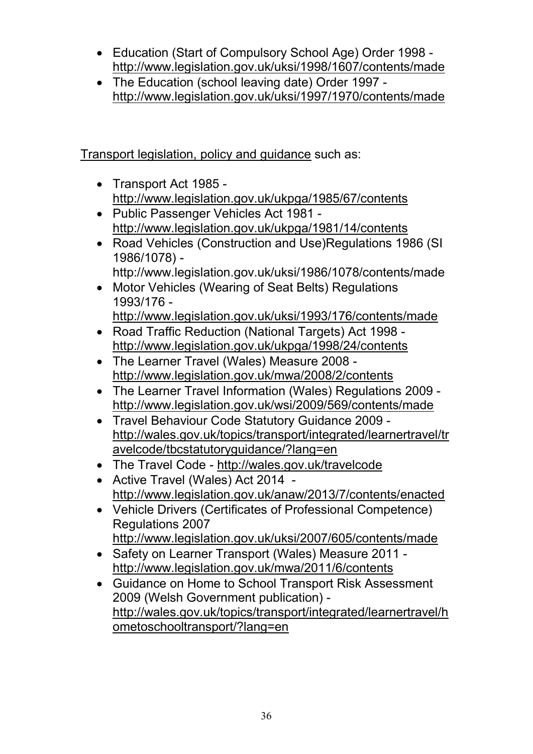- Education (Start of Compulsory School Age) Order 1998 - http://www.legislation.gov.uk/uksi/1998/1607/contents/made
- The Education (school leaving date) Order 1997 - http://www.legislation.gov.uk/uksi/1997/1970/contents/made

Transport legislation, policy and guidance such as:

- Transport Act 1985 - http://www.legislation.gov.uk/ukpga/1985/67/contents
- Public Passenger Vehicles Act 1981 - http://www.legislation.gov.uk/ukpga/1981/14/contents
- Road Vehicles (Construction and Use)Regulations 1986 (SI 1986/1078) - http://www.legislation.gov.uk/uksi/1986/1078/contents/made
- Motor Vehicles (Wearing of Seat Belts) Regulations 1993/176 - http://www.legislation.gov.uk/uksi/1993/176/contents/made
- Road Traffic Reduction (National Targets) Act 1998 - http://www.legislation.gov.uk/ukpga/1998/24/contents
- The Learner Travel (Wales) Measure 2008 - http://www.legislation.gov.uk/mwa/2008/2/contents
- The Learner Travel Information (Wales) Regulations 2009 - http://www.legislation.gov.uk/wsi/2009/569/contents/made
- Travel Behaviour Code Statutory Guidance 2009 - http://wales.gov.uk/topics/transport/integrated/learnertravel/travelcode/tbcstatutoryguidance/?lang=en
- The Travel Code - http://wales.gov.uk/travelcode
- Active Travel (Wales) Act 2014 - http://www.legislation.gov.uk/anaw/2013/7/contents/enacted
- Vehicle Drivers (Certificates of Professional Competence) Regulations 2007 http://www.legislation.gov.uk/uksi/2007/605/contents/made
- Safety on Learner Transport (Wales) Measure 2011 - http://www.legislation.gov.uk/mwa/2011/6/contents
- Guidance on Home to School Transport Risk Assessment 2009 (Welsh Government publication) - http://wales.gov.uk/topics/transport/integrated/learnertravel/hometoschooltransport/?lang=en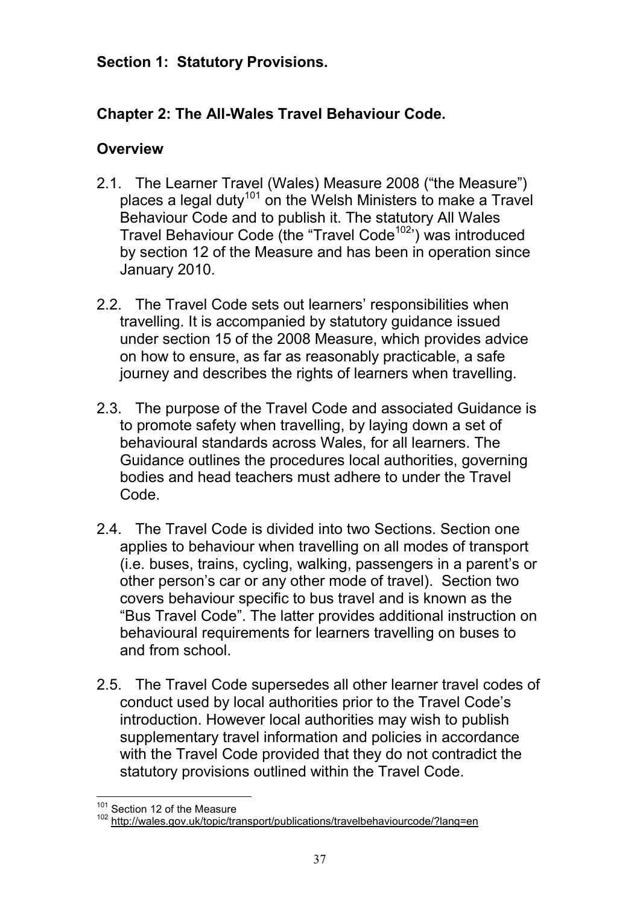## Section 1: Statutory Provisions.

### Chapter 2: The All-Wales Travel Behaviour Code.

#### Overview

2.1. The Learner Travel (Wales) Measure 2008 ("the Measure") places a legal duty[101] on the Welsh Ministers to make a Travel Behaviour Code and to publish it. The statutory All Wales Travel Behaviour Code (the "Travel Code[102]") was introduced by section 12 of the Measure and has been in operation since January 2010.

2.2. The Travel Code sets out learners' responsibilities when travelling. It is accompanied by statutory guidance issued under section 15 of the 2008 Measure, which provides advice on how to ensure, as far as reasonably practicable, a safe journey and describes the rights of learners when travelling.

2.3. The purpose of the Travel Code and associated Guidance is to promote safety when travelling, by laying down a set of behavioural standards across Wales, for all learners. The Guidance outlines the procedures local authorities, governing bodies and head teachers must adhere to under the Travel Code.

2.4. The Travel Code is divided into two Sections. Section one applies to behaviour when travelling on all modes of transport (i.e. buses, trains, cycling, walking, passengers in a parent's or other person's car or any other mode of travel). Section two covers behaviour specific to bus travel and is known as the "Bus Travel Code". The latter provides additional instruction on behavioural requirements for learners travelling on buses to and from school.

2.5. The Travel Code supersedes all other learner travel codes of conduct used by local authorities prior to the Travel Code's introduction. However local authorities may wish to publish supplementary travel information and policies in accordance with the Travel Code provided that they do not contradict the statutory provisions outlined within the Travel Code.

---

[101] Section 12 of the Measure

[102] http://wales.gov.uk/topic/transport/publications/travelbehaviourcode/?lang=en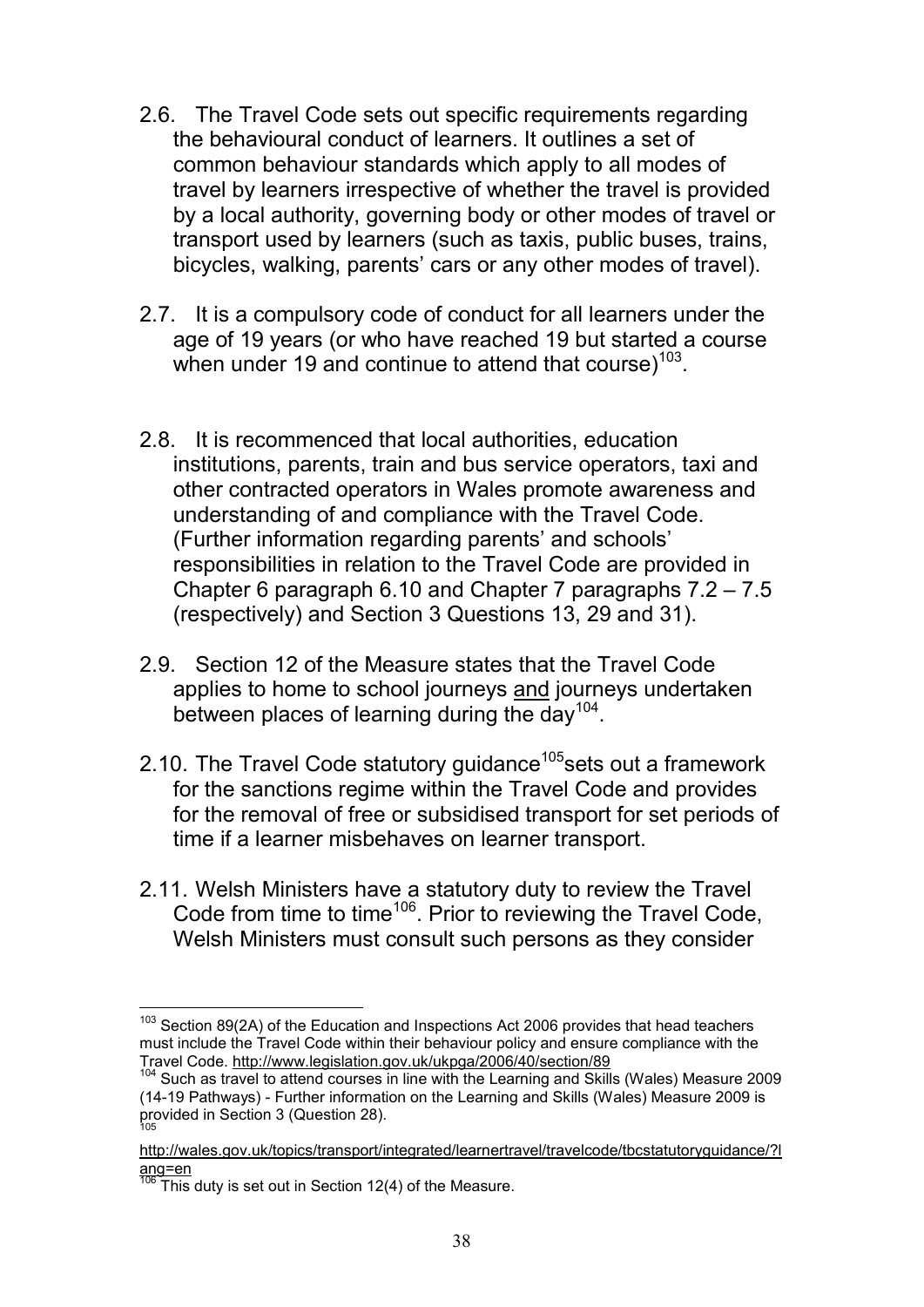2.6. The Travel Code sets out specific requirements regarding the behavioural conduct of learners. It outlines a set of common behaviour standards which apply to all modes of travel by learners irrespective of whether the travel is provided by a local authority, governing body or other modes of travel or transport used by learners (such as taxis, public buses, trains, bicycles, walking, parents' cars or any other modes of travel).

2.7. It is a compulsory code of conduct for all learners under the age of 19 years (or who have reached 19 but started a course when under 19 and continue to attend that course)[103].

2.8. It is recommenced that local authorities, education institutions, parents, train and bus service operators, taxi and other contracted operators in Wales promote awareness and understanding of and compliance with the Travel Code. (Further information regarding parents' and schools' responsibilities in relation to the Travel Code are provided in Chapter 6 paragraph 6.10 and Chapter 7 paragraphs 7.2 – 7.5 (respectively) and Section 3 Questions 13, 29 and 31).

2.9. Section 12 of the Measure states that the Travel Code applies to home to school journeys and journeys undertaken between places of learning during the day[104].

2.10. The Travel Code statutory guidance[105] sets out a framework for the sanctions regime within the Travel Code and provides for the removal of free or subsidised transport for set periods of time if a learner misbehaves on learner transport.

2.11. Welsh Ministers have a statutory duty to review the Travel Code from time to time[106]. Prior to reviewing the Travel Code, Welsh Ministers must consult such persons as they consider

---

[103] Section 89(2A) of the Education and Inspections Act 2006 provides that head teachers must include the Travel Code within their behaviour policy and ensure compliance with the Travel Code. http://www.legislation.gov.uk/ukpga/2006/40/section/89

[104] Such as travel to attend courses in line with the Learning and Skills (Wales) Measure 2009 (14-19 Pathways) - Further information on the Learning and Skills (Wales) Measure 2009 is provided in Section 3 (Question 28).

[105] http://wales.gov.uk/topics/transport/integrated/learnertravel/travelcode/tbcstatutoryguidance/?lang=en

[106] This duty is set out in Section 12(4) of the Measure.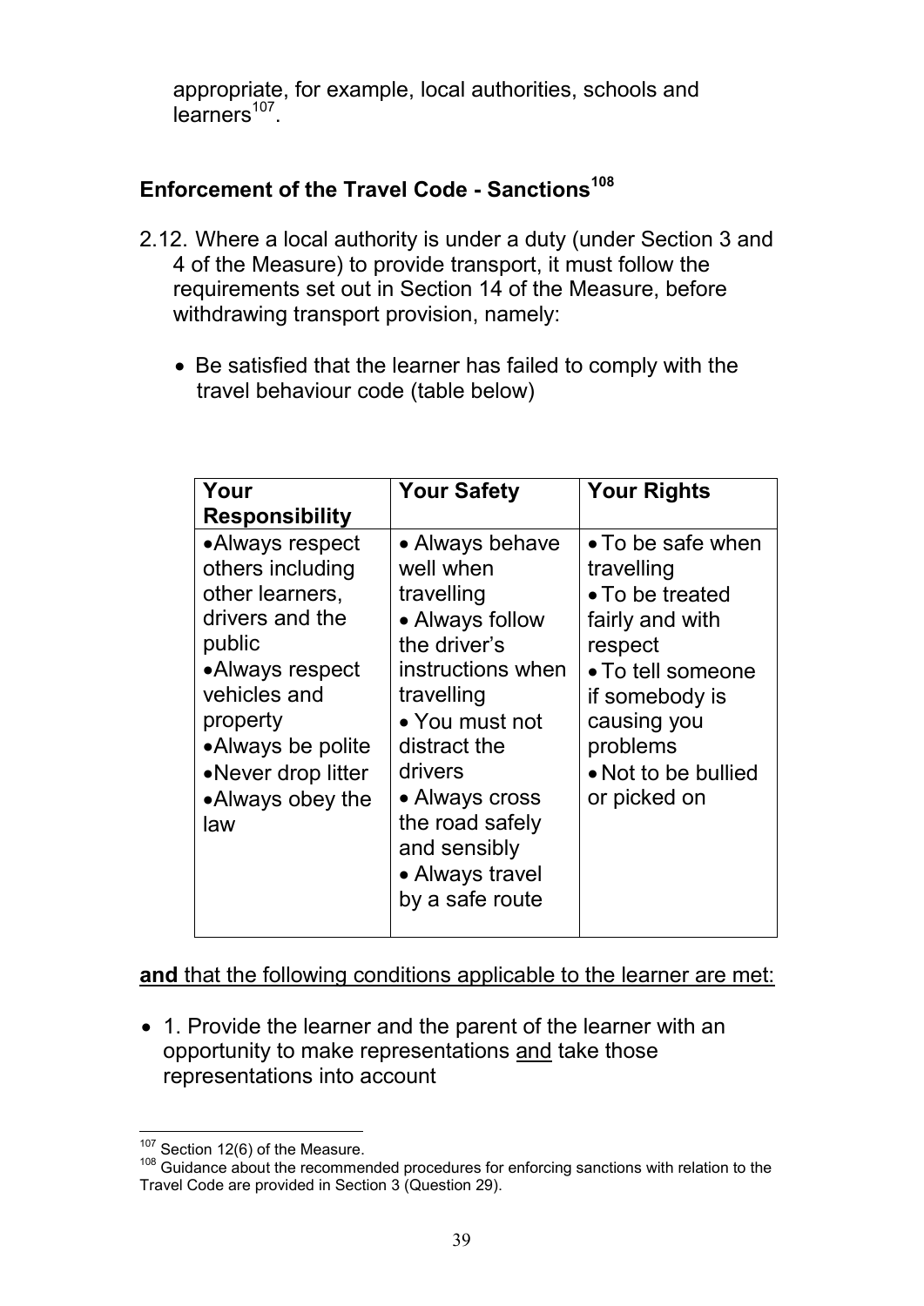appropriate, for example, local authorities, schools and learners[107].

## Enforcement of the Travel Code - Sanctions[108]

2.12. Where a local authority is under a duty (under Section 3 and 4 of the Measure) to provide transport, it must follow the requirements set out in Section 14 of the Measure, before withdrawing transport provision, namely:

- Be satisfied that the learner has failed to comply with the travel behaviour code (table below)

| Your Responsibility | Your Safety | Your Rights |
|---|---|---|
| • Always respect others including other learners, drivers and the public<br>• Always respect vehicles and property<br>• Always be polite<br>• Never drop litter<br>• Always obey the law | • Always behave well when travelling<br>• Always follow the driver's instructions when travelling<br>• You must not distract the drivers<br>• Always cross the road safely and sensibly<br>• Always travel by a safe route | • To be safe when travelling<br>• To be treated fairly and with respect<br>• To tell someone if somebody is causing you problems<br>• Not to be bullied or picked on |

<u>**and** that the following conditions applicable to the learner are met:</u>

- 1. Provide the learner and the parent of the learner with an opportunity to make representations <u>and</u> take those representations into account

---

[107] Section 12(6) of the Measure.

[108] Guidance about the recommended procedures for enforcing sanctions with relation to the Travel Code are provided in Section 3 (Question 29).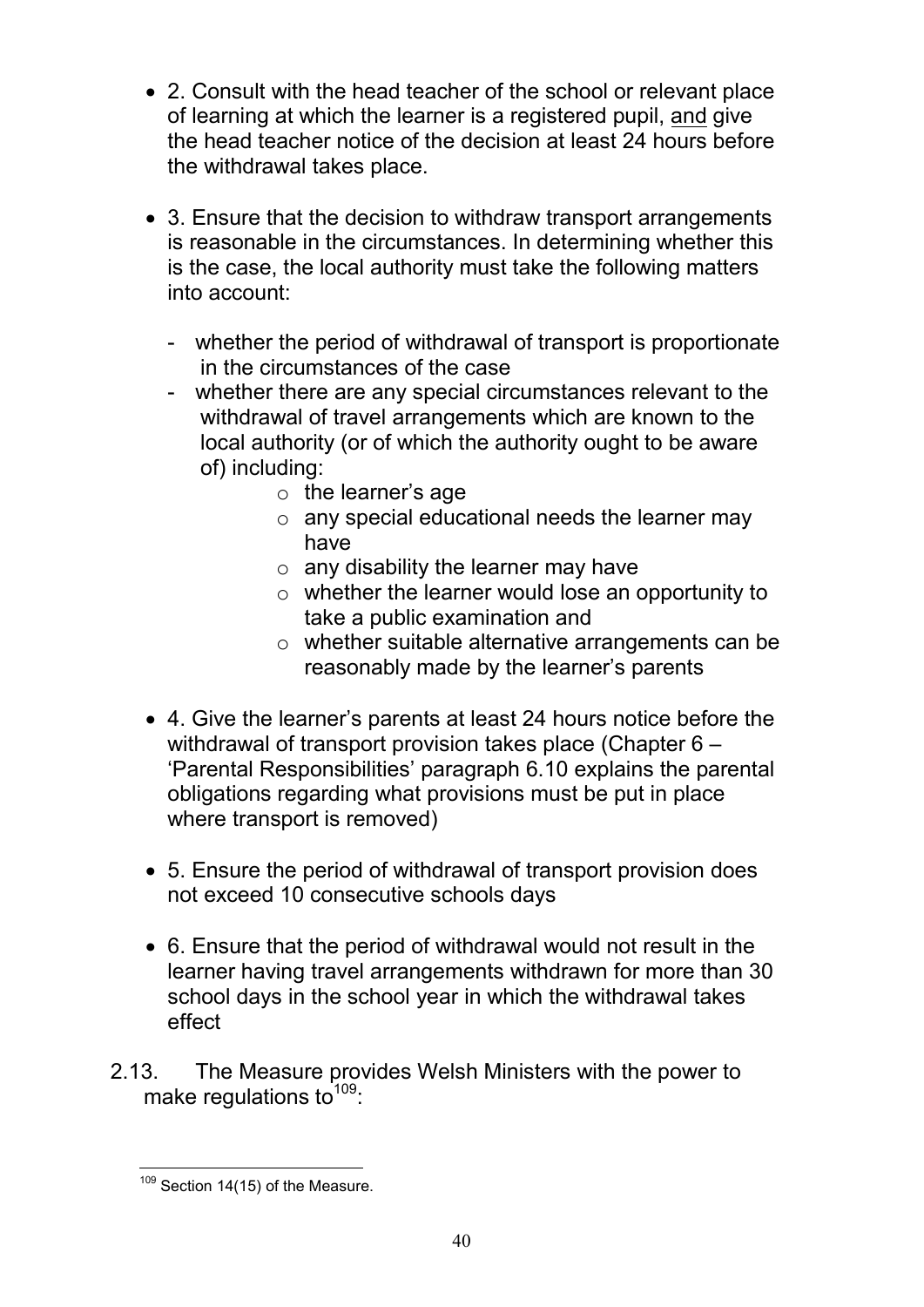- 2. Consult with the head teacher of the school or relevant place of learning at which the learner is a registered pupil, <u>and</u> give the head teacher notice of the decision at least 24 hours before the withdrawal takes place.

- 3. Ensure that the decision to withdraw transport arrangements is reasonable in the circumstances. In determining whether this is the case, the local authority must take the following matters into account:

  - whether the period of withdrawal of transport is proportionate in the circumstances of the case
  - whether there are any special circumstances relevant to the withdrawal of travel arrangements which are known to the local authority (or of which the authority ought to be aware of) including:
    - the learner's age
    - any special educational needs the learner may have
    - any disability the learner may have
    - whether the learner would lose an opportunity to take a public examination and
    - whether suitable alternative arrangements can be reasonably made by the learner's parents

- 4. Give the learner's parents at least 24 hours notice before the withdrawal of transport provision takes place (Chapter 6 – 'Parental Responsibilities' paragraph 6.10 explains the parental obligations regarding what provisions must be put in place where transport is removed)

- 5. Ensure the period of withdrawal of transport provision does not exceed 10 consecutive schools days

- 6. Ensure that the period of withdrawal would not result in the learner having travel arrangements withdrawn for more than 30 school days in the school year in which the withdrawal takes effect

2.13. The Measure provides Welsh Ministers with the power to make regulations to[109]:

---

[109] Section 14(15) of the Measure.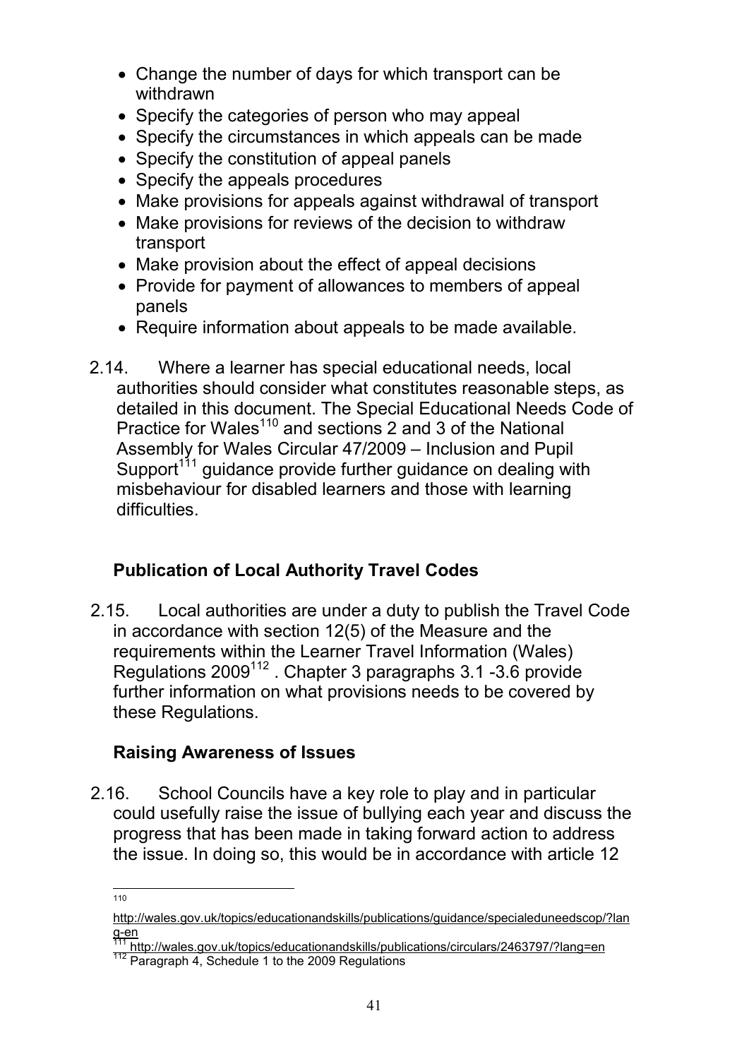- Change the number of days for which transport can be withdrawn
- Specify the categories of person who may appeal
- Specify the circumstances in which appeals can be made
- Specify the constitution of appeal panels
- Specify the appeals procedures
- Make provisions for appeals against withdrawal of transport
- Make provisions for reviews of the decision to withdraw transport
- Make provision about the effect of appeal decisions
- Provide for payment of allowances to members of appeal panels
- Require information about appeals to be made available.

2.14. Where a learner has special educational needs, local authorities should consider what constitutes reasonable steps, as detailed in this document. The Special Educational Needs Code of Practice for Wales[110] and sections 2 and 3 of the National Assembly for Wales Circular 47/2009 – Inclusion and Pupil Support[111] guidance provide further guidance on dealing with misbehaviour for disabled learners and those with learning difficulties.

## Publication of Local Authority Travel Codes

2.15. Local authorities are under a duty to publish the Travel Code in accordance with section 12(5) of the Measure and the requirements within the Learner Travel Information (Wales) Regulations 2009[112] . Chapter 3 paragraphs 3.1 -3.6 provide further information on what provisions needs to be covered by these Regulations.

## Raising Awareness of Issues

2.16. School Councils have a key role to play and in particular could usefully raise the issue of bullying each year and discuss the progress that has been made in taking forward action to address the issue. In doing so, this would be in accordance with article 12

---

[110] http://wales.gov.uk/topics/educationandskills/publications/guidance/specialeduneedscop/?lang-en

[111] http://wales.gov.uk/topics/educationandskills/publications/circulars/2463797/?lang=en

[112] Paragraph 4, Schedule 1 to the 2009 Regulations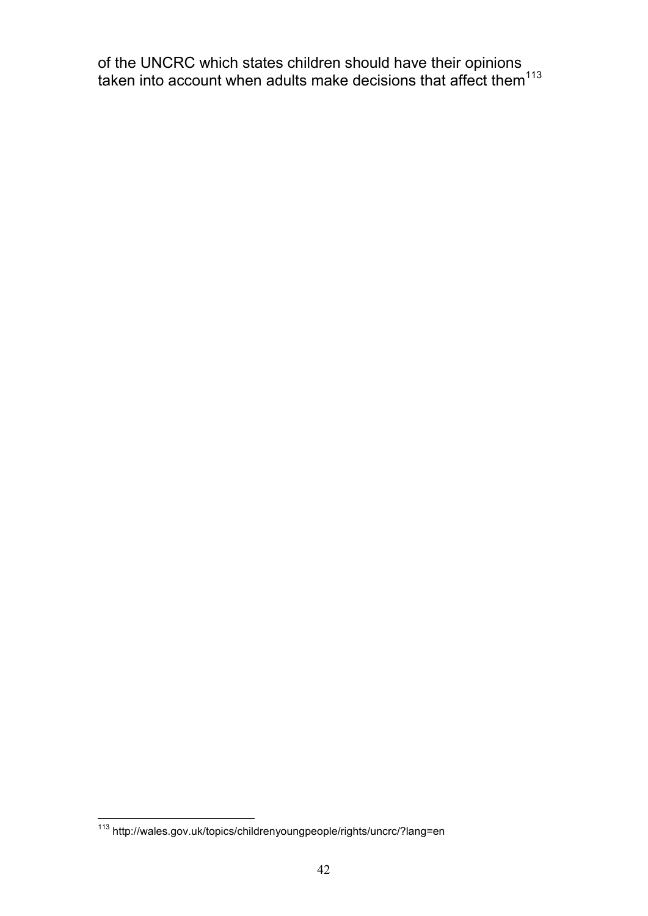of the UNCRC which states children should have their opinions taken into account when adults make decisions that affect them[113]

[113] http://wales.gov.uk/topics/childrenyoungpeople/rights/uncrc/?lang=en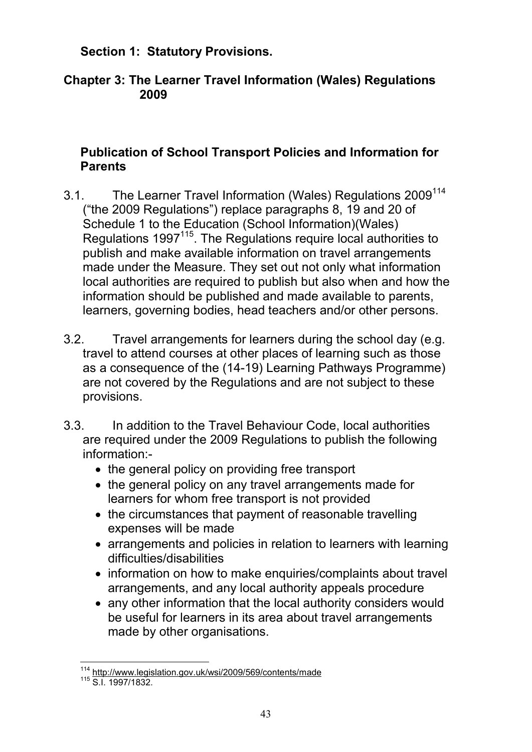**Section 1: Statutory Provisions.**

## Chapter 3: The Learner Travel Information (Wales) Regulations 2009

### Publication of School Transport Policies and Information for Parents

3.1. The Learner Travel Information (Wales) Regulations 2009[114] ("the 2009 Regulations") replace paragraphs 8, 19 and 20 of Schedule 1 to the Education (School Information)(Wales) Regulations 1997[115]. The Regulations require local authorities to publish and make available information on travel arrangements made under the Measure. They set out not only what information local authorities are required to publish but also when and how the information should be published and made available to parents, learners, governing bodies, head teachers and/or other persons.

3.2. Travel arrangements for learners during the school day (e.g. travel to attend courses at other places of learning such as those as a consequence of the (14-19) Learning Pathways Programme) are not covered by the Regulations and are not subject to these provisions.

3.3. In addition to the Travel Behaviour Code, local authorities are required under the 2009 Regulations to publish the following information:-

- the general policy on providing free transport
- the general policy on any travel arrangements made for learners for whom free transport is not provided
- the circumstances that payment of reasonable travelling expenses will be made
- arrangements and policies in relation to learners with learning difficulties/disabilities
- information on how to make enquiries/complaints about travel arrangements, and any local authority appeals procedure
- any other information that the local authority considers would be useful for learners in its area about travel arrangements made by other organisations.

---

[114] http://www.legislation.gov.uk/wsi/2009/569/contents/made

[115] S.I. 1997/1832.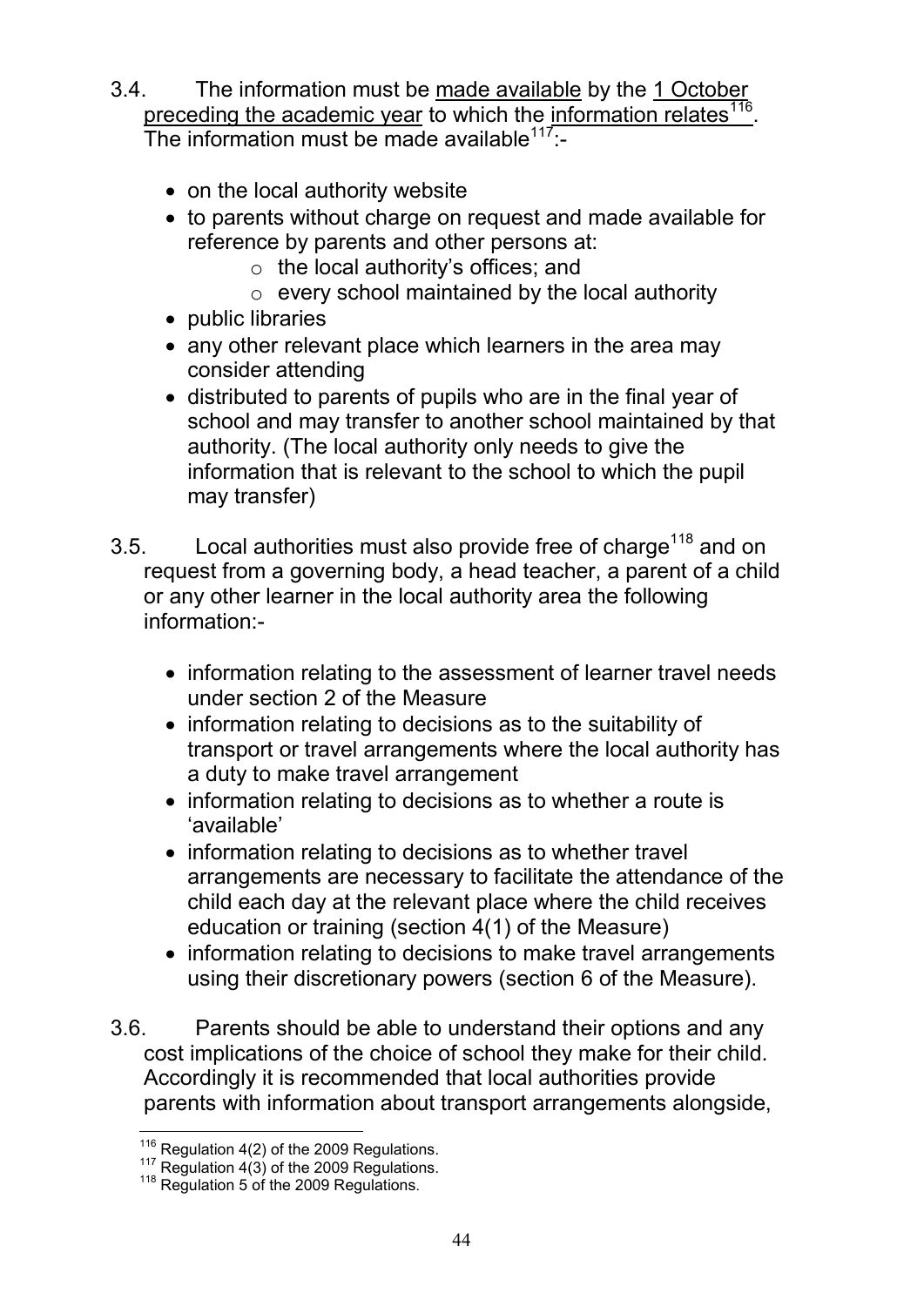3.4. The information must be made available by the 1 October preceding the academic year to which the information relates[116]. The information must be made available[117]:-

- on the local authority website
- to parents without charge on request and made available for reference by parents and other persons at:
    - the local authority's offices; and
    - every school maintained by the local authority
- public libraries
- any other relevant place which learners in the area may consider attending
- distributed to parents of pupils who are in the final year of school and may transfer to another school maintained by that authority. (The local authority only needs to give the information that is relevant to the school to which the pupil may transfer)

3.5. Local authorities must also provide free of charge[118] and on request from a governing body, a head teacher, a parent of a child or any other learner in the local authority area the following information:-

- information relating to the assessment of learner travel needs under section 2 of the Measure
- information relating to decisions as to the suitability of transport or travel arrangements where the local authority has a duty to make travel arrangement
- information relating to decisions as to whether a route is 'available'
- information relating to decisions as to whether travel arrangements are necessary to facilitate the attendance of the child each day at the relevant place where the child receives education or training (section 4(1) of the Measure)
- information relating to decisions to make travel arrangements using their discretionary powers (section 6 of the Measure).

3.6. Parents should be able to understand their options and any cost implications of the choice of school they make for their child. Accordingly it is recommended that local authorities provide parents with information about transport arrangements alongside,

---

[116] Regulation 4(2) of the 2009 Regulations.

[117] Regulation 4(3) of the 2009 Regulations.

[118] Regulation 5 of the 2009 Regulations.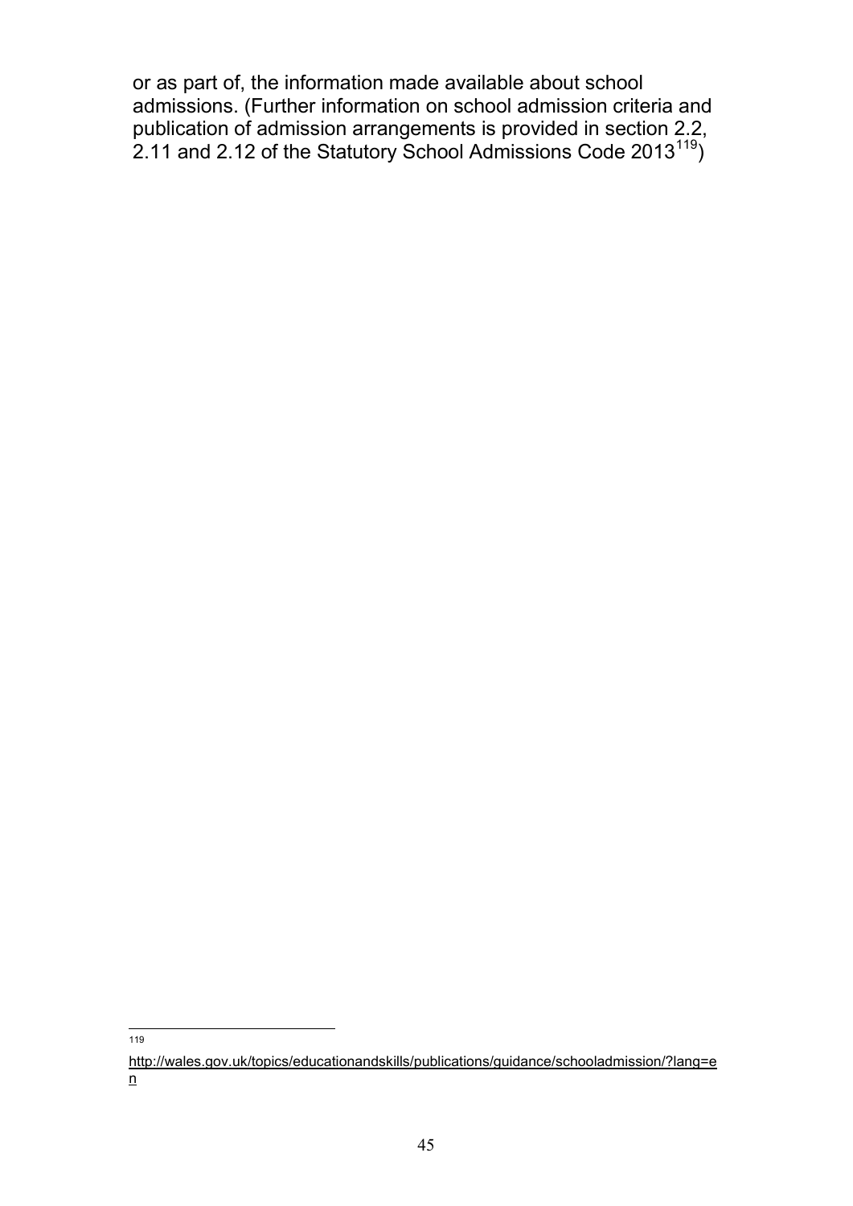or as part of, the information made available about school admissions. (Further information on school admission criteria and publication of admission arrangements is provided in section 2.2, 2.11 and 2.12 of the Statutory School Admissions Code 2013[119])

---

[119] http://wales.gov.uk/topics/educationandskills/publications/guidance/schooladmission/?lang=en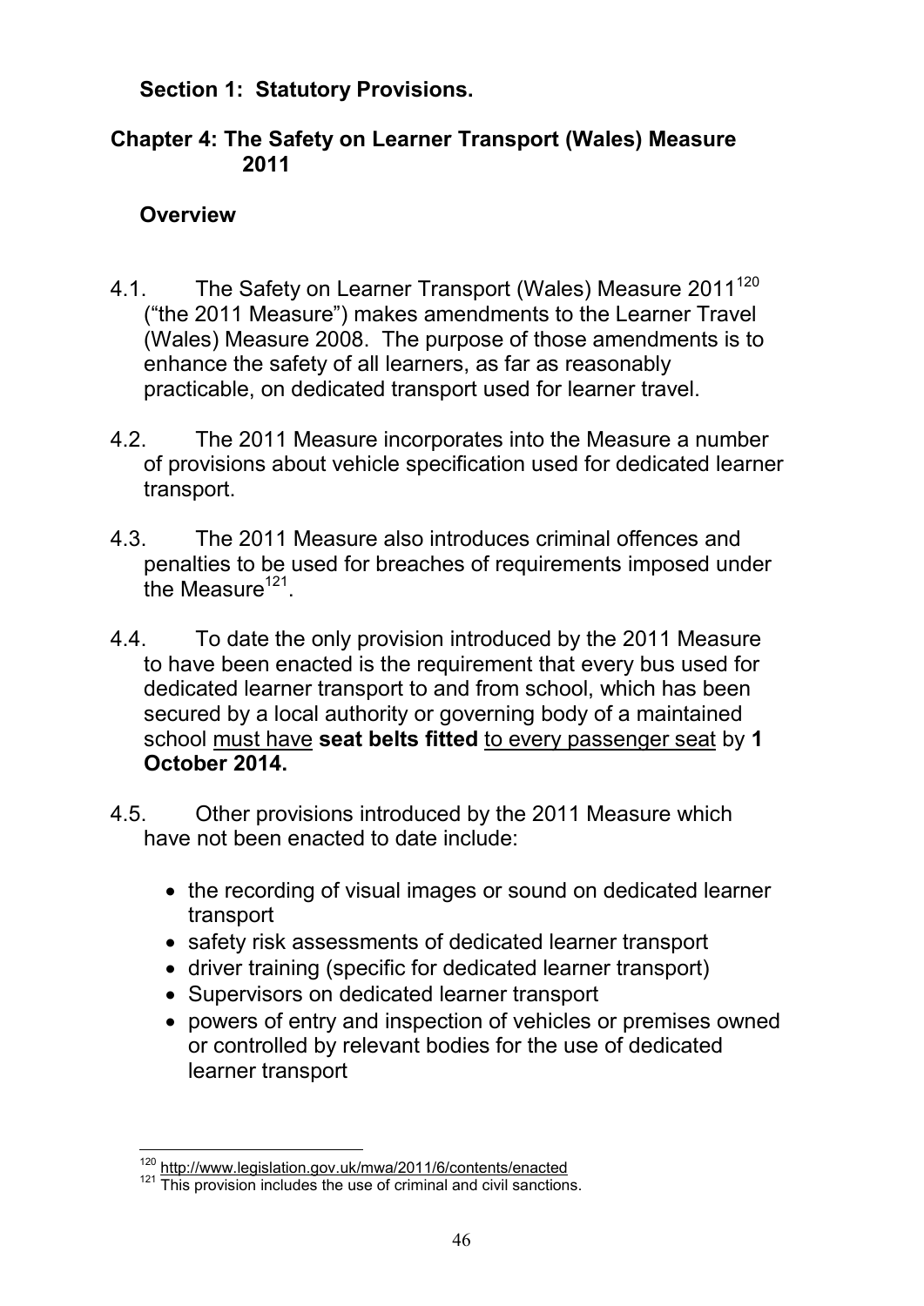## Section 1: Statutory Provisions.

## Chapter 4: The Safety on Learner Transport (Wales) Measure 2011

### Overview

4.1. The Safety on Learner Transport (Wales) Measure 2011[120] ("the 2011 Measure") makes amendments to the Learner Travel (Wales) Measure 2008. The purpose of those amendments is to enhance the safety of all learners, as far as reasonably practicable, on dedicated transport used for learner travel.

4.2. The 2011 Measure incorporates into the Measure a number of provisions about vehicle specification used for dedicated learner transport.

4.3. The 2011 Measure also introduces criminal offences and penalties to be used for breaches of requirements imposed under the Measure[121].

4.4. To date the only provision introduced by the 2011 Measure to have been enacted is the requirement that every bus used for dedicated learner transport to and from school, which has been secured by a local authority or governing body of a maintained school must have **seat belts fitted** to every passenger seat by **1 October 2014.**

4.5. Other provisions introduced by the 2011 Measure which have not been enacted to date include:

- the recording of visual images or sound on dedicated learner transport
- safety risk assessments of dedicated learner transport
- driver training (specific for dedicated learner transport)
- Supervisors on dedicated learner transport
- powers of entry and inspection of vehicles or premises owned or controlled by relevant bodies for the use of dedicated learner transport

---

[120] http://www.legislation.gov.uk/mwa/2011/6/contents/enacted

[121] This provision includes the use of criminal and civil sanctions.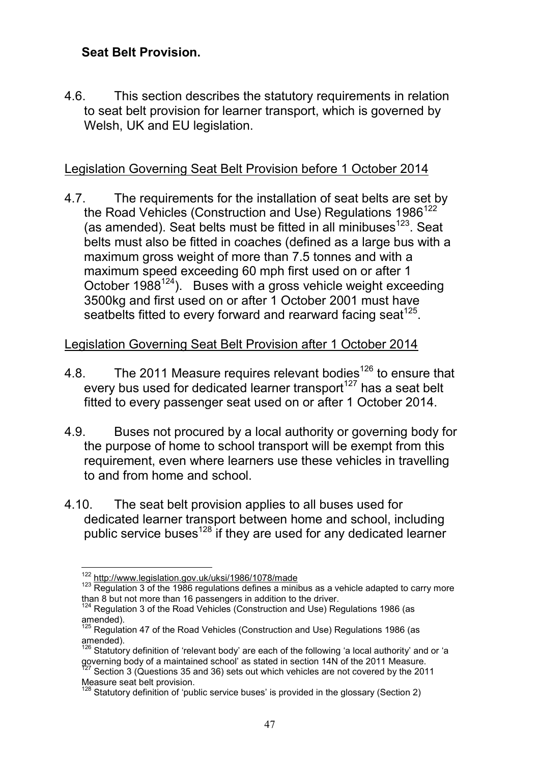**Seat Belt Provision.**

4.6. This section describes the statutory requirements in relation to seat belt provision for learner transport, which is governed by Welsh, UK and EU legislation.

Legislation Governing Seat Belt Provision before 1 October 2014

4.7. The requirements for the installation of seat belts are set by the Road Vehicles (Construction and Use) Regulations 1986[122] (as amended). Seat belts must be fitted in all minibuses[123]. Seat belts must also be fitted in coaches (defined as a large bus with a maximum gross weight of more than 7.5 tonnes and with a maximum speed exceeding 60 mph first used on or after 1 October 1988[124]). Buses with a gross vehicle weight exceeding 3500kg and first used on or after 1 October 2001 must have seatbelts fitted to every forward and rearward facing seat[125].

Legislation Governing Seat Belt Provision after 1 October 2014

4.8. The 2011 Measure requires relevant bodies[126] to ensure that every bus used for dedicated learner transport[127] has a seat belt fitted to every passenger seat used on or after 1 October 2014.

4.9. Buses not procured by a local authority or governing body for the purpose of home to school transport will be exempt from this requirement, even where learners use these vehicles in travelling to and from home and school.

4.10. The seat belt provision applies to all buses used for dedicated learner transport between home and school, including public service buses[128] if they are used for any dedicated learner

---

[122] http://www.legislation.gov.uk/uksi/1986/1078/made

[123] Regulation 3 of the 1986 regulations defines a minibus as a vehicle adapted to carry more than 8 but not more than 16 passengers in addition to the driver.

[124] Regulation 3 of the Road Vehicles (Construction and Use) Regulations 1986 (as amended).

[125] Regulation 47 of the Road Vehicles (Construction and Use) Regulations 1986 (as amended).

[126] Statutory definition of 'relevant body' are each of the following 'a local authority' and or 'a governing body of a maintained school' as stated in section 14N of the 2011 Measure.

[127] Section 3 (Questions 35 and 36) sets out which vehicles are not covered by the 2011 Measure seat belt provision.

[128] Statutory definition of 'public service buses' is provided in the glossary (Section 2)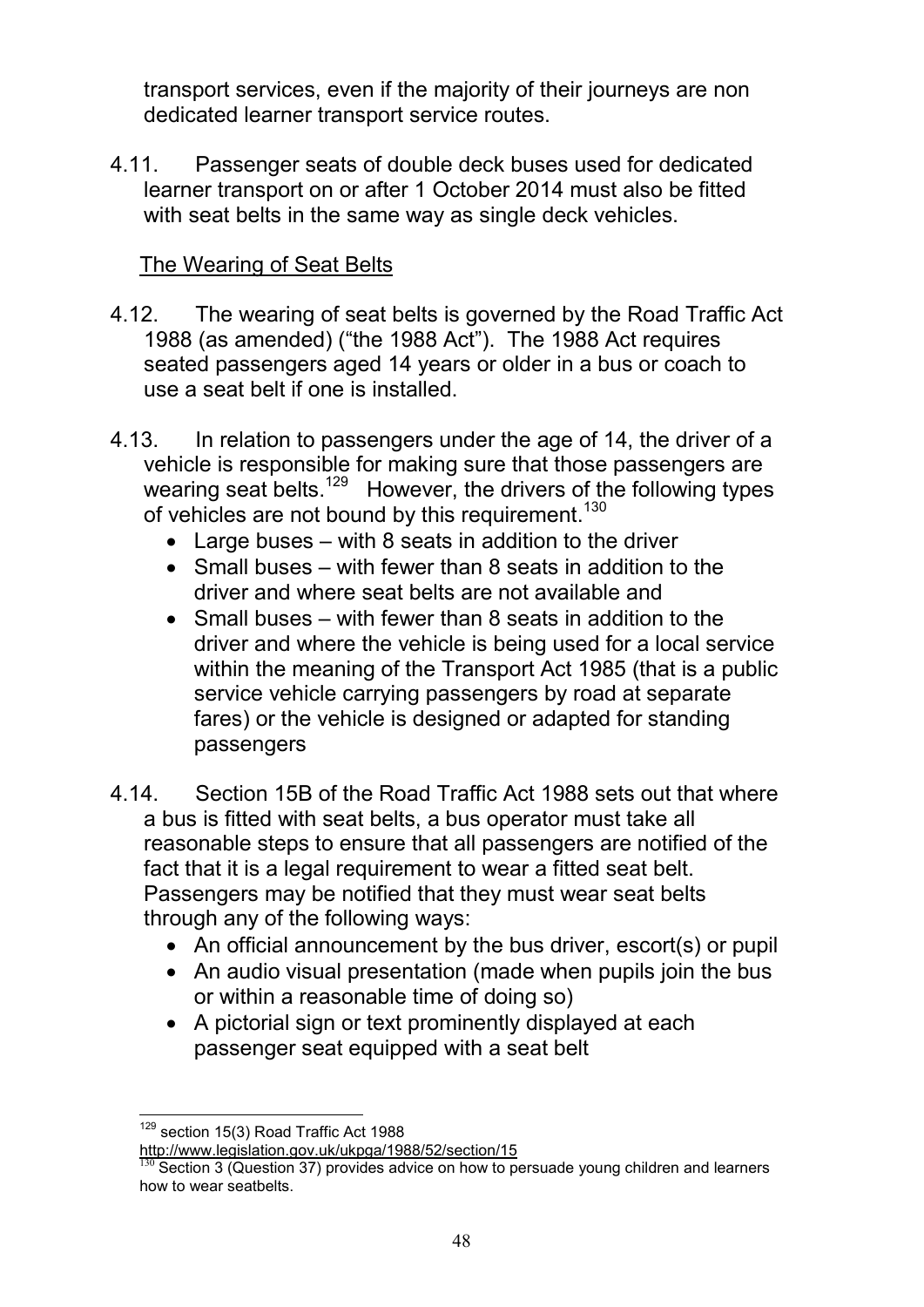transport services, even if the majority of their journeys are non dedicated learner transport service routes.

4.11. Passenger seats of double deck buses used for dedicated learner transport on or after 1 October 2014 must also be fitted with seat belts in the same way as single deck vehicles.

## The Wearing of Seat Belts

4.12. The wearing of seat belts is governed by the Road Traffic Act 1988 (as amended) ("the 1988 Act"). The 1988 Act requires seated passengers aged 14 years or older in a bus or coach to use a seat belt if one is installed.

4.13. In relation to passengers under the age of 14, the driver of a vehicle is responsible for making sure that those passengers are wearing seat belts.[129] However, the drivers of the following types of vehicles are not bound by this requirement.[130]

- Large buses – with 8 seats in addition to the driver
- Small buses – with fewer than 8 seats in addition to the driver and where seat belts are not available and
- Small buses – with fewer than 8 seats in addition to the driver and where the vehicle is being used for a local service within the meaning of the Transport Act 1985 (that is a public service vehicle carrying passengers by road at separate fares) or the vehicle is designed or adapted for standing passengers

4.14. Section 15B of the Road Traffic Act 1988 sets out that where a bus is fitted with seat belts, a bus operator must take all reasonable steps to ensure that all passengers are notified of the fact that it is a legal requirement to wear a fitted seat belt. Passengers may be notified that they must wear seat belts through any of the following ways:

- An official announcement by the bus driver, escort(s) or pupil
- An audio visual presentation (made when pupils join the bus or within a reasonable time of doing so)
- A pictorial sign or text prominently displayed at each passenger seat equipped with a seat belt

---

[129] section 15(3) Road Traffic Act 1988 http://www.legislation.gov.uk/ukpga/1988/52/section/15

[130] Section 3 (Question 37) provides advice on how to persuade young children and learners how to wear seatbelts.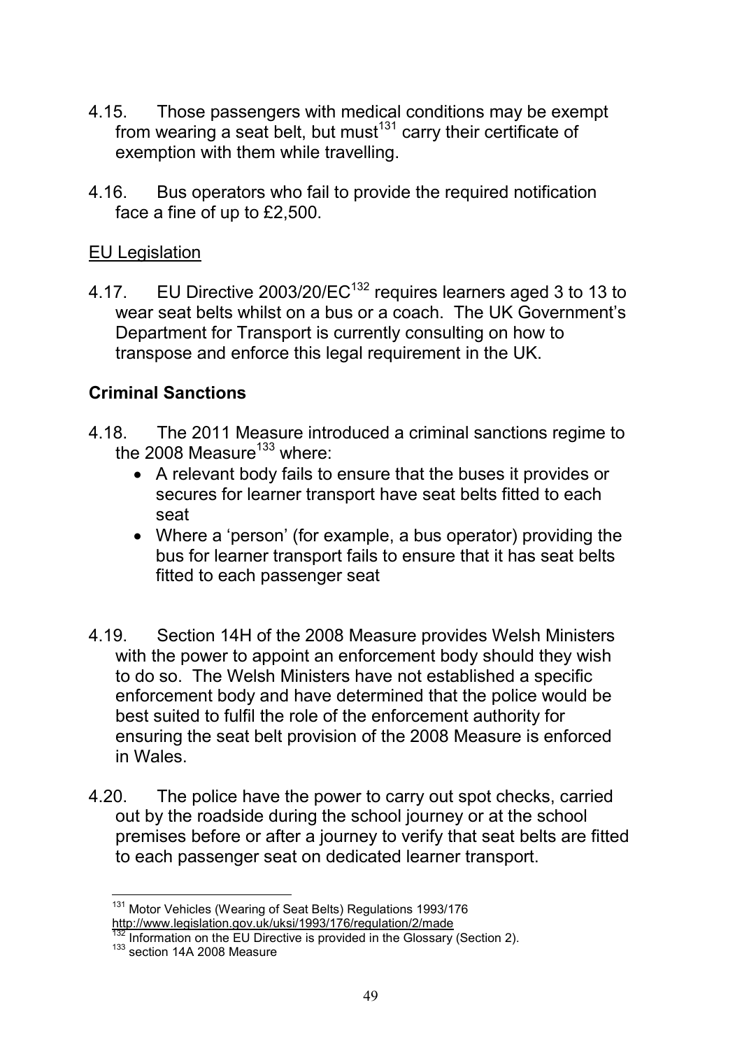4.15. Those passengers with medical conditions may be exempt from wearing a seat belt, but must[131] carry their certificate of exemption with them while travelling.

4.16. Bus operators who fail to provide the required notification face a fine of up to £2,500.

EU Legislation

4.17. EU Directive 2003/20/EC[132] requires learners aged 3 to 13 to wear seat belts whilst on a bus or a coach. The UK Government's Department for Transport is currently consulting on how to transpose and enforce this legal requirement in the UK.

**Criminal Sanctions**

4.18. The 2011 Measure introduced a criminal sanctions regime to the 2008 Measure[133] where:

- A relevant body fails to ensure that the buses it provides or secures for learner transport have seat belts fitted to each seat
- Where a 'person' (for example, a bus operator) providing the bus for learner transport fails to ensure that it has seat belts fitted to each passenger seat

4.19. Section 14H of the 2008 Measure provides Welsh Ministers with the power to appoint an enforcement body should they wish to do so. The Welsh Ministers have not established a specific enforcement body and have determined that the police would be best suited to fulfil the role of the enforcement authority for ensuring the seat belt provision of the 2008 Measure is enforced in Wales.

4.20. The police have the power to carry out spot checks, carried out by the roadside during the school journey or at the school premises before or after a journey to verify that seat belts are fitted to each passenger seat on dedicated learner transport.

---

[131] Motor Vehicles (Wearing of Seat Belts) Regulations 1993/176 http://www.legislation.gov.uk/uksi/1993/176/regulation/2/made

[132] Information on the EU Directive is provided in the Glossary (Section 2).

[133] section 14A 2008 Measure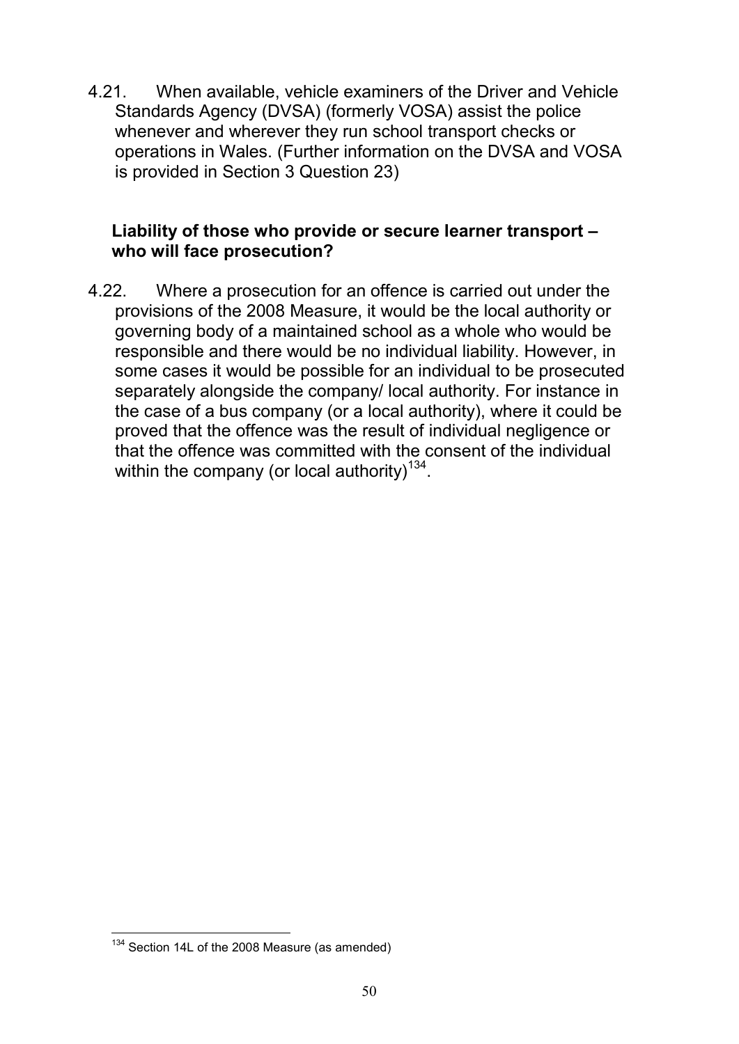4.21. When available, vehicle examiners of the Driver and Vehicle Standards Agency (DVSA) (formerly VOSA) assist the police whenever and wherever they run school transport checks or operations in Wales. (Further information on the DVSA and VOSA is provided in Section 3 Question 23)

### Liability of those who provide or secure learner transport – who will face prosecution?

4.22. Where a prosecution for an offence is carried out under the provisions of the 2008 Measure, it would be the local authority or governing body of a maintained school as a whole who would be responsible and there would be no individual liability. However, in some cases it would be possible for an individual to be prosecuted separately alongside the company/ local authority. For instance in the case of a bus company (or a local authority), where it could be proved that the offence was the result of individual negligence or that the offence was committed with the consent of the individual within the company (or local authority)[134].

[134] Section 14L of the 2008 Measure (as amended)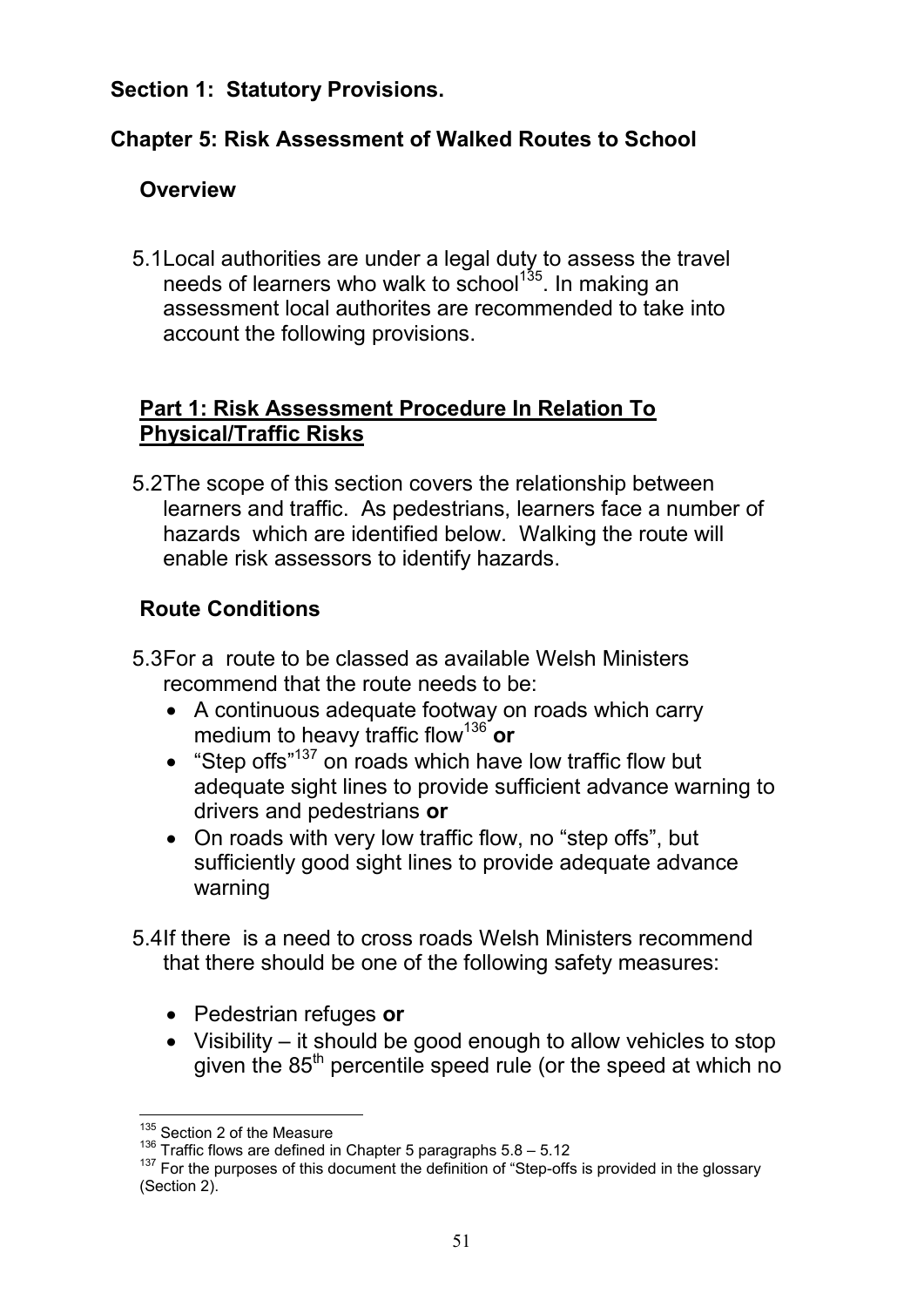**Section 1: Statutory Provisions.**

## Chapter 5: Risk Assessment of Walked Routes to School

### Overview

5.1 Local authorities are under a legal duty to assess the travel needs of learners who walk to school[135]. In making an assessment local authorites are recommended to take into account the following provisions.

### Part 1: Risk Assessment Procedure In Relation To Physical/Traffic Risks

5.2 The scope of this section covers the relationship between learners and traffic. As pedestrians, learners face a number of hazards which are identified below. Walking the route will enable risk assessors to identify hazards.

### Route Conditions

5.3 For a route to be classed as available Welsh Ministers recommend that the route needs to be:

- A continuous adequate footway on roads which carry medium to heavy traffic flow[136] **or**
- "Step offs"[137] on roads which have low traffic flow but adequate sight lines to provide sufficient advance warning to drivers and pedestrians **or**
- On roads with very low traffic flow, no "step offs", but sufficiently good sight lines to provide adequate advance warning

5.4 If there is a need to cross roads Welsh Ministers recommend that there should be one of the following safety measures:

- Pedestrian refuges **or**
- Visibility – it should be good enough to allow vehicles to stop given the 85th percentile speed rule (or the speed at which no

---

[135] Section 2 of the Measure

[136] Traffic flows are defined in Chapter 5 paragraphs 5.8 – 5.12

[137] For the purposes of this document the definition of "Step-offs is provided in the glossary (Section 2).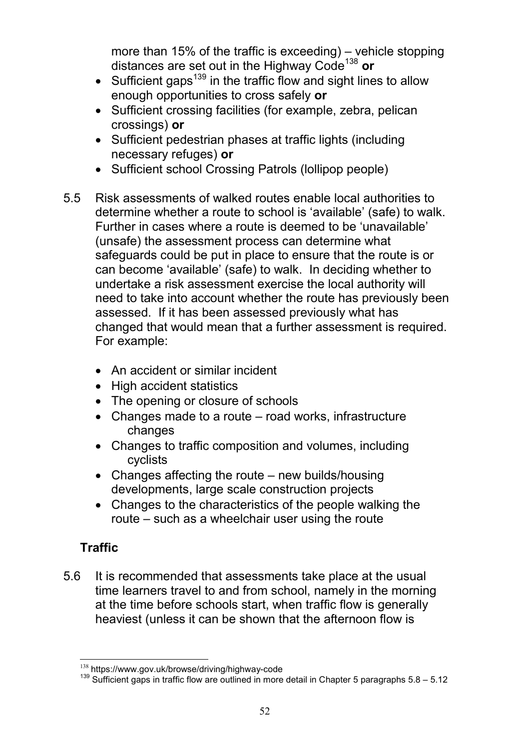more than 15% of the traffic is exceeding) – vehicle stopping distances are set out in the Highway Code[138] **or**

- Sufficient gaps[139] in the traffic flow and sight lines to allow enough opportunities to cross safely **or**
- Sufficient crossing facilities (for example, zebra, pelican crossings) **or**
- Sufficient pedestrian phases at traffic lights (including necessary refuges) **or**
- Sufficient school Crossing Patrols (lollipop people)

5.5 Risk assessments of walked routes enable local authorities to determine whether a route to school is 'available' (safe) to walk. Further in cases where a route is deemed to be 'unavailable' (unsafe) the assessment process can determine what safeguards could be put in place to ensure that the route is or can become 'available' (safe) to walk. In deciding whether to undertake a risk assessment exercise the local authority will need to take into account whether the route has previously been assessed. If it has been assessed previously what has changed that would mean that a further assessment is required. For example:

- An accident or similar incident
- High accident statistics
- The opening or closure of schools
- Changes made to a route – road works, infrastructure changes
- Changes to traffic composition and volumes, including cyclists
- Changes affecting the route – new builds/housing developments, large scale construction projects
- Changes to the characteristics of the people walking the route – such as a wheelchair user using the route

## Traffic

5.6 It is recommended that assessments take place at the usual time learners travel to and from school, namely in the morning at the time before schools start, when traffic flow is generally heaviest (unless it can be shown that the afternoon flow is

---

[138] https://www.gov.uk/browse/driving/highway-code

[139] Sufficient gaps in traffic flow are outlined in more detail in Chapter 5 paragraphs 5.8 – 5.12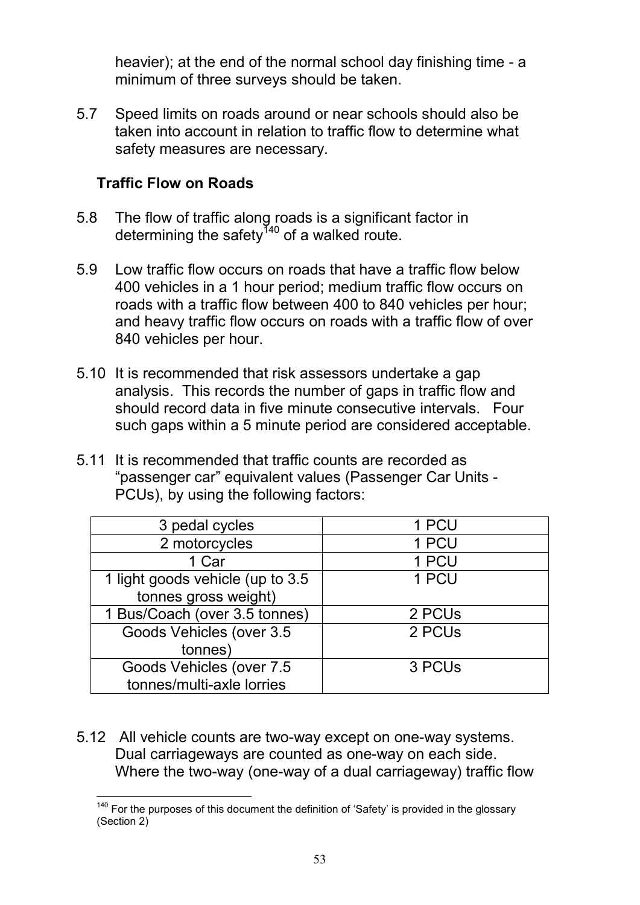heavier); at the end of the normal school day finishing time - a minimum of three surveys should be taken.

5.7 Speed limits on roads around or near schools should also be taken into account in relation to traffic flow to determine what safety measures are necessary.

### Traffic Flow on Roads

5.8 The flow of traffic along roads is a significant factor in determining the safety[140] of a walked route.

5.9 Low traffic flow occurs on roads that have a traffic flow below 400 vehicles in a 1 hour period; medium traffic flow occurs on roads with a traffic flow between 400 to 840 vehicles per hour; and heavy traffic flow occurs on roads with a traffic flow of over 840 vehicles per hour.

5.10 It is recommended that risk assessors undertake a gap analysis. This records the number of gaps in traffic flow and should record data in five minute consecutive intervals. Four such gaps within a 5 minute period are considered acceptable.

5.11 It is recommended that traffic counts are recorded as "passenger car" equivalent values (Passenger Car Units - PCUs), by using the following factors:

| | |
|---|---|
| 3 pedal cycles | 1 PCU |
| 2 motorcycles | 1 PCU |
| 1 Car | 1 PCU |
| 1 light goods vehicle (up to 3.5 tonnes gross weight) | 1 PCU |
| 1 Bus/Coach (over 3.5 tonnes) | 2 PCUs |
| Goods Vehicles (over 3.5 tonnes) | 2 PCUs |
| Goods Vehicles (over 7.5 tonnes/multi-axle lorries | 3 PCUs |

5.12 All vehicle counts are two-way except on one-way systems. Dual carriageways are counted as one-way on each side. Where the two-way (one-way of a dual carriageway) traffic flow

[140] For the purposes of this document the definition of 'Safety' is provided in the glossary (Section 2)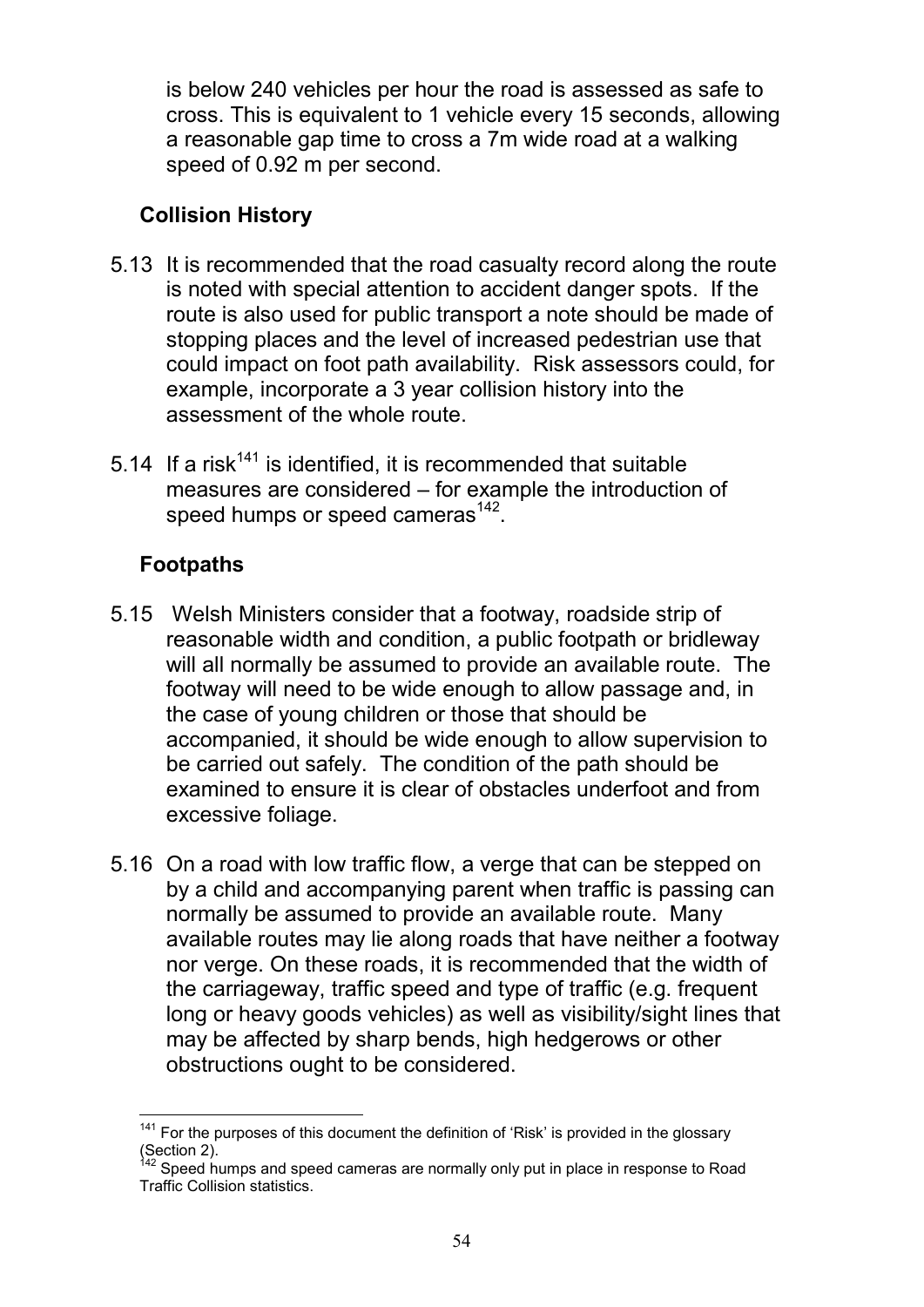is below 240 vehicles per hour the road is assessed as safe to cross. This is equivalent to 1 vehicle every 15 seconds, allowing a reasonable gap time to cross a 7m wide road at a walking speed of 0.92 m per second.

### Collision History

5.13 It is recommended that the road casualty record along the route is noted with special attention to accident danger spots. If the route is also used for public transport a note should be made of stopping places and the level of increased pedestrian use that could impact on foot path availability. Risk assessors could, for example, incorporate a 3 year collision history into the assessment of the whole route.

5.14 If a risk[141] is identified, it is recommended that suitable measures are considered – for example the introduction of speed humps or speed cameras[142].

### Footpaths

5.15 Welsh Ministers consider that a footway, roadside strip of reasonable width and condition, a public footpath or bridleway will all normally be assumed to provide an available route. The footway will need to be wide enough to allow passage and, in the case of young children or those that should be accompanied, it should be wide enough to allow supervision to be carried out safely. The condition of the path should be examined to ensure it is clear of obstacles underfoot and from excessive foliage.

5.16 On a road with low traffic flow, a verge that can be stepped on by a child and accompanying parent when traffic is passing can normally be assumed to provide an available route. Many available routes may lie along roads that have neither a footway nor verge. On these roads, it is recommended that the width of the carriageway, traffic speed and type of traffic (e.g. frequent long or heavy goods vehicles) as well as visibility/sight lines that may be affected by sharp bends, high hedgerows or other obstructions ought to be considered.

---

[141] For the purposes of this document the definition of 'Risk' is provided in the glossary (Section 2).

[142] Speed humps and speed cameras are normally only put in place in response to Road Traffic Collision statistics.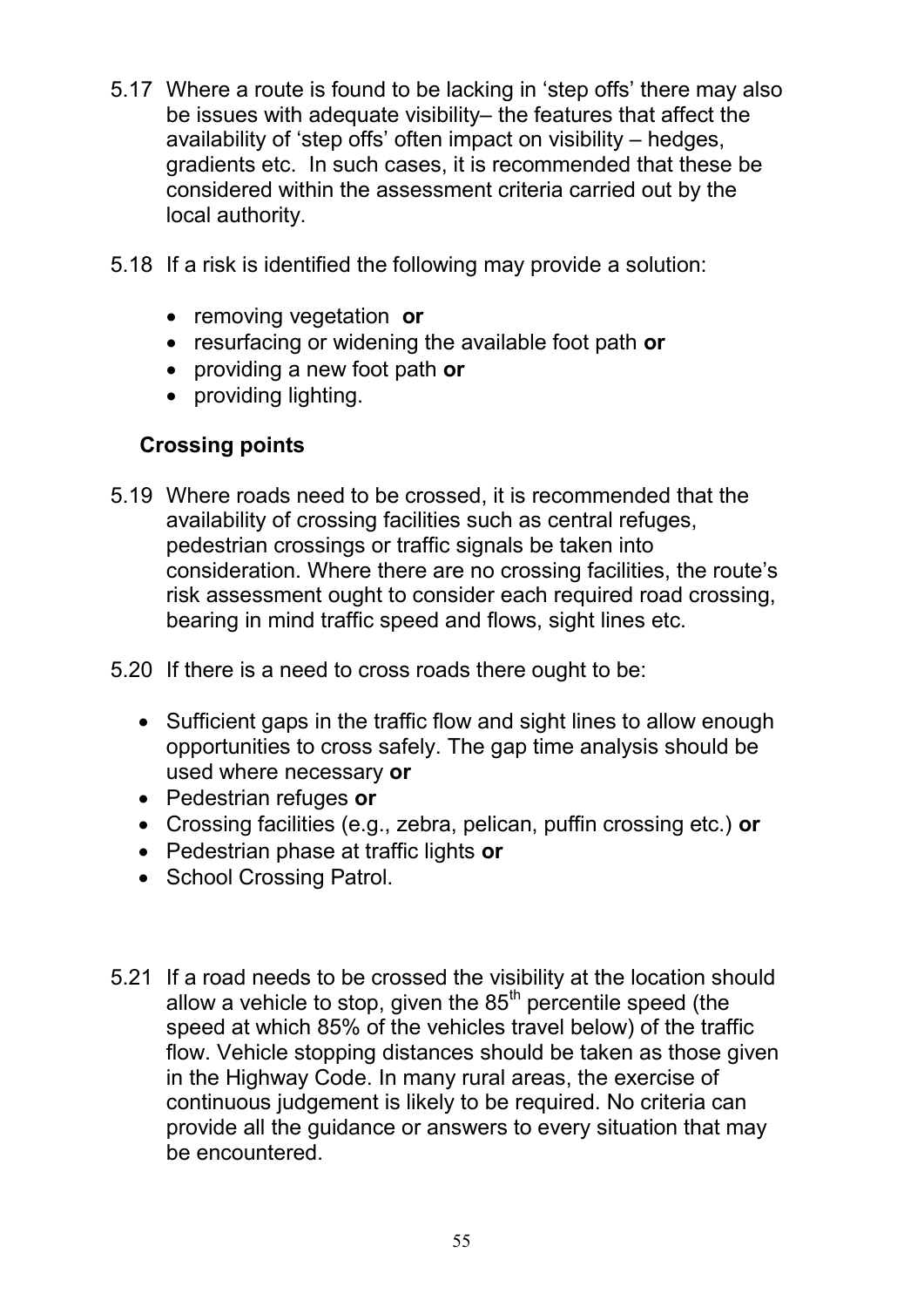5.17 Where a route is found to be lacking in 'step offs' there may also be issues with adequate visibility– the features that affect the availability of 'step offs' often impact on visibility – hedges, gradients etc. In such cases, it is recommended that these be considered within the assessment criteria carried out by the local authority.

5.18 If a risk is identified the following may provide a solution:

- removing vegetation **or**
- resurfacing or widening the available foot path **or**
- providing a new foot path **or**
- providing lighting.

### Crossing points

5.19 Where roads need to be crossed, it is recommended that the availability of crossing facilities such as central refuges, pedestrian crossings or traffic signals be taken into consideration. Where there are no crossing facilities, the route's risk assessment ought to consider each required road crossing, bearing in mind traffic speed and flows, sight lines etc.

5.20 If there is a need to cross roads there ought to be:

- Sufficient gaps in the traffic flow and sight lines to allow enough opportunities to cross safely. The gap time analysis should be used where necessary **or**
- Pedestrian refuges **or**
- Crossing facilities (e.g., zebra, pelican, puffin crossing etc.) **or**
- Pedestrian phase at traffic lights **or**
- School Crossing Patrol.

5.21 If a road needs to be crossed the visibility at the location should allow a vehicle to stop, given the 85th percentile speed (the speed at which 85% of the vehicles travel below) of the traffic flow. Vehicle stopping distances should be taken as those given in the Highway Code. In many rural areas, the exercise of continuous judgement is likely to be required. No criteria can provide all the guidance or answers to every situation that may be encountered.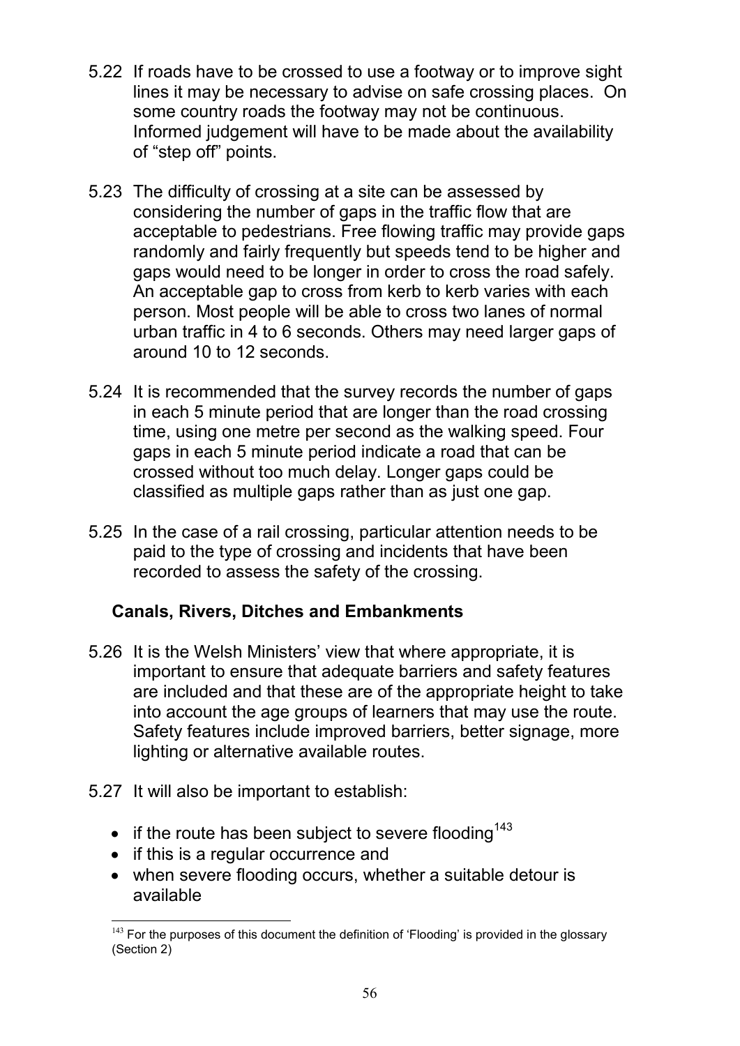5.22 If roads have to be crossed to use a footway or to improve sight lines it may be necessary to advise on safe crossing places. On some country roads the footway may not be continuous. Informed judgement will have to be made about the availability of "step off" points.

5.23 The difficulty of crossing at a site can be assessed by considering the number of gaps in the traffic flow that are acceptable to pedestrians. Free flowing traffic may provide gaps randomly and fairly frequently but speeds tend to be higher and gaps would need to be longer in order to cross the road safely. An acceptable gap to cross from kerb to kerb varies with each person. Most people will be able to cross two lanes of normal urban traffic in 4 to 6 seconds. Others may need larger gaps of around 10 to 12 seconds.

5.24 It is recommended that the survey records the number of gaps in each 5 minute period that are longer than the road crossing time, using one metre per second as the walking speed. Four gaps in each 5 minute period indicate a road that can be crossed without too much delay. Longer gaps could be classified as multiple gaps rather than as just one gap.

5.25 In the case of a rail crossing, particular attention needs to be paid to the type of crossing and incidents that have been recorded to assess the safety of the crossing.

### Canals, Rivers, Ditches and Embankments

5.26 It is the Welsh Ministers' view that where appropriate, it is important to ensure that adequate barriers and safety features are included and that these are of the appropriate height to take into account the age groups of learners that may use the route. Safety features include improved barriers, better signage, more lighting or alternative available routes.

5.27 It will also be important to establish:

- if the route has been subject to severe flooding[143]
- if this is a regular occurrence and
- when severe flooding occurs, whether a suitable detour is available

[143] For the purposes of this document the definition of 'Flooding' is provided in the glossary (Section 2)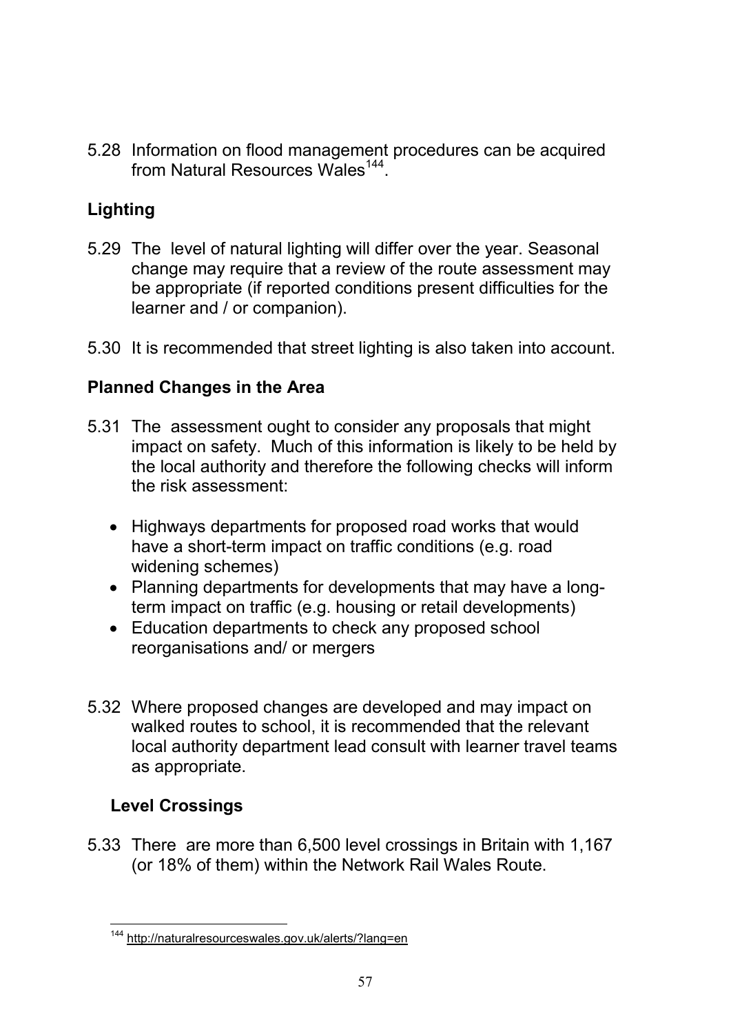5.28 Information on flood management procedures can be acquired from Natural Resources Wales[144].

## Lighting

5.29 The level of natural lighting will differ over the year. Seasonal change may require that a review of the route assessment may be appropriate (if reported conditions present difficulties for the learner and / or companion).

5.30 It is recommended that street lighting is also taken into account.

## Planned Changes in the Area

5.31 The assessment ought to consider any proposals that might impact on safety. Much of this information is likely to be held by the local authority and therefore the following checks will inform the risk assessment:

- Highways departments for proposed road works that would have a short-term impact on traffic conditions (e.g. road widening schemes)
- Planning departments for developments that may have a long-term impact on traffic (e.g. housing or retail developments)
- Education departments to check any proposed school reorganisations and/ or mergers

5.32 Where proposed changes are developed and may impact on walked routes to school, it is recommended that the relevant local authority department lead consult with learner travel teams as appropriate.

## Level Crossings

5.33 There are more than 6,500 level crossings in Britain with 1,167 (or 18% of them) within the Network Rail Wales Route.

[144] http://naturalresourceswales.gov.uk/alerts/?lang=en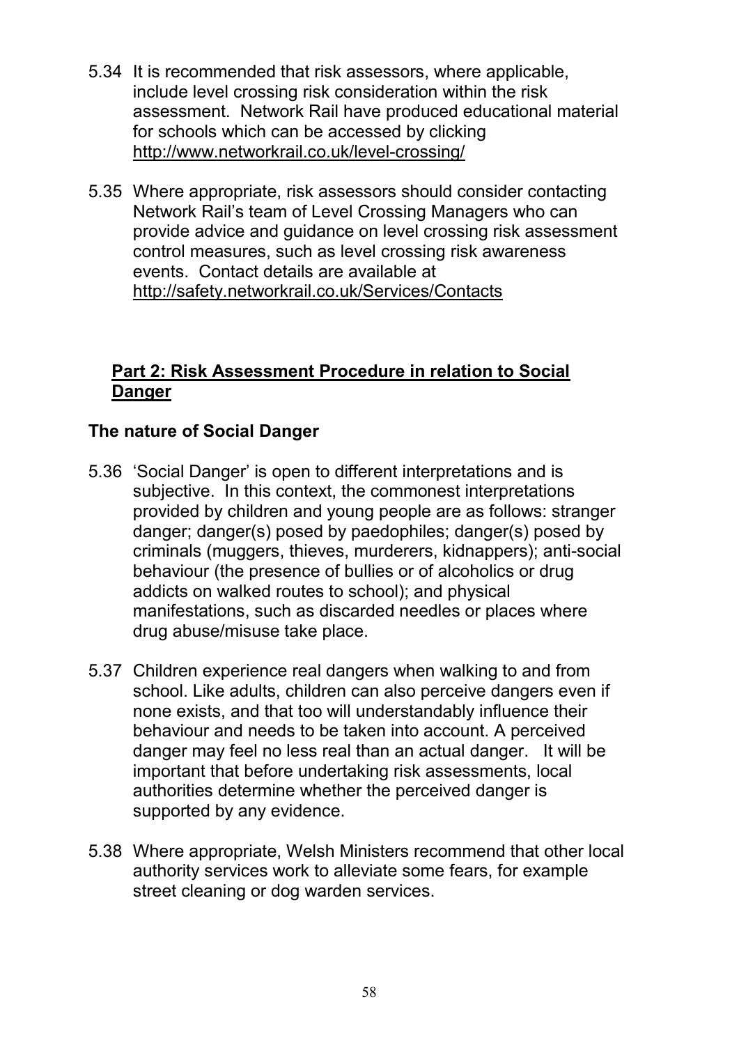5.34 It is recommended that risk assessors, where applicable, include level crossing risk consideration within the risk assessment. Network Rail have produced educational material for schools which can be accessed by clicking http://www.networkrail.co.uk/level-crossing/

5.35 Where appropriate, risk assessors should consider contacting Network Rail's team of Level Crossing Managers who can provide advice and guidance on level crossing risk assessment control measures, such as level crossing risk awareness events. Contact details are available at http://safety.networkrail.co.uk/Services/Contacts

## Part 2: Risk Assessment Procedure in relation to Social Danger

### The nature of Social Danger

5.36 'Social Danger' is open to different interpretations and is subjective. In this context, the commonest interpretations provided by children and young people are as follows: stranger danger; danger(s) posed by paedophiles; danger(s) posed by criminals (muggers, thieves, murderers, kidnappers); anti-social behaviour (the presence of bullies or of alcoholics or drug addicts on walked routes to school); and physical manifestations, such as discarded needles or places where drug abuse/misuse take place.

5.37 Children experience real dangers when walking to and from school. Like adults, children can also perceive dangers even if none exists, and that too will understandably influence their behaviour and needs to be taken into account. A perceived danger may feel no less real than an actual danger. It will be important that before undertaking risk assessments, local authorities determine whether the perceived danger is supported by any evidence.

5.38 Where appropriate, Welsh Ministers recommend that other local authority services work to alleviate some fears, for example street cleaning or dog warden services.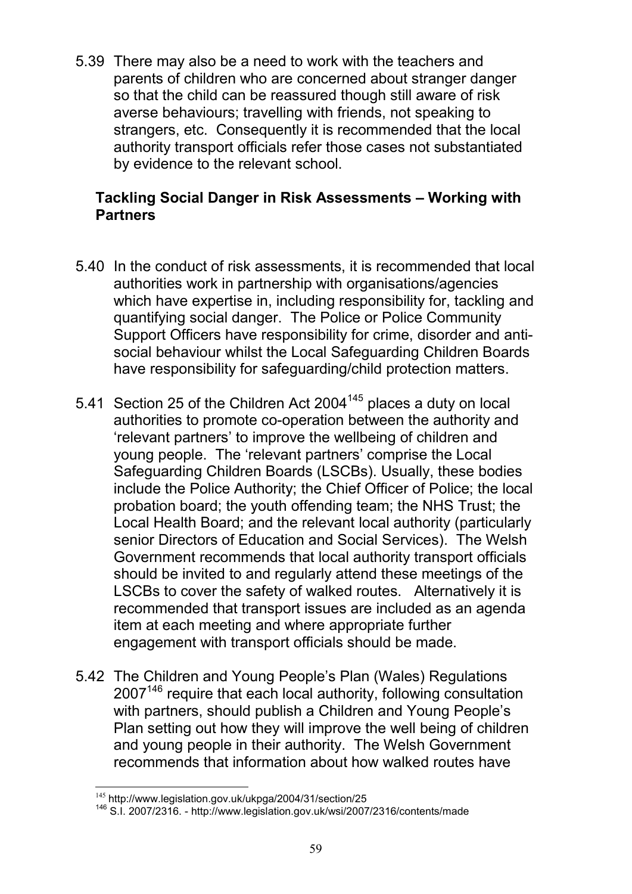5.39 There may also be a need to work with the teachers and parents of children who are concerned about stranger danger so that the child can be reassured though still aware of risk averse behaviours; travelling with friends, not speaking to strangers, etc. Consequently it is recommended that the local authority transport officials refer those cases not substantiated by evidence to the relevant school.

**Tackling Social Danger in Risk Assessments – Working with Partners**

5.40 In the conduct of risk assessments, it is recommended that local authorities work in partnership with organisations/agencies which have expertise in, including responsibility for, tackling and quantifying social danger. The Police or Police Community Support Officers have responsibility for crime, disorder and anti-social behaviour whilst the Local Safeguarding Children Boards have responsibility for safeguarding/child protection matters.

5.41 Section 25 of the Children Act 2004[145] places a duty on local authorities to promote co-operation between the authority and 'relevant partners' to improve the wellbeing of children and young people. The 'relevant partners' comprise the Local Safeguarding Children Boards (LSCBs). Usually, these bodies include the Police Authority; the Chief Officer of Police; the local probation board; the youth offending team; the NHS Trust; the Local Health Board; and the relevant local authority (particularly senior Directors of Education and Social Services). The Welsh Government recommends that local authority transport officials should be invited to and regularly attend these meetings of the LSCBs to cover the safety of walked routes. Alternatively it is recommended that transport issues are included as an agenda item at each meeting and where appropriate further engagement with transport officials should be made.

5.42 The Children and Young People's Plan (Wales) Regulations 2007[146] require that each local authority, following consultation with partners, should publish a Children and Young People's Plan setting out how they will improve the well being of children and young people in their authority. The Welsh Government recommends that information about how walked routes have

[145] http://www.legislation.gov.uk/ukpga/2004/31/section/25

[146] S.I. 2007/2316. - http://www.legislation.gov.uk/wsi/2007/2316/contents/made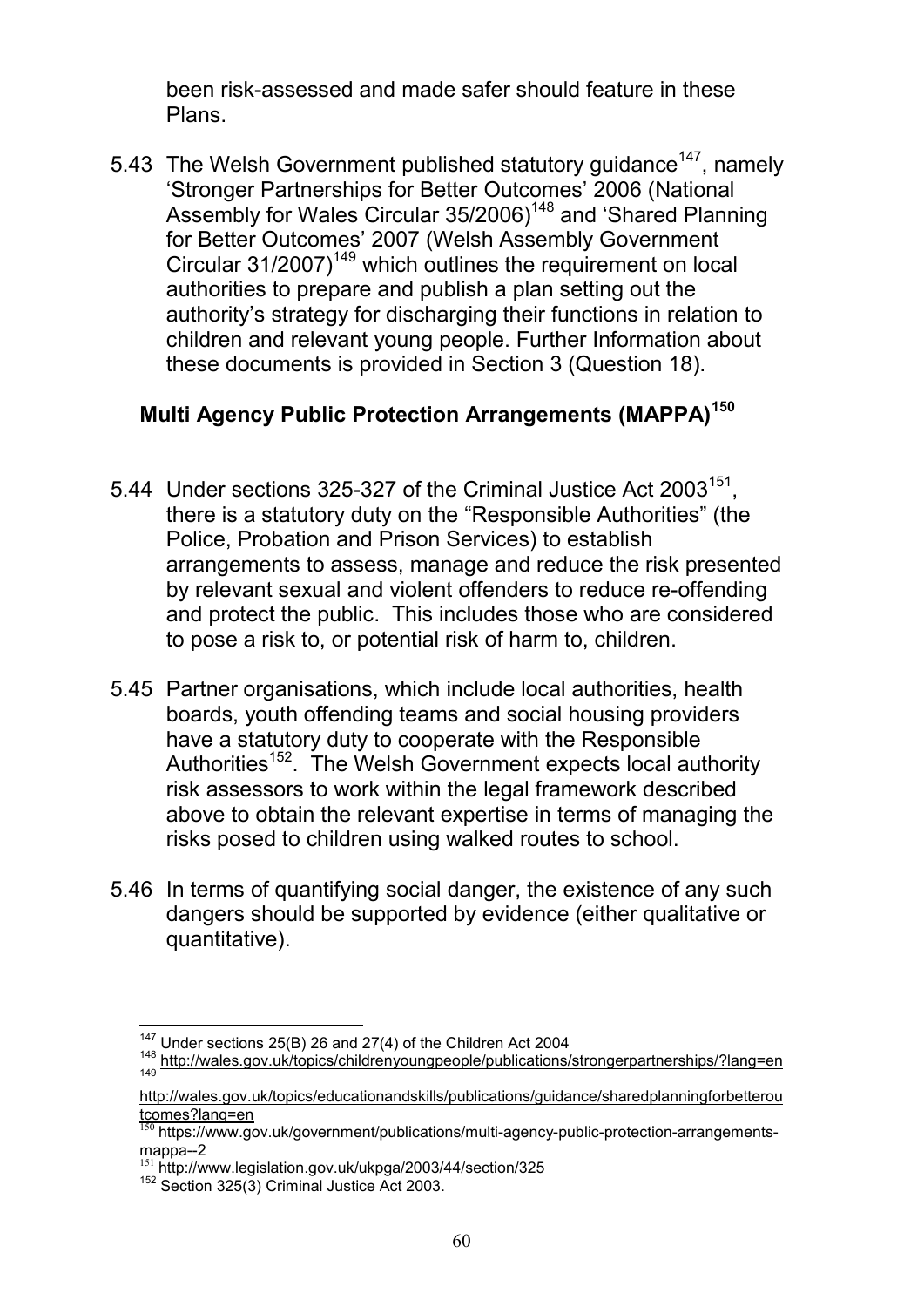been risk-assessed and made safer should feature in these Plans.

5.43 The Welsh Government published statutory guidance[147], namely 'Stronger Partnerships for Better Outcomes' 2006 (National Assembly for Wales Circular 35/2006)[148] and 'Shared Planning for Better Outcomes' 2007 (Welsh Assembly Government Circular 31/2007)[149] which outlines the requirement on local authorities to prepare and publish a plan setting out the authority's strategy for discharging their functions in relation to children and relevant young people. Further Information about these documents is provided in Section 3 (Question 18).

### Multi Agency Public Protection Arrangements (MAPPA)[150]

5.44 Under sections 325-327 of the Criminal Justice Act 2003[151], there is a statutory duty on the "Responsible Authorities" (the Police, Probation and Prison Services) to establish arrangements to assess, manage and reduce the risk presented by relevant sexual and violent offenders to reduce re-offending and protect the public. This includes those who are considered to pose a risk to, or potential risk of harm to, children.

5.45 Partner organisations, which include local authorities, health boards, youth offending teams and social housing providers have a statutory duty to cooperate with the Responsible Authorities[152]. The Welsh Government expects local authority risk assessors to work within the legal framework described above to obtain the relevant expertise in terms of managing the risks posed to children using walked routes to school.

5.46 In terms of quantifying social danger, the existence of any such dangers should be supported by evidence (either qualitative or quantitative).

---

[147] Under sections 25(B) 26 and 27(4) of the Children Act 2004

[148] http://wales.gov.uk/topics/childrenyoungpeople/publications/strongerpartnerships/?lang=en

[149] http://wales.gov.uk/topics/educationandskills/publications/guidance/sharedplanningforbetteroutcomes?lang=en

[150] https://www.gov.uk/government/publications/multi-agency-public-protection-arrangements-mappa--2

[151] http://www.legislation.gov.uk/ukpga/2003/44/section/325

[152] Section 325(3) Criminal Justice Act 2003.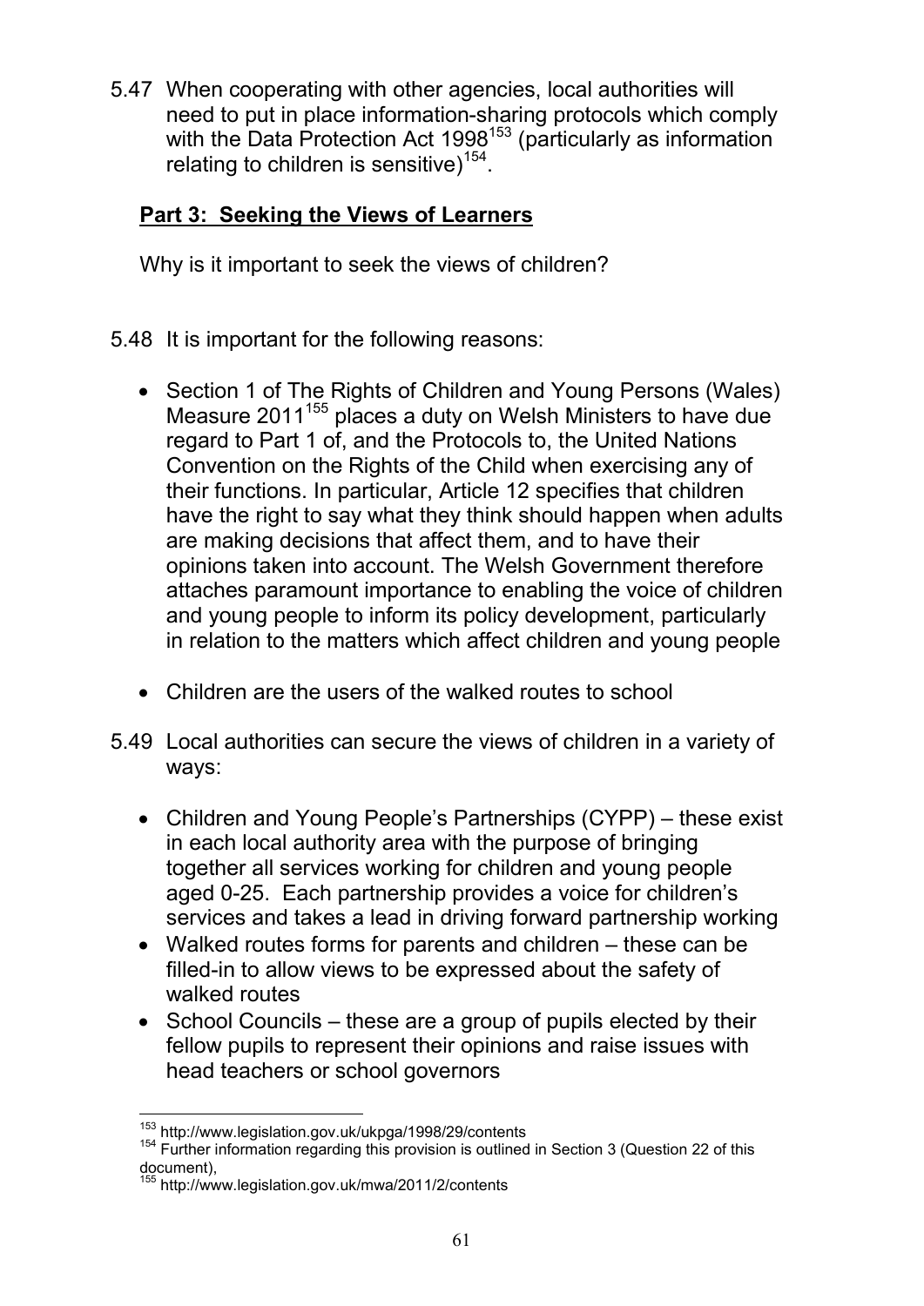5.47 When cooperating with other agencies, local authorities will need to put in place information-sharing protocols which comply with the Data Protection Act 1998[153] (particularly as information relating to children is sensitive)[154].

## Part 3: Seeking the Views of Learners

Why is it important to seek the views of children?

5.48 It is important for the following reasons:

- Section 1 of The Rights of Children and Young Persons (Wales) Measure 2011[155] places a duty on Welsh Ministers to have due regard to Part 1 of, and the Protocols to, the United Nations Convention on the Rights of the Child when exercising any of their functions. In particular, Article 12 specifies that children have the right to say what they think should happen when adults are making decisions that affect them, and to have their opinions taken into account. The Welsh Government therefore attaches paramount importance to enabling the voice of children and young people to inform its policy development, particularly in relation to the matters which affect children and young people
- Children are the users of the walked routes to school

5.49 Local authorities can secure the views of children in a variety of ways:

- Children and Young People's Partnerships (CYPP) – these exist in each local authority area with the purpose of bringing together all services working for children and young people aged 0-25. Each partnership provides a voice for children's services and takes a lead in driving forward partnership working
- Walked routes forms for parents and children – these can be filled-in to allow views to be expressed about the safety of walked routes
- School Councils – these are a group of pupils elected by their fellow pupils to represent their opinions and raise issues with head teachers or school governors

---

[153] http://www.legislation.gov.uk/ukpga/1998/29/contents

[154] Further information regarding this provision is outlined in Section 3 (Question 22 of this document),

[155] http://www.legislation.gov.uk/mwa/2011/2/contents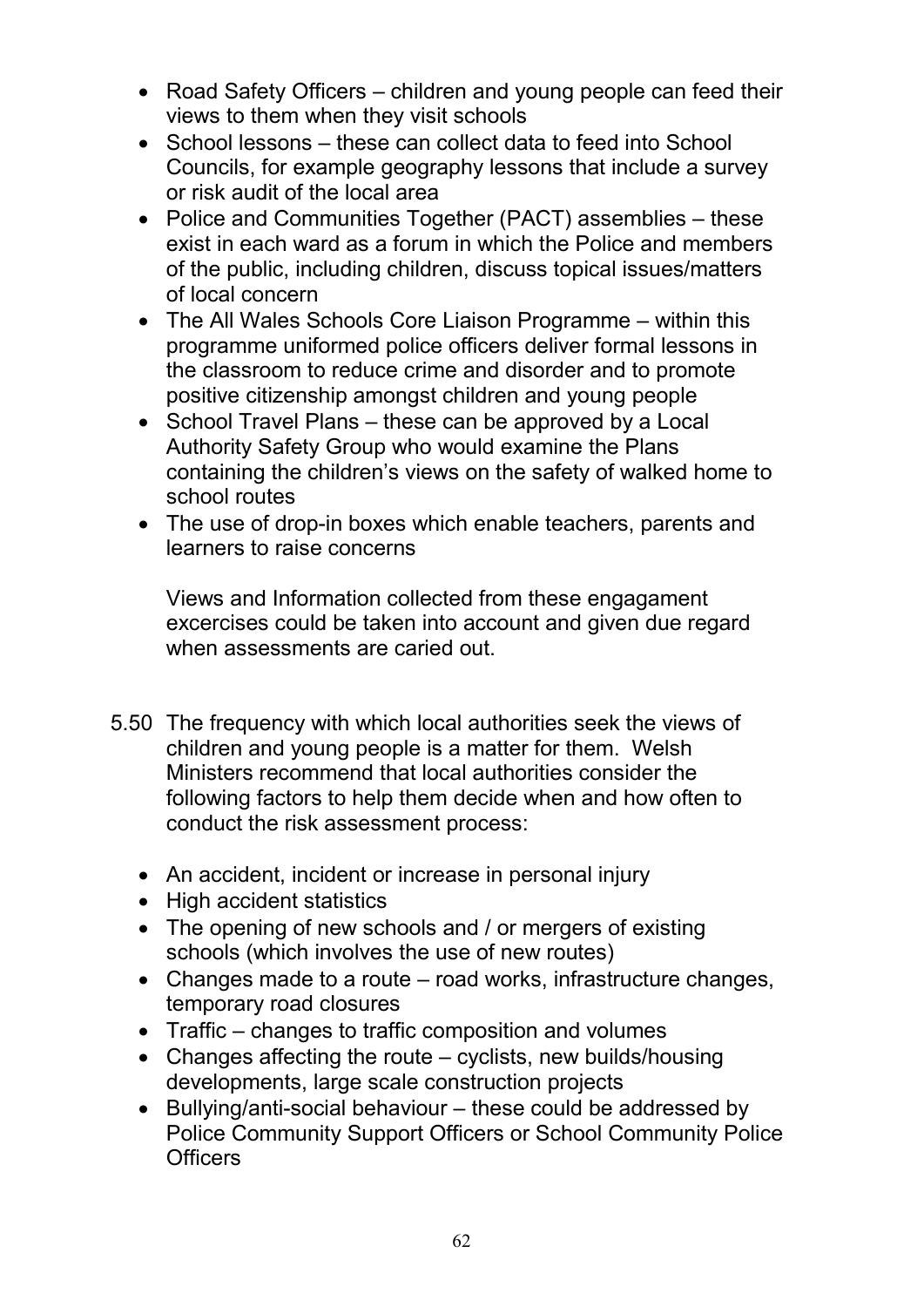- Road Safety Officers – children and young people can feed their views to them when they visit schools
- School lessons – these can collect data to feed into School Councils, for example geography lessons that include a survey or risk audit of the local area
- Police and Communities Together (PACT) assemblies – these exist in each ward as a forum in which the Police and members of the public, including children, discuss topical issues/matters of local concern
- The All Wales Schools Core Liaison Programme – within this programme uniformed police officers deliver formal lessons in the classroom to reduce crime and disorder and to promote positive citizenship amongst children and young people
- School Travel Plans – these can be approved by a Local Authority Safety Group who would examine the Plans containing the children's views on the safety of walked home to school routes
- The use of drop-in boxes which enable teachers, parents and learners to raise concerns

  Views and Information collected from these engagament excercises could be taken into account and given due regard when assessments are caried out.

5.50 The frequency with which local authorities seek the views of children and young people is a matter for them. Welsh Ministers recommend that local authorities consider the following factors to help them decide when and how often to conduct the risk assessment process:

- An accident, incident or increase in personal injury
- High accident statistics
- The opening of new schools and / or mergers of existing schools (which involves the use of new routes)
- Changes made to a route – road works, infrastructure changes, temporary road closures
- Traffic – changes to traffic composition and volumes
- Changes affecting the route – cyclists, new builds/housing developments, large scale construction projects
- Bullying/anti-social behaviour – these could be addressed by Police Community Support Officers or School Community Police Officers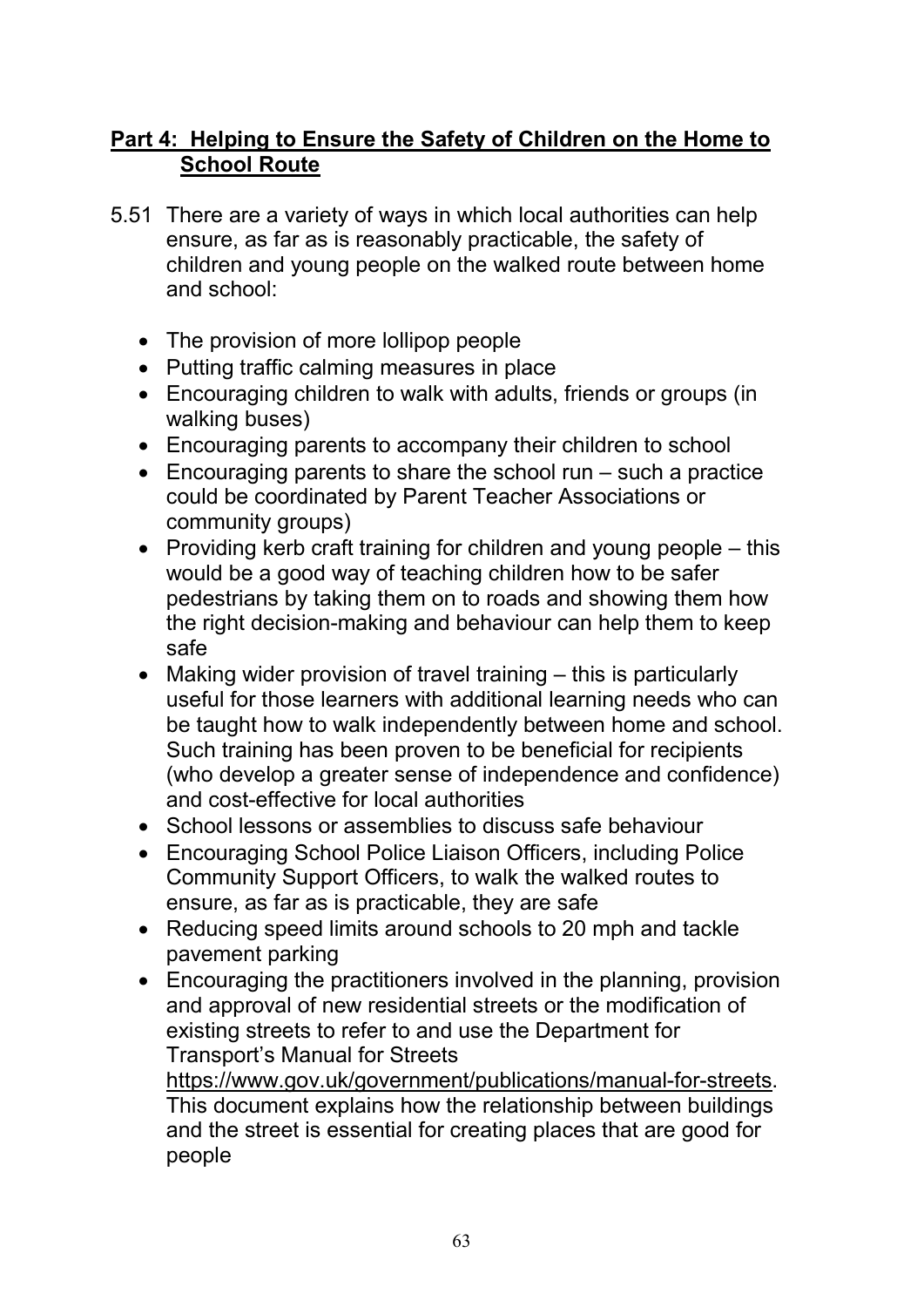## Part 4: Helping to Ensure the Safety of Children on the Home to School Route

5.51 There are a variety of ways in which local authorities can help ensure, as far as is reasonably practicable, the safety of children and young people on the walked route between home and school:

- The provision of more lollipop people
- Putting traffic calming measures in place
- Encouraging children to walk with adults, friends or groups (in walking buses)
- Encouraging parents to accompany their children to school
- Encouraging parents to share the school run – such a practice could be coordinated by Parent Teacher Associations or community groups)
- Providing kerb craft training for children and young people – this would be a good way of teaching children how to be safer pedestrians by taking them on to roads and showing them how the right decision-making and behaviour can help them to keep safe
- Making wider provision of travel training – this is particularly useful for those learners with additional learning needs who can be taught how to walk independently between home and school. Such training has been proven to be beneficial for recipients (who develop a greater sense of independence and confidence) and cost-effective for local authorities
- School lessons or assemblies to discuss safe behaviour
- Encouraging School Police Liaison Officers, including Police Community Support Officers, to walk the walked routes to ensure, as far as is practicable, they are safe
- Reducing speed limits around schools to 20 mph and tackle pavement parking
- Encouraging the practitioners involved in the planning, provision and approval of new residential streets or the modification of existing streets to refer to and use the Department for Transport's Manual for Streets https://www.gov.uk/government/publications/manual-for-streets. This document explains how the relationship between buildings and the street is essential for creating places that are good for people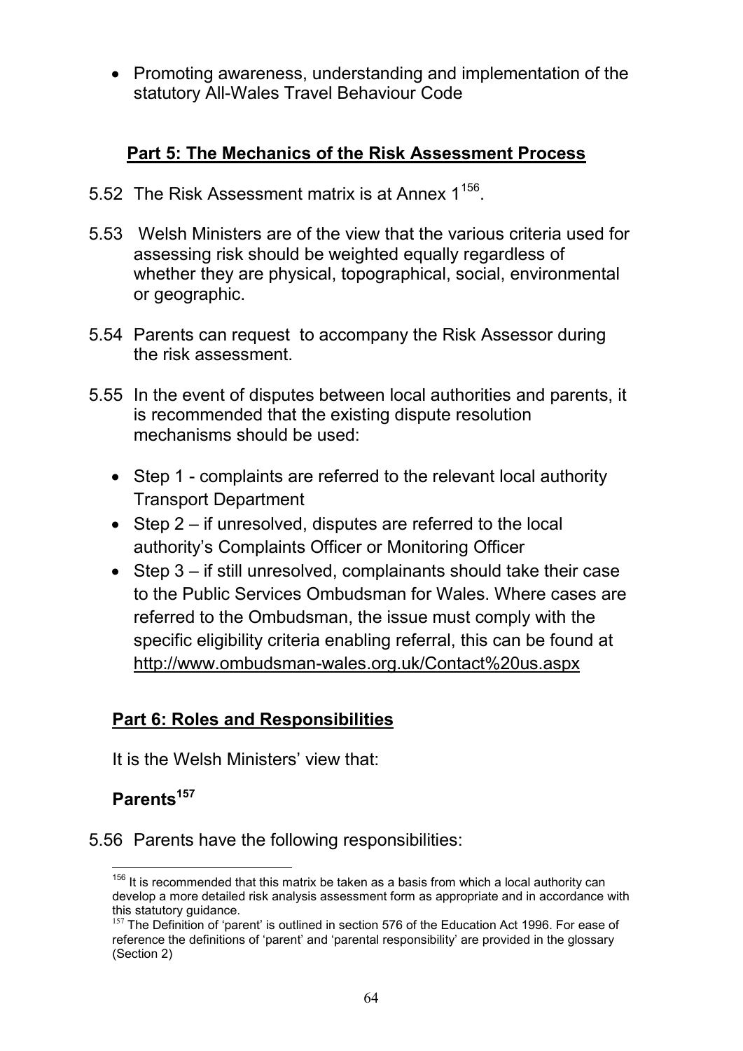- Promoting awareness, understanding and implementation of the statutory All-Wales Travel Behaviour Code

## Part 5: The Mechanics of the Risk Assessment Process

5.52 The Risk Assessment matrix is at Annex 1[156].

5.53 Welsh Ministers are of the view that the various criteria used for assessing risk should be weighted equally regardless of whether they are physical, topographical, social, environmental or geographic.

5.54 Parents can request to accompany the Risk Assessor during the risk assessment.

5.55 In the event of disputes between local authorities and parents, it is recommended that the existing dispute resolution mechanisms should be used:

- Step 1 - complaints are referred to the relevant local authority Transport Department
- Step 2 – if unresolved, disputes are referred to the local authority's Complaints Officer or Monitoring Officer
- Step 3 – if still unresolved, complainants should take their case to the Public Services Ombudsman for Wales. Where cases are referred to the Ombudsman, the issue must comply with the specific eligibility criteria enabling referral, this can be found at http://www.ombudsman-wales.org.uk/Contact%20us.aspx

## Part 6: Roles and Responsibilities

It is the Welsh Ministers' view that:

### Parents[157]

5.56 Parents have the following responsibilities:

---

[156] It is recommended that this matrix be taken as a basis from which a local authority can develop a more detailed risk analysis assessment form as appropriate and in accordance with this statutory guidance.

[157] The Definition of 'parent' is outlined in section 576 of the Education Act 1996. For ease of reference the definitions of 'parent' and 'parental responsibility' are provided in the glossary (Section 2)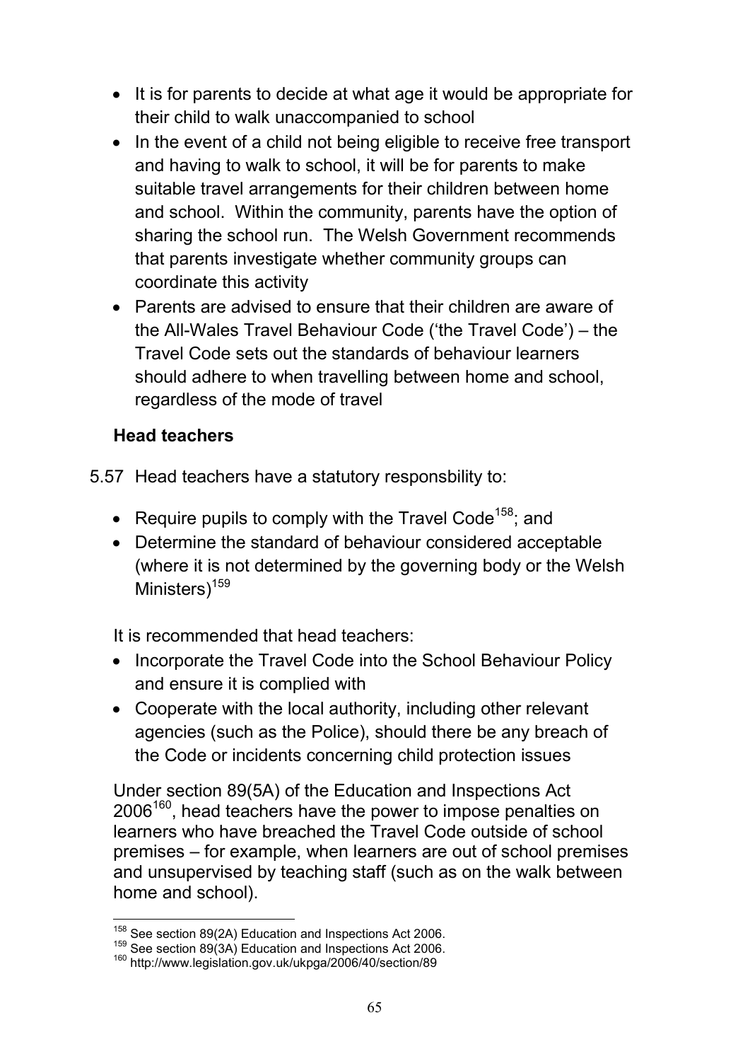- It is for parents to decide at what age it would be appropriate for their child to walk unaccompanied to school
- In the event of a child not being eligible to receive free transport and having to walk to school, it will be for parents to make suitable travel arrangements for their children between home and school. Within the community, parents have the option of sharing the school run. The Welsh Government recommends that parents investigate whether community groups can coordinate this activity
- Parents are advised to ensure that their children are aware of the All-Wales Travel Behaviour Code ('the Travel Code') – the Travel Code sets out the standards of behaviour learners should adhere to when travelling between home and school, regardless of the mode of travel

### Head teachers

5.57 Head teachers have a statutory responsbility to:

- Require pupils to comply with the Travel Code[158]; and
- Determine the standard of behaviour considered acceptable (where it is not determined by the governing body or the Welsh Ministers)[159]

It is recommended that head teachers:

- Incorporate the Travel Code into the School Behaviour Policy and ensure it is complied with
- Cooperate with the local authority, including other relevant agencies (such as the Police), should there be any breach of the Code or incidents concerning child protection issues

Under section 89(5A) of the Education and Inspections Act 2006[160], head teachers have the power to impose penalties on learners who have breached the Travel Code outside of school premises – for example, when learners are out of school premises and unsupervised by teaching staff (such as on the walk between home and school).

---

[158] See section 89(2A) Education and Inspections Act 2006.

[159] See section 89(3A) Education and Inspections Act 2006.

[160] http://www.legislation.gov.uk/ukpga/2006/40/section/89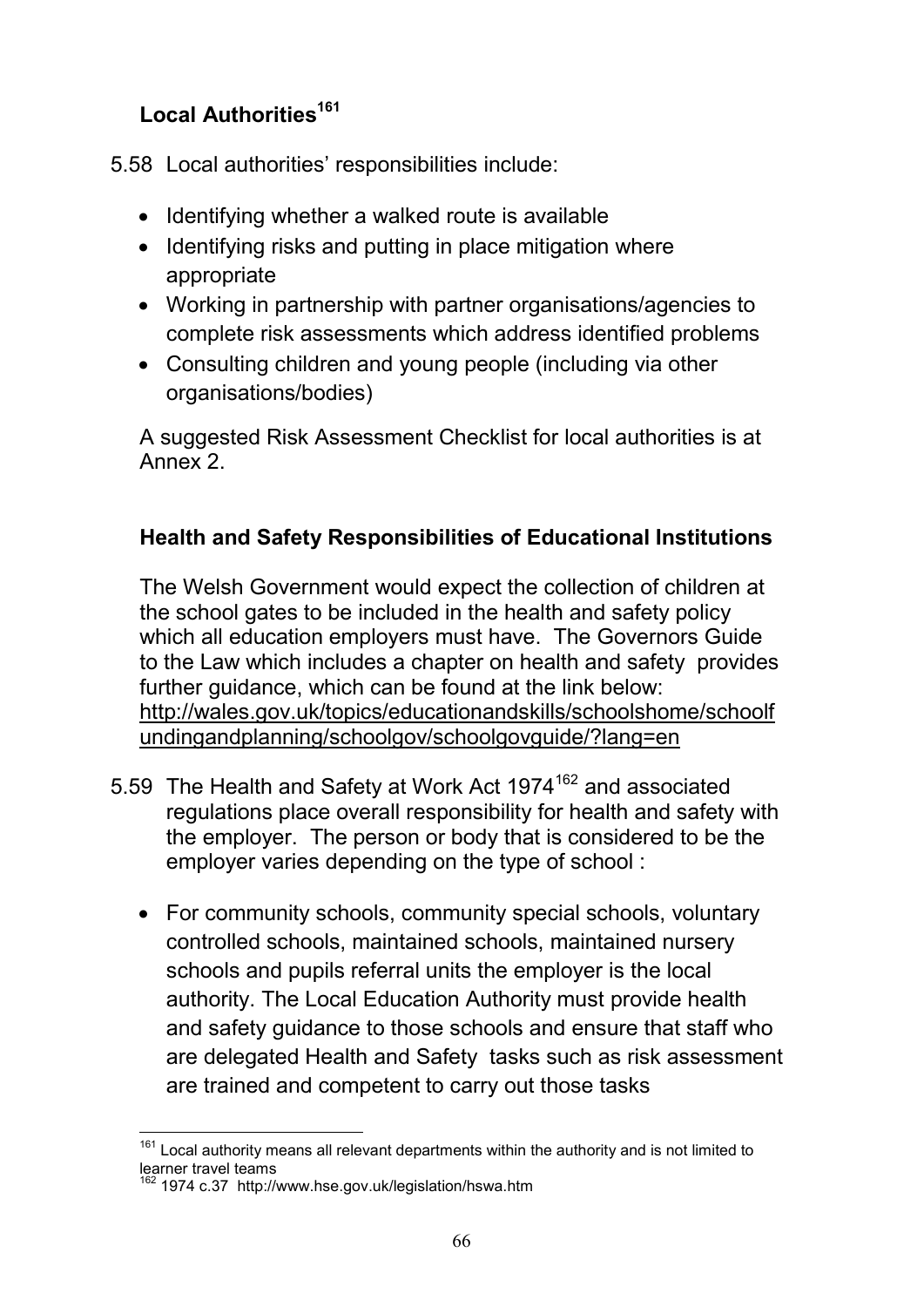### Local Authorities[161]

5.58 Local authorities' responsibilities include:

- Identifying whether a walked route is available
- Identifying risks and putting in place mitigation where appropriate
- Working in partnership with partner organisations/agencies to complete risk assessments which address identified problems
- Consulting children and young people (including via other organisations/bodies)

A suggested Risk Assessment Checklist for local authorities is at Annex 2.

### Health and Safety Responsibilities of Educational Institutions

The Welsh Government would expect the collection of children at the school gates to be included in the health and safety policy which all education employers must have. The Governors Guide to the Law which includes a chapter on health and safety provides further guidance, which can be found at the link below: http://wales.gov.uk/topics/educationandskills/schoolshome/schoolfundingandplanning/schoolgov/schoolgovguide/?lang=en

5.59 The Health and Safety at Work Act 1974[162] and associated regulations place overall responsibility for health and safety with the employer. The person or body that is considered to be the employer varies depending on the type of school :

- For community schools, community special schools, voluntary controlled schools, maintained schools, maintained nursery schools and pupils referral units the employer is the local authority. The Local Education Authority must provide health and safety guidance to those schools and ensure that staff who are delegated Health and Safety tasks such as risk assessment are trained and competent to carry out those tasks

---

[161] Local authority means all relevant departments within the authority and is not limited to learner travel teams

[162] 1974 c.37 http://www.hse.gov.uk/legislation/hswa.htm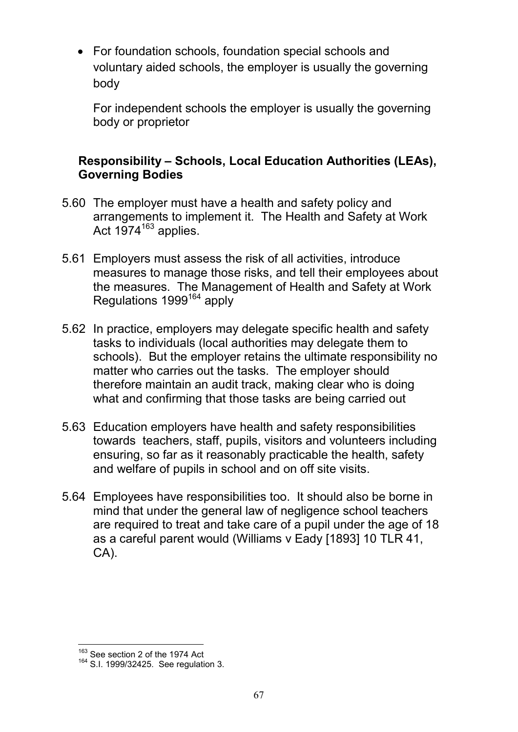- For foundation schools, foundation special schools and voluntary aided schools, the employer is usually the governing body

  For independent schools the employer is usually the governing body or proprietor

**Responsibility – Schools, Local Education Authorities (LEAs), Governing Bodies**

5.60 The employer must have a health and safety policy and arrangements to implement it. The Health and Safety at Work Act 1974[163] applies.

5.61 Employers must assess the risk of all activities, introduce measures to manage those risks, and tell their employees about the measures. The Management of Health and Safety at Work Regulations 1999[164] apply

5.62 In practice, employers may delegate specific health and safety tasks to individuals (local authorities may delegate them to schools). But the employer retains the ultimate responsibility no matter who carries out the tasks. The employer should therefore maintain an audit track, making clear who is doing what and confirming that those tasks are being carried out

5.63 Education employers have health and safety responsibilities towards teachers, staff, pupils, visitors and volunteers including ensuring, so far as it reasonably practicable the health, safety and welfare of pupils in school and on off site visits.

5.64 Employees have responsibilities too. It should also be borne in mind that under the general law of negligence school teachers are required to treat and take care of a pupil under the age of 18 as a careful parent would (Williams v Eady [1893] 10 TLR 41, CA).

---

[163] See section 2 of the 1974 Act

[164] S.I. 1999/32425. See regulation 3.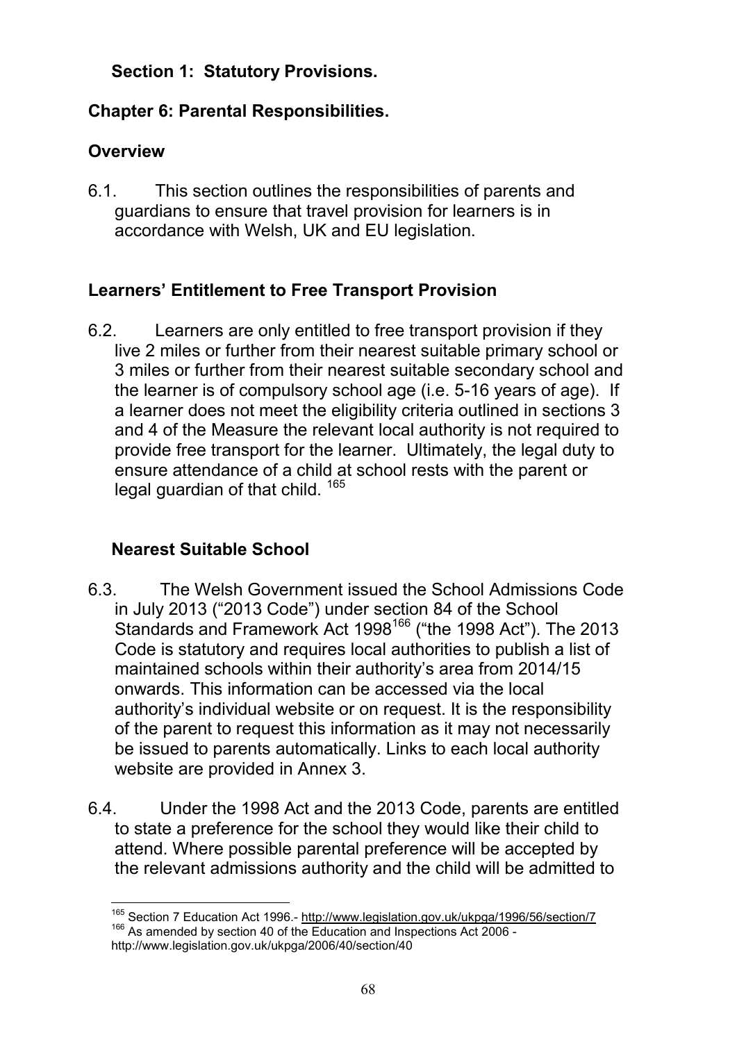## Section 1: Statutory Provisions.

### Chapter 6: Parental Responsibilities.

### Overview

6.1. This section outlines the responsibilities of parents and guardians to ensure that travel provision for learners is in accordance with Welsh, UK and EU legislation.

### Learners' Entitlement to Free Transport Provision

6.2. Learners are only entitled to free transport provision if they live 2 miles or further from their nearest suitable primary school or 3 miles or further from their nearest suitable secondary school and the learner is of compulsory school age (i.e. 5-16 years of age). If a learner does not meet the eligibility criteria outlined in sections 3 and 4 of the Measure the relevant local authority is not required to provide free transport for the learner. Ultimately, the legal duty to ensure attendance of a child at school rests with the parent or legal guardian of that child. [165]

### Nearest Suitable School

6.3. The Welsh Government issued the School Admissions Code in July 2013 ("2013 Code") under section 84 of the School Standards and Framework Act 1998[166] ("the 1998 Act"). The 2013 Code is statutory and requires local authorities to publish a list of maintained schools within their authority's area from 2014/15 onwards. This information can be accessed via the local authority's individual website or on request. It is the responsibility of the parent to request this information as it may not necessarily be issued to parents automatically. Links to each local authority website are provided in Annex 3.

6.4. Under the 1998 Act and the 2013 Code, parents are entitled to state a preference for the school they would like their child to attend. Where possible parental preference will be accepted by the relevant admissions authority and the child will be admitted to

---

[165] Section 7 Education Act 1996.- http://www.legislation.gov.uk/ukpga/1996/56/section/7

[166] As amended by section 40 of the Education and Inspections Act 2006 - http://www.legislation.gov.uk/ukpga/2006/40/section/40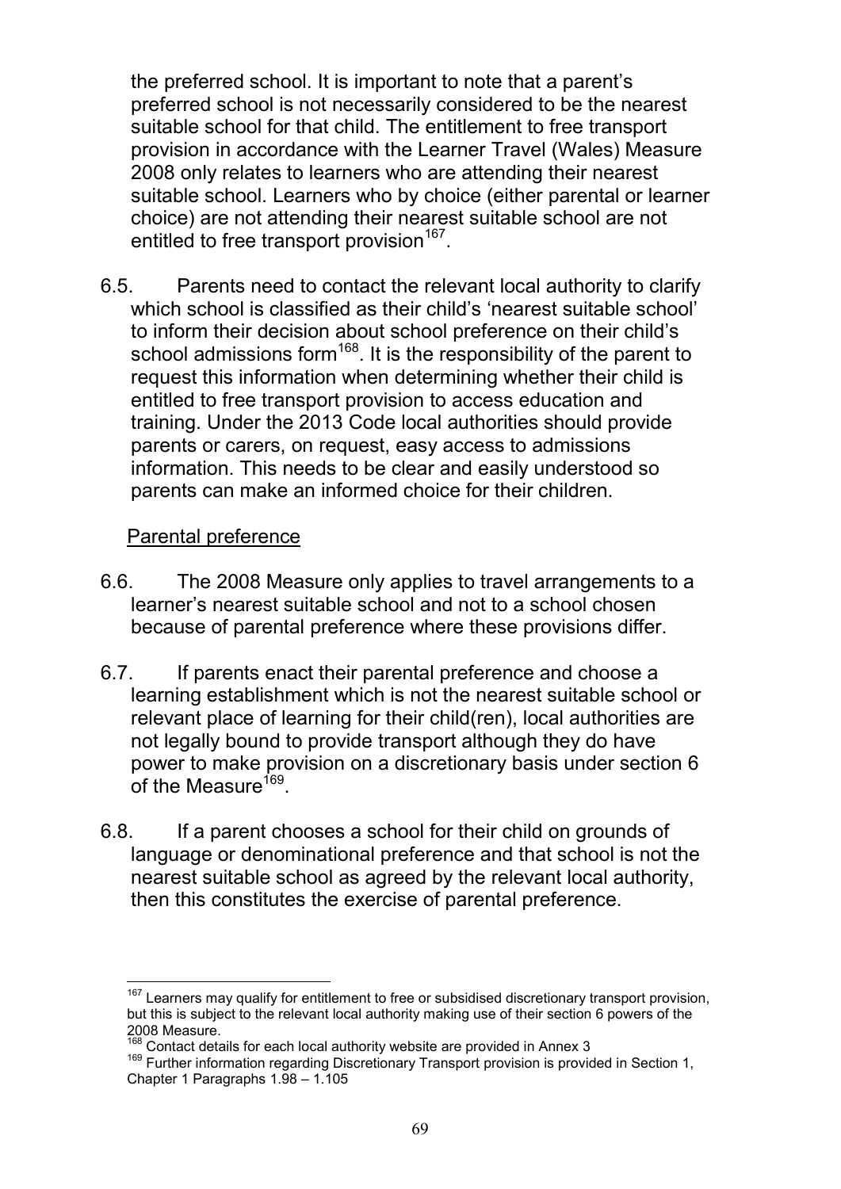the preferred school. It is important to note that a parent's preferred school is not necessarily considered to be the nearest suitable school for that child. The entitlement to free transport provision in accordance with the Learner Travel (Wales) Measure 2008 only relates to learners who are attending their nearest suitable school. Learners who by choice (either parental or learner choice) are not attending their nearest suitable school are not entitled to free transport provision[167].

6.5. Parents need to contact the relevant local authority to clarify which school is classified as their child's 'nearest suitable school' to inform their decision about school preference on their child's school admissions form[168]. It is the responsibility of the parent to request this information when determining whether their child is entitled to free transport provision to access education and training. Under the 2013 Code local authorities should provide parents or carers, on request, easy access to admissions information. This needs to be clear and easily understood so parents can make an informed choice for their children.

<u>Parental preference</u>

6.6. The 2008 Measure only applies to travel arrangements to a learner's nearest suitable school and not to a school chosen because of parental preference where these provisions differ.

6.7. If parents enact their parental preference and choose a learning establishment which is not the nearest suitable school or relevant place of learning for their child(ren), local authorities are not legally bound to provide transport although they do have power to make provision on a discretionary basis under section 6 of the Measure[169].

6.8. If a parent chooses a school for their child on grounds of language or denominational preference and that school is not the nearest suitable school as agreed by the relevant local authority, then this constitutes the exercise of parental preference.

---

[167] Learners may qualify for entitlement to free or subsidised discretionary transport provision, but this is subject to the relevant local authority making use of their section 6 powers of the 2008 Measure.

[168] Contact details for each local authority website are provided in Annex 3

[169] Further information regarding Discretionary Transport provision is provided in Section 1, Chapter 1 Paragraphs 1.98 – 1.105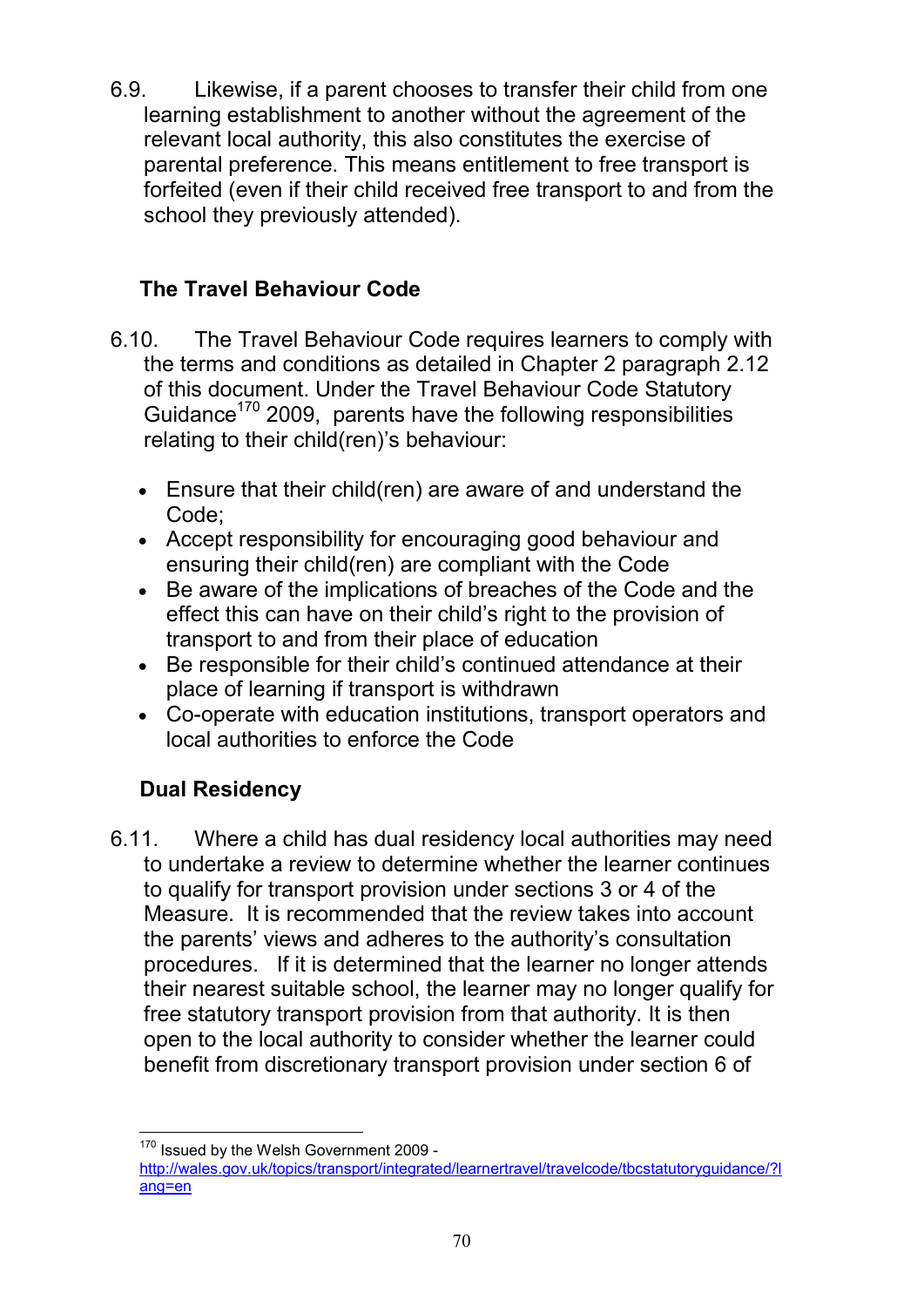6.9. Likewise, if a parent chooses to transfer their child from one learning establishment to another without the agreement of the relevant local authority, this also constitutes the exercise of parental preference. This means entitlement to free transport is forfeited (even if their child received free transport to and from the school they previously attended).

### The Travel Behaviour Code

6.10. The Travel Behaviour Code requires learners to comply with the terms and conditions as detailed in Chapter 2 paragraph 2.12 of this document. Under the Travel Behaviour Code Statutory Guidance[170] 2009, parents have the following responsibilities relating to their child(ren)'s behaviour:

- Ensure that their child(ren) are aware of and understand the Code;
- Accept responsibility for encouraging good behaviour and ensuring their child(ren) are compliant with the Code
- Be aware of the implications of breaches of the Code and the effect this can have on their child's right to the provision of transport to and from their place of education
- Be responsible for their child's continued attendance at their place of learning if transport is withdrawn
- Co-operate with education institutions, transport operators and local authorities to enforce the Code

### Dual Residency

6.11. Where a child has dual residency local authorities may need to undertake a review to determine whether the learner continues to qualify for transport provision under sections 3 or 4 of the Measure. It is recommended that the review takes into account the parents' views and adheres to the authority's consultation procedures. If it is determined that the learner no longer attends their nearest suitable school, the learner may no longer qualify for free statutory transport provision from that authority. It is then open to the local authority to consider whether the learner could benefit from discretionary transport provision under section 6 of

---

[170] Issued by the Welsh Government 2009 - http://wales.gov.uk/topics/transport/integrated/learnertravel/travelcode/tbcstatutoryguidance/?lang=en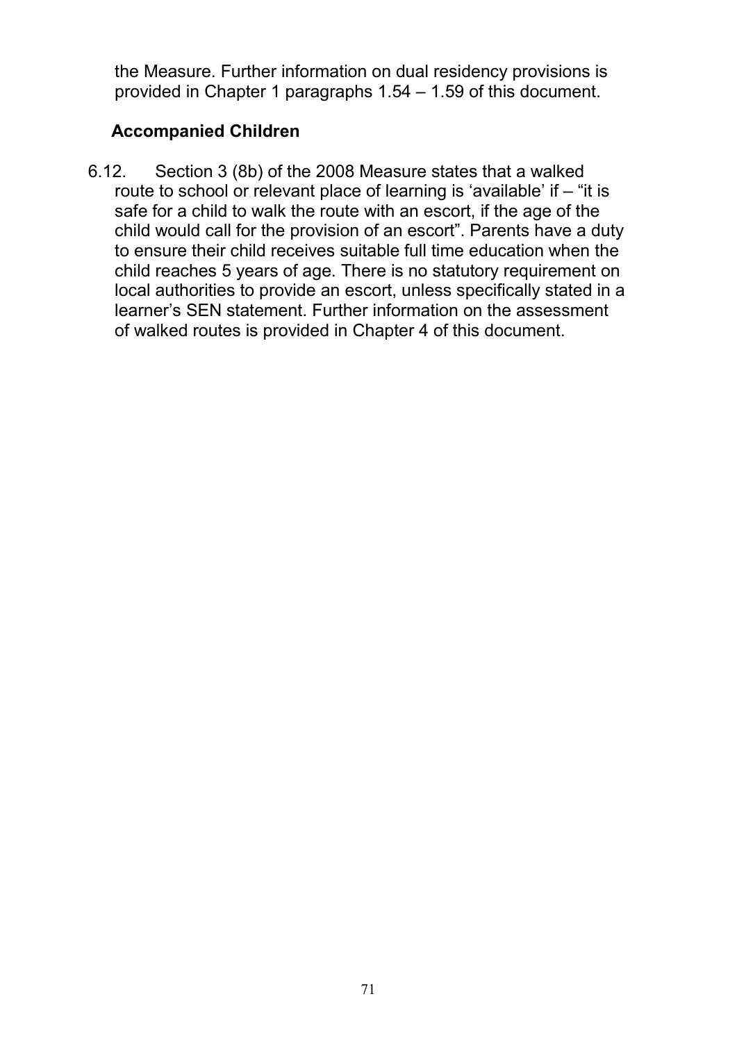the Measure. Further information on dual residency provisions is provided in Chapter 1 paragraphs 1.54 – 1.59 of this document.

### Accompanied Children

6.12. Section 3 (8b) of the 2008 Measure states that a walked route to school or relevant place of learning is 'available' if – "it is safe for a child to walk the route with an escort, if the age of the child would call for the provision of an escort". Parents have a duty to ensure their child receives suitable full time education when the child reaches 5 years of age. There is no statutory requirement on local authorities to provide an escort, unless specifically stated in a learner's SEN statement. Further information on the assessment of walked routes is provided in Chapter 4 of this document.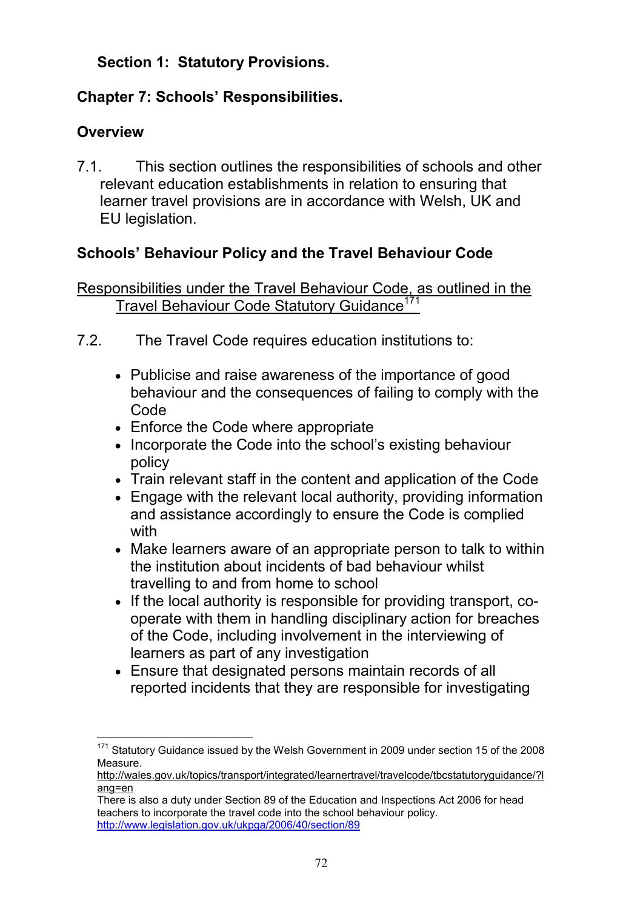## Section 1: Statutory Provisions.

### Chapter 7: Schools' Responsibilities.

#### Overview

7.1. This section outlines the responsibilities of schools and other relevant education establishments in relation to ensuring that learner travel provisions are in accordance with Welsh, UK and EU legislation.

#### Schools' Behaviour Policy and the Travel Behaviour Code

Responsibilities under the Travel Behaviour Code, as outlined in the Travel Behaviour Code Statutory Guidance[171]

7.2. The Travel Code requires education institutions to:

- Publicise and raise awareness of the importance of good behaviour and the consequences of failing to comply with the Code
- Enforce the Code where appropriate
- Incorporate the Code into the school's existing behaviour policy
- Train relevant staff in the content and application of the Code
- Engage with the relevant local authority, providing information and assistance accordingly to ensure the Code is complied with
- Make learners aware of an appropriate person to talk to within the institution about incidents of bad behaviour whilst travelling to and from home to school
- If the local authority is responsible for providing transport, co-operate with them in handling disciplinary action for breaches of the Code, including involvement in the interviewing of learners as part of any investigation
- Ensure that designated persons maintain records of all reported incidents that they are responsible for investigating

---

[171] Statutory Guidance issued by the Welsh Government in 2009 under section 15 of the 2008 Measure.
http://wales.gov.uk/topics/transport/integrated/learnertravel/travelcode/tbcstatutoryguidance/?lang=en
There is also a duty under Section 89 of the Education and Inspections Act 2006 for head teachers to incorporate the travel code into the school behaviour policy.
http://www.legislation.gov.uk/ukpga/2006/40/section/89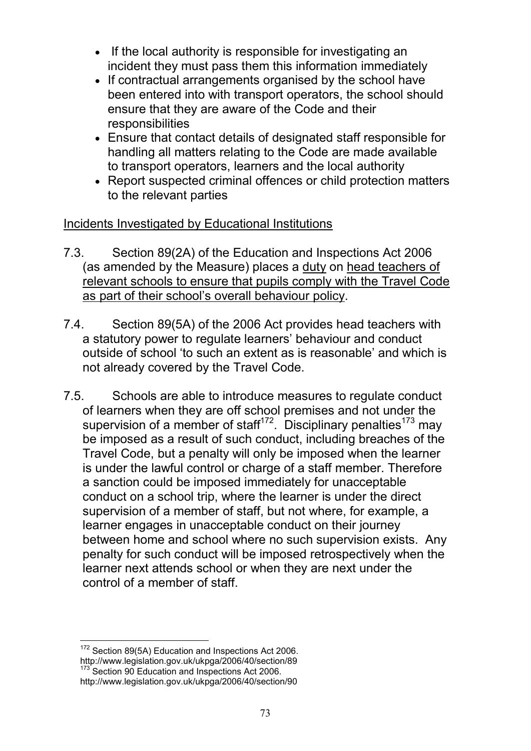- If the local authority is responsible for investigating an incident they must pass them this information immediately
- If contractual arrangements organised by the school have been entered into with transport operators, the school should ensure that they are aware of the Code and their responsibilities
- Ensure that contact details of designated staff responsible for handling all matters relating to the Code are made available to transport operators, learners and the local authority
- Report suspected criminal offences or child protection matters to the relevant parties

<u>Incidents Investigated by Educational Institutions</u>

7.3. Section 89(2A) of the Education and Inspections Act 2006 (as amended by the Measure) places a <u>duty</u> on <u>head teachers of relevant schools to ensure that pupils comply with the Travel Code as part of their school's overall behaviour policy</u>.

7.4. Section 89(5A) of the 2006 Act provides head teachers with a statutory power to regulate learners' behaviour and conduct outside of school 'to such an extent as is reasonable' and which is not already covered by the Travel Code.

7.5. Schools are able to introduce measures to regulate conduct of learners when they are off school premises and not under the supervision of a member of staff[172]. Disciplinary penalties[173] may be imposed as a result of such conduct, including breaches of the Travel Code, but a penalty will only be imposed when the learner is under the lawful control or charge of a staff member. Therefore a sanction could be imposed immediately for unacceptable conduct on a school trip, where the learner is under the direct supervision of a member of staff, but not where, for example, a learner engages in unacceptable conduct on their journey between home and school where no such supervision exists. Any penalty for such conduct will be imposed retrospectively when the learner next attends school or when they are next under the control of a member of staff.

---

[172] Section 89(5A) Education and Inspections Act 2006. http://www.legislation.gov.uk/ukpga/2006/40/section/89

[173] Section 90 Education and Inspections Act 2006. http://www.legislation.gov.uk/ukpga/2006/40/section/90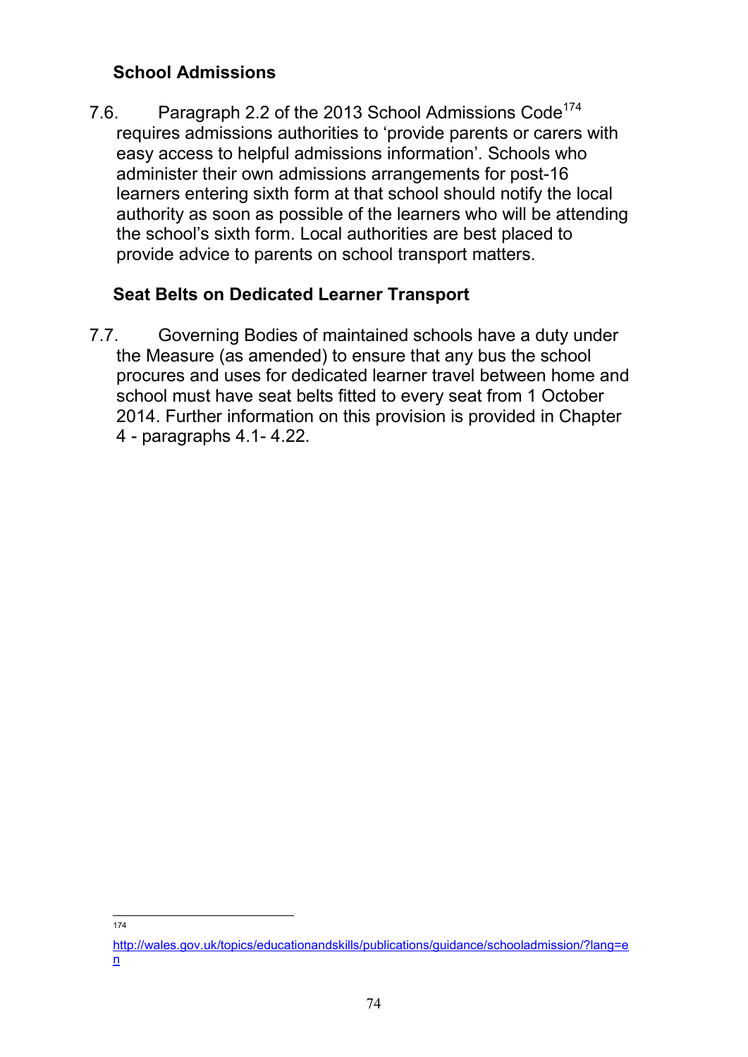### School Admissions

7.6. Paragraph 2.2 of the 2013 School Admissions Code[174] requires admissions authorities to 'provide parents or carers with easy access to helpful admissions information'. Schools who administer their own admissions arrangements for post-16 learners entering sixth form at that school should notify the local authority as soon as possible of the learners who will be attending the school's sixth form. Local authorities are best placed to provide advice to parents on school transport matters.

### Seat Belts on Dedicated Learner Transport

7.7. Governing Bodies of maintained schools have a duty under the Measure (as amended) to ensure that any bus the school procures and uses for dedicated learner travel between home and school must have seat belts fitted to every seat from 1 October 2014. Further information on this provision is provided in Chapter 4 - paragraphs 4.1- 4.22.

---

[174] http://wales.gov.uk/topics/educationandskills/publications/guidance/schooladmission/?lang=en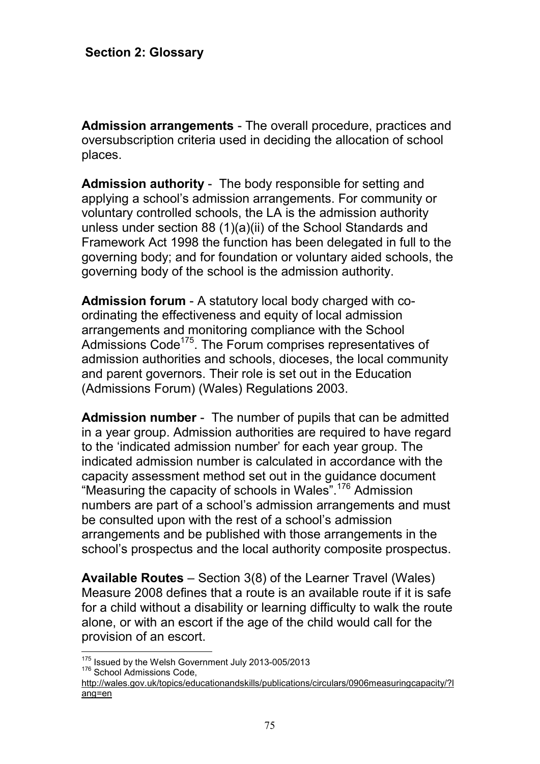## Section 2: Glossary

**Admission arrangements** - The overall procedure, practices and oversubscription criteria used in deciding the allocation of school places.

**Admission authority** - The body responsible for setting and applying a school's admission arrangements. For community or voluntary controlled schools, the LA is the admission authority unless under section 88 (1)(a)(ii) of the School Standards and Framework Act 1998 the function has been delegated in full to the governing body; and for foundation or voluntary aided schools, the governing body of the school is the admission authority.

**Admission forum** - A statutory local body charged with co-ordinating the effectiveness and equity of local admission arrangements and monitoring compliance with the School Admissions Code[175]. The Forum comprises representatives of admission authorities and schools, dioceses, the local community and parent governors. Their role is set out in the Education (Admissions Forum) (Wales) Regulations 2003.

**Admission number** - The number of pupils that can be admitted in a year group. Admission authorities are required to have regard to the 'indicated admission number' for each year group. The indicated admission number is calculated in accordance with the capacity assessment method set out in the guidance document "Measuring the capacity of schools in Wales".[176] Admission numbers are part of a school's admission arrangements and must be consulted upon with the rest of a school's admission arrangements and be published with those arrangements in the school's prospectus and the local authority composite prospectus.

**Available Routes** – Section 3(8) of the Learner Travel (Wales) Measure 2008 defines that a route is an available route if it is safe for a child without a disability or learning difficulty to walk the route alone, or with an escort if the age of the child would call for the provision of an escort.

---

[175] Issued by the Welsh Government July 2013-005/2013

[176] School Admissions Code, http://wales.gov.uk/topics/educationandskills/publications/circulars/0906measuringcapacity/?lang=en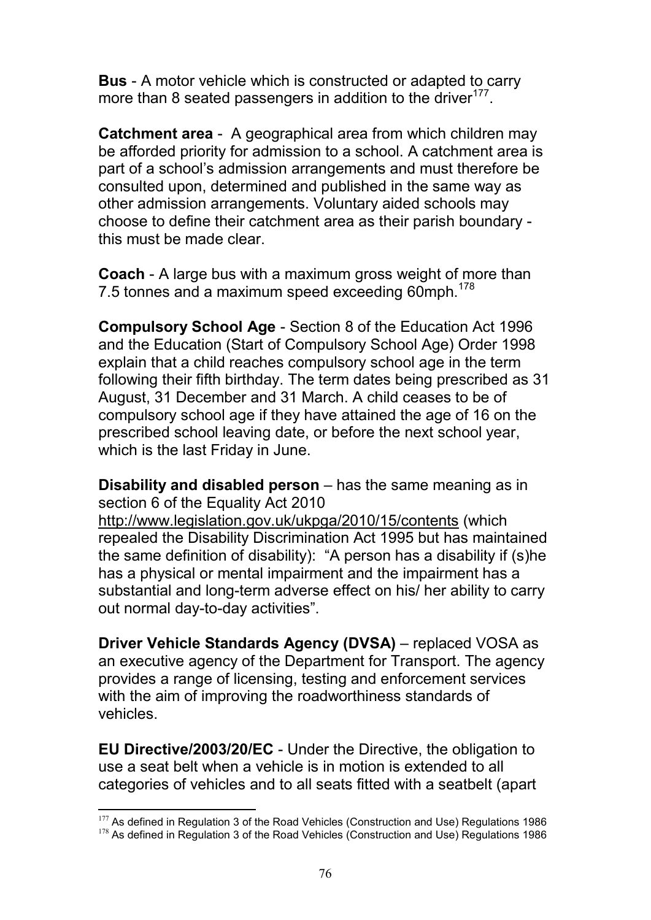**Bus** - A motor vehicle which is constructed or adapted to carry more than 8 seated passengers in addition to the driver[177].

**Catchment area** - A geographical area from which children may be afforded priority for admission to a school. A catchment area is part of a school's admission arrangements and must therefore be consulted upon, determined and published in the same way as other admission arrangements. Voluntary aided schools may choose to define their catchment area as their parish boundary - this must be made clear.

**Coach** - A large bus with a maximum gross weight of more than 7.5 tonnes and a maximum speed exceeding 60mph.[178]

**Compulsory School Age** - Section 8 of the Education Act 1996 and the Education (Start of Compulsory School Age) Order 1998 explain that a child reaches compulsory school age in the term following their fifth birthday. The term dates being prescribed as 31 August, 31 December and 31 March. A child ceases to be of compulsory school age if they have attained the age of 16 on the prescribed school leaving date, or before the next school year, which is the last Friday in June.

**Disability and disabled person** – has the same meaning as in section 6 of the Equality Act 2010 http://www.legislation.gov.uk/ukpga/2010/15/contents (which repealed the Disability Discrimination Act 1995 but has maintained the same definition of disability): "A person has a disability if (s)he has a physical or mental impairment and the impairment has a substantial and long-term adverse effect on his/ her ability to carry out normal day-to-day activities".

**Driver Vehicle Standards Agency (DVSA)** – replaced VOSA as an executive agency of the Department for Transport. The agency provides a range of licensing, testing and enforcement services with the aim of improving the roadworthiness standards of vehicles.

**EU Directive/2003/20/EC** - Under the Directive, the obligation to use a seat belt when a vehicle is in motion is extended to all categories of vehicles and to all seats fitted with a seatbelt (apart

---

[177] As defined in Regulation 3 of the Road Vehicles (Construction and Use) Regulations 1986

[178] As defined in Regulation 3 of the Road Vehicles (Construction and Use) Regulations 1986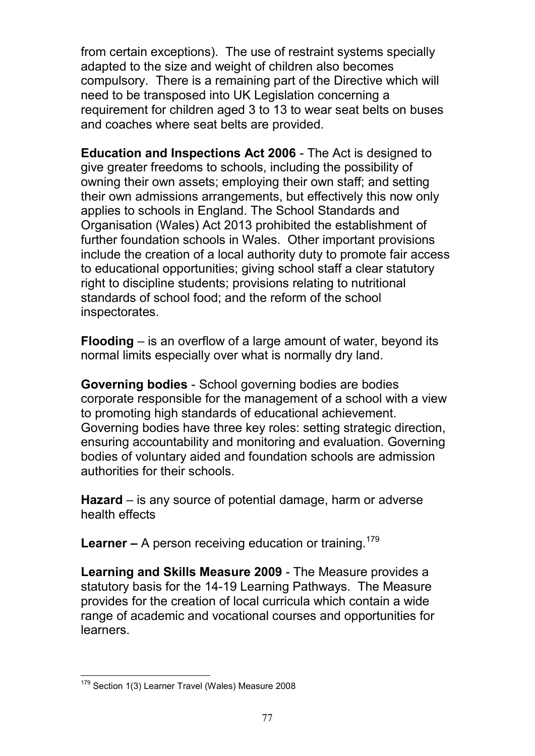from certain exceptions). The use of restraint systems specially adapted to the size and weight of children also becomes compulsory. There is a remaining part of the Directive which will need to be transposed into UK Legislation concerning a requirement for children aged 3 to 13 to wear seat belts on buses and coaches where seat belts are provided.

**Education and Inspections Act 2006** - The Act is designed to give greater freedoms to schools, including the possibility of owning their own assets; employing their own staff; and setting their own admissions arrangements, but effectively this now only applies to schools in England. The School Standards and Organisation (Wales) Act 2013 prohibited the establishment of further foundation schools in Wales. Other important provisions include the creation of a local authority duty to promote fair access to educational opportunities; giving school staff a clear statutory right to discipline students; provisions relating to nutritional standards of school food; and the reform of the school inspectorates.

**Flooding** – is an overflow of a large amount of water, beyond its normal limits especially over what is normally dry land.

**Governing bodies** - School governing bodies are bodies corporate responsible for the management of a school with a view to promoting high standards of educational achievement. Governing bodies have three key roles: setting strategic direction, ensuring accountability and monitoring and evaluation. Governing bodies of voluntary aided and foundation schools are admission authorities for their schools.

**Hazard** – is any source of potential damage, harm or adverse health effects

**Learner –** A person receiving education or training.[179]

**Learning and Skills Measure 2009** - The Measure provides a statutory basis for the 14-19 Learning Pathways. The Measure provides for the creation of local curricula which contain a wide range of academic and vocational courses and opportunities for learners.

[179] Section 1(3) Learner Travel (Wales) Measure 2008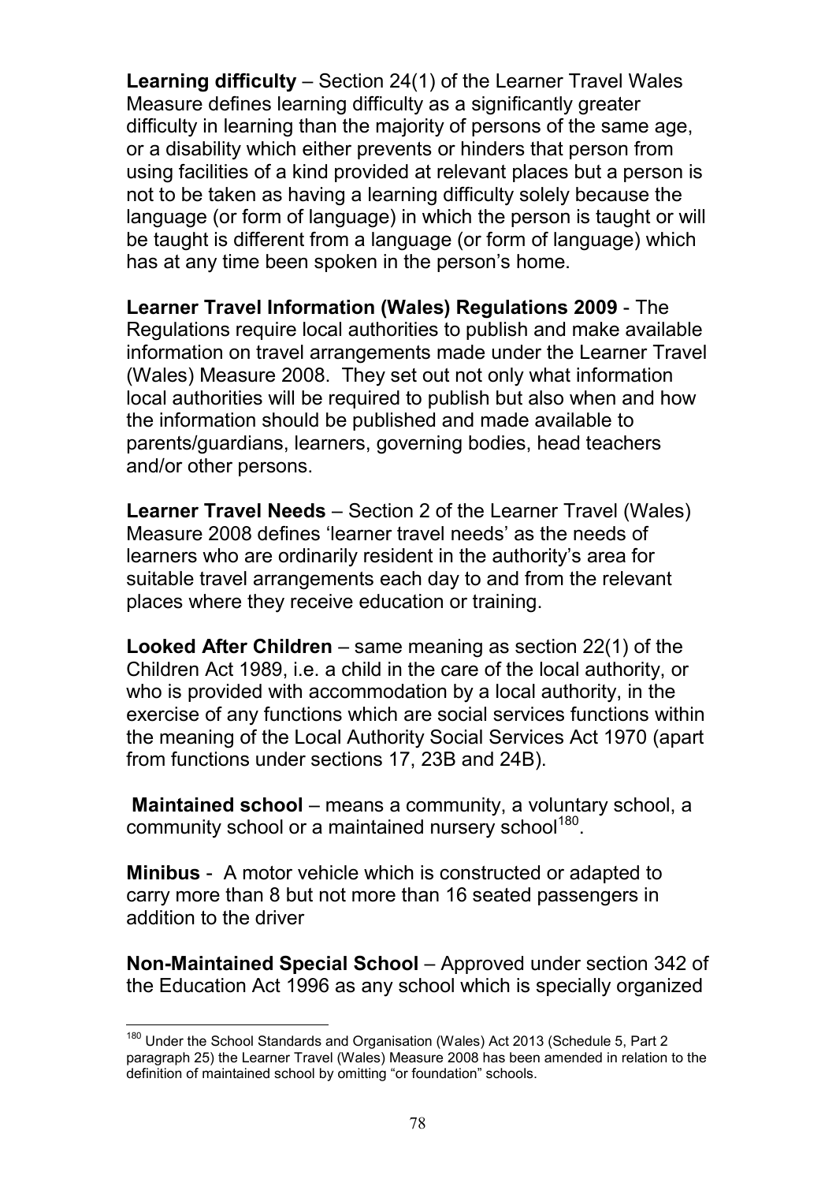**Learning difficulty** – Section 24(1) of the Learner Travel Wales Measure defines learning difficulty as a significantly greater difficulty in learning than the majority of persons of the same age, or a disability which either prevents or hinders that person from using facilities of a kind provided at relevant places but a person is not to be taken as having a learning difficulty solely because the language (or form of language) in which the person is taught or will be taught is different from a language (or form of language) which has at any time been spoken in the person's home.

**Learner Travel Information (Wales) Regulations 2009** - The Regulations require local authorities to publish and make available information on travel arrangements made under the Learner Travel (Wales) Measure 2008. They set out not only what information local authorities will be required to publish but also when and how the information should be published and made available to parents/guardians, learners, governing bodies, head teachers and/or other persons.

**Learner Travel Needs** – Section 2 of the Learner Travel (Wales) Measure 2008 defines 'learner travel needs' as the needs of learners who are ordinarily resident in the authority's area for suitable travel arrangements each day to and from the relevant places where they receive education or training.

**Looked After Children** – same meaning as section 22(1) of the Children Act 1989, i.e. a child in the care of the local authority, or who is provided with accommodation by a local authority, in the exercise of any functions which are social services functions within the meaning of the Local Authority Social Services Act 1970 (apart from functions under sections 17, 23B and 24B).

**Maintained school** – means a community, a voluntary school, a community school or a maintained nursery school[180].

**Minibus** - A motor vehicle which is constructed or adapted to carry more than 8 but not more than 16 seated passengers in addition to the driver

**Non-Maintained Special School** – Approved under section 342 of the Education Act 1996 as any school which is specially organized

[180] Under the School Standards and Organisation (Wales) Act 2013 (Schedule 5, Part 2 paragraph 25) the Learner Travel (Wales) Measure 2008 has been amended in relation to the definition of maintained school by omitting "or foundation" schools.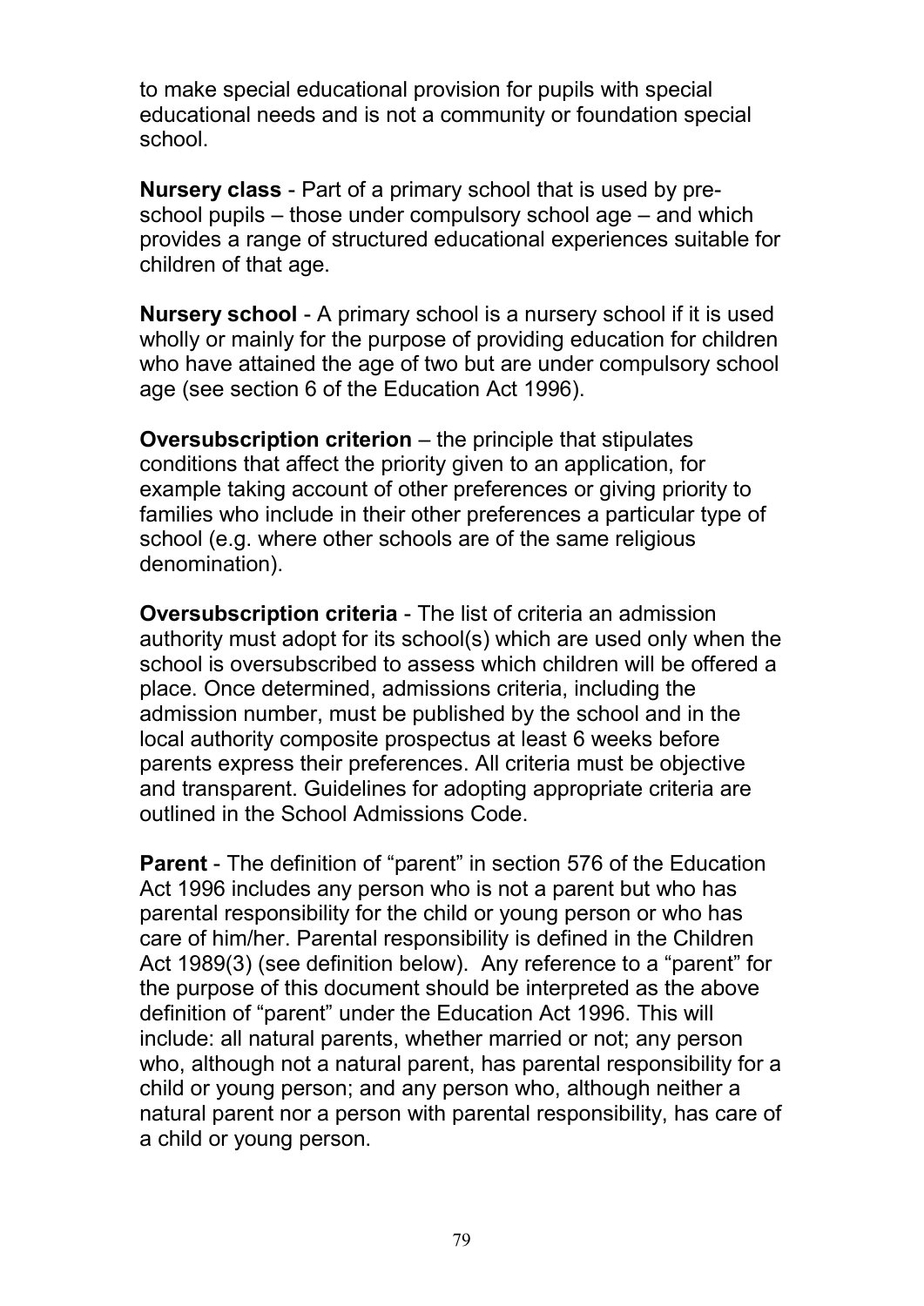to make special educational provision for pupils with special educational needs and is not a community or foundation special school.

**Nursery class** - Part of a primary school that is used by pre-school pupils – those under compulsory school age – and which provides a range of structured educational experiences suitable for children of that age.

**Nursery school** - A primary school is a nursery school if it is used wholly or mainly for the purpose of providing education for children who have attained the age of two but are under compulsory school age (see section 6 of the Education Act 1996).

**Oversubscription criterion** – the principle that stipulates conditions that affect the priority given to an application, for example taking account of other preferences or giving priority to families who include in their other preferences a particular type of school (e.g. where other schools are of the same religious denomination).

**Oversubscription criteria** - The list of criteria an admission authority must adopt for its school(s) which are used only when the school is oversubscribed to assess which children will be offered a place. Once determined, admissions criteria, including the admission number, must be published by the school and in the local authority composite prospectus at least 6 weeks before parents express their preferences. All criteria must be objective and transparent. Guidelines for adopting appropriate criteria are outlined in the School Admissions Code.

**Parent** - The definition of "parent" in section 576 of the Education Act 1996 includes any person who is not a parent but who has parental responsibility for the child or young person or who has care of him/her. Parental responsibility is defined in the Children Act 1989(3) (see definition below). Any reference to a "parent" for the purpose of this document should be interpreted as the above definition of "parent" under the Education Act 1996. This will include: all natural parents, whether married or not; any person who, although not a natural parent, has parental responsibility for a child or young person; and any person who, although neither a natural parent nor a person with parental responsibility, has care of a child or young person.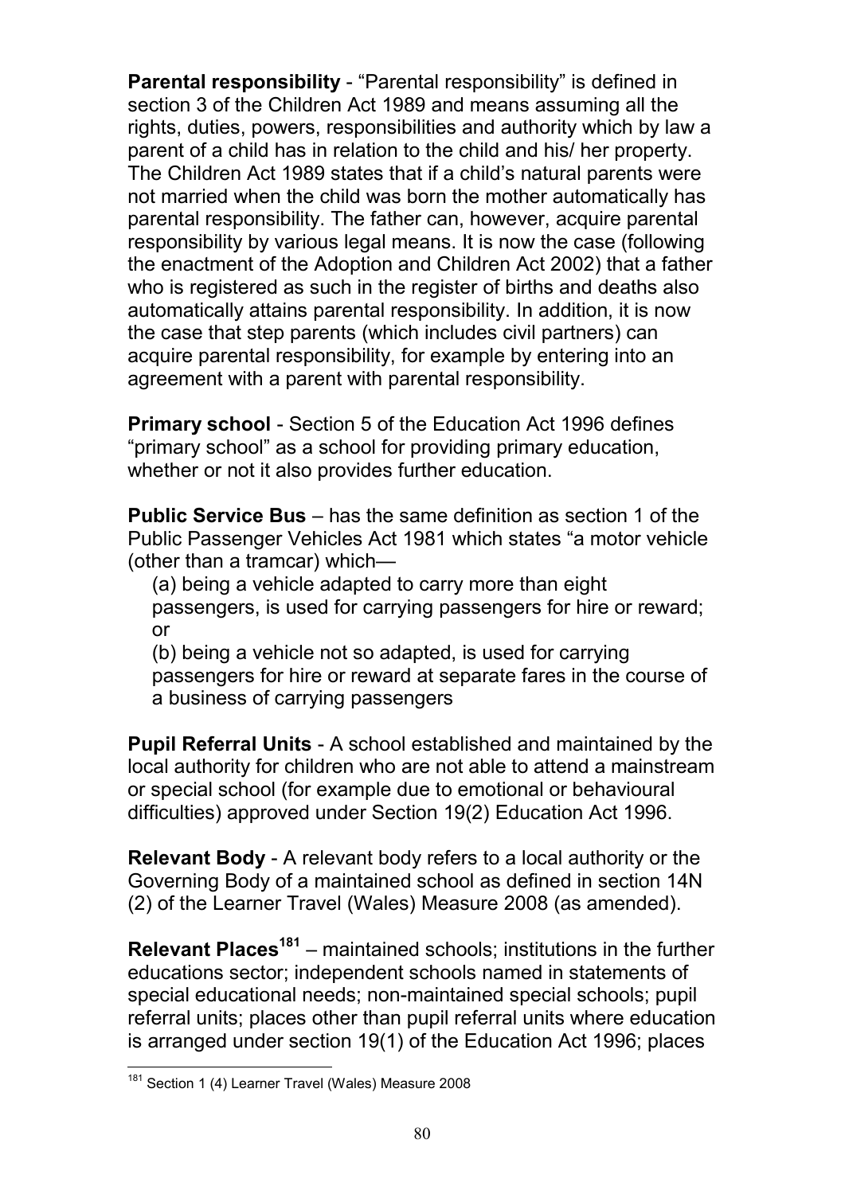**Parental responsibility** - “Parental responsibility” is defined in section 3 of the Children Act 1989 and means assuming all the rights, duties, powers, responsibilities and authority which by law a parent of a child has in relation to the child and his/ her property. The Children Act 1989 states that if a child’s natural parents were not married when the child was born the mother automatically has parental responsibility. The father can, however, acquire parental responsibility by various legal means. It is now the case (following the enactment of the Adoption and Children Act 2002) that a father who is registered as such in the register of births and deaths also automatically attains parental responsibility. In addition, it is now the case that step parents (which includes civil partners) can acquire parental responsibility, for example by entering into an agreement with a parent with parental responsibility.

**Primary school** - Section 5 of the Education Act 1996 defines “primary school” as a school for providing primary education, whether or not it also provides further education.

**Public Service Bus** – has the same definition as section 1 of the Public Passenger Vehicles Act 1981 which states “a motor vehicle (other than a tramcar) which—

(a) being a vehicle adapted to carry more than eight passengers, is used for carrying passengers for hire or reward; or

(b) being a vehicle not so adapted, is used for carrying passengers for hire or reward at separate fares in the course of a business of carrying passengers

**Pupil Referral Units** - A school established and maintained by the local authority for children who are not able to attend a mainstream or special school (for example due to emotional or behavioural difficulties) approved under Section 19(2) Education Act 1996.

**Relevant Body** - A relevant body refers to a local authority or the Governing Body of a maintained school as defined in section 14N (2) of the Learner Travel (Wales) Measure 2008 (as amended).

**Relevant Places**[181] – maintained schools; institutions in the further educations sector; independent schools named in statements of special educational needs; non-maintained special schools; pupil referral units; places other than pupil referral units where education is arranged under section 19(1) of the Education Act 1996; places

[181] Section 1 (4) Learner Travel (Wales) Measure 2008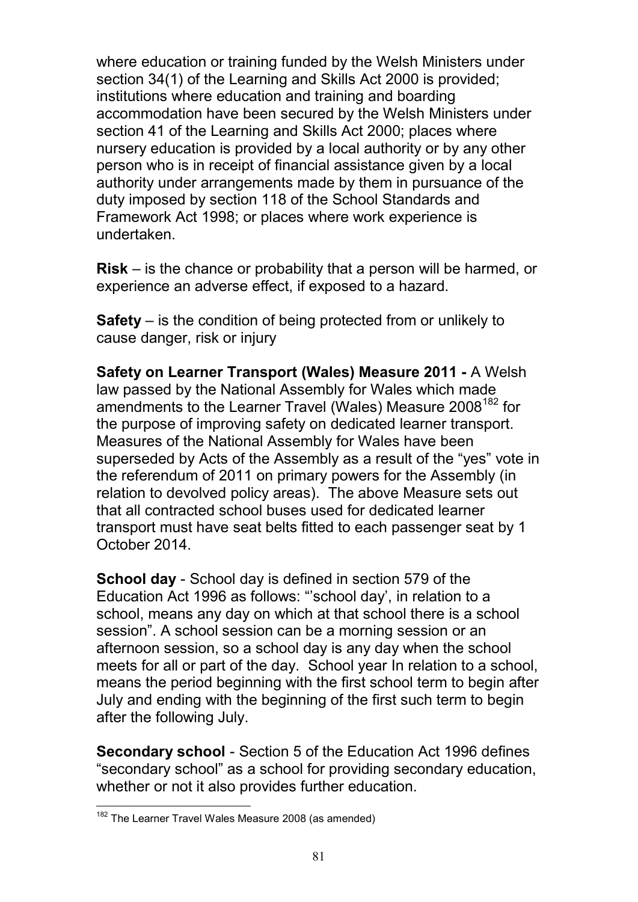where education or training funded by the Welsh Ministers under section 34(1) of the Learning and Skills Act 2000 is provided; institutions where education and training and boarding accommodation have been secured by the Welsh Ministers under section 41 of the Learning and Skills Act 2000; places where nursery education is provided by a local authority or by any other person who is in receipt of financial assistance given by a local authority under arrangements made by them in pursuance of the duty imposed by section 118 of the School Standards and Framework Act 1998; or places where work experience is undertaken.

**Risk** – is the chance or probability that a person will be harmed, or experience an adverse effect, if exposed to a hazard.

**Safety** – is the condition of being protected from or unlikely to cause danger, risk or injury

**Safety on Learner Transport (Wales) Measure 2011 -** A Welsh law passed by the National Assembly for Wales which made amendments to the Learner Travel (Wales) Measure 2008[182] for the purpose of improving safety on dedicated learner transport. Measures of the National Assembly for Wales have been superseded by Acts of the Assembly as a result of the "yes" vote in the referendum of 2011 on primary powers for the Assembly (in relation to devolved policy areas). The above Measure sets out that all contracted school buses used for dedicated learner transport must have seat belts fitted to each passenger seat by 1 October 2014.

**School day** - School day is defined in section 579 of the Education Act 1996 as follows: "'school day', in relation to a school, means any day on which at that school there is a school session". A school session can be a morning session or an afternoon session, so a school day is any day when the school meets for all or part of the day. School year In relation to a school, means the period beginning with the first school term to begin after July and ending with the beginning of the first such term to begin after the following July.

**Secondary school** - Section 5 of the Education Act 1996 defines "secondary school" as a school for providing secondary education, whether or not it also provides further education.

[182] The Learner Travel Wales Measure 2008 (as amended)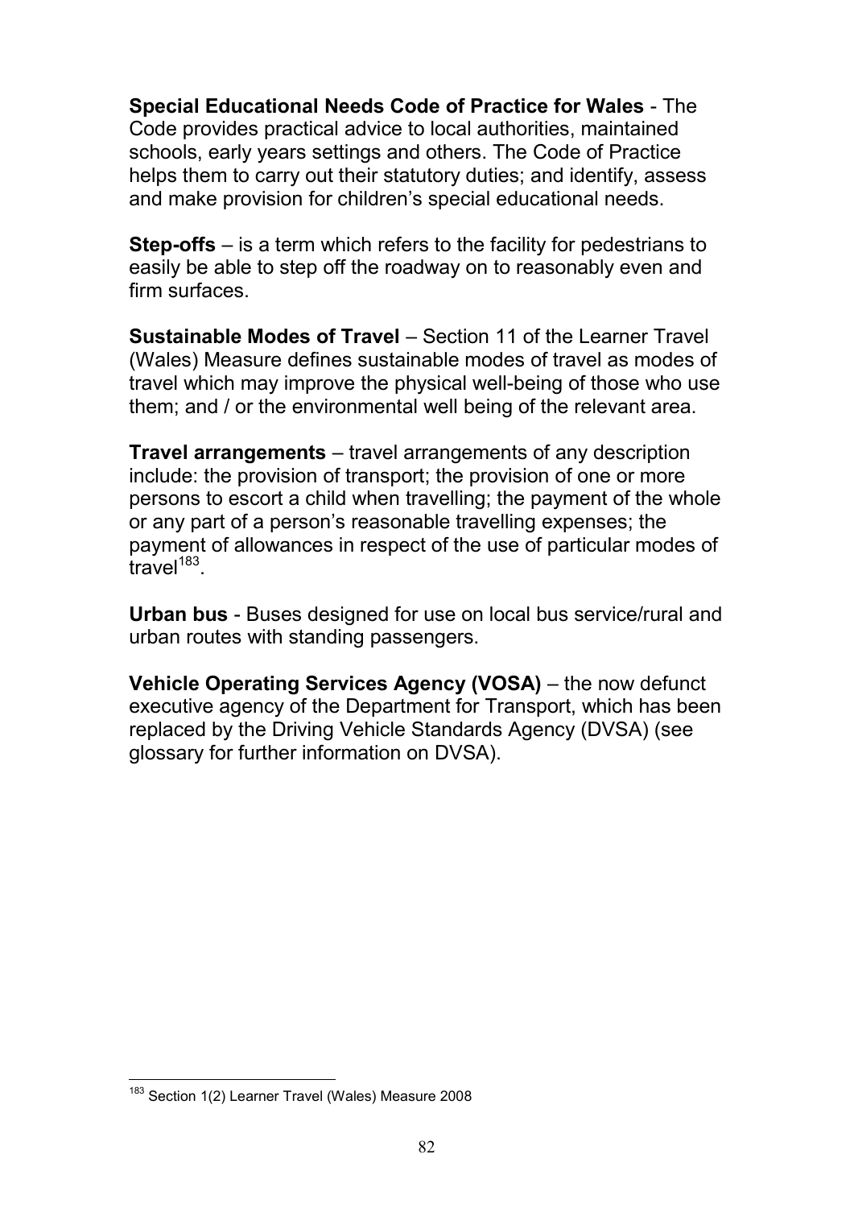**Special Educational Needs Code of Practice for Wales** - The Code provides practical advice to local authorities, maintained schools, early years settings and others. The Code of Practice helps them to carry out their statutory duties; and identify, assess and make provision for children's special educational needs.

**Step-offs** – is a term which refers to the facility for pedestrians to easily be able to step off the roadway on to reasonably even and firm surfaces.

**Sustainable Modes of Travel** – Section 11 of the Learner Travel (Wales) Measure defines sustainable modes of travel as modes of travel which may improve the physical well-being of those who use them; and / or the environmental well being of the relevant area.

**Travel arrangements** – travel arrangements of any description include: the provision of transport; the provision of one or more persons to escort a child when travelling; the payment of the whole or any part of a person's reasonable travelling expenses; the payment of allowances in respect of the use of particular modes of travel[183].

**Urban bus** - Buses designed for use on local bus service/rural and urban routes with standing passengers.

**Vehicle Operating Services Agency (VOSA)** – the now defunct executive agency of the Department for Transport, which has been replaced by the Driving Vehicle Standards Agency (DVSA) (see glossary for further information on DVSA).

---

[183] Section 1(2) Learner Travel (Wales) Measure 2008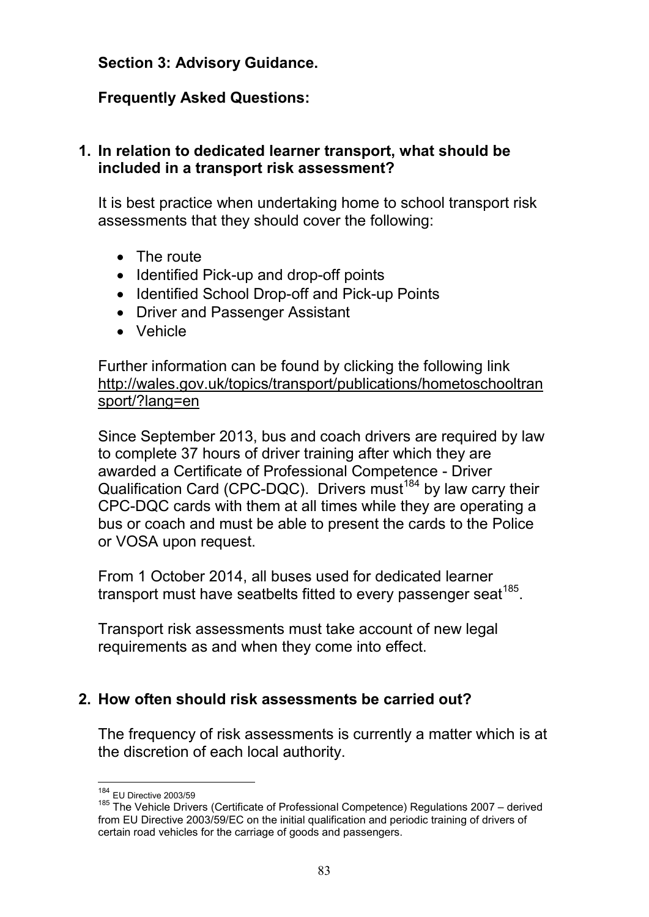**Section 3: Advisory Guidance.**

**Frequently Asked Questions:**

**1. In relation to dedicated learner transport, what should be included in a transport risk assessment?**

It is best practice when undertaking home to school transport risk assessments that they should cover the following:

- The route
- Identified Pick-up and drop-off points
- Identified School Drop-off and Pick-up Points
- Driver and Passenger Assistant
- Vehicle

Further information can be found by clicking the following link http://wales.gov.uk/topics/transport/publications/hometoschooltransport/?lang=en

Since September 2013, bus and coach drivers are required by law to complete 37 hours of driver training after which they are awarded a Certificate of Professional Competence - Driver Qualification Card (CPC-DQC). Drivers must[184] by law carry their CPC-DQC cards with them at all times while they are operating a bus or coach and must be able to present the cards to the Police or VOSA upon request.

From 1 October 2014, all buses used for dedicated learner transport must have seatbelts fitted to every passenger seat[185].

Transport risk assessments must take account of new legal requirements as and when they come into effect.

**2. How often should risk assessments be carried out?**

The frequency of risk assessments is currently a matter which is at the discretion of each local authority.

---

[184] EU Directive 2003/59

[185] The Vehicle Drivers (Certificate of Professional Competence) Regulations 2007 – derived from EU Directive 2003/59/EC on the initial qualification and periodic training of drivers of certain road vehicles for the carriage of goods and passengers.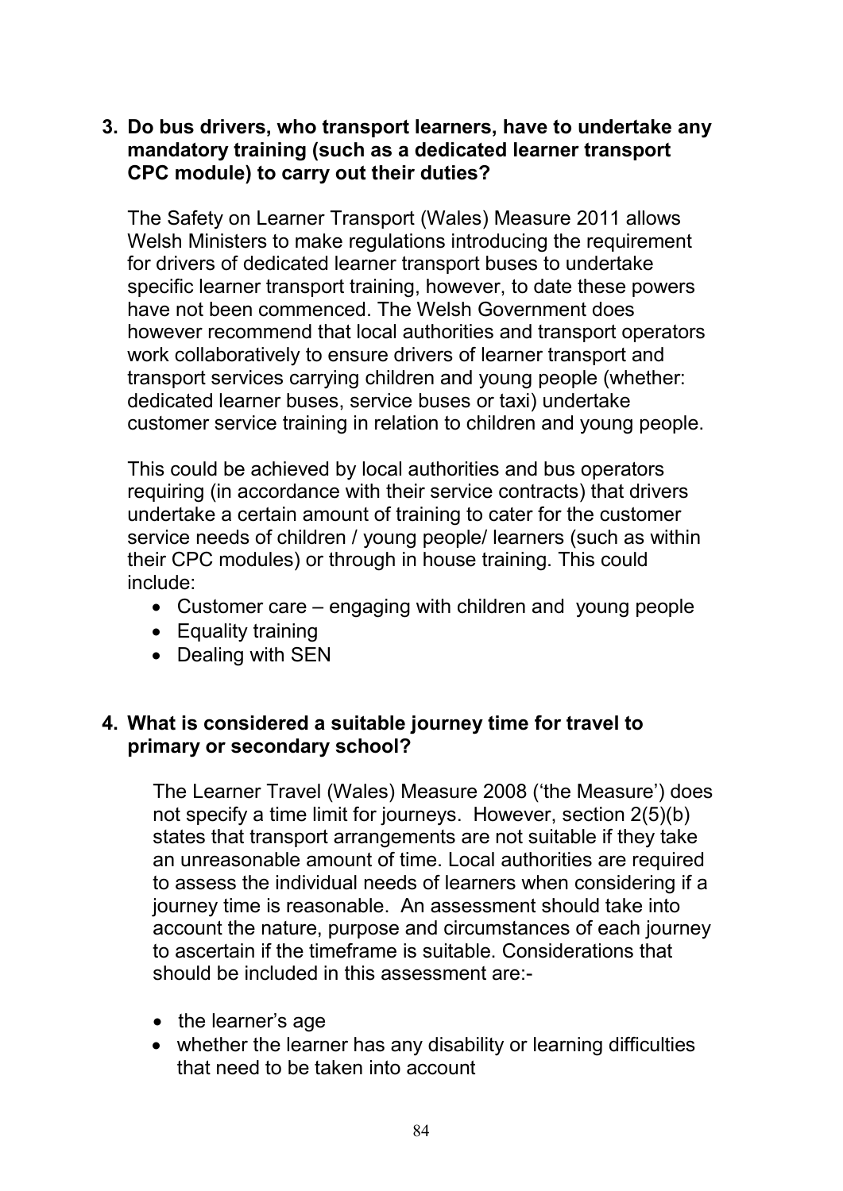**3. Do bus drivers, who transport learners, have to undertake any mandatory training (such as a dedicated learner transport CPC module) to carry out their duties?**

The Safety on Learner Transport (Wales) Measure 2011 allows Welsh Ministers to make regulations introducing the requirement for drivers of dedicated learner transport buses to undertake specific learner transport training, however, to date these powers have not been commenced. The Welsh Government does however recommend that local authorities and transport operators work collaboratively to ensure drivers of learner transport and transport services carrying children and young people (whether: dedicated learner buses, service buses or taxi) undertake customer service training in relation to children and young people.

This could be achieved by local authorities and bus operators requiring (in accordance with their service contracts) that drivers undertake a certain amount of training to cater for the customer service needs of children / young people/ learners (such as within their CPC modules) or through in house training. This could include:

- Customer care – engaging with children and young people
- Equality training
- Dealing with SEN

**4. What is considered a suitable journey time for travel to primary or secondary school?**

The Learner Travel (Wales) Measure 2008 ('the Measure') does not specify a time limit for journeys. However, section 2(5)(b) states that transport arrangements are not suitable if they take an unreasonable amount of time. Local authorities are required to assess the individual needs of learners when considering if a journey time is reasonable. An assessment should take into account the nature, purpose and circumstances of each journey to ascertain if the timeframe is suitable. Considerations that should be included in this assessment are:-

- the learner's age
- whether the learner has any disability or learning difficulties that need to be taken into account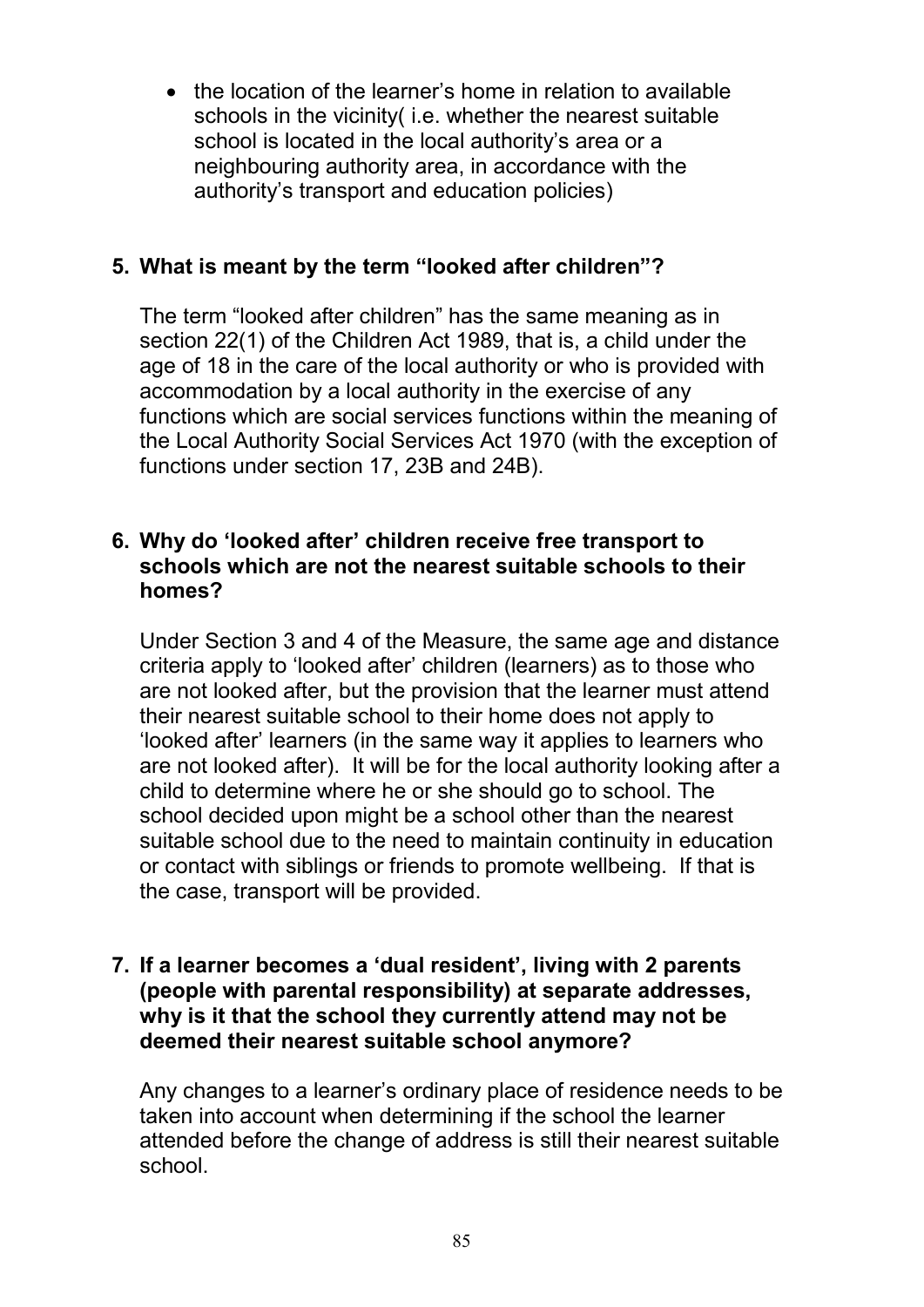- the location of the learner's home in relation to available schools in the vicinity( i.e. whether the nearest suitable school is located in the local authority's area or a neighbouring authority area, in accordance with the authority's transport and education policies)

**5. What is meant by the term "looked after children"?**

The term "looked after children" has the same meaning as in section 22(1) of the Children Act 1989, that is, a child under the age of 18 in the care of the local authority or who is provided with accommodation by a local authority in the exercise of any functions which are social services functions within the meaning of the Local Authority Social Services Act 1970 (with the exception of functions under section 17, 23B and 24B).

**6. Why do 'looked after' children receive free transport to schools which are not the nearest suitable schools to their homes?**

Under Section 3 and 4 of the Measure, the same age and distance criteria apply to 'looked after' children (learners) as to those who are not looked after, but the provision that the learner must attend their nearest suitable school to their home does not apply to 'looked after' learners (in the same way it applies to learners who are not looked after). It will be for the local authority looking after a child to determine where he or she should go to school. The school decided upon might be a school other than the nearest suitable school due to the need to maintain continuity in education or contact with siblings or friends to promote wellbeing. If that is the case, transport will be provided.

**7. If a learner becomes a 'dual resident', living with 2 parents (people with parental responsibility) at separate addresses, why is it that the school they currently attend may not be deemed their nearest suitable school anymore?**

Any changes to a learner's ordinary place of residence needs to be taken into account when determining if the school the learner attended before the change of address is still their nearest suitable school.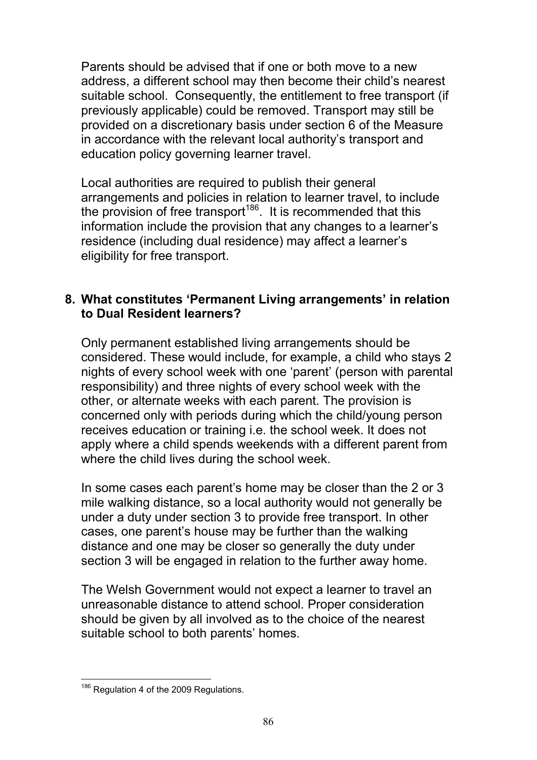Parents should be advised that if one or both move to a new address, a different school may then become their child's nearest suitable school. Consequently, the entitlement to free transport (if previously applicable) could be removed. Transport may still be provided on a discretionary basis under section 6 of the Measure in accordance with the relevant local authority's transport and education policy governing learner travel.

Local authorities are required to publish their general arrangements and policies in relation to learner travel, to include the provision of free transport[186]. It is recommended that this information include the provision that any changes to a learner's residence (including dual residence) may affect a learner's eligibility for free transport.

**8. What constitutes 'Permanent Living arrangements' in relation to Dual Resident learners?**

Only permanent established living arrangements should be considered. These would include, for example, a child who stays 2 nights of every school week with one 'parent' (person with parental responsibility) and three nights of every school week with the other, or alternate weeks with each parent. The provision is concerned only with periods during which the child/young person receives education or training i.e. the school week. It does not apply where a child spends weekends with a different parent from where the child lives during the school week.

In some cases each parent's home may be closer than the 2 or 3 mile walking distance, so a local authority would not generally be under a duty under section 3 to provide free transport. In other cases, one parent's house may be further than the walking distance and one may be closer so generally the duty under section 3 will be engaged in relation to the further away home.

The Welsh Government would not expect a learner to travel an unreasonable distance to attend school. Proper consideration should be given by all involved as to the choice of the nearest suitable school to both parents' homes.

---

[186] Regulation 4 of the 2009 Regulations.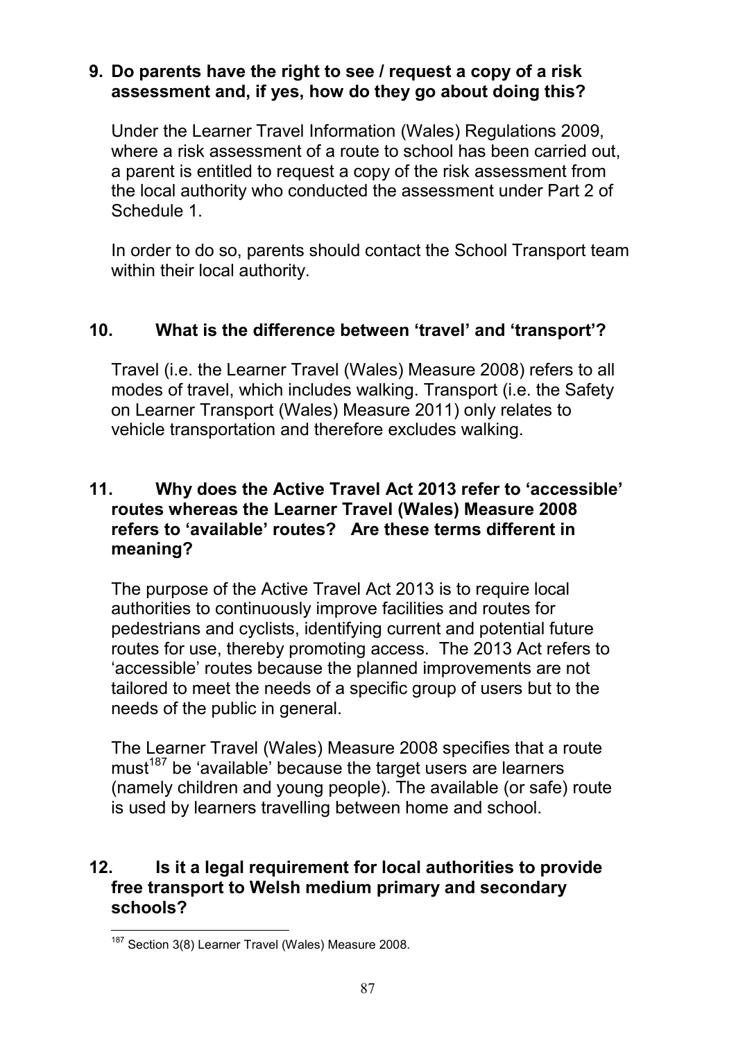**9. Do parents have the right to see / request a copy of a risk assessment and, if yes, how do they go about doing this?**

Under the Learner Travel Information (Wales) Regulations 2009, where a risk assessment of a route to school has been carried out, a parent is entitled to request a copy of the risk assessment from the local authority who conducted the assessment under Part 2 of Schedule 1.

In order to do so, parents should contact the School Transport team within their local authority.

**10. What is the difference between 'travel' and 'transport'?**

Travel (i.e. the Learner Travel (Wales) Measure 2008) refers to all modes of travel, which includes walking. Transport (i.e. the Safety on Learner Transport (Wales) Measure 2011) only relates to vehicle transportation and therefore excludes walking.

**11. Why does the Active Travel Act 2013 refer to 'accessible' routes whereas the Learner Travel (Wales) Measure 2008 refers to 'available' routes? Are these terms different in meaning?**

The purpose of the Active Travel Act 2013 is to require local authorities to continuously improve facilities and routes for pedestrians and cyclists, identifying current and potential future routes for use, thereby promoting access. The 2013 Act refers to 'accessible' routes because the planned improvements are not tailored to meet the needs of a specific group of users but to the needs of the public in general.

The Learner Travel (Wales) Measure 2008 specifies that a route must[187] be 'available' because the target users are learners (namely children and young people). The available (or safe) route is used by learners travelling between home and school.

**12. Is it a legal requirement for local authorities to provide free transport to Welsh medium primary and secondary schools?**

[187] Section 3(8) Learner Travel (Wales) Measure 2008.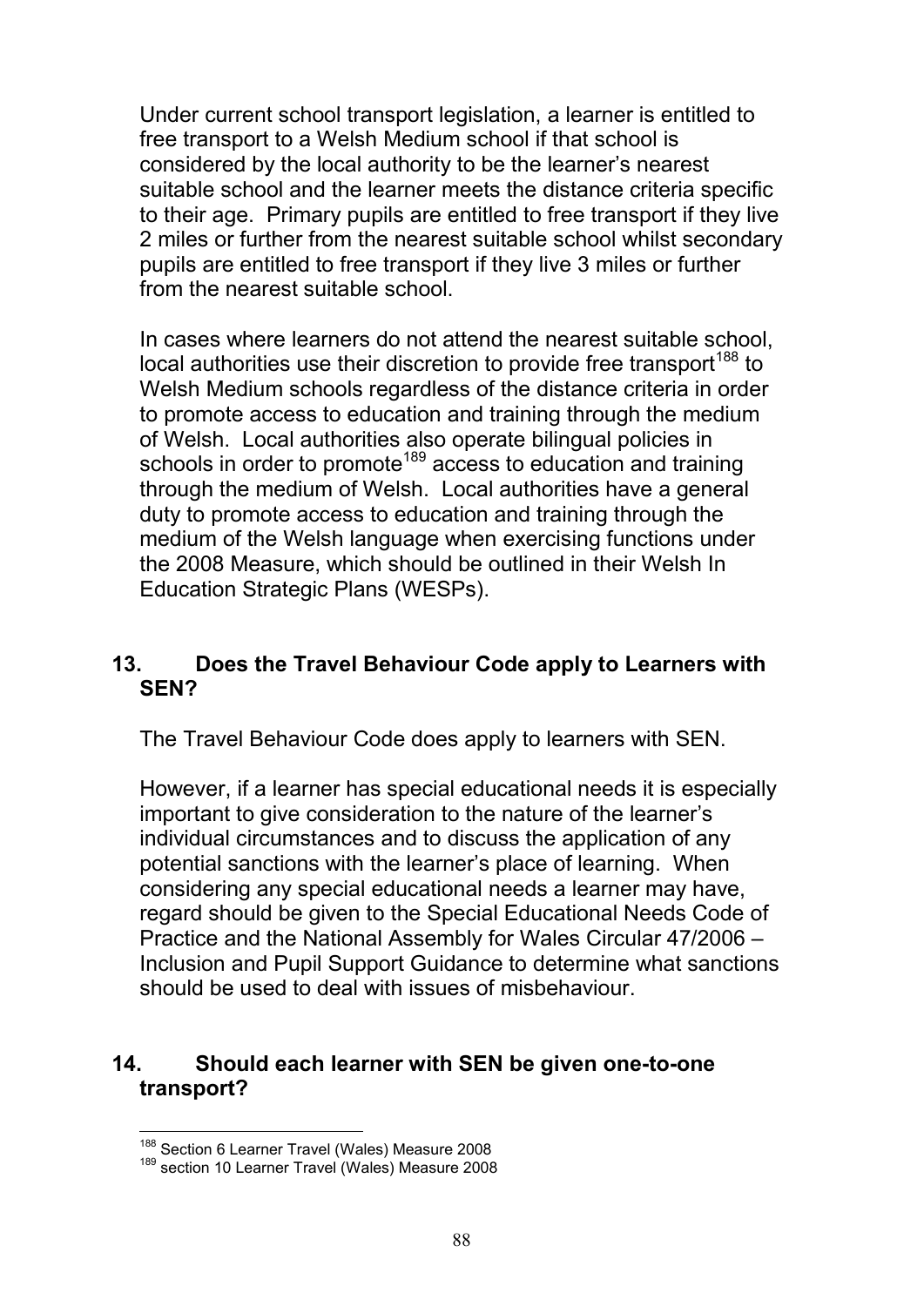Under current school transport legislation, a learner is entitled to free transport to a Welsh Medium school if that school is considered by the local authority to be the learner's nearest suitable school and the learner meets the distance criteria specific to their age. Primary pupils are entitled to free transport if they live 2 miles or further from the nearest suitable school whilst secondary pupils are entitled to free transport if they live 3 miles or further from the nearest suitable school.

In cases where learners do not attend the nearest suitable school, local authorities use their discretion to provide free transport[188] to Welsh Medium schools regardless of the distance criteria in order to promote access to education and training through the medium of Welsh. Local authorities also operate bilingual policies in schools in order to promote[189] access to education and training through the medium of Welsh. Local authorities have a general duty to promote access to education and training through the medium of the Welsh language when exercising functions under the 2008 Measure, which should be outlined in their Welsh In Education Strategic Plans (WESPs).

## 13. Does the Travel Behaviour Code apply to Learners with SEN?

The Travel Behaviour Code does apply to learners with SEN.

However, if a learner has special educational needs it is especially important to give consideration to the nature of the learner's individual circumstances and to discuss the application of any potential sanctions with the learner's place of learning. When considering any special educational needs a learner may have, regard should be given to the Special Educational Needs Code of Practice and the National Assembly for Wales Circular 47/2006 – Inclusion and Pupil Support Guidance to determine what sanctions should be used to deal with issues of misbehaviour.

## 14. Should each learner with SEN be given one-to-one transport?

---

[188] Section 6 Learner Travel (Wales) Measure 2008

[189] section 10 Learner Travel (Wales) Measure 2008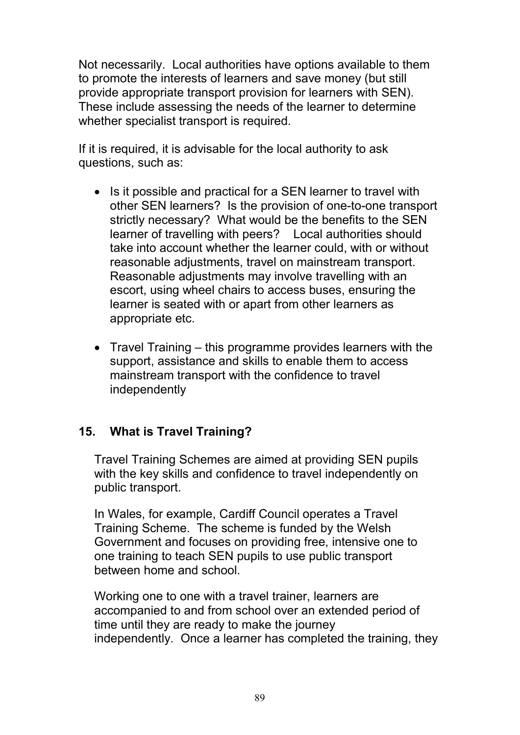Not necessarily. Local authorities have options available to them to promote the interests of learners and save money (but still provide appropriate transport provision for learners with SEN). These include assessing the needs of the learner to determine whether specialist transport is required.

If it is required, it is advisable for the local authority to ask questions, such as:

- Is it possible and practical for a SEN learner to travel with other SEN learners? Is the provision of one-to-one transport strictly necessary? What would be the benefits to the SEN learner of travelling with peers? Local authorities should take into account whether the learner could, with or without reasonable adjustments, travel on mainstream transport. Reasonable adjustments may involve travelling with an escort, using wheel chairs to access buses, ensuring the learner is seated with or apart from other learners as appropriate etc.

- Travel Training – this programme provides learners with the support, assistance and skills to enable them to access mainstream transport with the confidence to travel independently

## 15. What is Travel Training?

Travel Training Schemes are aimed at providing SEN pupils with the key skills and confidence to travel independently on public transport.

In Wales, for example, Cardiff Council operates a Travel Training Scheme. The scheme is funded by the Welsh Government and focuses on providing free, intensive one to one training to teach SEN pupils to use public transport between home and school.

Working one to one with a travel trainer, learners are accompanied to and from school over an extended period of time until they are ready to make the journey independently. Once a learner has completed the training, they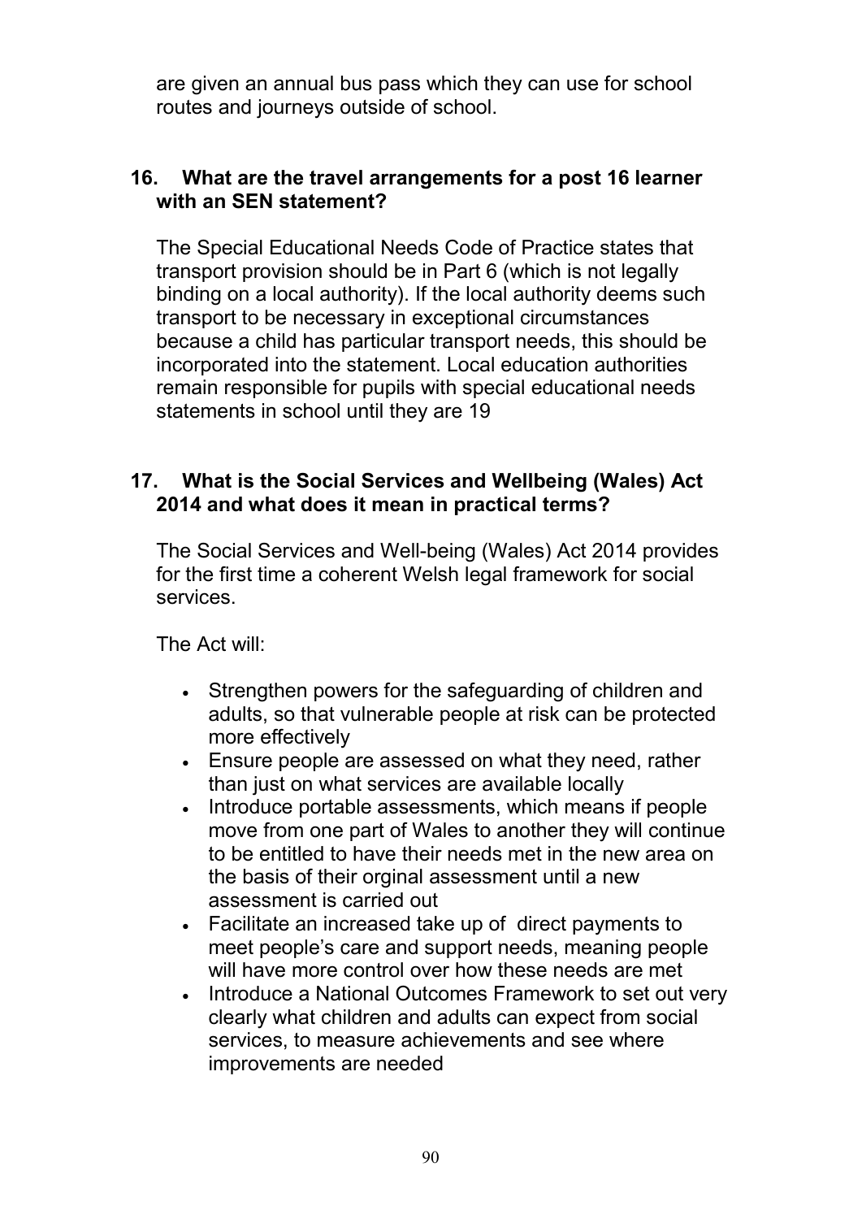are given an annual bus pass which they can use for school routes and journeys outside of school.

**16. What are the travel arrangements for a post 16 learner with an SEN statement?**

The Special Educational Needs Code of Practice states that transport provision should be in Part 6 (which is not legally binding on a local authority). If the local authority deems such transport to be necessary in exceptional circumstances because a child has particular transport needs, this should be incorporated into the statement. Local education authorities remain responsible for pupils with special educational needs statements in school until they are 19

**17. What is the Social Services and Wellbeing (Wales) Act 2014 and what does it mean in practical terms?**

The Social Services and Well-being (Wales) Act 2014 provides for the first time a coherent Welsh legal framework for social services.

The Act will:

- Strengthen powers for the safeguarding of children and adults, so that vulnerable people at risk can be protected more effectively
- Ensure people are assessed on what they need, rather than just on what services are available locally
- Introduce portable assessments, which means if people move from one part of Wales to another they will continue to be entitled to have their needs met in the new area on the basis of their orginal assessment until a new assessment is carried out
- Facilitate an increased take up of direct payments to meet people's care and support needs, meaning people will have more control over how these needs are met
- Introduce a National Outcomes Framework to set out very clearly what children and adults can expect from social services, to measure achievements and see where improvements are needed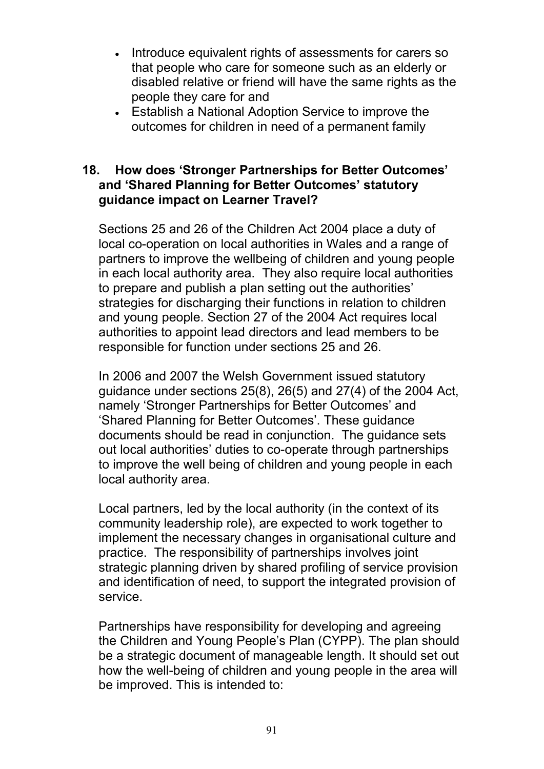- Introduce equivalent rights of assessments for carers so that people who care for someone such as an elderly or disabled relative or friend will have the same rights as the people they care for and
- Establish a National Adoption Service to improve the outcomes for children in need of a permanent family

### 18. How does 'Stronger Partnerships for Better Outcomes' and 'Shared Planning for Better Outcomes' statutory guidance impact on Learner Travel?

Sections 25 and 26 of the Children Act 2004 place a duty of local co-operation on local authorities in Wales and a range of partners to improve the wellbeing of children and young people in each local authority area. They also require local authorities to prepare and publish a plan setting out the authorities' strategies for discharging their functions in relation to children and young people. Section 27 of the 2004 Act requires local authorities to appoint lead directors and lead members to be responsible for function under sections 25 and 26.

In 2006 and 2007 the Welsh Government issued statutory guidance under sections 25(8), 26(5) and 27(4) of the 2004 Act, namely 'Stronger Partnerships for Better Outcomes' and 'Shared Planning for Better Outcomes'. These guidance documents should be read in conjunction. The guidance sets out local authorities' duties to co-operate through partnerships to improve the well being of children and young people in each local authority area.

Local partners, led by the local authority (in the context of its community leadership role), are expected to work together to implement the necessary changes in organisational culture and practice. The responsibility of partnerships involves joint strategic planning driven by shared profiling of service provision and identification of need, to support the integrated provision of service.

Partnerships have responsibility for developing and agreeing the Children and Young People's Plan (CYPP). The plan should be a strategic document of manageable length. It should set out how the well-being of children and young people in the area will be improved. This is intended to: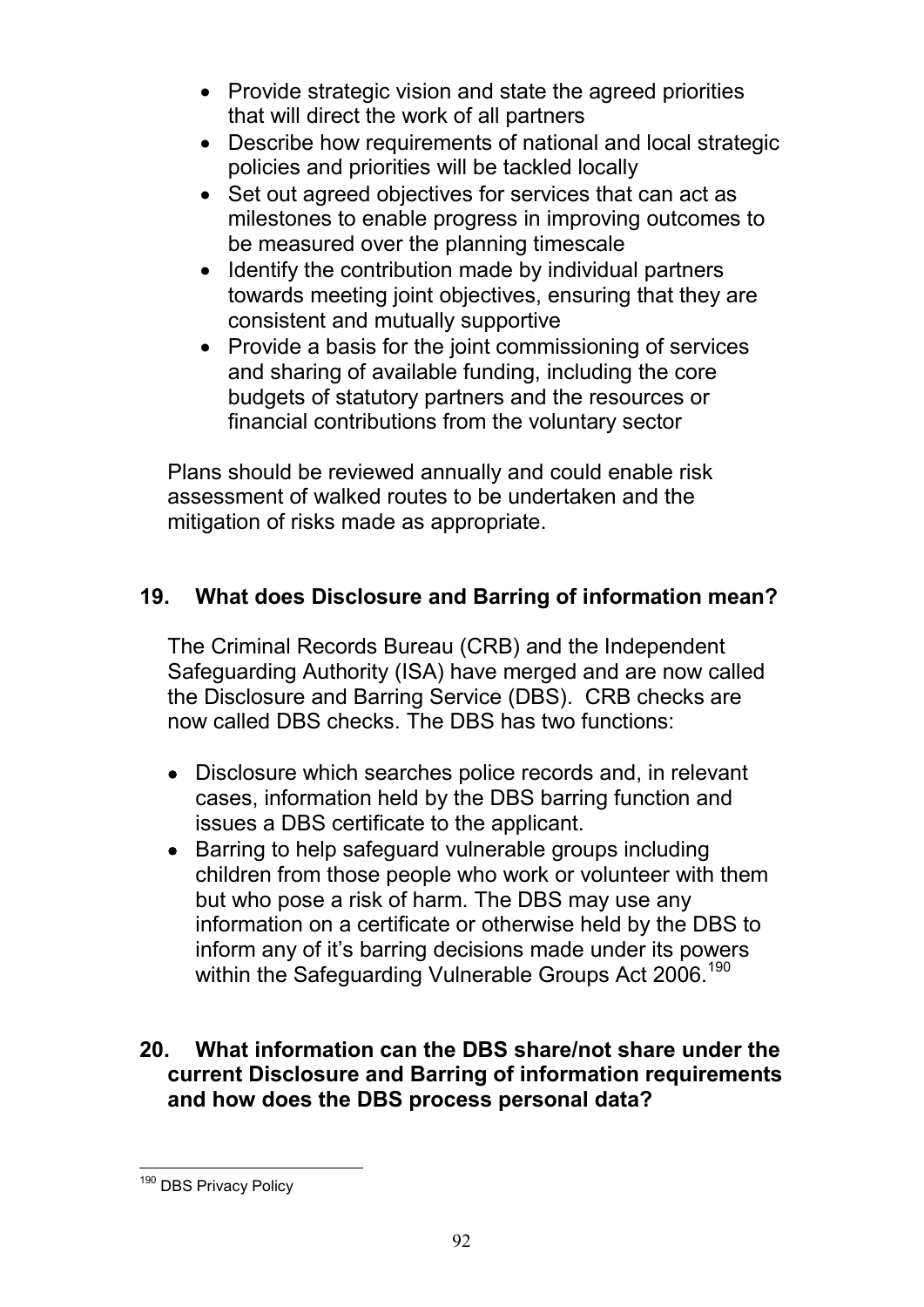- Provide strategic vision and state the agreed priorities that will direct the work of all partners
- Describe how requirements of national and local strategic policies and priorities will be tackled locally
- Set out agreed objectives for services that can act as milestones to enable progress in improving outcomes to be measured over the planning timescale
- Identify the contribution made by individual partners towards meeting joint objectives, ensuring that they are consistent and mutually supportive
- Provide a basis for the joint commissioning of services and sharing of available funding, including the core budgets of statutory partners and the resources or financial contributions from the voluntary sector

Plans should be reviewed annually and could enable risk assessment of walked routes to be undertaken and the mitigation of risks made as appropriate.

## 19. What does Disclosure and Barring of information mean?

The Criminal Records Bureau (CRB) and the Independent Safeguarding Authority (ISA) have merged and are now called the Disclosure and Barring Service (DBS). CRB checks are now called DBS checks. The DBS has two functions:

- Disclosure which searches police records and, in relevant cases, information held by the DBS barring function and issues a DBS certificate to the applicant.
- Barring to help safeguard vulnerable groups including children from those people who work or volunteer with them but who pose a risk of harm. The DBS may use any information on a certificate or otherwise held by the DBS to inform any of it's barring decisions made under its powers within the Safeguarding Vulnerable Groups Act 2006.[190]

## 20. What information can the DBS share/not share under the current Disclosure and Barring of information requirements and how does the DBS process personal data?

[190] DBS Privacy Policy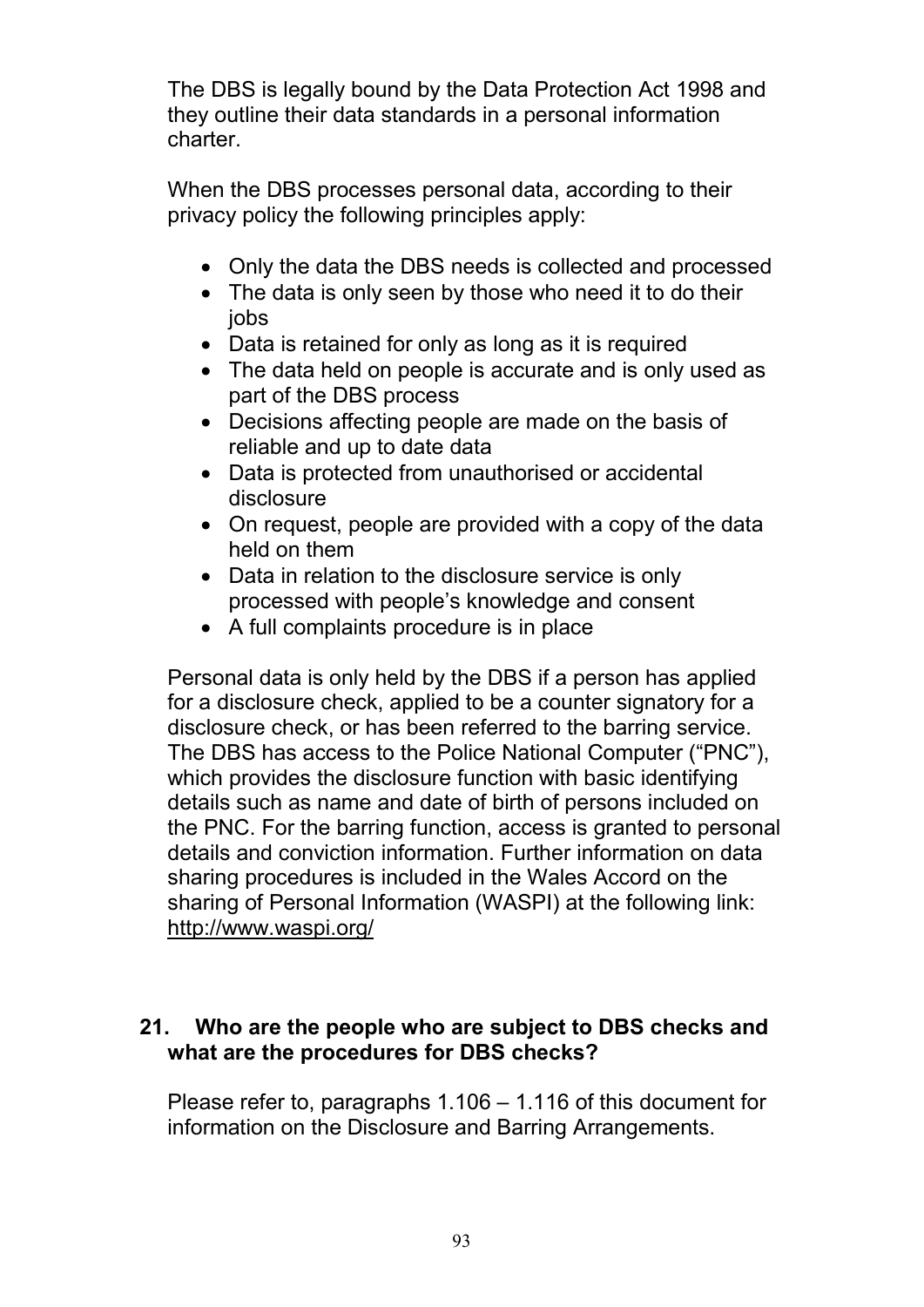The DBS is legally bound by the Data Protection Act 1998 and they outline their data standards in a personal information charter.

When the DBS processes personal data, according to their privacy policy the following principles apply:

- Only the data the DBS needs is collected and processed
- The data is only seen by those who need it to do their jobs
- Data is retained for only as long as it is required
- The data held on people is accurate and is only used as part of the DBS process
- Decisions affecting people are made on the basis of reliable and up to date data
- Data is protected from unauthorised or accidental disclosure
- On request, people are provided with a copy of the data held on them
- Data in relation to the disclosure service is only processed with people's knowledge and consent
- A full complaints procedure is in place

Personal data is only held by the DBS if a person has applied for a disclosure check, applied to be a counter signatory for a disclosure check, or has been referred to the barring service. The DBS has access to the Police National Computer ("PNC"), which provides the disclosure function with basic identifying details such as name and date of birth of persons included on the PNC. For the barring function, access is granted to personal details and conviction information. Further information on data sharing procedures is included in the Wales Accord on the sharing of Personal Information (WASPI) at the following link: http://www.waspi.org/

## 21. Who are the people who are subject to DBS checks and what are the procedures for DBS checks?

Please refer to, paragraphs 1.106 – 1.116 of this document for information on the Disclosure and Barring Arrangements.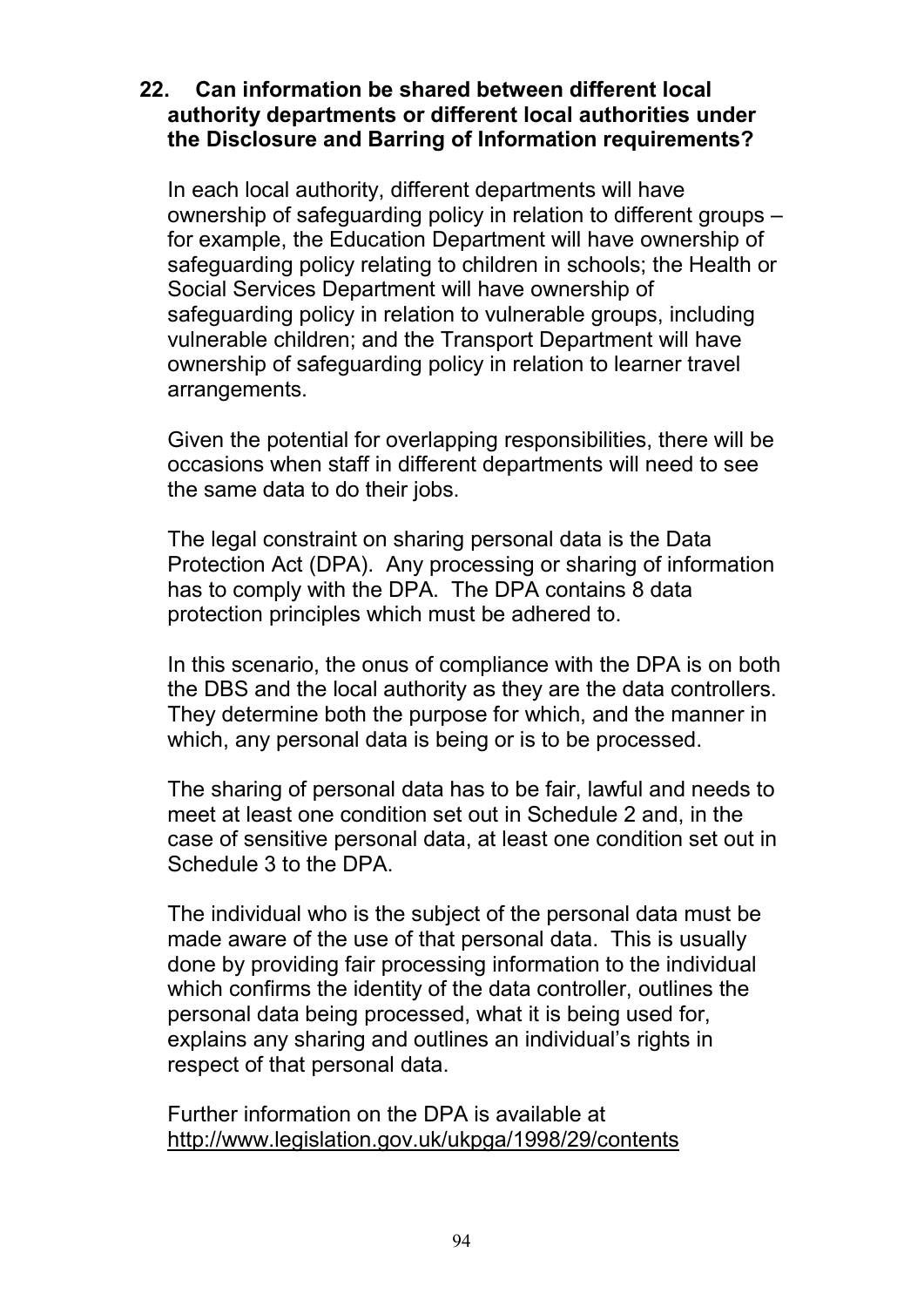**22. Can information be shared between different local authority departments or different local authorities under the Disclosure and Barring of Information requirements?**

In each local authority, different departments will have ownership of safeguarding policy in relation to different groups – for example, the Education Department will have ownership of safeguarding policy relating to children in schools; the Health or Social Services Department will have ownership of safeguarding policy in relation to vulnerable groups, including vulnerable children; and the Transport Department will have ownership of safeguarding policy in relation to learner travel arrangements.

Given the potential for overlapping responsibilities, there will be occasions when staff in different departments will need to see the same data to do their jobs.

The legal constraint on sharing personal data is the Data Protection Act (DPA). Any processing or sharing of information has to comply with the DPA. The DPA contains 8 data protection principles which must be adhered to.

In this scenario, the onus of compliance with the DPA is on both the DBS and the local authority as they are the data controllers. They determine both the purpose for which, and the manner in which, any personal data is being or is to be processed.

The sharing of personal data has to be fair, lawful and needs to meet at least one condition set out in Schedule 2 and, in the case of sensitive personal data, at least one condition set out in Schedule 3 to the DPA.

The individual who is the subject of the personal data must be made aware of the use of that personal data. This is usually done by providing fair processing information to the individual which confirms the identity of the data controller, outlines the personal data being processed, what it is being used for, explains any sharing and outlines an individual's rights in respect of that personal data.

Further information on the DPA is available at http://www.legislation.gov.uk/ukpga/1998/29/contents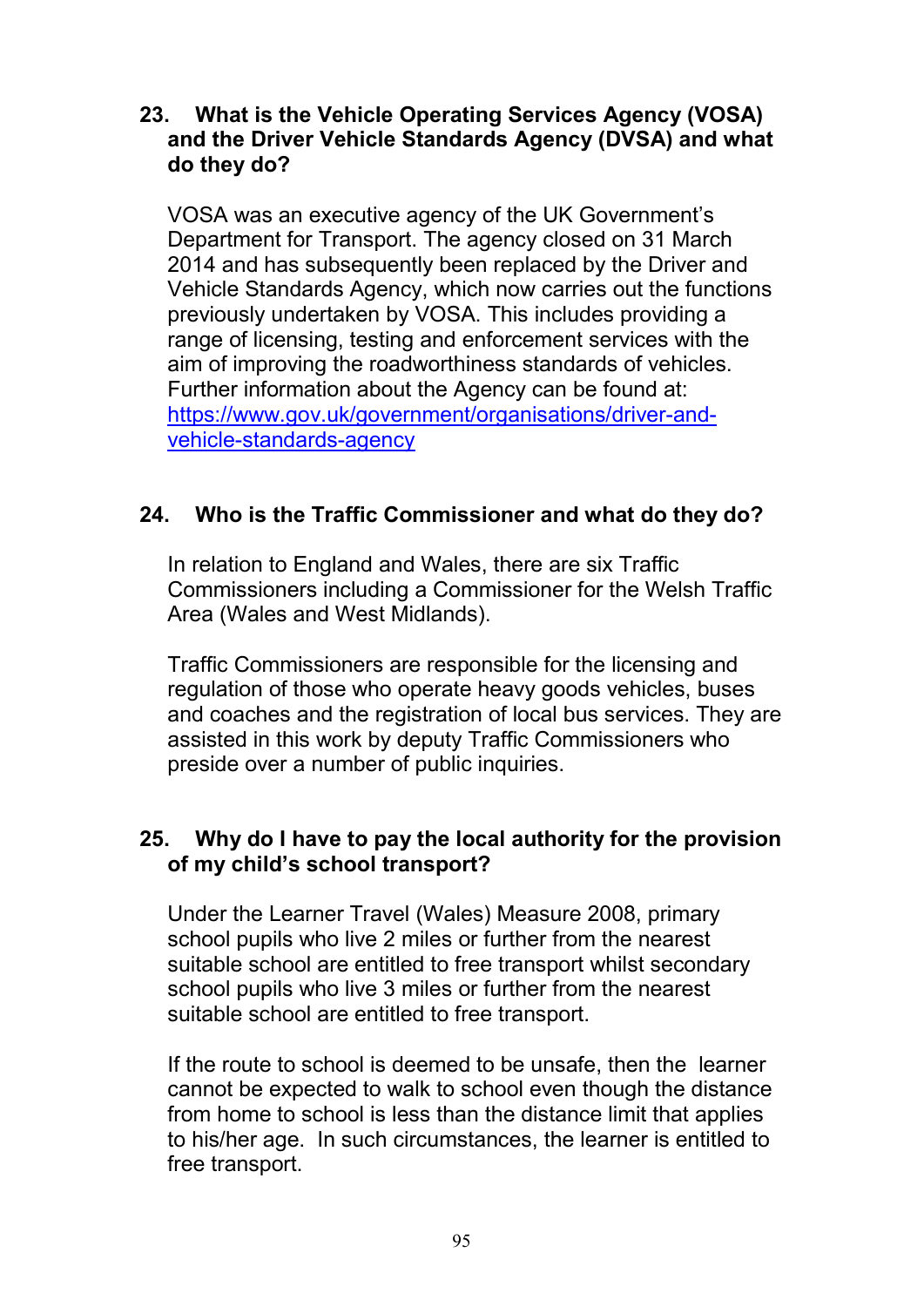### 23. What is the Vehicle Operating Services Agency (VOSA) and the Driver Vehicle Standards Agency (DVSA) and what do they do?

VOSA was an executive agency of the UK Government's Department for Transport. The agency closed on 31 March 2014 and has subsequently been replaced by the Driver and Vehicle Standards Agency, which now carries out the functions previously undertaken by VOSA. This includes providing a range of licensing, testing and enforcement services with the aim of improving the roadworthiness standards of vehicles. Further information about the Agency can be found at: [https://www.gov.uk/government/organisations/driver-and-vehicle-standards-agency](https://www.gov.uk/government/organisations/driver-and-vehicle-standards-agency)

### 24. Who is the Traffic Commissioner and what do they do?

In relation to England and Wales, there are six Traffic Commissioners including a Commissioner for the Welsh Traffic Area (Wales and West Midlands).

Traffic Commissioners are responsible for the licensing and regulation of those who operate heavy goods vehicles, buses and coaches and the registration of local bus services. They are assisted in this work by deputy Traffic Commissioners who preside over a number of public inquiries.

### 25. Why do I have to pay the local authority for the provision of my child's school transport?

Under the Learner Travel (Wales) Measure 2008, primary school pupils who live 2 miles or further from the nearest suitable school are entitled to free transport whilst secondary school pupils who live 3 miles or further from the nearest suitable school are entitled to free transport.

If the route to school is deemed to be unsafe, then the learner cannot be expected to walk to school even though the distance from home to school is less than the distance limit that applies to his/her age. In such circumstances, the learner is entitled to free transport.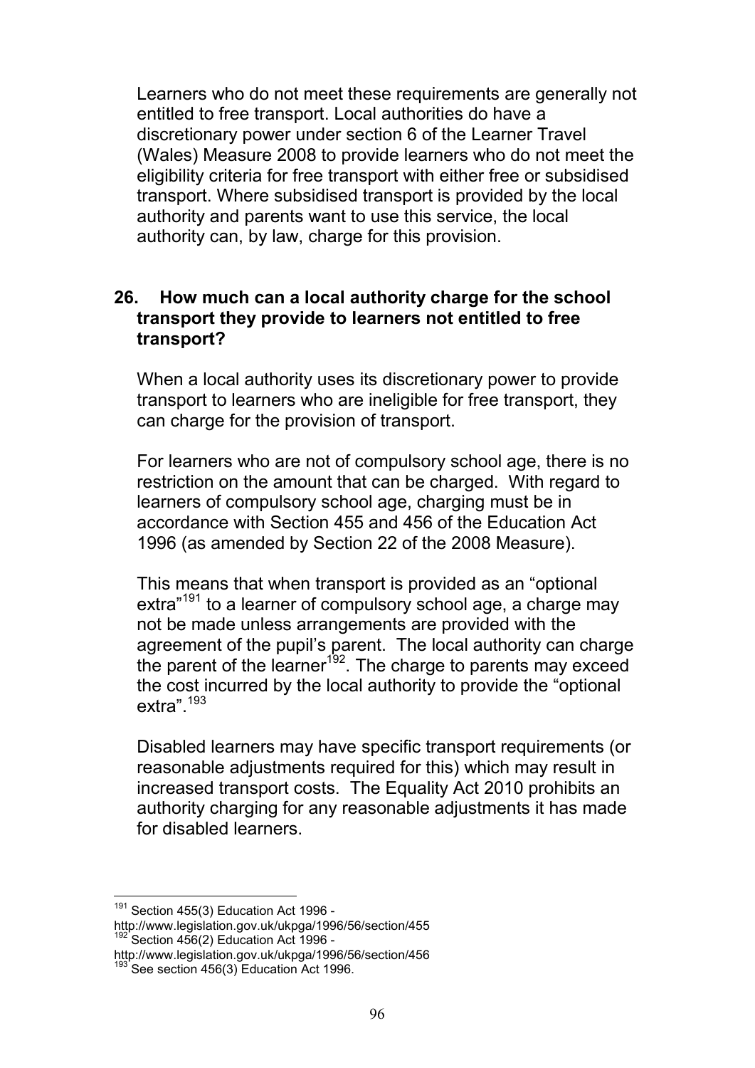Learners who do not meet these requirements are generally not entitled to free transport. Local authorities do have a discretionary power under section 6 of the Learner Travel (Wales) Measure 2008 to provide learners who do not meet the eligibility criteria for free transport with either free or subsidised transport. Where subsidised transport is provided by the local authority and parents want to use this service, the local authority can, by law, charge for this provision.

## 26. How much can a local authority charge for the school transport they provide to learners not entitled to free transport?

When a local authority uses its discretionary power to provide transport to learners who are ineligible for free transport, they can charge for the provision of transport.

For learners who are not of compulsory school age, there is no restriction on the amount that can be charged. With regard to learners of compulsory school age, charging must be in accordance with Section 455 and 456 of the Education Act 1996 (as amended by Section 22 of the 2008 Measure).

This means that when transport is provided as an "optional extra"[191] to a learner of compulsory school age, a charge may not be made unless arrangements are provided with the agreement of the pupil's parent. The local authority can charge the parent of the learner[192]. The charge to parents may exceed the cost incurred by the local authority to provide the "optional extra".[193]

Disabled learners may have specific transport requirements (or reasonable adjustments required for this) which may result in increased transport costs. The Equality Act 2010 prohibits an authority charging for any reasonable adjustments it has made for disabled learners.

---

[191] Section 455(3) Education Act 1996 - http://www.legislation.gov.uk/ukpga/1996/56/section/455

[192] Section 456(2) Education Act 1996 - http://www.legislation.gov.uk/ukpga/1996/56/section/456

[193] See section 456(3) Education Act 1996.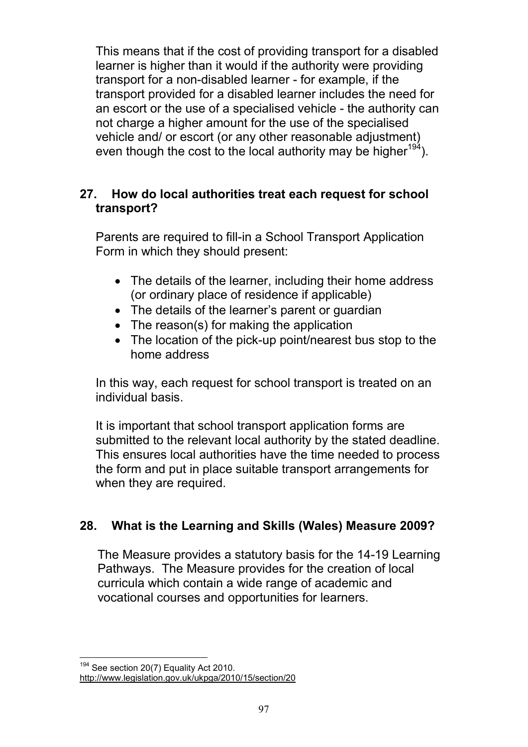This means that if the cost of providing transport for a disabled learner is higher than it would if the authority were providing transport for a non-disabled learner - for example, if the transport provided for a disabled learner includes the need for an escort or the use of a specialised vehicle - the authority can not charge a higher amount for the use of the specialised vehicle and/ or escort (or any other reasonable adjustment) even though the cost to the local authority may be higher[194]).

## 27. How do local authorities treat each request for school transport?

Parents are required to fill-in a School Transport Application Form in which they should present:

- The details of the learner, including their home address (or ordinary place of residence if applicable)
- The details of the learner's parent or guardian
- The reason(s) for making the application
- The location of the pick-up point/nearest bus stop to the home address

In this way, each request for school transport is treated on an individual basis.

It is important that school transport application forms are submitted to the relevant local authority by the stated deadline. This ensures local authorities have the time needed to process the form and put in place suitable transport arrangements for when they are required.

## 28. What is the Learning and Skills (Wales) Measure 2009?

The Measure provides a statutory basis for the 14-19 Learning Pathways. The Measure provides for the creation of local curricula which contain a wide range of academic and vocational courses and opportunities for learners.

---

[194] See section 20(7) Equality Act 2010.
http://www.legislation.gov.uk/ukpga/2010/15/section/20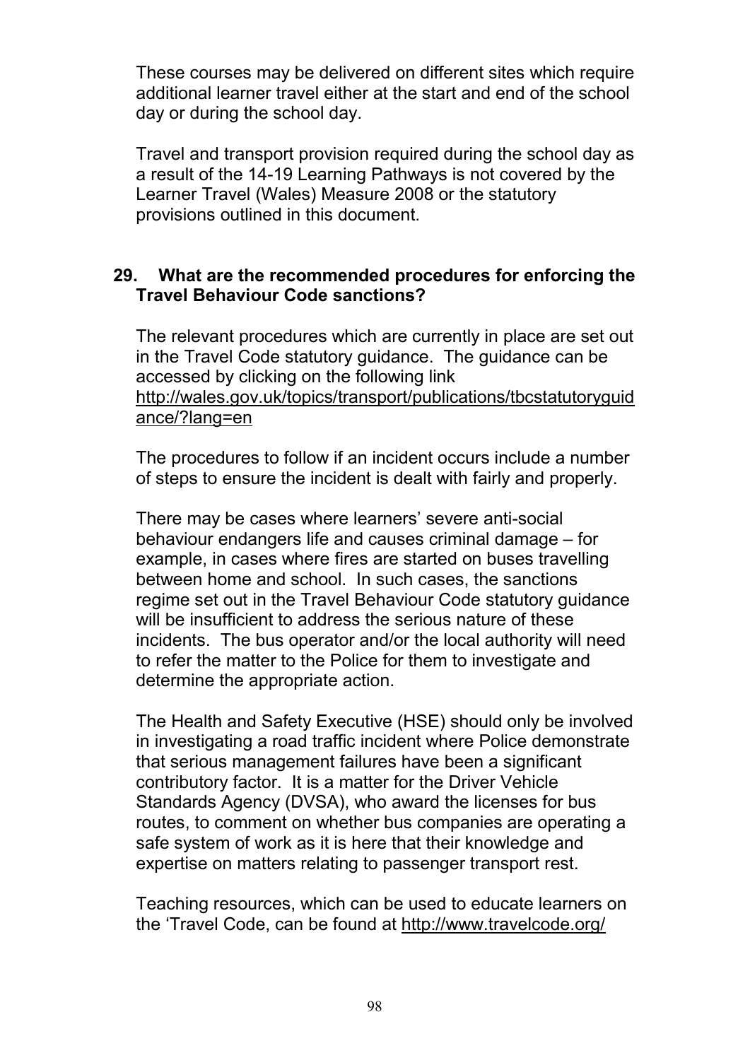These courses may be delivered on different sites which require additional learner travel either at the start and end of the school day or during the school day.

Travel and transport provision required during the school day as a result of the 14-19 Learning Pathways is not covered by the Learner Travel (Wales) Measure 2008 or the statutory provisions outlined in this document.

**29. What are the recommended procedures for enforcing the Travel Behaviour Code sanctions?**

The relevant procedures which are currently in place are set out in the Travel Code statutory guidance. The guidance can be accessed by clicking on the following link http://wales.gov.uk/topics/transport/publications/tbcstatutoryguidance/?lang=en

The procedures to follow if an incident occurs include a number of steps to ensure the incident is dealt with fairly and properly.

There may be cases where learners' severe anti-social behaviour endangers life and causes criminal damage – for example, in cases where fires are started on buses travelling between home and school. In such cases, the sanctions regime set out in the Travel Behaviour Code statutory guidance will be insufficient to address the serious nature of these incidents. The bus operator and/or the local authority will need to refer the matter to the Police for them to investigate and determine the appropriate action.

The Health and Safety Executive (HSE) should only be involved in investigating a road traffic incident where Police demonstrate that serious management failures have been a significant contributory factor. It is a matter for the Driver Vehicle Standards Agency (DVSA), who award the licenses for bus routes, to comment on whether bus companies are operating a safe system of work as it is here that their knowledge and expertise on matters relating to passenger transport rest.

Teaching resources, which can be used to educate learners on the 'Travel Code, can be found at http://www.travelcode.org/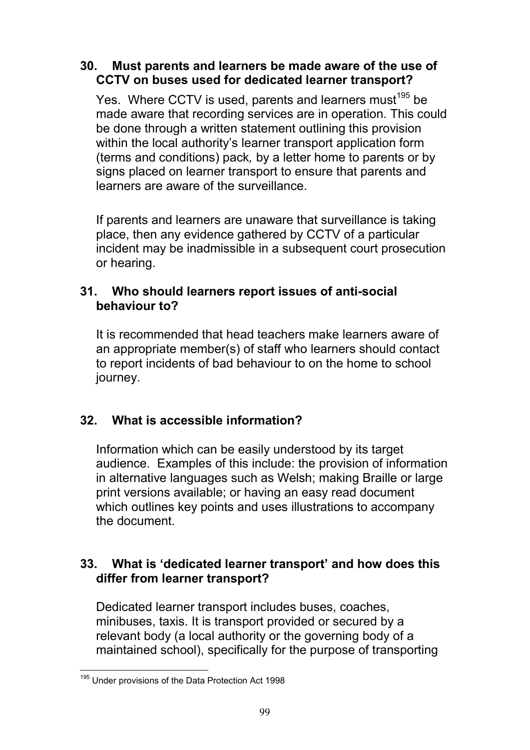### 30. Must parents and learners be made aware of the use of CCTV on buses used for dedicated learner transport?

Yes. Where CCTV is used, parents and learners must[195] be made aware that recording services are in operation. This could be done through a written statement outlining this provision within the local authority's learner transport application form (terms and conditions) pack*,* by a letter home to parents or by signs placed on learner transport to ensure that parents and learners are aware of the surveillance.

If parents and learners are unaware that surveillance is taking place, then any evidence gathered by CCTV of a particular incident may be inadmissible in a subsequent court prosecution or hearing.

### 31. Who should learners report issues of anti-social behaviour to?

It is recommended that head teachers make learners aware of an appropriate member(s) of staff who learners should contact to report incidents of bad behaviour to on the home to school journey.

### 32. What is accessible information?

Information which can be easily understood by its target audience. Examples of this include: the provision of information in alternative languages such as Welsh; making Braille or large print versions available; or having an easy read document which outlines key points and uses illustrations to accompany the document.

### 33. What is 'dedicated learner transport' and how does this differ from learner transport?

Dedicated learner transport includes buses, coaches, minibuses, taxis. It is transport provided or secured by a relevant body (a local authority or the governing body of a maintained school), specifically for the purpose of transporting

---

[195] Under provisions of the Data Protection Act 1998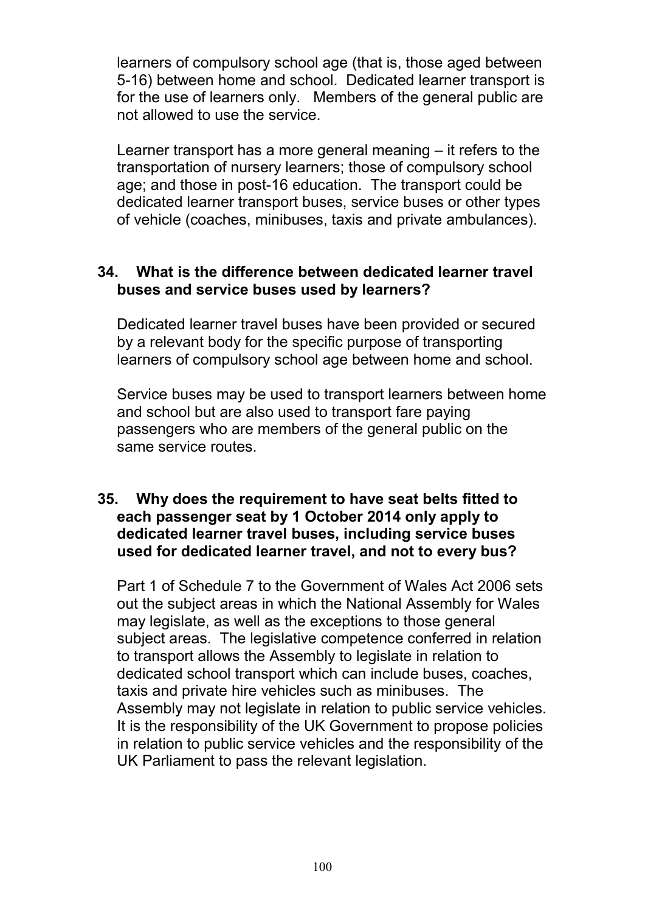learners of compulsory school age (that is, those aged between 5-16) between home and school. Dedicated learner transport is for the use of learners only. Members of the general public are not allowed to use the service.

Learner transport has a more general meaning – it refers to the transportation of nursery learners; those of compulsory school age; and those in post-16 education. The transport could be dedicated learner transport buses, service buses or other types of vehicle (coaches, minibuses, taxis and private ambulances).

**34. What is the difference between dedicated learner travel buses and service buses used by learners?**

Dedicated learner travel buses have been provided or secured by a relevant body for the specific purpose of transporting learners of compulsory school age between home and school.

Service buses may be used to transport learners between home and school but are also used to transport fare paying passengers who are members of the general public on the same service routes.

**35. Why does the requirement to have seat belts fitted to each passenger seat by 1 October 2014 only apply to dedicated learner travel buses, including service buses used for dedicated learner travel, and not to every bus?**

Part 1 of Schedule 7 to the Government of Wales Act 2006 sets out the subject areas in which the National Assembly for Wales may legislate, as well as the exceptions to those general subject areas. The legislative competence conferred in relation to transport allows the Assembly to legislate in relation to dedicated school transport which can include buses, coaches, taxis and private hire vehicles such as minibuses. The Assembly may not legislate in relation to public service vehicles. It is the responsibility of the UK Government to propose policies in relation to public service vehicles and the responsibility of the UK Parliament to pass the relevant legislation.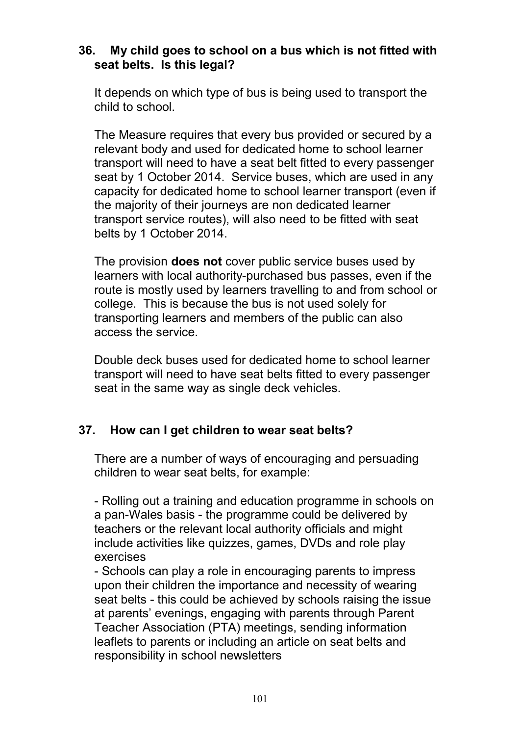### 36. My child goes to school on a bus which is not fitted with seat belts. Is this legal?

It depends on which type of bus is being used to transport the child to school.

The Measure requires that every bus provided or secured by a relevant body and used for dedicated home to school learner transport will need to have a seat belt fitted to every passenger seat by 1 October 2014. Service buses, which are used in any capacity for dedicated home to school learner transport (even if the majority of their journeys are non dedicated learner transport service routes), will also need to be fitted with seat belts by 1 October 2014.

The provision **does not** cover public service buses used by learners with local authority-purchased bus passes, even if the route is mostly used by learners travelling to and from school or college. This is because the bus is not used solely for transporting learners and members of the public can also access the service.

Double deck buses used for dedicated home to school learner transport will need to have seat belts fitted to every passenger seat in the same way as single deck vehicles.

### 37. How can I get children to wear seat belts?

There are a number of ways of encouraging and persuading children to wear seat belts, for example:

- Rolling out a training and education programme in schools on a pan-Wales basis - the programme could be delivered by teachers or the relevant local authority officials and might include activities like quizzes, games, DVDs and role play exercises
- Schools can play a role in encouraging parents to impress upon their children the importance and necessity of wearing seat belts - this could be achieved by schools raising the issue at parents' evenings, engaging with parents through Parent Teacher Association (PTA) meetings, sending information leaflets to parents or including an article on seat belts and responsibility in school newsletters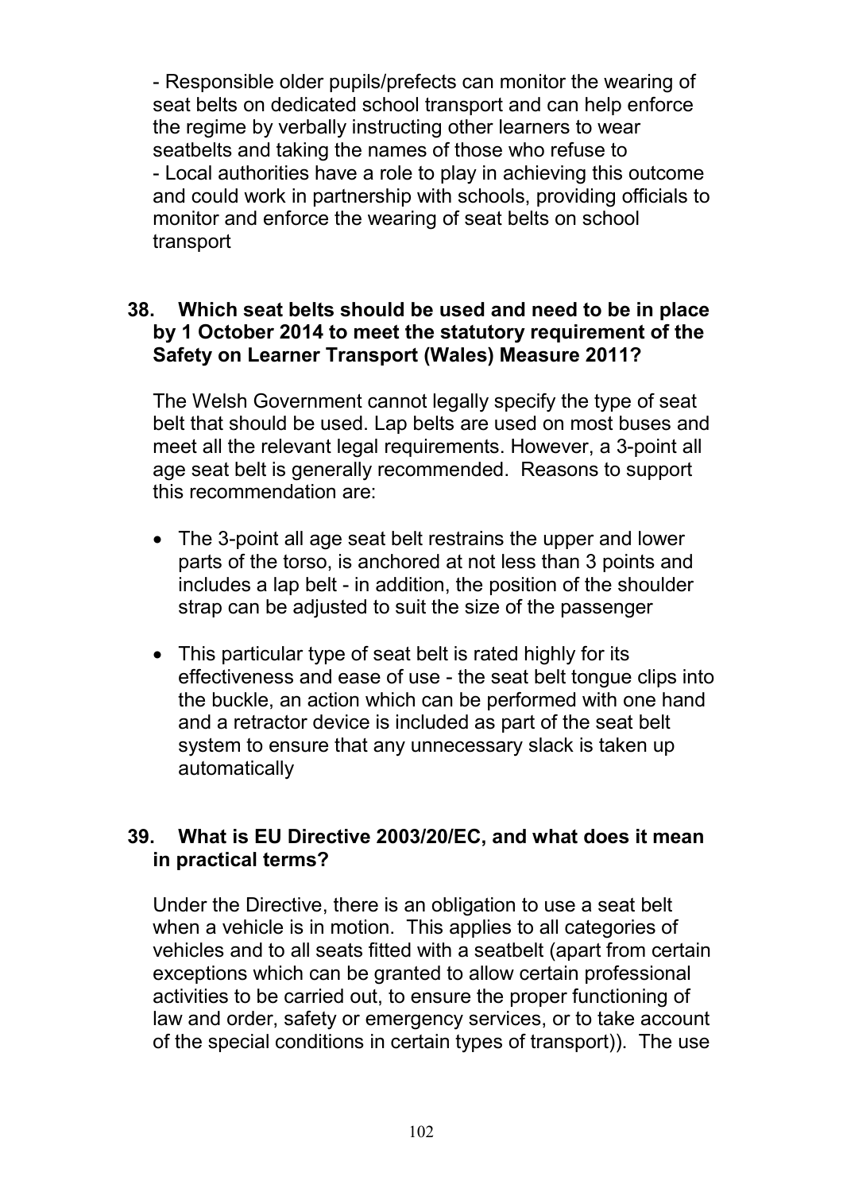- Responsible older pupils/prefects can monitor the wearing of seat belts on dedicated school transport and can help enforce the regime by verbally instructing other learners to wear seatbelts and taking the names of those who refuse to
- Local authorities have a role to play in achieving this outcome and could work in partnership with schools, providing officials to monitor and enforce the wearing of seat belts on school transport

**38. Which seat belts should be used and need to be in place by 1 October 2014 to meet the statutory requirement of the Safety on Learner Transport (Wales) Measure 2011?**

The Welsh Government cannot legally specify the type of seat belt that should be used. Lap belts are used on most buses and meet all the relevant legal requirements. However, a 3-point all age seat belt is generally recommended. Reasons to support this recommendation are:

- The 3-point all age seat belt restrains the upper and lower parts of the torso, is anchored at not less than 3 points and includes a lap belt - in addition, the position of the shoulder strap can be adjusted to suit the size of the passenger

- This particular type of seat belt is rated highly for its effectiveness and ease of use - the seat belt tongue clips into the buckle, an action which can be performed with one hand and a retractor device is included as part of the seat belt system to ensure that any unnecessary slack is taken up automatically

**39. What is EU Directive 2003/20/EC, and what does it mean in practical terms?**

Under the Directive, there is an obligation to use a seat belt when a vehicle is in motion. This applies to all categories of vehicles and to all seats fitted with a seatbelt (apart from certain exceptions which can be granted to allow certain professional activities to be carried out, to ensure the proper functioning of law and order, safety or emergency services, or to take account of the special conditions in certain types of transport)). The use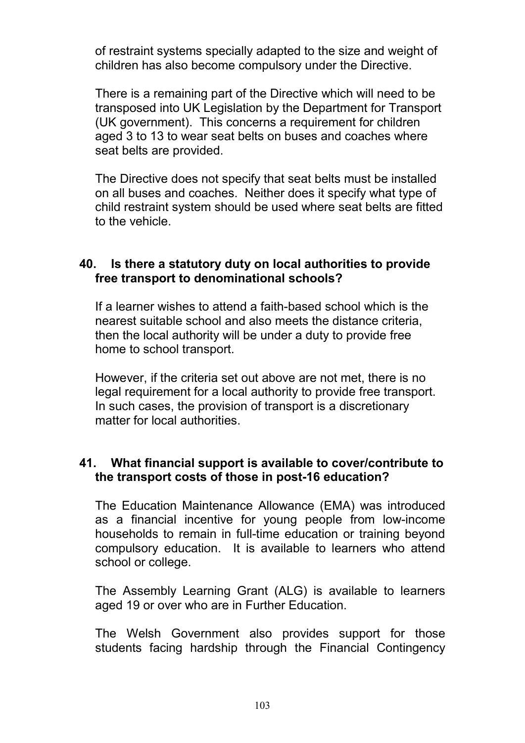of restraint systems specially adapted to the size and weight of children has also become compulsory under the Directive.

There is a remaining part of the Directive which will need to be transposed into UK Legislation by the Department for Transport (UK government). This concerns a requirement for children aged 3 to 13 to wear seat belts on buses and coaches where seat belts are provided.

The Directive does not specify that seat belts must be installed on all buses and coaches. Neither does it specify what type of child restraint system should be used where seat belts are fitted to the vehicle.

**40. Is there a statutory duty on local authorities to provide free transport to denominational schools?**

If a learner wishes to attend a faith-based school which is the nearest suitable school and also meets the distance criteria, then the local authority will be under a duty to provide free home to school transport.

However, if the criteria set out above are not met, there is no legal requirement for a local authority to provide free transport. In such cases, the provision of transport is a discretionary matter for local authorities.

**41. What financial support is available to cover/contribute to the transport costs of those in post-16 education?**

The Education Maintenance Allowance (EMA) was introduced as a financial incentive for young people from low-income households to remain in full-time education or training beyond compulsory education. It is available to learners who attend school or college.

The Assembly Learning Grant (ALG) is available to learners aged 19 or over who are in Further Education.

The Welsh Government also provides support for those students facing hardship through the Financial Contingency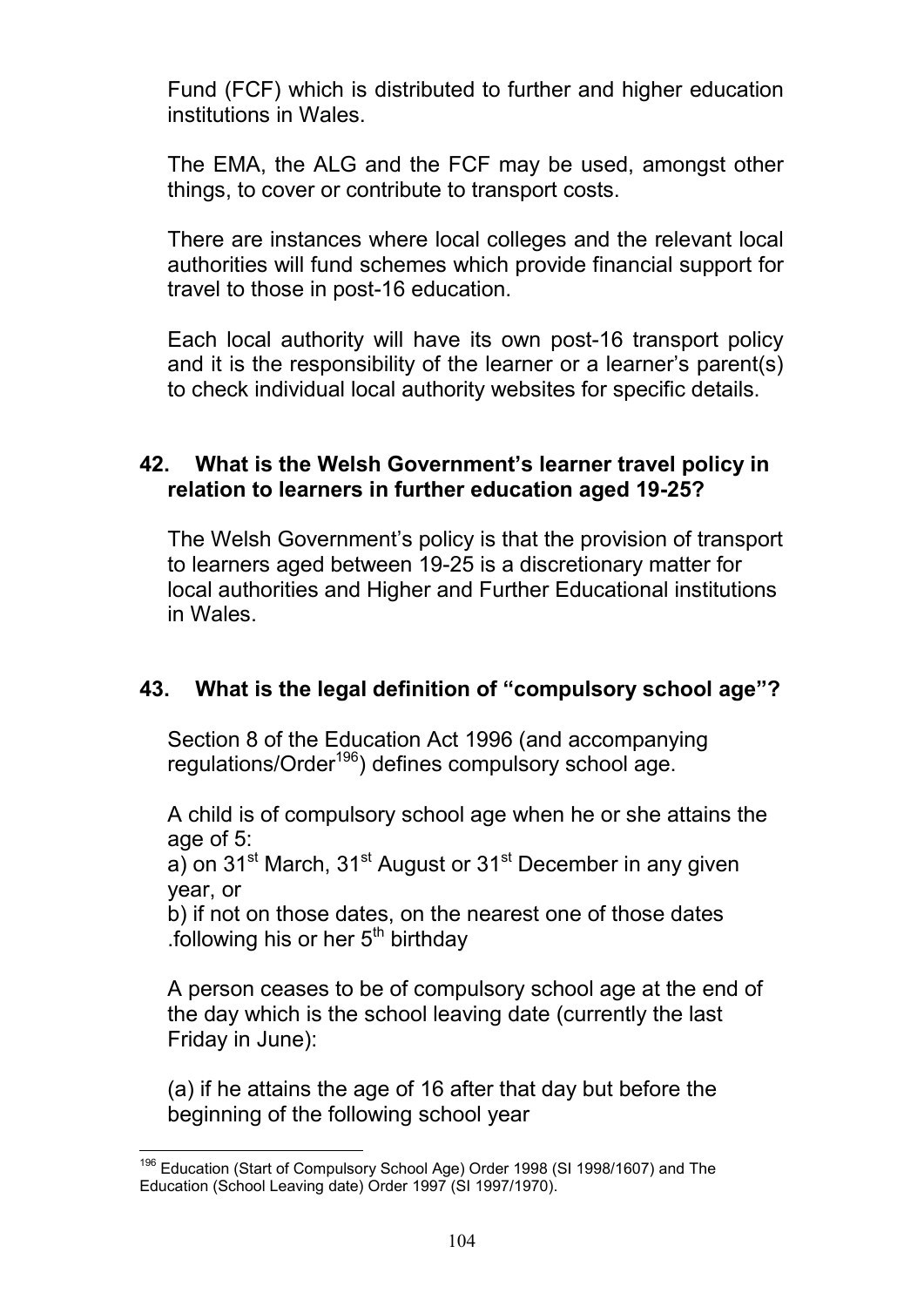Fund (FCF) which is distributed to further and higher education institutions in Wales.

The EMA, the ALG and the FCF may be used, amongst other things, to cover or contribute to transport costs.

There are instances where local colleges and the relevant local authorities will fund schemes which provide financial support for travel to those in post-16 education.

Each local authority will have its own post-16 transport policy and it is the responsibility of the learner or a learner's parent(s) to check individual local authority websites for specific details.

**42. What is the Welsh Government's learner travel policy in relation to learners in further education aged 19-25?**

The Welsh Government's policy is that the provision of transport to learners aged between 19-25 is a discretionary matter for local authorities and Higher and Further Educational institutions in Wales.

**43. What is the legal definition of "compulsory school age"?**

Section 8 of the Education Act 1996 (and accompanying regulations/Order[196]) defines compulsory school age.

A child is of compulsory school age when he or she attains the age of 5:
a) on 31st March, 31st August or 31st December in any given year, or
b) if not on those dates, on the nearest one of those dates .following his or her 5th birthday

A person ceases to be of compulsory school age at the end of the day which is the school leaving date (currently the last Friday in June):

(a) if he attains the age of 16 after that day but before the beginning of the following school year

[196] Education (Start of Compulsory School Age) Order 1998 (SI 1998/1607) and The Education (School Leaving date) Order 1997 (SI 1997/1970).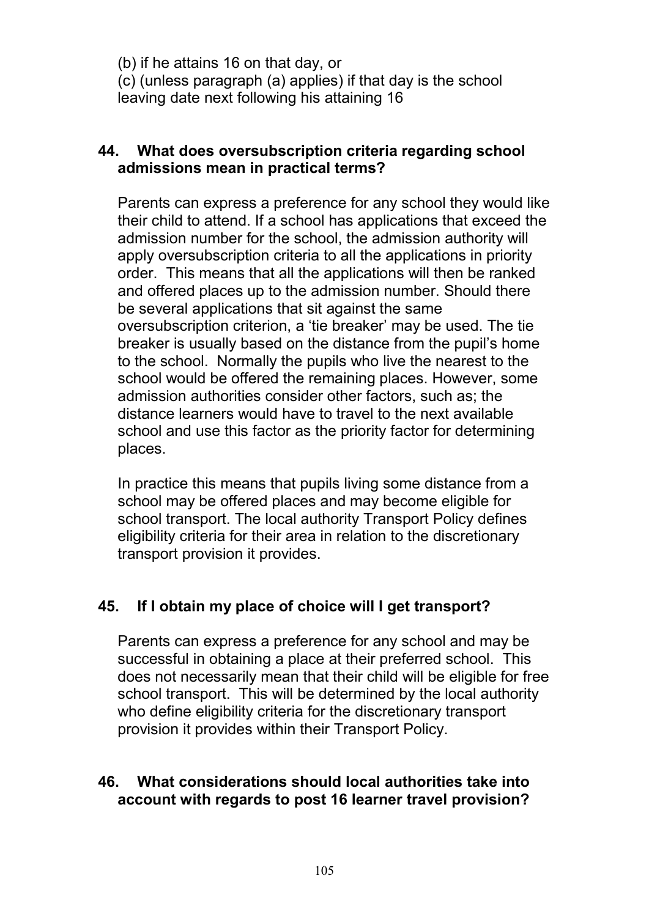(b) if he attains 16 on that day, or
(c) (unless paragraph (a) applies) if that day is the school leaving date next following his attaining 16

### 44. What does oversubscription criteria regarding school admissions mean in practical terms?

Parents can express a preference for any school they would like their child to attend. If a school has applications that exceed the admission number for the school, the admission authority will apply oversubscription criteria to all the applications in priority order. This means that all the applications will then be ranked and offered places up to the admission number. Should there be several applications that sit against the same oversubscription criterion, a 'tie breaker' may be used. The tie breaker is usually based on the distance from the pupil's home to the school. Normally the pupils who live the nearest to the school would be offered the remaining places. However, some admission authorities consider other factors, such as; the distance learners would have to travel to the next available school and use this factor as the priority factor for determining places.

In practice this means that pupils living some distance from a school may be offered places and may become eligible for school transport. The local authority Transport Policy defines eligibility criteria for their area in relation to the discretionary transport provision it provides.

### 45. If I obtain my place of choice will I get transport?

Parents can express a preference for any school and may be successful in obtaining a place at their preferred school. This does not necessarily mean that their child will be eligible for free school transport. This will be determined by the local authority who define eligibility criteria for the discretionary transport provision it provides within their Transport Policy.

### 46. What considerations should local authorities take into account with regards to post 16 learner travel provision?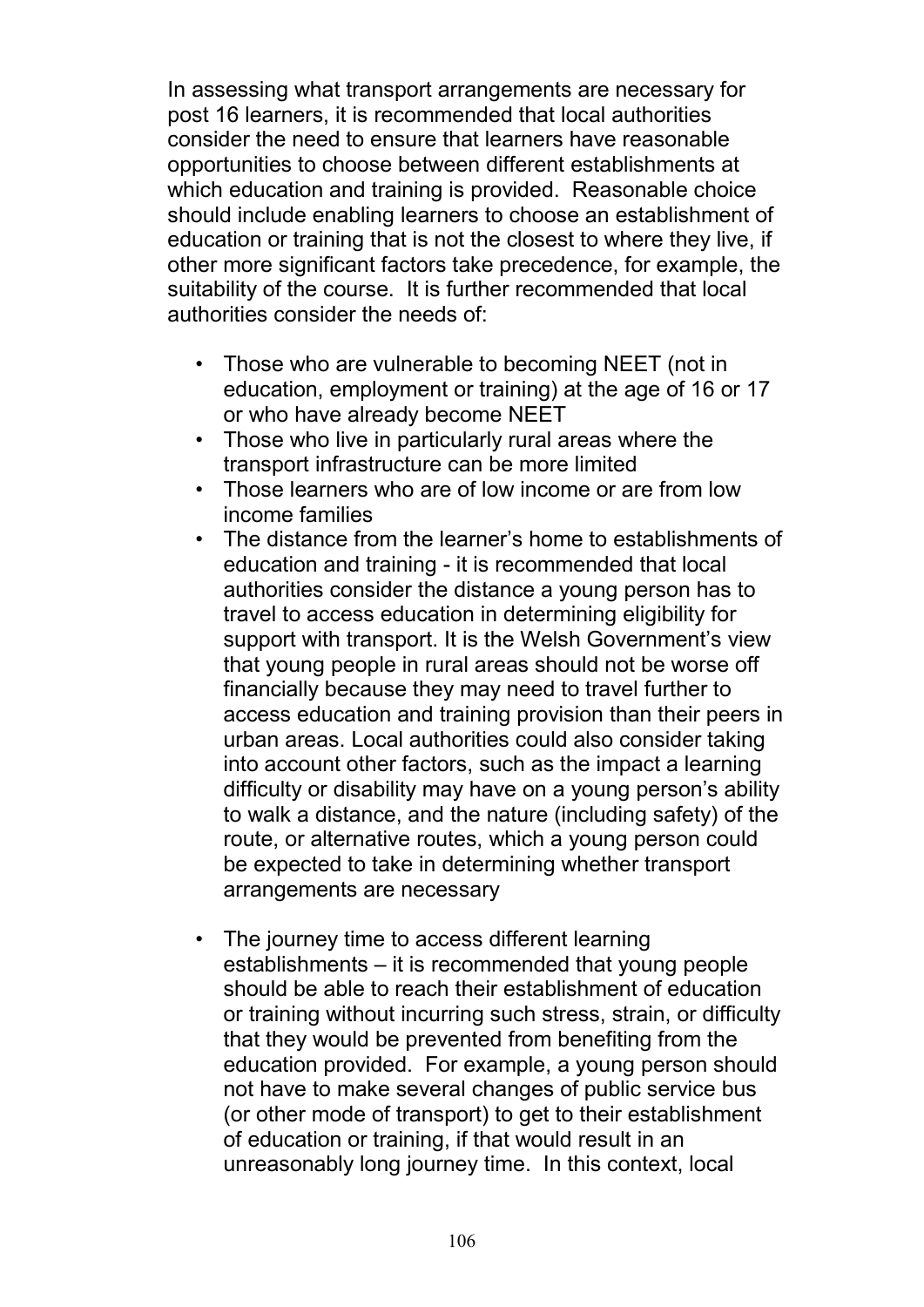In assessing what transport arrangements are necessary for post 16 learners, it is recommended that local authorities consider the need to ensure that learners have reasonable opportunities to choose between different establishments at which education and training is provided. Reasonable choice should include enabling learners to choose an establishment of education or training that is not the closest to where they live, if other more significant factors take precedence, for example, the suitability of the course. It is further recommended that local authorities consider the needs of:

- Those who are vulnerable to becoming NEET (not in education, employment or training) at the age of 16 or 17 or who have already become NEET
- Those who live in particularly rural areas where the transport infrastructure can be more limited
- Those learners who are of low income or are from low income families
- The distance from the learner's home to establishments of education and training - it is recommended that local authorities consider the distance a young person has to travel to access education in determining eligibility for support with transport. It is the Welsh Government's view that young people in rural areas should not be worse off financially because they may need to travel further to access education and training provision than their peers in urban areas. Local authorities could also consider taking into account other factors, such as the impact a learning difficulty or disability may have on a young person's ability to walk a distance, and the nature (including safety) of the route, or alternative routes, which a young person could be expected to take in determining whether transport arrangements are necessary

- The journey time to access different learning establishments – it is recommended that young people should be able to reach their establishment of education or training without incurring such stress, strain, or difficulty that they would be prevented from benefiting from the education provided. For example, a young person should not have to make several changes of public service bus (or other mode of transport) to get to their establishment of education or training, if that would result in an unreasonably long journey time. In this context, local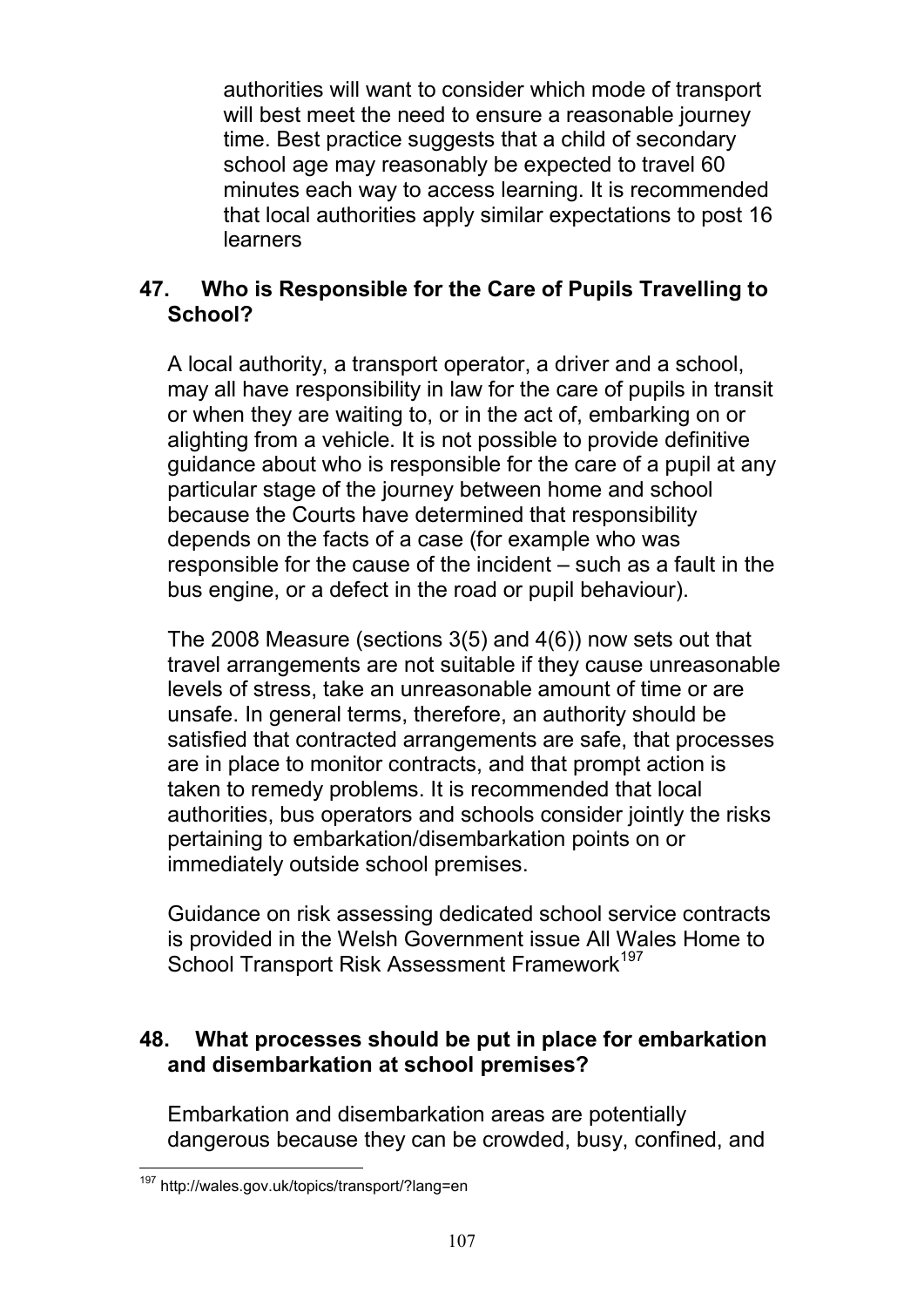authorities will want to consider which mode of transport will best meet the need to ensure a reasonable journey time. Best practice suggests that a child of secondary school age may reasonably be expected to travel 60 minutes each way to access learning. It is recommended that local authorities apply similar expectations to post 16 learners

## 47. Who is Responsible for the Care of Pupils Travelling to School?

A local authority, a transport operator, a driver and a school, may all have responsibility in law for the care of pupils in transit or when they are waiting to, or in the act of, embarking on or alighting from a vehicle. It is not possible to provide definitive guidance about who is responsible for the care of a pupil at any particular stage of the journey between home and school because the Courts have determined that responsibility depends on the facts of a case (for example who was responsible for the cause of the incident – such as a fault in the bus engine, or a defect in the road or pupil behaviour).

The 2008 Measure (sections 3(5) and 4(6)) now sets out that travel arrangements are not suitable if they cause unreasonable levels of stress, take an unreasonable amount of time or are unsafe. In general terms, therefore, an authority should be satisfied that contracted arrangements are safe, that processes are in place to monitor contracts, and that prompt action is taken to remedy problems. It is recommended that local authorities, bus operators and schools consider jointly the risks pertaining to embarkation/disembarkation points on or immediately outside school premises.

Guidance on risk assessing dedicated school service contracts is provided in the Welsh Government issue All Wales Home to School Transport Risk Assessment Framework[197]

## 48. What processes should be put in place for embarkation and disembarkation at school premises?

Embarkation and disembarkation areas are potentially dangerous because they can be crowded, busy, confined, and

[197] http://wales.gov.uk/topics/transport/?lang=en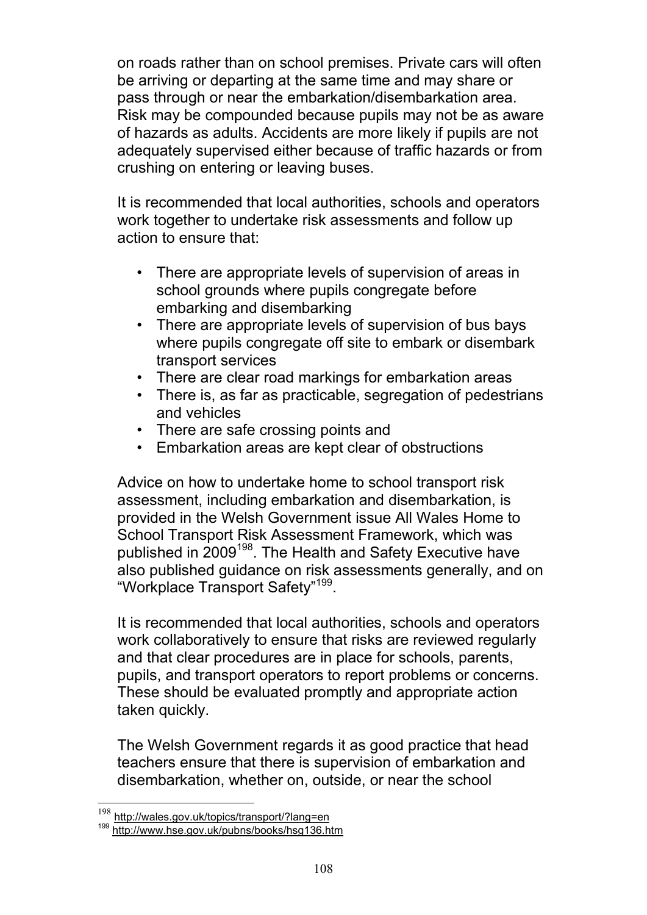on roads rather than on school premises. Private cars will often be arriving or departing at the same time and may share or pass through or near the embarkation/disembarkation area. Risk may be compounded because pupils may not be as aware of hazards as adults. Accidents are more likely if pupils are not adequately supervised either because of traffic hazards or from crushing on entering or leaving buses.

It is recommended that local authorities, schools and operators work together to undertake risk assessments and follow up action to ensure that:

- There are appropriate levels of supervision of areas in school grounds where pupils congregate before embarking and disembarking
- There are appropriate levels of supervision of bus bays where pupils congregate off site to embark or disembark transport services
- There are clear road markings for embarkation areas
- There is, as far as practicable, segregation of pedestrians and vehicles
- There are safe crossing points and
- Embarkation areas are kept clear of obstructions

Advice on how to undertake home to school transport risk assessment, including embarkation and disembarkation, is provided in the Welsh Government issue All Wales Home to School Transport Risk Assessment Framework, which was published in 2009[198]. The Health and Safety Executive have also published guidance on risk assessments generally, and on "Workplace Transport Safety"[199].

It is recommended that local authorities, schools and operators work collaboratively to ensure that risks are reviewed regularly and that clear procedures are in place for schools, parents, pupils, and transport operators to report problems or concerns. These should be evaluated promptly and appropriate action taken quickly.

The Welsh Government regards it as good practice that head teachers ensure that there is supervision of embarkation and disembarkation, whether on, outside, or near the school

---

[198] http://wales.gov.uk/topics/transport/?lang=en

[199] http://www.hse.gov.uk/pubns/books/hsg136.htm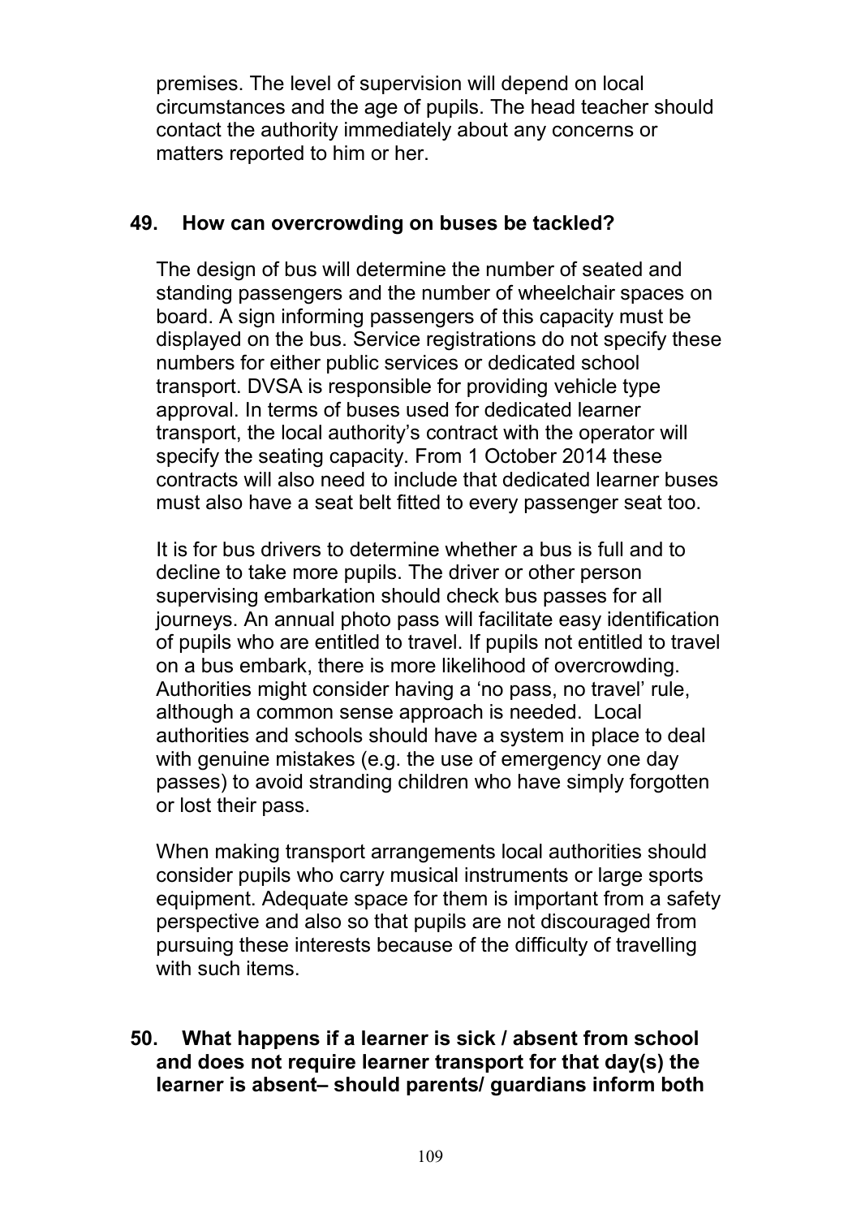premises. The level of supervision will depend on local circumstances and the age of pupils. The head teacher should contact the authority immediately about any concerns or matters reported to him or her.

### 49. How can overcrowding on buses be tackled?

The design of bus will determine the number of seated and standing passengers and the number of wheelchair spaces on board. A sign informing passengers of this capacity must be displayed on the bus. Service registrations do not specify these numbers for either public services or dedicated school transport. DVSA is responsible for providing vehicle type approval. In terms of buses used for dedicated learner transport, the local authority's contract with the operator will specify the seating capacity. From 1 October 2014 these contracts will also need to include that dedicated learner buses must also have a seat belt fitted to every passenger seat too.

It is for bus drivers to determine whether a bus is full and to decline to take more pupils. The driver or other person supervising embarkation should check bus passes for all journeys. An annual photo pass will facilitate easy identification of pupils who are entitled to travel. If pupils not entitled to travel on a bus embark, there is more likelihood of overcrowding. Authorities might consider having a 'no pass, no travel' rule, although a common sense approach is needed. Local authorities and schools should have a system in place to deal with genuine mistakes (e.g. the use of emergency one day passes) to avoid stranding children who have simply forgotten or lost their pass.

When making transport arrangements local authorities should consider pupils who carry musical instruments or large sports equipment. Adequate space for them is important from a safety perspective and also so that pupils are not discouraged from pursuing these interests because of the difficulty of travelling with such items.

### 50. What happens if a learner is sick / absent from school and does not require learner transport for that day(s) the learner is absent– should parents/ guardians inform both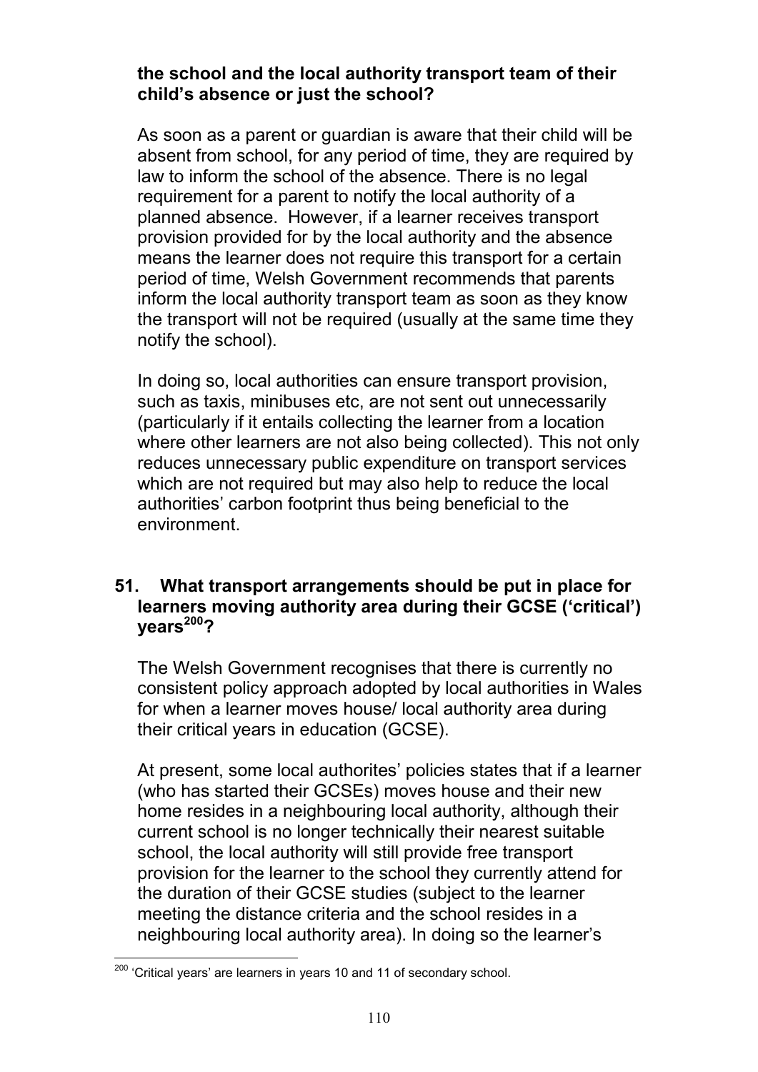**the school and the local authority transport team of their child's absence or just the school?**

As soon as a parent or guardian is aware that their child will be absent from school, for any period of time, they are required by law to inform the school of the absence. There is no legal requirement for a parent to notify the local authority of a planned absence. However, if a learner receives transport provision provided for by the local authority and the absence means the learner does not require this transport for a certain period of time, Welsh Government recommends that parents inform the local authority transport team as soon as they know the transport will not be required (usually at the same time they notify the school).

In doing so, local authorities can ensure transport provision, such as taxis, minibuses etc, are not sent out unnecessarily (particularly if it entails collecting the learner from a location where other learners are not also being collected). This not only reduces unnecessary public expenditure on transport services which are not required but may also help to reduce the local authorities' carbon footprint thus being beneficial to the environment.

## 51. What transport arrangements should be put in place for learners moving authority area during their GCSE ('critical') years[200]?

The Welsh Government recognises that there is currently no consistent policy approach adopted by local authorities in Wales for when a learner moves house/ local authority area during their critical years in education (GCSE).

At present, some local authorites' policies states that if a learner (who has started their GCSEs) moves house and their new home resides in a neighbouring local authority, although their current school is no longer technically their nearest suitable school, the local authority will still provide free transport provision for the learner to the school they currently attend for the duration of their GCSE studies (subject to the learner meeting the distance criteria and the school resides in a neighbouring local authority area). In doing so the learner's

[200] 'Critical years' are learners in years 10 and 11 of secondary school.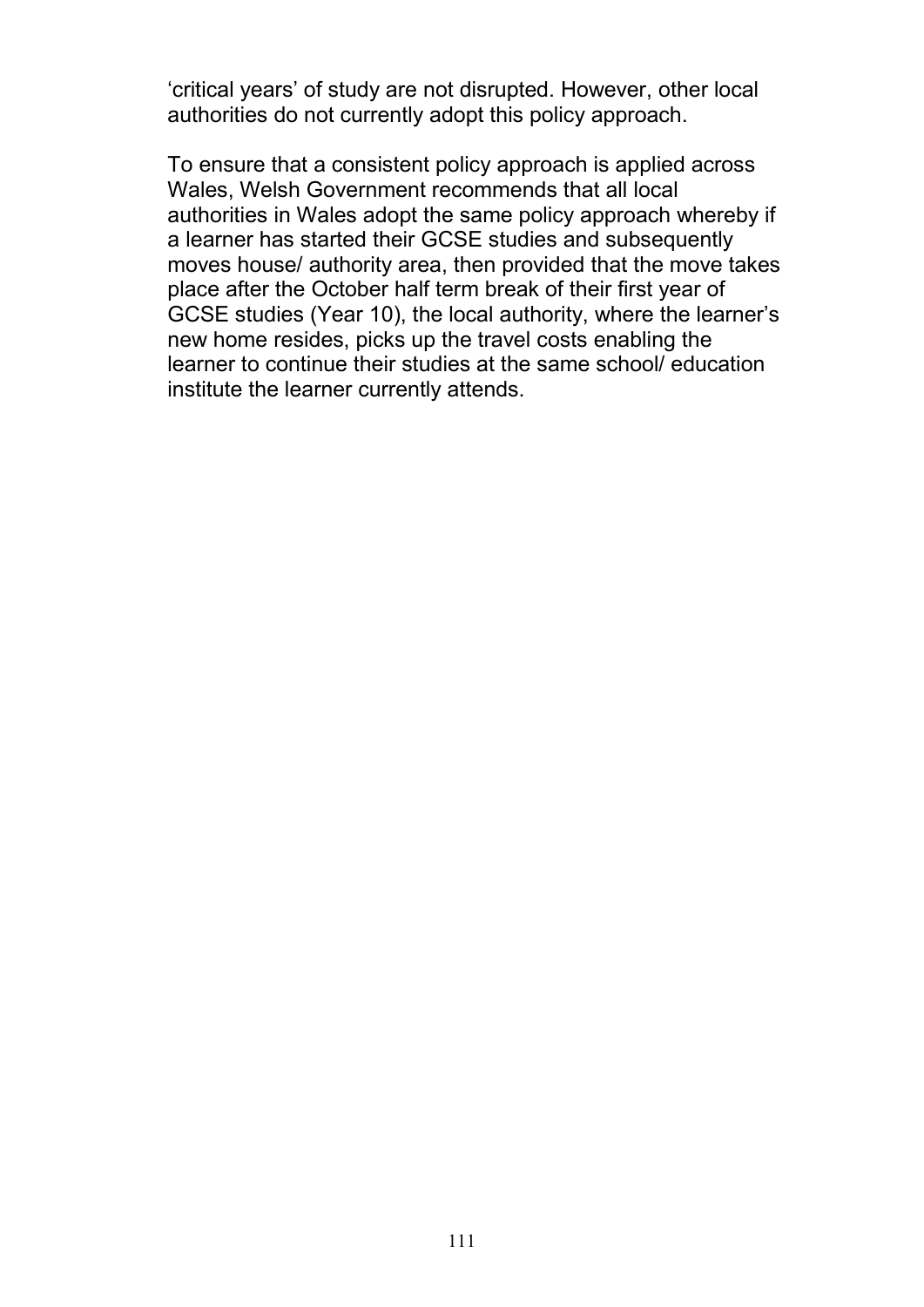'critical years' of study are not disrupted. However, other local authorities do not currently adopt this policy approach.

To ensure that a consistent policy approach is applied across Wales, Welsh Government recommends that all local authorities in Wales adopt the same policy approach whereby if a learner has started their GCSE studies and subsequently moves house/ authority area, then provided that the move takes place after the October half term break of their first year of GCSE studies (Year 10), the local authority, where the learner's new home resides, picks up the travel costs enabling the learner to continue their studies at the same school/ education institute the learner currently attends.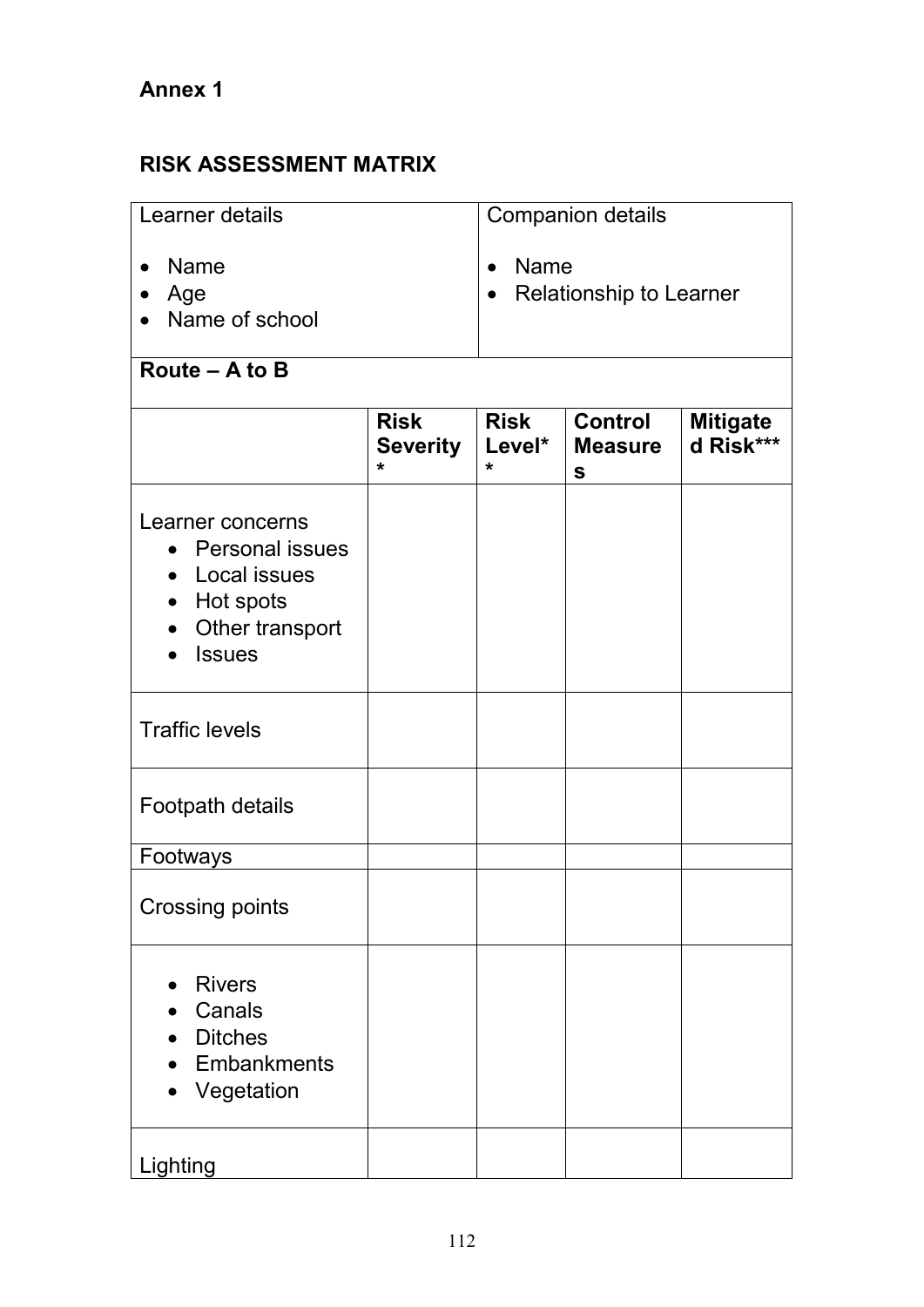**Annex 1**

**RISK ASSESSMENT MATRIX**

| Learner details<br><br>• Name<br>• Age<br>• Name of school | | Companion details<br><br>• Name<br>• Relationship to Learner | | |
|---|---|---|---|---|
| **Route – A to B** | | | | |
| | **Risk Severity*** | **Risk Level**** | **Control Measures** | **Mitigated Risk***** |
| Learner concerns<br>• Personal issues<br>• Local issues<br>• Hot spots<br>• Other transport<br>• Issues | | | | |
| Traffic levels | | | | |
| Footpath details | | | | |
| Footways | | | | |
| Crossing points | | | | |
| • Rivers<br>• Canals<br>• Ditches<br>• Embankments<br>• Vegetation | | | | |
| Lighting | | | | |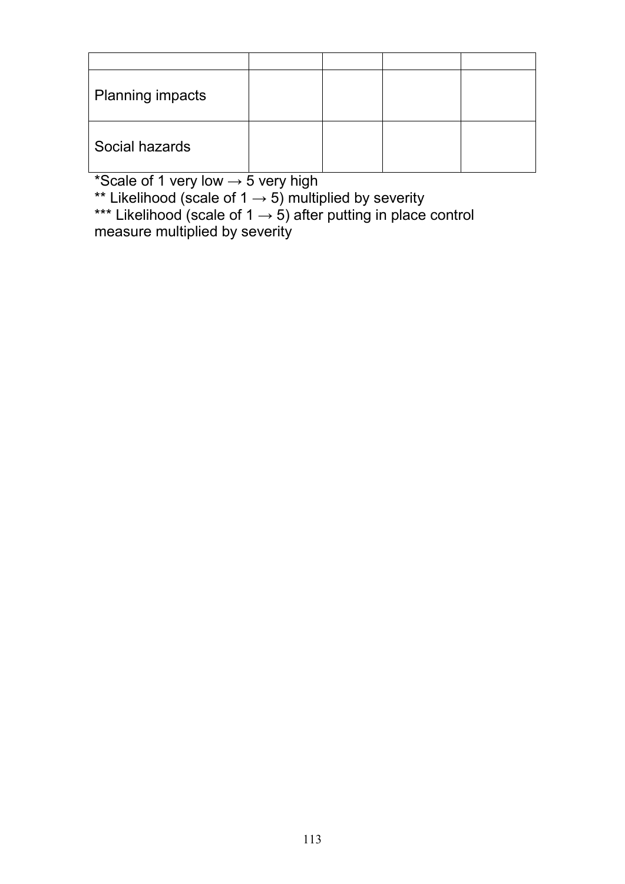| | | | | |
|---|---|---|---|---|
| Planning impacts | | | | |
| Social hazards | | | | |

*Scale of 1 very low → 5 very high

** Likelihood (scale of 1 → 5) multiplied by severity

*** Likelihood (scale of 1 → 5) after putting in place control measure multiplied by severity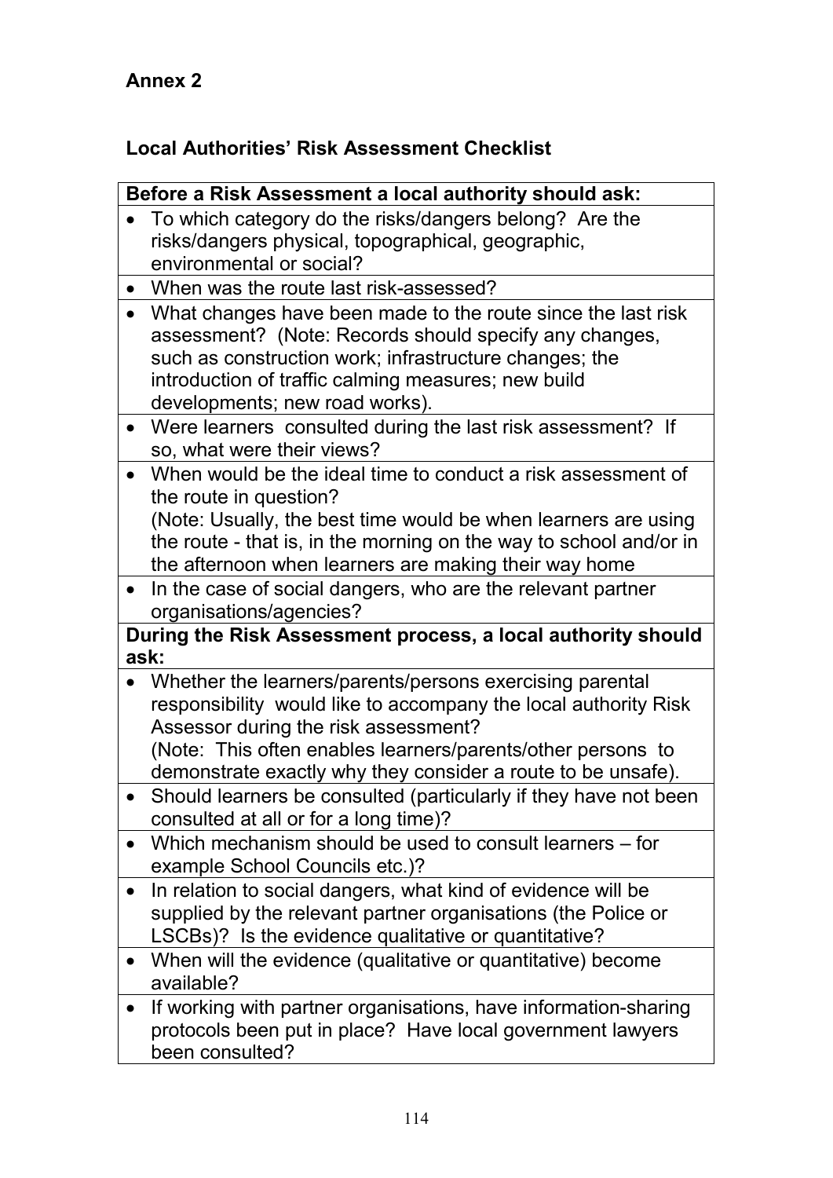**Annex 2**

**Local Authorities' Risk Assessment Checklist**

| **Before a Risk Assessment a local authority should ask:** |
|---|
| • To which category do the risks/dangers belong? Are the risks/dangers physical, topographical, geographic, environmental or social? |
| • When was the route last risk-assessed? |
| • What changes have been made to the route since the last risk assessment? (Note: Records should specify any changes, such as construction work; infrastructure changes; the introduction of traffic calming measures; new build developments; new road works). |
| • Were learners consulted during the last risk assessment? If so, what were their views? |
| • When would be the ideal time to conduct a risk assessment of the route in question? (Note: Usually, the best time would be when learners are using the route - that is, in the morning on the way to school and/or in the afternoon when learners are making their way home |
| • In the case of social dangers, who are the relevant partner organisations/agencies? |
| **During the Risk Assessment process, a local authority should ask:** |
| • Whether the learners/parents/persons exercising parental responsibility would like to accompany the local authority Risk Assessor during the risk assessment? (Note: This often enables learners/parents/other persons to demonstrate exactly why they consider a route to be unsafe). |
| • Should learners be consulted (particularly if they have not been consulted at all or for a long time)? |
| • Which mechanism should be used to consult learners – for example School Councils etc.)? |
| • In relation to social dangers, what kind of evidence will be supplied by the relevant partner organisations (the Police or LSCBs)? Is the evidence qualitative or quantitative? |
| • When will the evidence (qualitative or quantitative) become available? |
| • If working with partner organisations, have information-sharing protocols been put in place? Have local government lawyers been consulted? |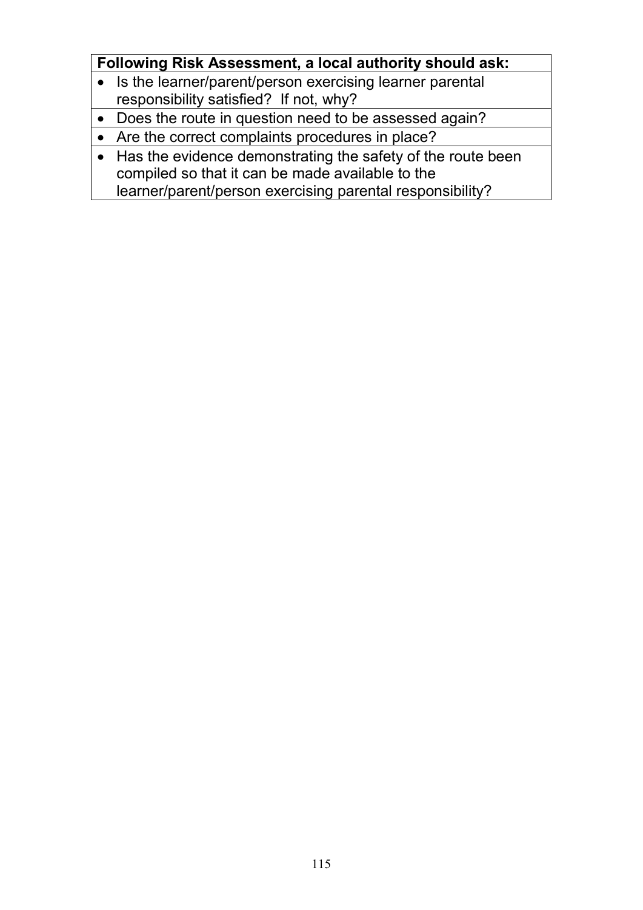| Following Risk Assessment, a local authority should ask: |
| --- |
| • Is the learner/parent/person exercising learner parental responsibility satisfied? If not, why? |
| • Does the route in question need to be assessed again? |
| • Are the correct complaints procedures in place? |
| • Has the evidence demonstrating the safety of the route been compiled so that it can be made available to the learner/parent/person exercising parental responsibility? |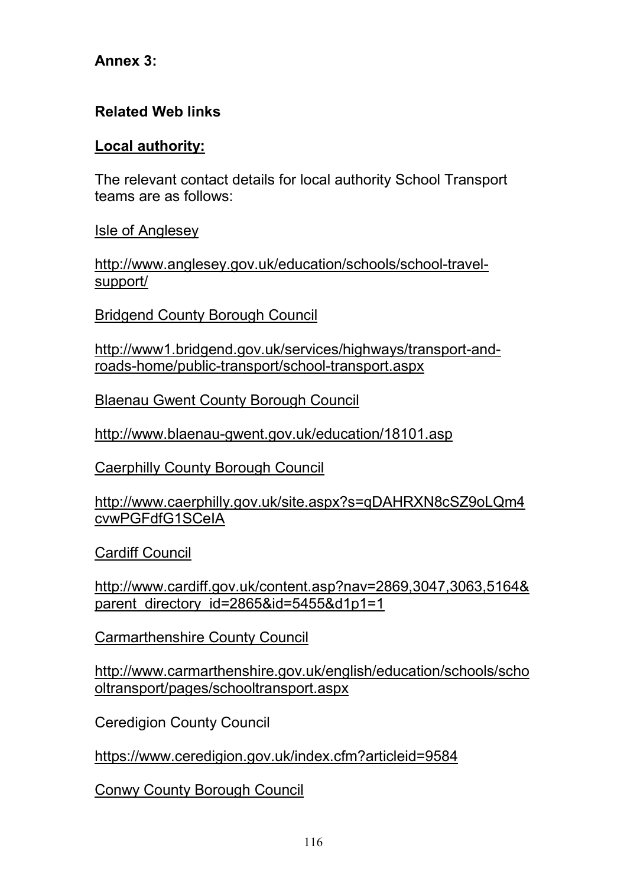**Annex 3:**

**Related Web links**

**Local authority:**

The relevant contact details for local authority School Transport teams are as follows:

Isle of Anglesey

http://www.anglesey.gov.uk/education/schools/school-travel-support/

Bridgend County Borough Council

http://www1.bridgend.gov.uk/services/highways/transport-and-roads-home/public-transport/school-transport.aspx

Blaenau Gwent County Borough Council

http://www.blaenau-gwent.gov.uk/education/18101.asp

Caerphilly County Borough Council

http://www.caerphilly.gov.uk/site.aspx?s=qDAHRXN8cSZ9oLQm4cvwPGFdfG1SCeIA

Cardiff Council

http://www.cardiff.gov.uk/content.asp?nav=2869,3047,3063,5164&parent_directory_id=2865&id=5455&d1p1=1

Carmarthenshire County Council

http://www.carmarthenshire.gov.uk/english/education/schools/schooltransport/pages/schooltransport.aspx

Ceredigion County Council

https://www.ceredigion.gov.uk/index.cfm?articleid=9584

Conwy County Borough Council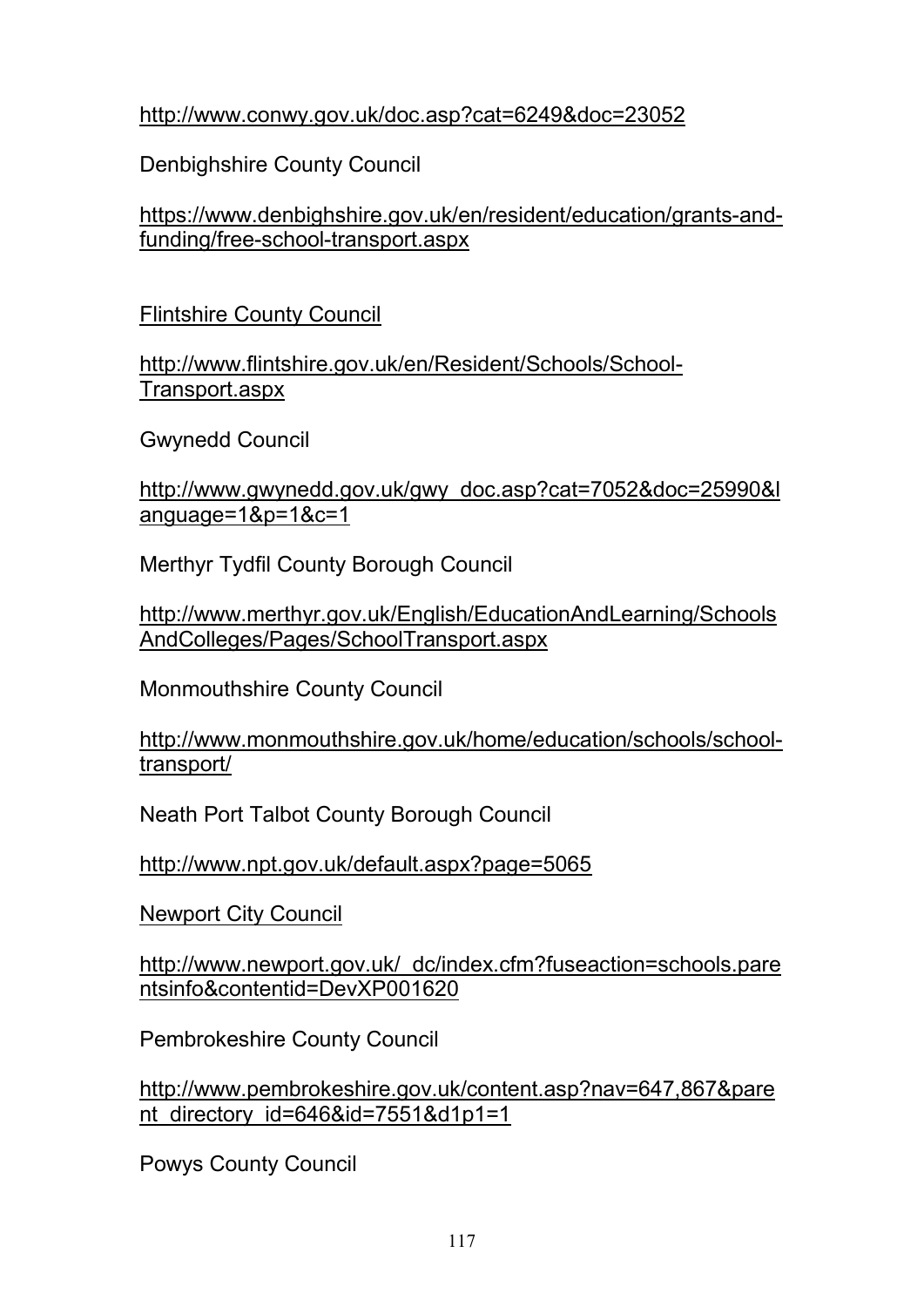http://www.conwy.gov.uk/doc.asp?cat=6249&doc=23052

Denbighshire County Council

https://www.denbighshire.gov.uk/en/resident/education/grants-and-funding/free-school-transport.aspx

Flintshire County Council

http://www.flintshire.gov.uk/en/Resident/Schools/School-Transport.aspx

Gwynedd Council

http://www.gwynedd.gov.uk/gwy_doc.asp?cat=7052&doc=25990&language=1&p=1&c=1

Merthyr Tydfil County Borough Council

http://www.merthyr.gov.uk/English/EducationAndLearning/SchoolsAndColleges/Pages/SchoolTransport.aspx

Monmouthshire County Council

http://www.monmouthshire.gov.uk/home/education/schools/school-transport/

Neath Port Talbot County Borough Council

http://www.npt.gov.uk/default.aspx?page=5065

Newport City Council

http://www.newport.gov.uk/_dc/index.cfm?fuseaction=schools.parentsinfo&contentid=DevXP001620

Pembrokeshire County Council

http://www.pembrokeshire.gov.uk/content.asp?nav=647,867&parent_directory_id=646&id=7551&d1p1=1

Powys County Council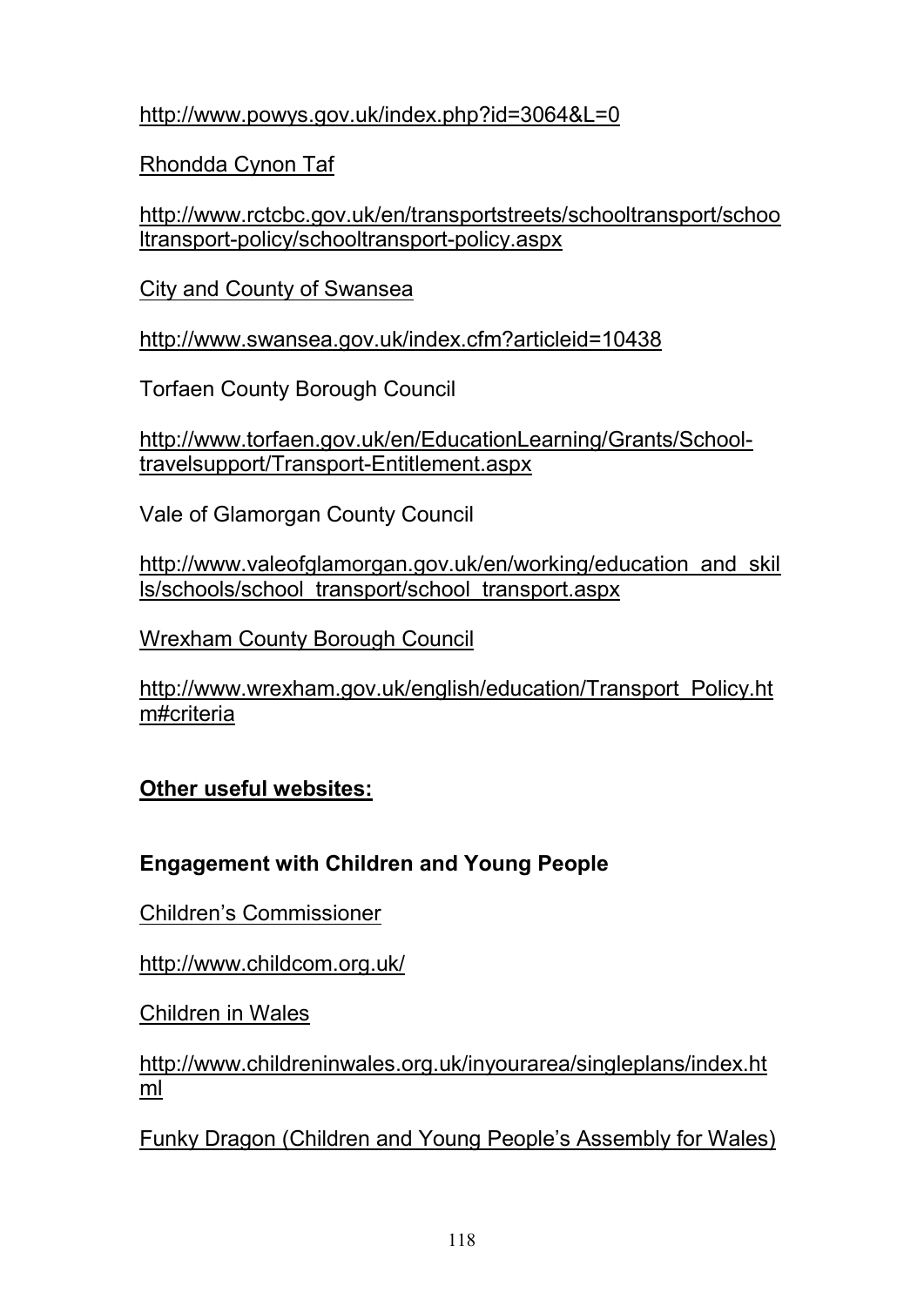http://www.powys.gov.uk/index.php?id=3064&L=0

Rhondda Cynon Taf

http://www.rctcbc.gov.uk/en/transportstreets/schooltransport/schooltransport-policy/schooltransport-policy.aspx

City and County of Swansea

http://www.swansea.gov.uk/index.cfm?articleid=10438

Torfaen County Borough Council

http://www.torfaen.gov.uk/en/EducationLearning/Grants/School-travelsupport/Transport-Entitlement.aspx

Vale of Glamorgan County Council

http://www.valeofglamorgan.gov.uk/en/working/education_and_skills/schools/school_transport/school_transport.aspx

Wrexham County Borough Council

http://www.wrexham.gov.uk/english/education/Transport_Policy.htm#criteria

**Other useful websites:**

**Engagement with Children and Young People**

Children's Commissioner

http://www.childcom.org.uk/

Children in Wales

http://www.childreninwales.org.uk/inyourarea/singleplans/index.html

Funky Dragon (Children and Young People's Assembly for Wales)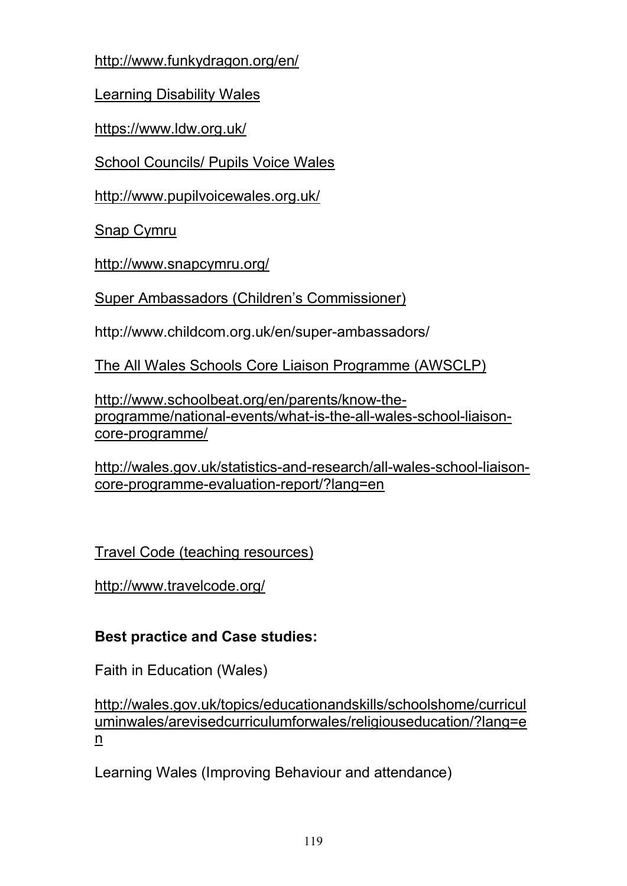http://www.funkydragon.org/en/

Learning Disability Wales

https://www.ldw.org.uk/

School Councils/ Pupils Voice Wales

http://www.pupilvoicewales.org.uk/

Snap Cymru

http://www.snapcymru.org/

Super Ambassadors (Children's Commissioner)

http://www.childcom.org.uk/en/super-ambassadors/

The All Wales Schools Core Liaison Programme (AWSCLP)

http://www.schoolbeat.org/en/parents/know-the-programme/national-events/what-is-the-all-wales-school-liaison-core-programme/

http://wales.gov.uk/statistics-and-research/all-wales-school-liaison-core-programme-evaluation-report/?lang=en

Travel Code (teaching resources)

http://www.travelcode.org/

**Best practice and Case studies:**

Faith in Education (Wales)

http://wales.gov.uk/topics/educationandskills/schoolshome/curriculuminwales/arevisedcurriculumforwales/religiouseducation/?lang=en

Learning Wales (Improving Behaviour and attendance)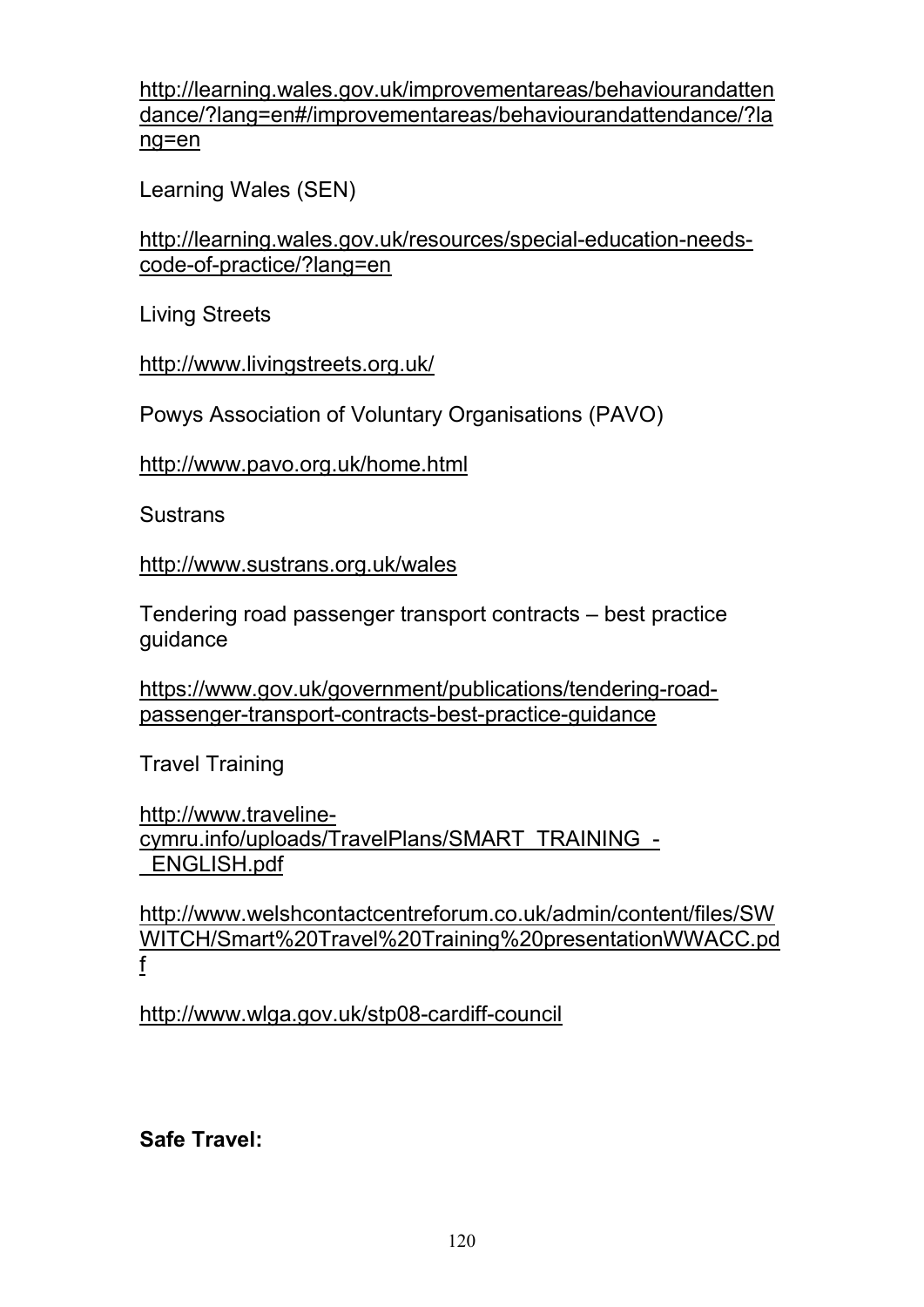http://learning.wales.gov.uk/improvementareas/behaviourandattendance/?lang=en#/improvementareas/behaviourandattendance/?lang=en

Learning Wales (SEN)

http://learning.wales.gov.uk/resources/special-education-needs-code-of-practice/?lang=en

Living Streets

http://www.livingstreets.org.uk/

Powys Association of Voluntary Organisations (PAVO)

http://www.pavo.org.uk/home.html

Sustrans

http://www.sustrans.org.uk/wales

Tendering road passenger transport contracts – best practice guidance

https://www.gov.uk/government/publications/tendering-road-passenger-transport-contracts-best-practice-guidance

Travel Training

http://www.traveline-cymru.info/uploads/TravelPlans/SMART_TRAINING_-_ENGLISH.pdf

http://www.welshcontactcentreforum.co.uk/admin/content/files/SWITCH/Smart%20Travel%20Training%20presentationWWACC.pdf

http://www.wlga.gov.uk/stp08-cardiff-council

**Safe Travel:**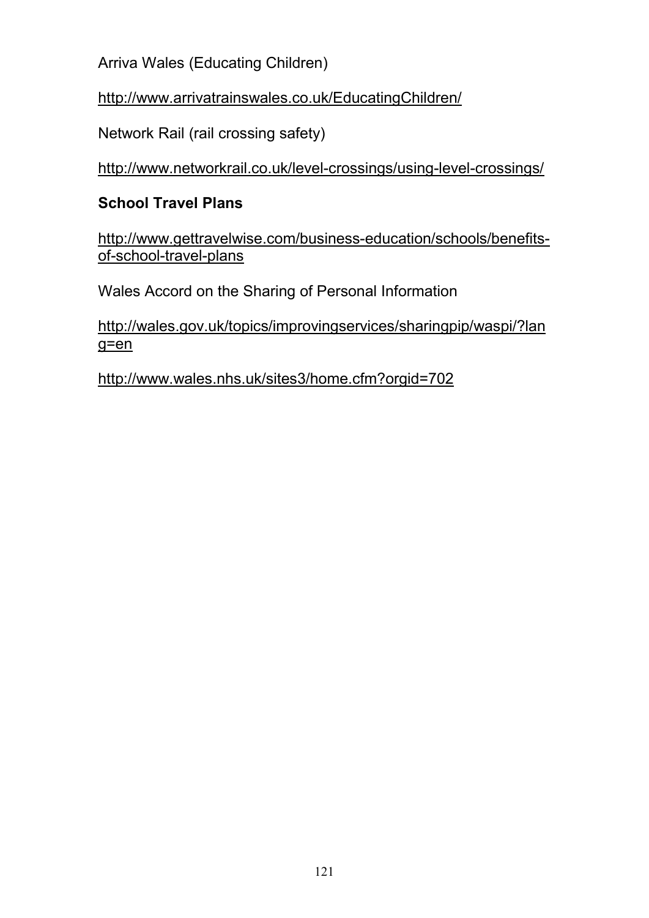Arriva Wales (Educating Children)

http://www.arrivatrainswales.co.uk/EducatingChildren/

Network Rail (rail crossing safety)

http://www.networkrail.co.uk/level-crossings/using-level-crossings/

**School Travel Plans**

http://www.gettravelwise.com/business-education/schools/benefits-of-school-travel-plans

Wales Accord on the Sharing of Personal Information

http://wales.gov.uk/topics/improvingservices/sharingpip/waspi/?lang=en

http://www.wales.nhs.uk/sites3/home.cfm?orgid=702